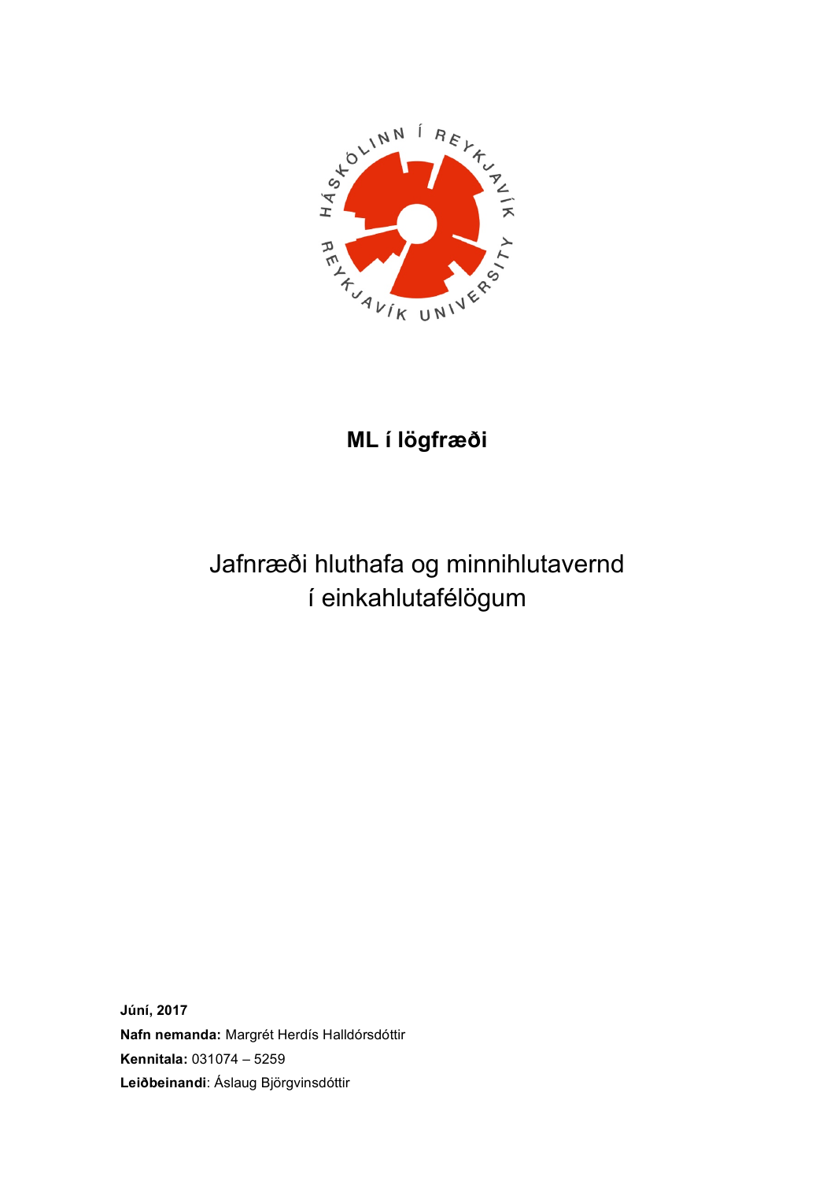**ML í lögfræði**

# Jafnræði hluthafa og minnihlutavernd í einkahlutafélögum

**Júní, 2017**
**Nafn nemanda:** Margrét Herdís Halldórsdóttir
**Kennitala:** 031074 – 5259
**Leiðbeinandi**: Áslaug Björgvinsdóttir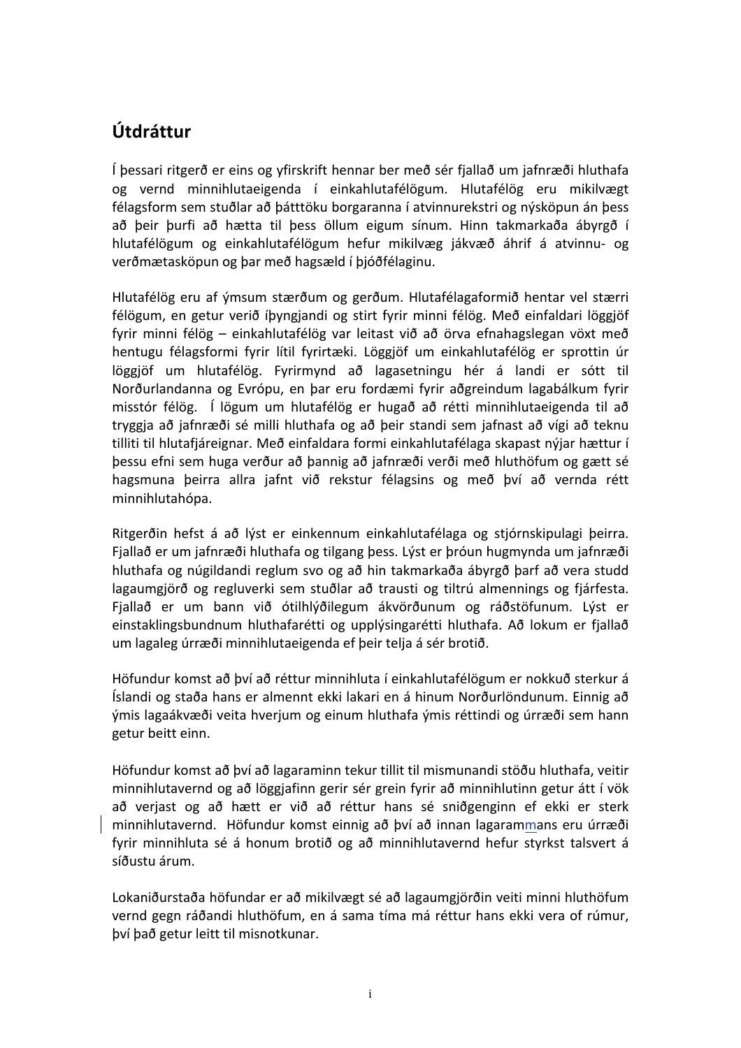# Útdráttur

Í þessari ritgerð er eins og yfirskrift hennar ber með sér fjallað um jafnræði hluthafa og vernd minnihlutaeigenda í einkahlutafélögum. Hlutafélög eru mikilvægt félagsform sem stuðlar að þátttöku borgaranna í atvinnurekstri og nýsköpun án þess að þeir þurfi að hætta til þess öllum eigum sínum. Hinn takmarkaða ábyrgð í hlutafélögum og einkahlutafélögum hefur mikilvæg jákvæð áhrif á atvinnu- og verðmætasköpun og þar með hagsæld í þjóðfélaginu.

Hlutafélög eru af ýmsum stærðum og gerðum. Hlutafélagaformið hentar vel stærri félögum, en getur verið íþyngjandi og stirt fyrir minni félög. Með einfaldari löggjöf fyrir minni félög – einkahlutafélög var leitast við að örva efnahagslegan vöxt með hentugu félagsformi fyrir lítil fyrirtæki. Löggjöf um einkahlutafélög er sprottin úr löggjöf um hlutafélög. Fyrirmynd að lagasetningu hér á landi er sótt til Norðurlandanna og Evrópu, en þar eru fordæmi fyrir aðgreindum lagabálkum fyrir misstór félög. Í lögum um hlutafélög er hugað að rétti minnihlutaeigenda til að tryggja að jafnræði sé milli hluthafa og að þeir standi sem jafnast að vígi að teknu tilliti til hlutafjáreignar. Með einfaldara formi einkahlutafélaga skapast nýjar hættur í þessu efni sem huga verður að þannig að jafnræði verði með hluthöfum og gætt sé hagsmuna þeirra allra jafnt við rekstur félagsins og með því að vernda rétt minnihlutahópa.

Ritgerðin hefst á að lýst er einkennum einkahlutafélaga og stjórnskipulagi þeirra. Fjallað er um jafnræði hluthafa og tilgang þess. Lýst er þróun hugmynda um jafnræði hluthafa og núgildandi reglum svo og að hin takmarkaða ábyrgð þarf að vera studd lagaumgjörð og regluverki sem stuðlar að trausti og tiltrú almennings og fjárfesta. Fjallað er um bann við ótilhlýðilegum ákvörðunum og ráðstöfunum. Lýst er einstaklingsbundnum hluthafarétti og upplýsingarétti hluthafa. Að lokum er fjallað um lagaleg úrræði minnihlutaeigenda ef þeir telja á sér brotið.

Höfundur komst að því að réttur minnihluta í einkahlutafélögum er nokkuð sterkur á Íslandi og staða hans er almennt ekki lakari en á hinum Norðurlöndunum. Einnig að ýmis lagaákvæði veita hverjum og einum hluthafa ýmis réttindi og úrræði sem hann getur beitt einn.

Höfundur komst að því að lagaraminn tekur tillit til mismunandi stöðu hluthafa, veitir minnihlutavernd og að löggjafinn gerir sér grein fyrir að minnihlutinn getur átt í vök að verjast og að hætt er við að réttur hans sé sniðgenginn ef ekki er sterk minnihlutavernd. Höfundur komst einnig að því að innan lagarammans eru úrræði fyrir minnihluta sé á honum brotið og að minnihlutavernd hefur styrkst talsvert á síðustu árum.

Lokaniðurstaða höfundar er að mikilvægt sé að lagaumgjörðin veiti minni hluthöfum vernd gegn ráðandi hluthöfum, en á sama tíma má réttur hans ekki vera of rúmur, því það getur leitt til misnotkunar.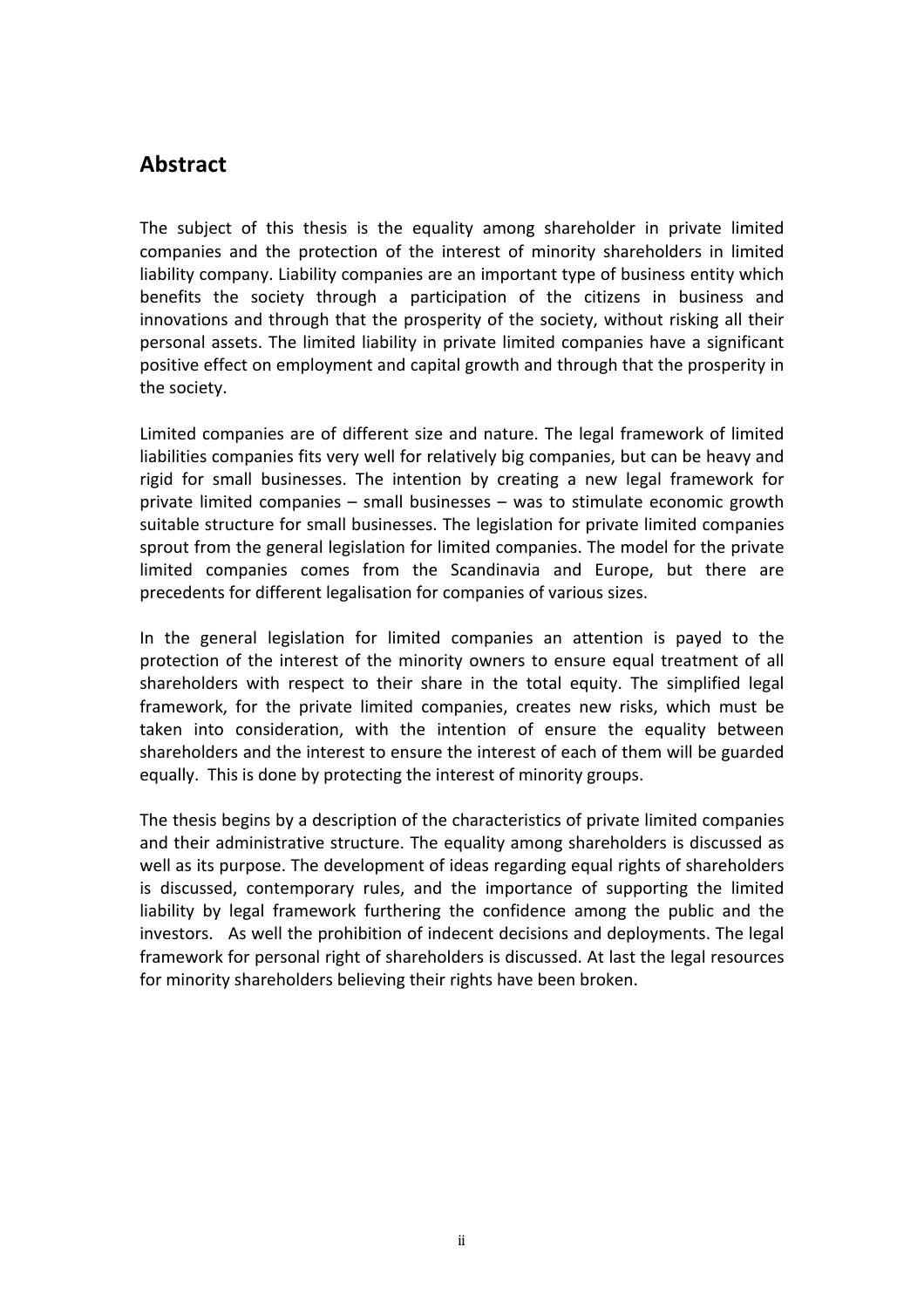## Abstract

The subject of this thesis is the equality among shareholder in private limited companies and the protection of the interest of minority shareholders in limited liability company. Liability companies are an important type of business entity which benefits the society through a participation of the citizens in business and innovations and through that the prosperity of the society, without risking all their personal assets. The limited liability in private limited companies have a significant positive effect on employment and capital growth and through that the prosperity in the society.

Limited companies are of different size and nature. The legal framework of limited liabilities companies fits very well for relatively big companies, but can be heavy and rigid for small businesses. The intention by creating a new legal framework for private limited companies – small businesses – was to stimulate economic growth suitable structure for small businesses. The legislation for private limited companies sprout from the general legislation for limited companies. The model for the private limited companies comes from the Scandinavia and Europe, but there are precedents for different legalisation for companies of various sizes.

In the general legislation for limited companies an attention is payed to the protection of the interest of the minority owners to ensure equal treatment of all shareholders with respect to their share in the total equity. The simplified legal framework, for the private limited companies, creates new risks, which must be taken into consideration, with the intention of ensure the equality between shareholders and the interest to ensure the interest of each of them will be guarded equally. This is done by protecting the interest of minority groups.

The thesis begins by a description of the characteristics of private limited companies and their administrative structure. The equality among shareholders is discussed as well as its purpose. The development of ideas regarding equal rights of shareholders is discussed, contemporary rules, and the importance of supporting the limited liability by legal framework furthering the confidence among the public and the investors. As well the prohibition of indecent decisions and deployments. The legal framework for personal right of shareholders is discussed. At last the legal resources for minority shareholders believing their rights have been broken.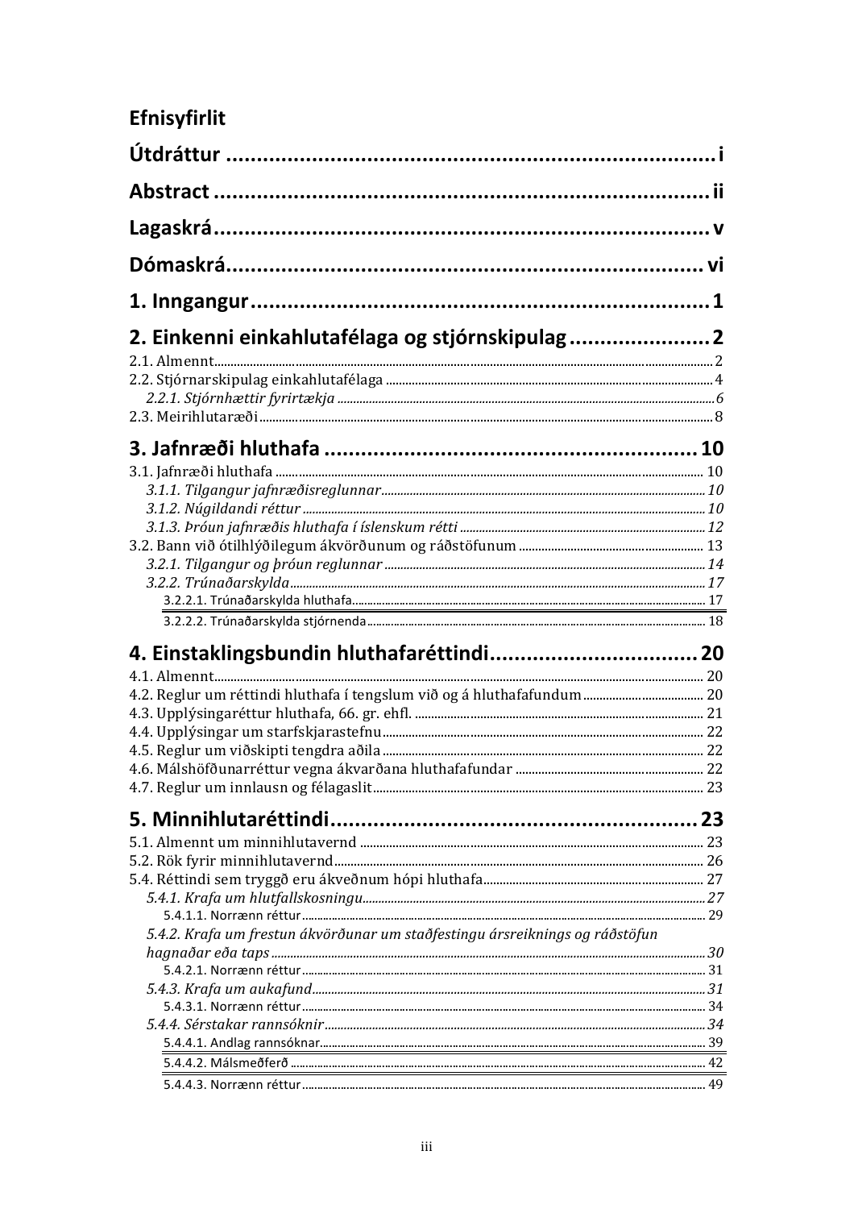# Efnisyfirlit

**Útdráttur** ..... i

**Abstract** ..... ii

**Lagaskrá** ..... v

**Dómaskrá** ..... vi

**1. Inngangur** ..... 1

**2. Einkenni einkahlutafélaga og stjórnskipulag** ..... 2

2.1. Almennt ..... 2

2.2. Stjórnarskipulag einkahlutafélaga ..... 4

*2.2.1. Stjórnhættir fyrirtækja* ..... 6

2.3. Meirihlutaræði ..... 8

**3. Jafnræði hluthafa** ..... 10

3.1. Jafnræði hluthafa ..... 10

*3.1.1. Tilgangur jafnræðisreglunnar* ..... 10

*3.1.2. Núgildandi réttur* ..... 10

*3.1.3. Þróun jafnræðis hluthafa í íslenskum rétti* ..... 12

3.2. Bann við ótilhlýðilegum ákvörðunum og ráðstöfunum ..... 13

*3.2.1. Tilgangur og þróun reglunnar* ..... 14

*3.2.2. Trúnaðarskylda* ..... 17

3.2.2.1. Trúnaðarskylda hluthafa ..... 17

3.2.2.2. Trúnaðarskylda stjórnenda ..... 18

**4. Einstaklingsbundin hluthafaréttindi** ..... 20

4.1. Almennt ..... 20

4.2. Reglur um réttindi hluthafa í tengslum við og á hluthafafundum ..... 20

4.3. Upplýsingaréttur hluthafa, 66. gr. ehfl. ..... 21

4.4. Upplýsingar um starfskjarastefnu ..... 22

4.5. Reglur um viðskipti tengdra aðila ..... 22

4.6. Málshöfðunarréttur vegna ákvarðana hluthafafundar ..... 22

4.7. Reglur um innlausn og félagaslit ..... 23

**5. Minnihlutaréttindi** ..... 23

5.1. Almennt um minnihlutavernd ..... 23

5.2. Rök fyrir minnihlutavernd ..... 26

5.4. Réttindi sem tryggð eru ákveðnum hópi hluthafa ..... 27

*5.4.1. Krafa um hlutfallskosningu* ..... 27

5.4.1.1. Norrænn réttur ..... 29

*5.4.2. Krafa um frestun ákvörðunar um staðfestingu ársreiknings og ráðstöfun hagnaðar eða taps* ..... 30

5.4.2.1. Norrænn réttur ..... 31

*5.4.3. Krafa um aukafund* ..... 31

5.4.3.1. Norrænn réttur ..... 34

*5.4.4. Sérstakar rannsóknir* ..... 34

5.4.4.1. Andlag rannsóknar ..... 39

5.4.4.2. Málsmeðferð ..... 42

5.4.4.3. Norrænn réttur ..... 49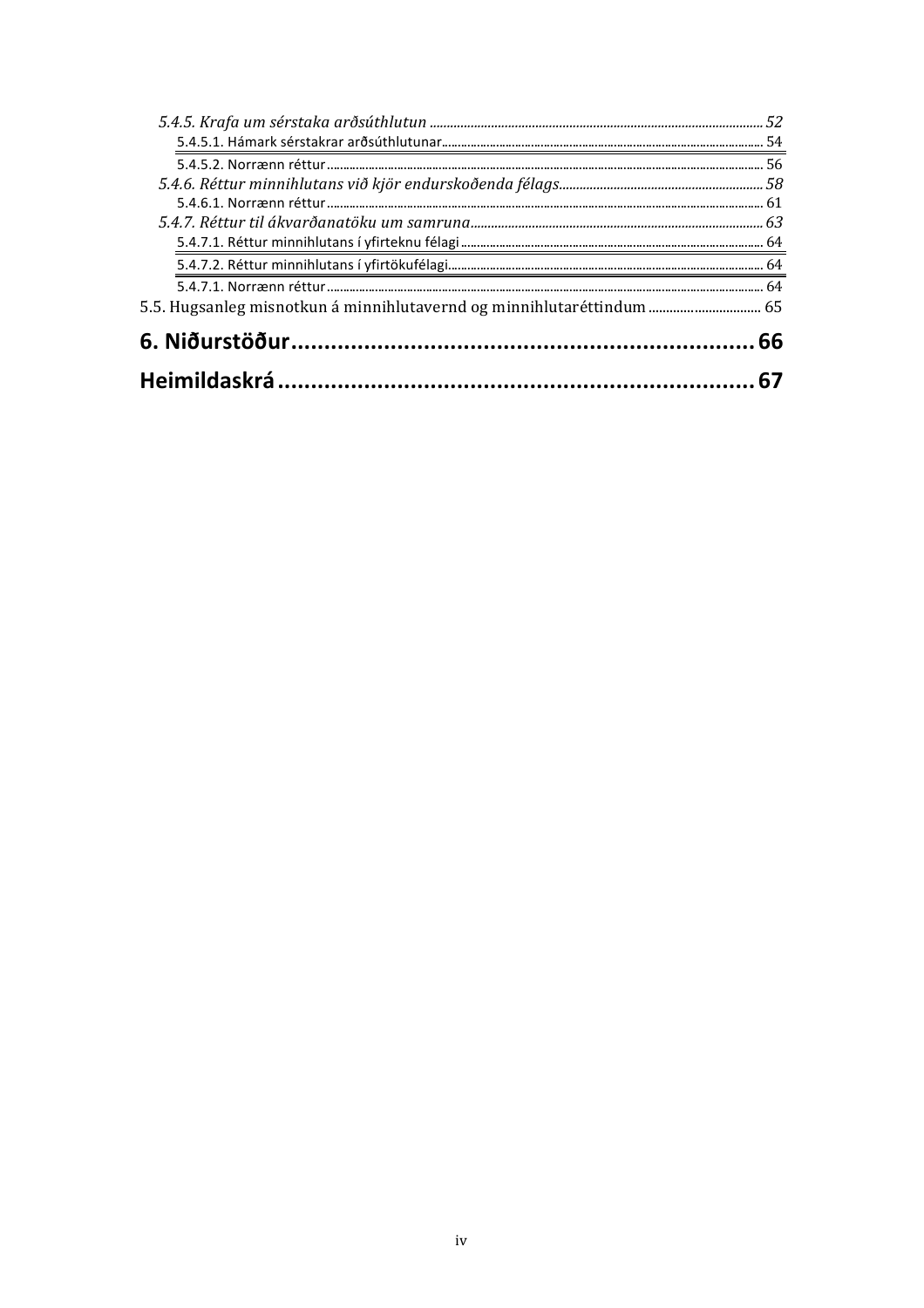*5.4.5. Krafa um sérstaka arðsúthlutun* ........................................................................ 52

5.4.5.1. Hámark sérstakrar arðsúthlutunar ........................................................................ 54

5.4.5.2. Norrænn réttur ........................................................................ 56

*5.4.6. Réttur minnihlutans við kjör endurskoðenda félags* ........................................................................ 58

5.4.6.1. Norrænn réttur ........................................................................ 61

*5.4.7. Réttur til ákvarðanatöku um samruna* ........................................................................ 63

5.4.7.1. Réttur minnihlutans í yfirteknu félagi ........................................................................ 64

5.4.7.2. Réttur minnihlutans í yfirtökufélagi ........................................................................ 64

5.4.7.1. Norrænn réttur ........................................................................ 64

5.5. Hugsanleg misnotkun á minnihlutavernd og minnihlutaréttindum ........................................................................ 65

**6. Niðurstöður ........................................................................ 66**

**Heimildaskrá ........................................................................ 67**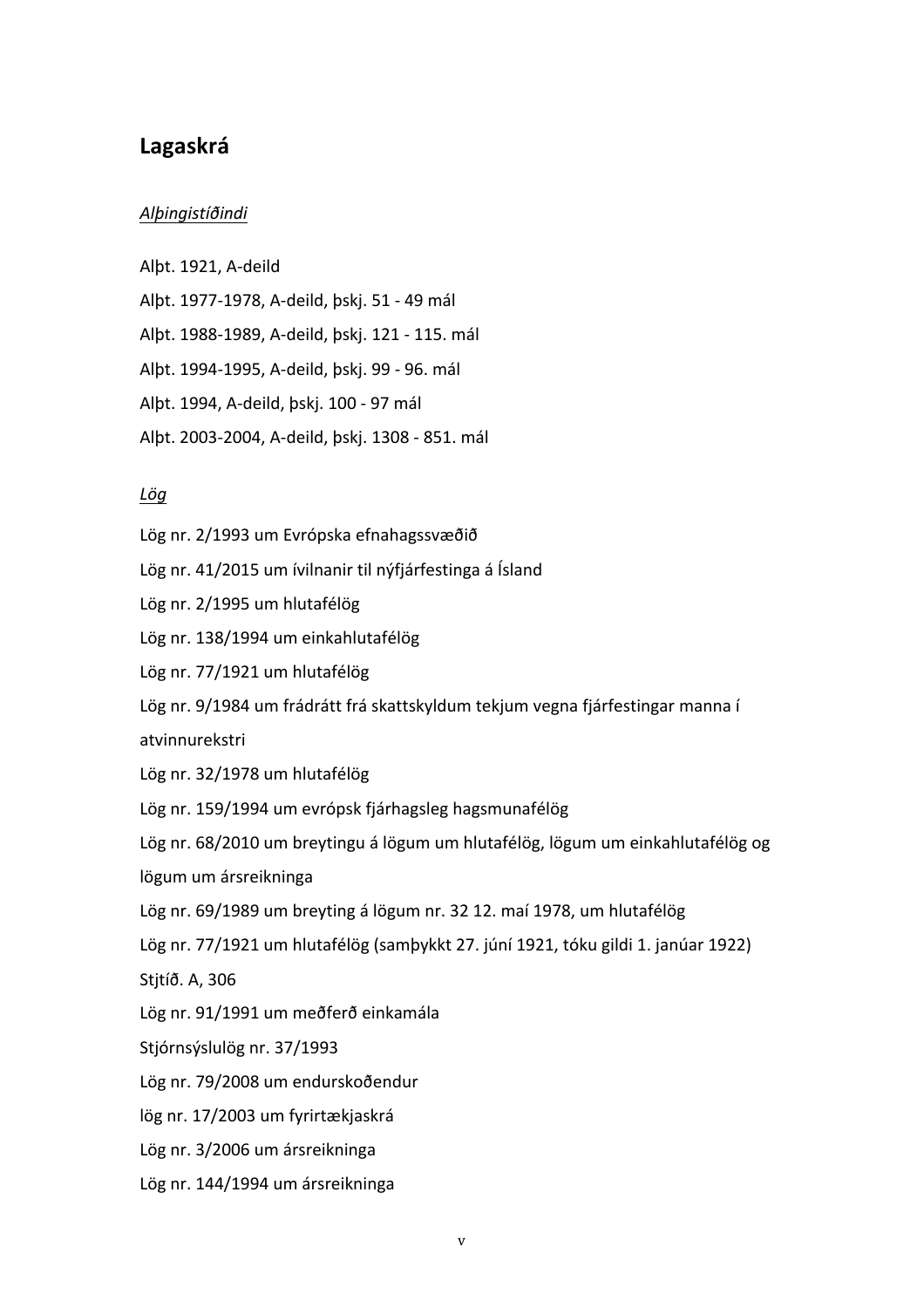# Lagaskrá

*Alþingistíðindi*

Alþt. 1921, A-deild

Alþt. 1977-1978, A-deild, þskj. 51 - 49 mál

Alþt. 1988-1989, A-deild, þskj. 121 - 115. mál

Alþt. 1994-1995, A-deild, þskj. 99 - 96. mál

Alþt. 1994, A-deild, þskj. 100 - 97 mál

Alþt. 2003-2004, A-deild, þskj. 1308 - 851. mál

*Lög*

Lög nr. 2/1993 um Evrópska efnahagssvæðið

Lög nr. 41/2015 um ívilnanir til nýfjárfestinga á Ísland

Lög nr. 2/1995 um hlutafélög

Lög nr. 138/1994 um einkahlutafélög

Lög nr. 77/1921 um hlutafélög

Lög nr. 9/1984 um frádrátt frá skattskyldum tekjum vegna fjárfestingar manna í atvinnurekstri

Lög nr. 32/1978 um hlutafélög

Lög nr. 159/1994 um evrópsk fjárhagsleg hagsmunafélög

Lög nr. 68/2010 um breytingu á lögum um hlutafélög, lögum um einkahlutafélög og lögum um ársreikninga

Lög nr. 69/1989 um breyting á lögum nr. 32 12. maí 1978, um hlutafélög

Lög nr. 77/1921 um hlutafélög (samþykkt 27. júní 1921, tóku gildi 1. janúar 1922)

Stjtíð. A, 306

Lög nr. 91/1991 um meðferð einkamála

Stjórnsýslulög nr. 37/1993

Lög nr. 79/2008 um endurskoðendur

lög nr. 17/2003 um fyrirtækjaskrá

Lög nr. 3/2006 um ársreikninga

Lög nr. 144/1994 um ársreikninga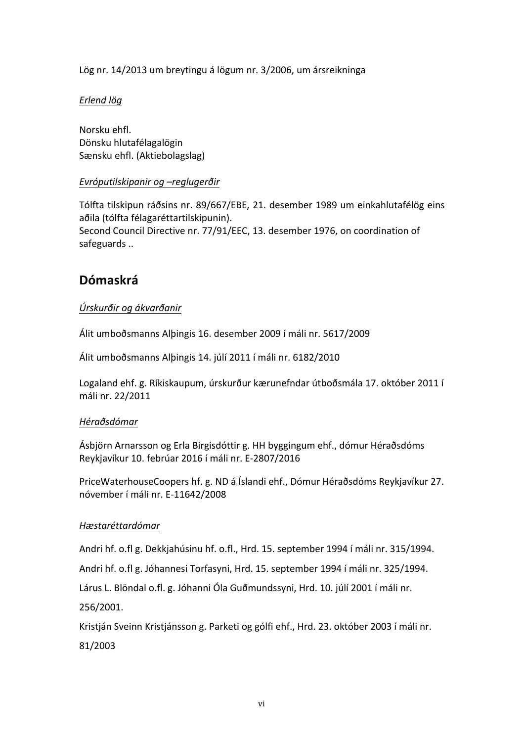Lög nr. 14/2013 um breytingu á lögum nr. 3/2006, um ársreikninga

*Erlend lög*

Norsku ehfl.
Dönsku hlutafélagalögin
Sænsku ehfl. (Aktiebolagslag)

*Evróputilskipanir og –reglugerðir*

Tólfta tilskipun ráðsins nr. 89/667/EBE, 21. desember 1989 um einkahlutafélög eins aðila (tólfta félagaréttartilskipunin).
Second Council Directive nr. 77/91/EEC, 13. desember 1976, on coordination of safeguards ..

## Dómaskrá

*Úrskurðir og ákvarðanir*

Álit umboðsmanns Alþingis 16. desember 2009 í máli nr. 5617/2009

Álit umboðsmanns Alþingis 14. júlí 2011 í máli nr. 6182/2010

Logaland ehf. g. Ríkiskaupum, úrskurður kærunefndar útboðsmála 17. október 2011 í máli nr. 22/2011

*Héraðsdómar*

Ásbjörn Arnarsson og Erla Birgisdóttir g. HH byggingum ehf., dómur Héraðsdóms Reykjavíkur 10. febrúar 2016 í máli nr. E-2807/2016

PriceWaterhouseCoopers hf. g. ND á Íslandi ehf., Dómur Héraðsdóms Reykjavíkur 27. nóvember í máli nr. E-11642/2008

*Hæstaréttardómar*

Andri hf. o.fl g. Dekkjahúsinu hf. o.fl., Hrd. 15. september 1994 í máli nr. 315/1994.

Andri hf. o.fl g. Jóhannesi Torfasyni, Hrd. 15. september 1994 í máli nr. 325/1994.

Lárus L. Blöndal o.fl. g. Jóhanni Óla Guðmundssyni, Hrd. 10. júlí 2001 í máli nr. 256/2001.

Kristján Sveinn Kristjánsson g. Parketi og gólfi ehf., Hrd. 23. október 2003 í máli nr. 81/2003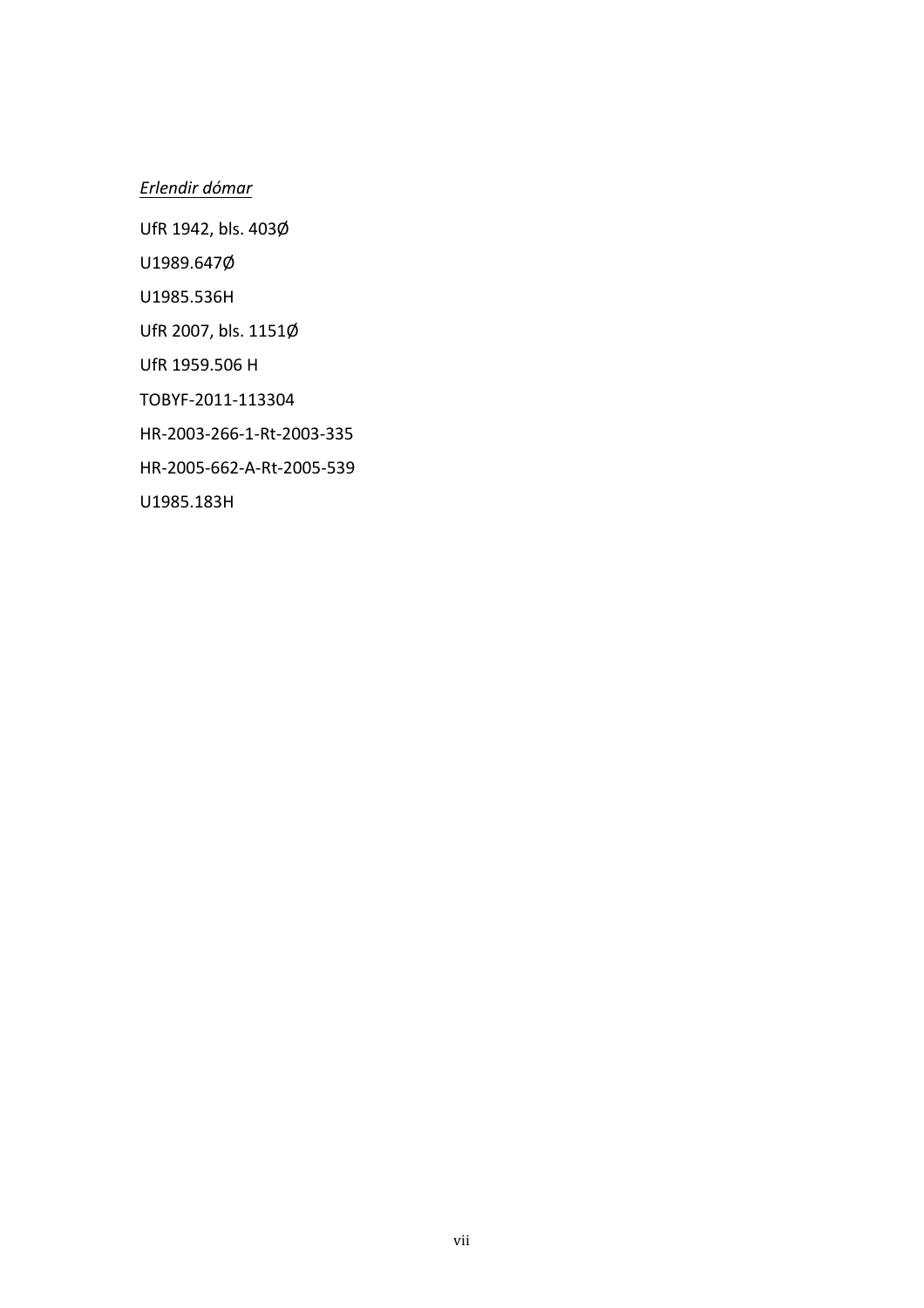*Erlendir dómar*

UfR 1942, bls. 403Ø

U1989.647Ø

U1985.536H

UfR 2007, bls. 1151Ø

UfR 1959.506 H

TOBYF-2011-113304

HR-2003-266-1-Rt-2003-335

HR-2005-662-A-Rt-2005-539

U1985.183H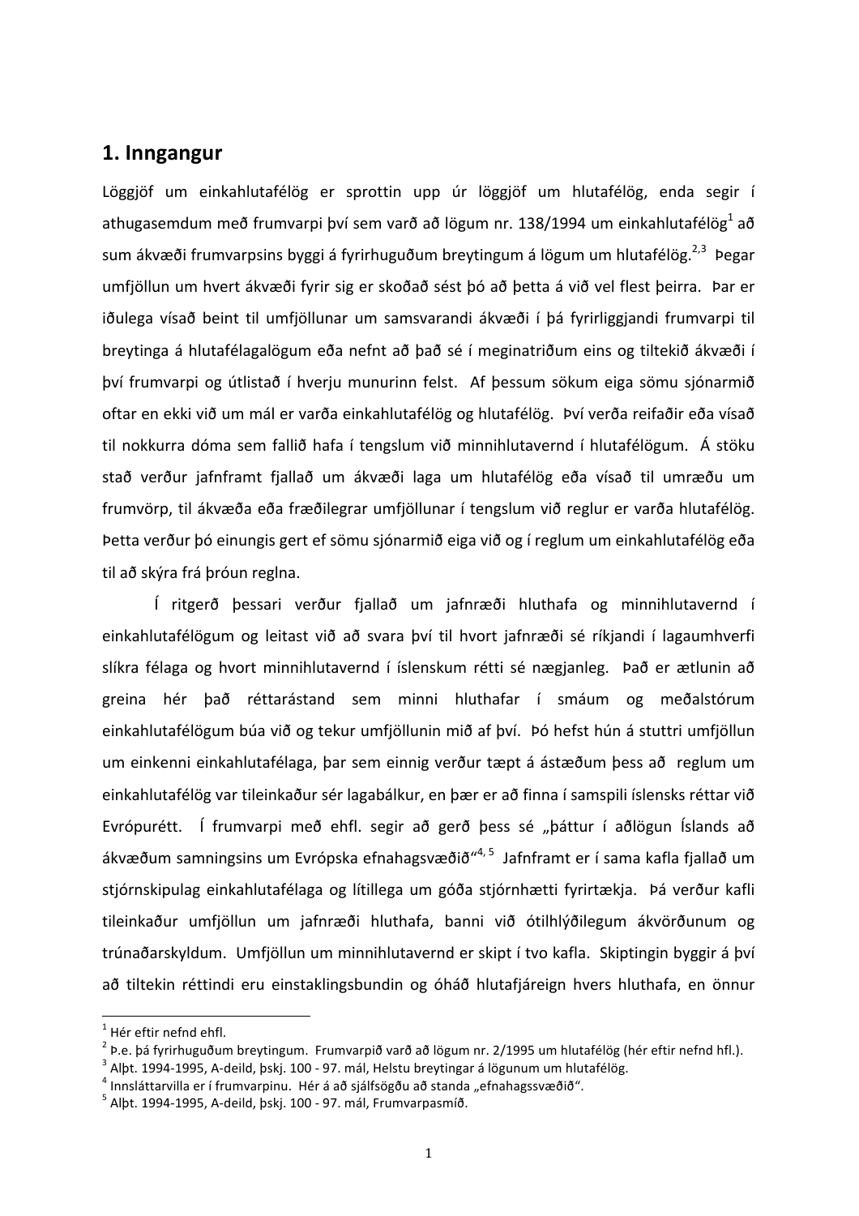# 1. Inngangur

Löggjöf um einkahlutafélög er sprottin upp úr löggjöf um hlutafélög, enda segir í athugasemdum með frumvarpi því sem varð að lögum nr. 138/1994 um einkahlutafélög[1] að sum ákvæði frumvarpsins byggi á fyrirhuguðum breytingum á lögum um hlutafélög.[2,3] Þegar umfjöllun um hvert ákvæði fyrir sig er skoðað sést þó að þetta á við vel flest þeirra. Þar er iðulega vísað beint til umfjöllunar um samsvarandi ákvæði í þá fyrirliggjandi frumvarpi til breytinga á hlutafélagalögum eða nefnt að það sé í meginatriðum eins og tiltekið ákvæði í því frumvarpi og útlistað í hverju munurinn felst. Af þessum sökum eiga sömu sjónarmið oftar en ekki við um mál er varða einkahlutafélög og hlutafélög. Því verða reifaðir eða vísað til nokkurra dóma sem fallið hafa í tengslum við minnihlutavernd í hlutafélögum. Á stöku stað verður jafnframt fjallað um ákvæði laga um hlutafélög eða vísað til umræðu um frumvörp, til ákvæða eða fræðilegrar umfjöllunar í tengslum við reglur er varða hlutafélög. Þetta verður þó einungis gert ef sömu sjónarmið eiga við og í reglum um einkahlutafélög eða til að skýra frá þróun reglna.

Í ritgerð þessari verður fjallað um jafnræði hluthafa og minnihlutavernd í einkahlutafélögum og leitast við að svara því til hvort jafnræði sé ríkjandi í lagaumhverfi slíkra félaga og hvort minnihlutavernd í íslenskum rétti sé nægjanleg. Það er ætlunin að greina hér það réttarástand sem minni hluthafar í smáum og meðalstórum einkahlutafélögum búa við og tekur umfjöllunin mið af því. Þó hefst hún á stuttri umfjöllun um einkenni einkahlutafélaga, þar sem einnig verður tæpt á ástæðum þess að reglum um einkahlutafélög var tileinkaður sér lagabálkur, en þær er að finna í samspili íslensks réttar við Evrópurétt. Í frumvarpi með ehfl. segir að gerð þess sé „þáttur í aðlögun Íslands að ákvæðum samningsins um Evrópska efnahagsvæðið“[4, 5] Jafnframt er í sama kafla fjallað um stjórnskipulag einkahlutafélaga og lítillega um góða stjórnhætti fyrirtækja. Þá verður kafli tileinkaður umfjöllun um jafnræði hluthafa, banni við ótilhlýðilegum ákvörðunum og trúnaðarskyldum. Umfjöllun um minnihlutavernd er skipt í tvo kafla. Skiptingin byggir á því að tiltekin réttindi eru einstaklingsbundin og óháð hlutafjáreign hvers hluthafa, en önnur

---

[1] Hér eftir nefnd ehfl.

[2] Þ.e. þá fyrirhuguðum breytingum. Frumvarpið varð að lögum nr. 2/1995 um hlutafélög (hér eftir nefnd hfl.).

[3] Alþt. 1994-1995, A-deild, þskj. 100 - 97. mál, Helstu breytingar á lögunum um hlutafélög.

[4] Innsláttarvilla er í frumvarpinu. Hér á að sjálfsögðu að standa „efnahagssvæðið“.

[5] Alþt. 1994-1995, A-deild, þskj. 100 - 97. mál, Frumvarpasmíð.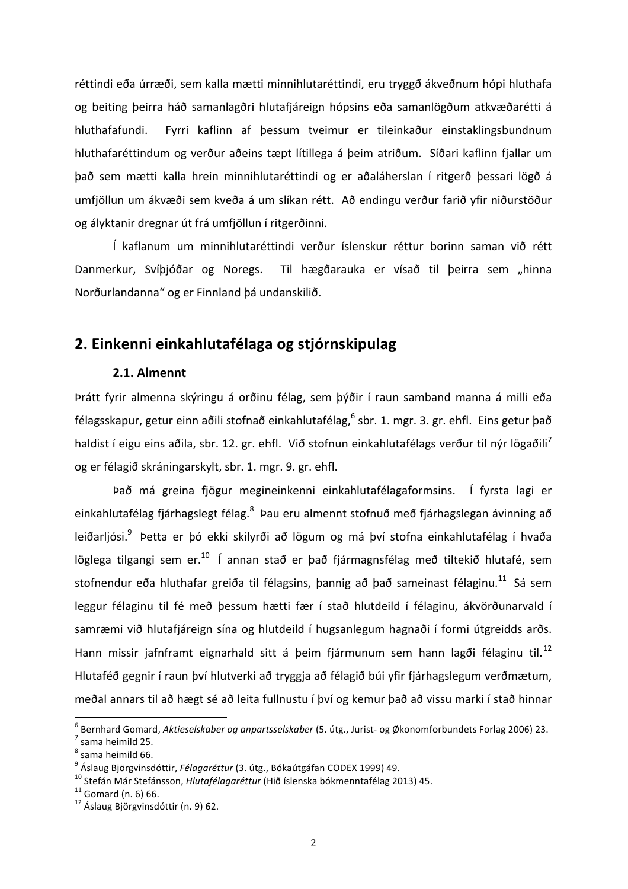réttindi eða úrræði, sem kalla mætti minnihlutaréttindi, eru tryggð ákveðnum hópi hluthafa og beiting þeirra háð samanlagðri hlutafjáreign hópsins eða samanlögðum atkvæðarétti á hluthafafundi. Fyrri kaflinn af þessum tveimur er tileinkaður einstaklingsbundnum hluthafaréttindum og verður aðeins tæpt lítillega á þeim atriðum. Síðari kaflinn fjallar um það sem mætti kalla hrein minnihlutaréttindi og er aðaláherslan í ritgerð þessari lögð á umfjöllun um ákvæði sem kveða á um slíkan rétt. Að endingu verður farið yfir niðurstöður og ályktanir dregnar út frá umfjöllun í ritgerðinni.

Í kaflanum um minnihlutaréttindi verður íslenskur réttur borinn saman við rétt Danmerkur, Svíþjóðar og Noregs. Til hægðarauka er vísað til þeirra sem „hinna Norðurlandanna“ og er Finnland þá undanskilið.

## 2. Einkenni einkahlutafélaga og stjórnskipulag

### 2.1. Almennt

Þrátt fyrir almenna skýringu á orðinu félag, sem þýðir í raun samband manna á milli eða félagsskapur, getur einn aðili stofnað einkahlutafélag,[6] sbr. 1. mgr. 3. gr. ehfl. Eins getur það haldist í eigu eins aðila, sbr. 12. gr. ehfl. Við stofnun einkahlutafélags verður til nýr lögaðili[7] og er félagið skráningarskylt, sbr. 1. mgr. 9. gr. ehfl.

Það má greina fjögur megineinkenni einkahlutafélagaformsins. Í fyrsta lagi er einkahlutafélag fjárhagslegt félag.[8] Þau eru almennt stofnuð með fjárhagslegan ávinning að leiðarljósi.[9] Þetta er þó ekki skilyrði að lögum og má því stofna einkahlutafélag í hvaða löglega tilgangi sem er.[10] Í annan stað er það fjármagnsfélag með tiltekið hlutafé, sem stofnendur eða hluthafar greiða til félagsins, þannig að það sameinast félaginu.[11] Sá sem leggur félaginu til fé með þessum hætti fær í stað hlutdeild í félaginu, ákvörðunarvald í samræmi við hlutafjáreign sína og hlutdeild í hugsanlegum hagnaði í formi útgreidds arðs. Hann missir jafnframt eignarhald sitt á þeim fjármunum sem hann lagði félaginu til.[12] Hlutaféð gegnir í raun því hlutverki að tryggja að félagið búi yfir fjárhagslegum verðmætum, meðal annars til að hægt sé að leita fullnustu í því og kemur það að vissu marki í stað hinnar

---

[6] Bernhard Gomard, *Aktieselskaber og anpartsselskaber* (5. útg., Jurist- og Økonomforbundets Forlag 2006) 23.
[7] sama heimild 25.
[8] sama heimild 66.
[9] Áslaug Björgvinsdóttir, *Félagaréttur* (3. útg., Bókaútgáfan CODEX 1999) 49.
[10] Stefán Már Stefánsson, *Hlutafélagaréttur* (Hið íslenska bókmenntafélag 2013) 45.
[11] Gomard (n. 6) 66.
[12] Áslaug Björgvinsdóttir (n. 9) 62.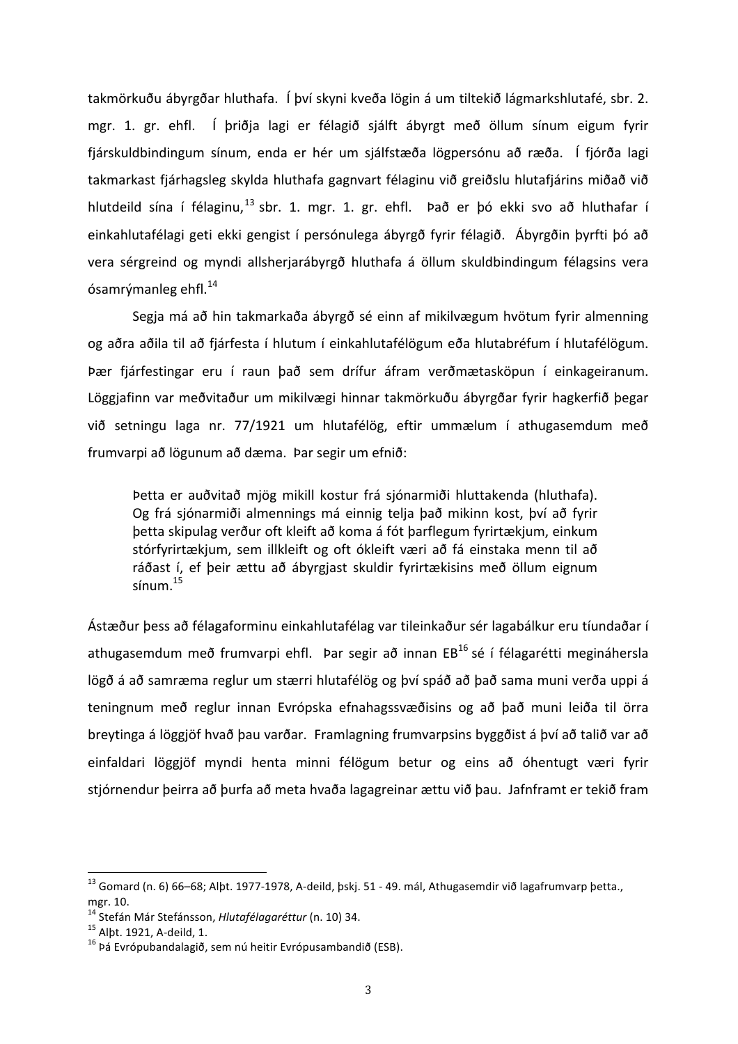takmörkuðu ábyrgðar hluthafa. Í því skyni kveða lögin á um tiltekið lágmarkshlutafé, sbr. 2. mgr. 1. gr. ehfl. Í þriðja lagi er félagið sjálft ábyrgt með öllum sínum eigum fyrir fjárskuldbindingum sínum, enda er hér um sjálfstæða lögpersónu að ræða. Í fjórða lagi takmarkast fjárhagsleg skylda hluthafa gagnvart félaginu við greiðslu hlutafjárins miðað við hlutdeild sína í félaginu,[13] sbr. 1. mgr. 1. gr. ehfl. Það er þó ekki svo að hluthafar í einkahlutafélagi geti ekki gengist í persónulega ábyrgð fyrir félagið. Ábyrgðin þyrfti þó að vera sérgreind og myndi allsherjarábyrgð hluthafa á öllum skuldbindingum félagsins vera ósamrýmanleg ehfl.[14]

Segja má að hin takmarkaða ábyrgð sé einn af mikilvægum hvötum fyrir almenning og aðra aðila til að fjárfesta í hlutum í einkahlutafélögum eða hlutabréfum í hlutafélögum. Þær fjárfestingar eru í raun það sem drífur áfram verðmætasköpun í einkageiranum. Löggjafinn var meðvitaður um mikilvægi hinnar takmörkuðu ábyrgðar fyrir hagkerfið þegar við setningu laga nr. 77/1921 um hlutafélög, eftir ummælum í athugasemdum með frumvarpi að lögunum að dæma. Þar segir um efnið:

> Þetta er auðvitað mjög mikill kostur frá sjónarmiði hluttakenda (hluthafa). Og frá sjónarmiði almennings má einnig telja það mikinn kost, því að fyrir þetta skipulag verður oft kleift að koma á fót þarflegum fyrirtækjum, einkum stórfyrirtækjum, sem illkleift og oft ókleift væri að fá einstaka menn til að ráðast í, ef þeir ættu að ábyrgjast skuldir fyrirtækisins með öllum eignum sínum.[15]

Ástæður þess að félagaforminu einkahlutafélag var tileinkaður sér lagabálkur eru tíundaðar í athugasemdum með frumvarpi ehfl. Þar segir að innan EB[16] sé í félagarétti megináhersla lögð á að samræma reglur um stærri hlutafélög og því spáð að það sama muni verða uppi á teningnum með reglur innan Evrópska efnahagssvæðisins og að það muni leiða til örra breytinga á löggjöf hvað þau varðar. Framlagning frumvarpsins byggðist á því að talið var að einfaldari löggjöf myndi henta minni félögum betur og eins að óhentugt væri fyrir stjórnendur þeirra að þurfa að meta hvaða lagagreinar ættu við þau. Jafnframt er tekið fram

---

[13] Gomard (n. 6) 66–68; Alþt. 1977-1978, A-deild, þskj. 51 - 49. mál, Athugasemdir við lagafrumvarp þetta., mgr. 10.

[14] Stefán Már Stefánsson, *Hlutafélagaréttur* (n. 10) 34.

[15] Alþt. 1921, A-deild, 1.

[16] Þá Evrópubandalagið, sem nú heitir Evrópusambandið (ESB).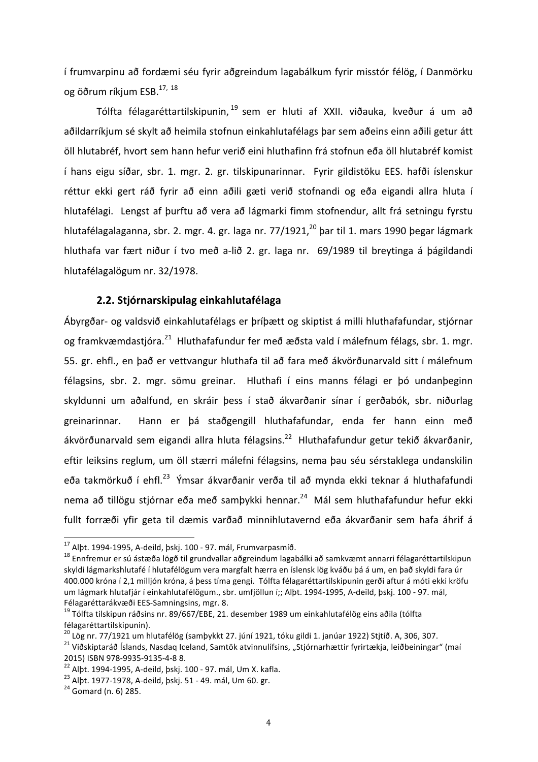í frumvarpinu að fordæmi séu fyrir aðgreindum lagabálkum fyrir misstór félög, í Danmörku og öðrum ríkjum ESB.[17, 18]

Tólfta félagaréttartilskipunin,[19] sem er hluti af XXII. viðauka, kveður á um að aðildarríkjum sé skylt að heimila stofnun einkahlutafélags þar sem aðeins einn aðili getur átt öll hlutabréf, hvort sem hann hefur verið eini hluthafinn frá stofnun eða öll hlutabréf komist í hans eigu síðar, sbr. 1. mgr. 2. gr. tilskipunarinnar. Fyrir gildistöku EES. hafði íslenskur réttur ekki gert ráð fyrir að einn aðili gæti verið stofnandi og eða eigandi allra hluta í hlutafélagi. Lengst af þurftu að vera að lágmarki fimm stofnendur, allt frá setningu fyrstu hlutafélagalaganna, sbr. 2. mgr. 4. gr. laga nr. 77/1921,[20] þar til 1. mars 1990 þegar lágmark hluthafa var fært niður í tvo með a-lið 2. gr. laga nr. 69/1989 til breytinga á þágildandi hlutafélagalögum nr. 32/1978.

### 2.2. Stjórnarskipulag einkahlutafélaga

Ábyrgðar- og valdsvið einkahlutafélags er þríþætt og skiptist á milli hluthafafundar, stjórnar og framkvæmdastjóra.[21] Hluthafafundur fer með æðsta vald í málefnum félags, sbr. 1. mgr. 55. gr. ehfl., en það er vettvangur hluthafa til að fara með ákvörðunarvald sitt í málefnum félagsins, sbr. 2. mgr. sömu greinar. Hluthafi í eins manns félagi er þó undanþeginn skyldunni um aðalfund, en skráir þess í stað ákvarðanir sínar í gerðabók, sbr. niðurlag greinarinnar. Hann er þá staðgengill hluthafafundar, enda fer hann einn með ákvörðunarvald sem eigandi allra hluta félagsins.[22] Hluthafafundur getur tekið ákvarðanir, eftir leiksins reglum, um öll stærri málefni félagsins, nema þau séu sérstaklega undanskilin eða takmörkuð í ehfl.[23] Ýmsar ákvarðanir verða til að mynda ekki teknar á hluthafafundi nema að tillögu stjórnar eða með samþykki hennar.[24] Mál sem hluthafafundur hefur ekki fullt forræði yfir geta til dæmis varðað minnihlutavernd eða ákvarðanir sem hafa áhrif á

---

[17] Alþt. 1994-1995, A-deild, þskj. 100 - 97. mál, Frumvarpasmíð.

[18] Ennfremur er sú ástæða lögð til grundvallar aðgreindum lagabálki að samkvæmt annarri félagaréttartilskipun skyldi lágmarkshlutafé í hlutafélögum vera margfalt hærra en íslensk lög kváðu þá á um, en það skyldi fara úr 400.000 króna í 2,1 milljón króna, á þess tíma gengi. Tólfta félagaréttartilskipunin gerði aftur á móti ekki kröfu um lágmark hlutafjár í einkahlutafélögum., sbr. umfjöllun í;; Alþt. 1994-1995, A-deild, þskj. 100 - 97. mál, Félagaréttarákvæði EES-Samningsins, mgr. 8.

[19] Tólfta tilskipun ráðsins nr. 89/667/EBE, 21. desember 1989 um einkahlutafélög eins aðila (tólfta félagaréttartilskipunin).

[20] Lög nr. 77/1921 um hlutafélög (samþykkt 27. júní 1921, tóku gildi 1. janúar 1922) Stjtíð. A, 306, 307.

[21] Viðskiptaráð Íslands, Nasdaq Iceland, Samtök atvinnulífsins, „Stjórnarhættir fyrirtækja, leiðbeiningar" (maí 2015) ISBN 978-9935-9135-4-8 8.

[22] Alþt. 1994-1995, A-deild, þskj. 100 - 97. mál, Um X. kafla.

[23] Alþt. 1977-1978, A-deild, þskj. 51 - 49. mál, Um 60. gr.

[24] Gomard (n. 6) 285.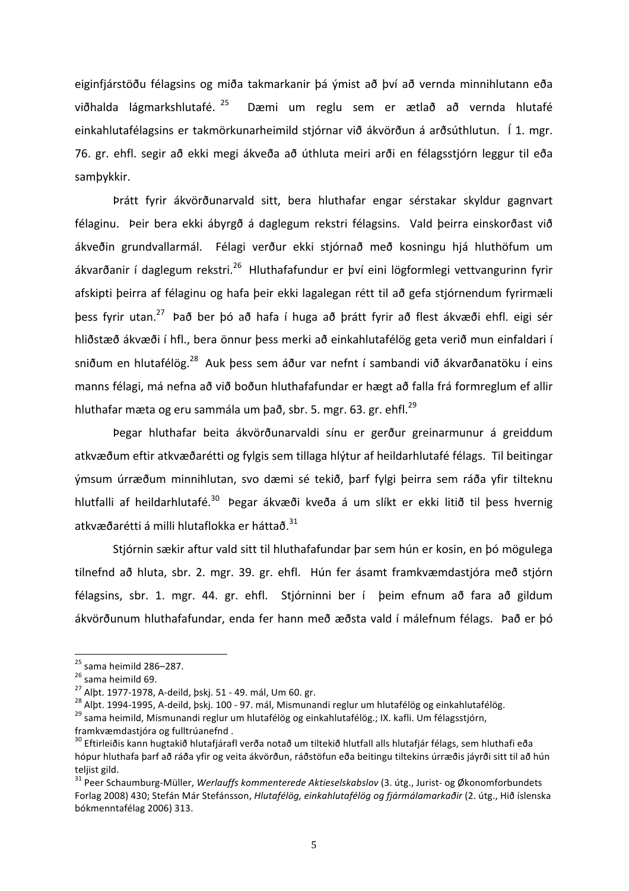eiginfjárstöðu félagsins og miða takmarkanir þá ýmist að því að vernda minnihlutann eða viðhalda lágmarkshlutafé.[25] Dæmi um reglu sem er ætlað að vernda hlutafé einkahlutafélagsins er takmörkunarheimild stjórnar við ákvörðun á arðsúthlutun. Í 1. mgr. 76. gr. ehfl. segir að ekki megi ákveða að úthluta meiri arði en félagsstjórn leggur til eða samþykkir.

Þrátt fyrir ákvörðunarvald sitt, bera hluthafar engar sérstakar skyldur gagnvart félaginu. Þeir bera ekki ábyrgð á daglegum rekstri félagsins. Vald þeirra einskorðast við ákveðin grundvallarmál. Félagi verður ekki stjórnað með kosningu hjá hluthöfum um ákvarðanir í daglegum rekstri.[26] Hluthafafundur er því eini lögformlegi vettvangurinn fyrir afskipti þeirra af félaginu og hafa þeir ekki lagalegan rétt til að gefa stjórnendum fyrirmæli þess fyrir utan.[27] Það ber þó að hafa í huga að þrátt fyrir að flest ákvæði ehfl. eigi sér hliðstæð ákvæði í hfl., bera önnur þess merki að einkahlutafélög geta verið mun einfaldari í sniðum en hlutafélög.[28] Auk þess sem áður var nefnt í sambandi við ákvarðanatöku í eins manns félagi, má nefna að við boðun hluthafafundar er hægt að falla frá formreglum ef allir hluthafar mæta og eru sammála um það, sbr. 5. mgr. 63. gr. ehfl.[29]

Þegar hluthafar beita ákvörðunarvaldi sínu er gerður greinarmunur á greiddum atkvæðum eftir atkvæðarétti og fylgis sem tillaga hlýtur af heildarhlutafé félags. Til beitingar ýmsum úrræðum minnihlutan, svo dæmi sé tekið, þarf fylgi þeirra sem ráða yfir tilteknu hlutfalli af heildarhlutafé.[30] Þegar ákvæði kveða á um slíkt er ekki litið til þess hvernig atkvæðarétti á milli hlutaflokka er háttað.[31]

Stjórnin sækir aftur vald sitt til hluthafafundar þar sem hún er kosin, en þó mögulega tilnefnd að hluta, sbr. 2. mgr. 39. gr. ehfl. Hún fer ásamt framkvæmdastjóra með stjórn félagsins, sbr. 1. mgr. 44. gr. ehfl. Stjórninni ber í þeim efnum að fara að gildum ákvörðunum hluthafafundar, enda fer hann með æðsta vald í málefnum félags. Það er þó

---

[25] sama heimild 286–287.
[26] sama heimild 69.
[27] Alþt. 1977-1978, A-deild, þskj. 51 - 49. mál, Um 60. gr.
[28] Alþt. 1994-1995, A-deild, þskj. 100 - 97. mál, Mismunandi reglur um hlutafélög og einkahlutafélög.
[29] sama heimild, Mismunandi reglur um hlutafélög og einkahlutafélög.; IX. kafli. Um félagsstjórn, framkvæmdastjóra og fulltrúanefnd .
[30] Eftirleiðis kann hugtakið hlutafjárafl verða notað um tiltekið hlutfall alls hlutafjár félags, sem hluthafi eða hópur hluthafa þarf að ráða yfir og veita ákvörðun, ráðstöfun eða beitingu tiltekins úrræðis jáyrði sitt til að hún teljist gild.
[31] Peer Schaumburg-Müller, *Werlauffs kommenterede Aktieselskabslov* (3. útg., Jurist- og Økonomforbundets Forlag 2008) 430; Stefán Már Stefánsson, *Hlutafélög, einkahlutafélög og fjármálamarkaðir* (2. útg., Hið íslenska bókmenntafélag 2006) 313.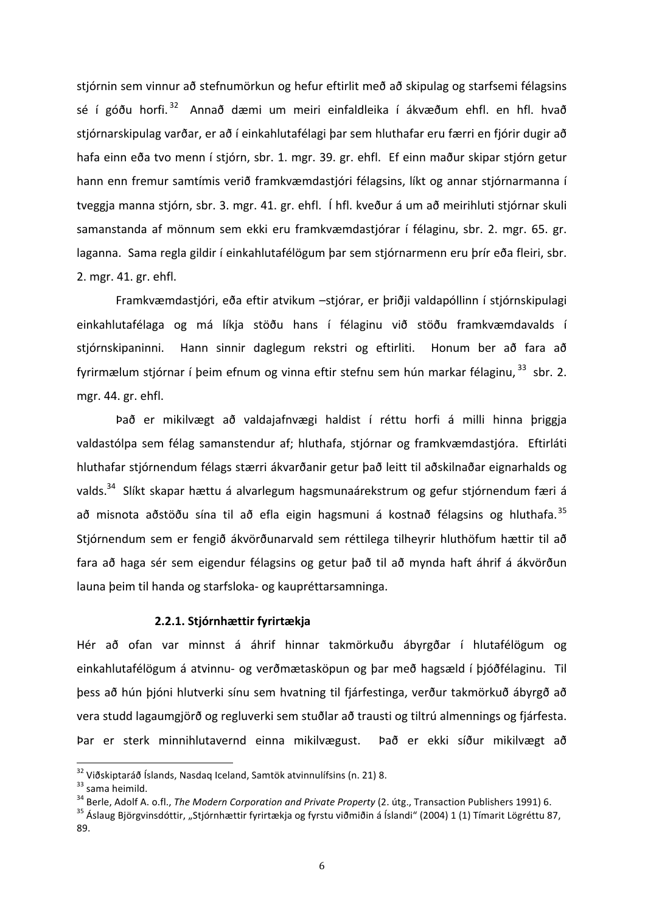stjórnin sem vinnur að stefnumörkun og hefur eftirlit með að skipulag og starfsemi félagsins sé í góðu horfi.[32] Annað dæmi um meiri einfaldleika í ákvæðum ehfl. en hfl. hvað stjórnarskipulag varðar, er að í einkahlutafélagi þar sem hluthafar eru færri en fjórir dugir að hafa einn eða tvo menn í stjórn, sbr. 1. mgr. 39. gr. ehfl. Ef einn maður skipar stjórn getur hann enn fremur samtímis verið framkvæmdastjóri félagsins, líkt og annar stjórnarmanna í tveggja manna stjórn, sbr. 3. mgr. 41. gr. ehfl. Í hfl. kveður á um að meirihluti stjórnar skuli samanstanda af mönnum sem ekki eru framkvæmdastjórar í félaginu, sbr. 2. mgr. 65. gr. laganna. Sama regla gildir í einkahlutafélögum þar sem stjórnarmenn eru þrír eða fleiri, sbr. 2. mgr. 41. gr. ehfl.

Framkvæmdastjóri, eða eftir atvikum –stjórar, er þriðji valdapóllinn í stjórnskipulagi einkahlutafélaga og má líkja stöðu hans í félaginu við stöðu framkvæmdavalds í stjórnskipaninni. Hann sinnir daglegum rekstri og eftirliti. Honum ber að fara að fyrirmælum stjórnar í þeim efnum og vinna eftir stefnu sem hún markar félaginu,[33] sbr. 2. mgr. 44. gr. ehfl.

Það er mikilvægt að valdajafnvægi haldist í réttu horfi á milli hinna þriggja valdastólpa sem félag samanstendur af; hluthafa, stjórnar og framkvæmdastjóra. Eftirláti hluthafar stjórnendum félags stærri ákvarðanir getur það leitt til aðskilnaðar eignarhalds og valds.[34] Slíkt skapar hættu á alvarlegum hagsmunaárekstrum og gefur stjórnendum færi á að misnota aðstöðu sína til að efla eigin hagsmuni á kostnað félagsins og hluthafa.[35] Stjórnendum sem er fengið ákvörðunarvald sem réttilega tilheyrir hluthöfum hættir til að fara að haga sér sem eigendur félagsins og getur það til að mynda haft áhrif á ákvörðun launa þeim til handa og starfsloka- og kaupréttarsamninga.

### 2.2.1. Stjórnhættir fyrirtækja

Hér að ofan var minnst á áhrif hinnar takmörkuðu ábyrgðar í hlutafélögum og einkahlutafélögum á atvinnu- og verðmætasköpun og þar með hagsæld í þjóðfélaginu. Til þess að hún þjóni hlutverki sínu sem hvatning til fjárfestinga, verður takmörkuð ábyrgð að vera studd lagaumgjörð og regluverki sem stuðlar að trausti og tiltrú almennings og fjárfesta. Þar er sterk minnihlutavernd einna mikilvægust. Það er ekki síður mikilvægt að

---

[32] Viðskiptaráð Íslands, Nasdaq Iceland, Samtök atvinnulífsins (n. 21) 8.

[33] sama heimild.

[34] Berle, Adolf A. o.fl., *The Modern Corporation and Private Property* (2. útg., Transaction Publishers 1991) 6.

[35] Áslaug Björgvinsdóttir, „Stjórnhættir fyrirtækja og fyrstu viðmiðin á Íslandi" (2004) 1 (1) Tímarit Lögréttu 87, 89.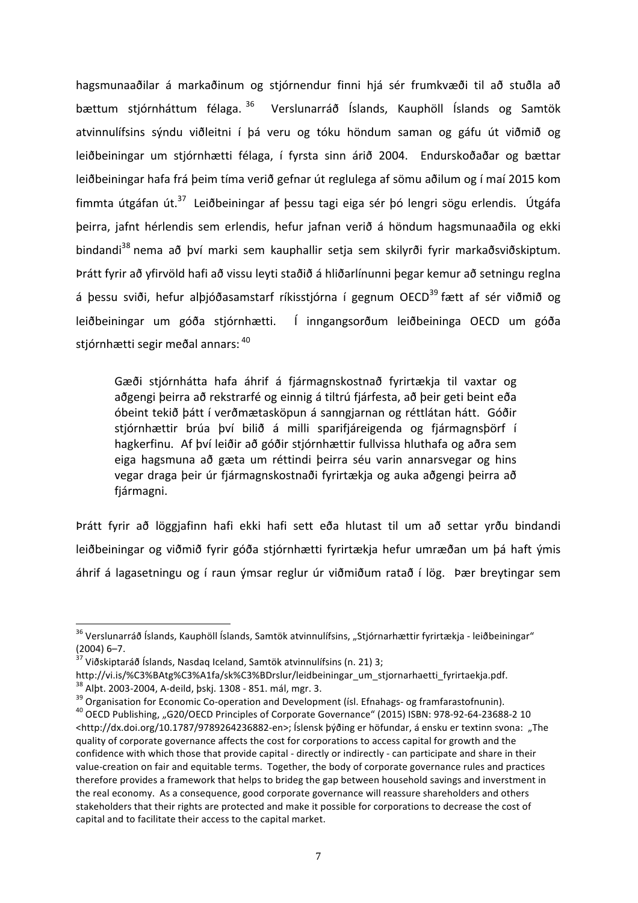hagsmunaaðilar á markaðinum og stjórnendur finni hjá sér frumkvæði til að stuðla að bættum stjórnháttum félaga.[36] Verslunarráð Íslands, Kauphöll Íslands og Samtök atvinnulífsins sýndu viðleitni í þá veru og tóku höndum saman og gáfu út viðmið og leiðbeiningar um stjórnhætti félaga, í fyrsta sinn árið 2004. Endurskoðaðar og bættar leiðbeiningar hafa frá þeim tíma verið gefnar út reglulega af sömu aðilum og í maí 2015 kom fimmta útgáfan út.[37] Leiðbeiningar af þessu tagi eiga sér þó lengri sögu erlendis. Útgáfa þeirra, jafnt hérlendis sem erlendis, hefur jafnan verið á höndum hagsmunaaðila og ekki bindandi[38] nema að því marki sem kauphallir setja sem skilyrði fyrir markaðsviðskiptum. Þrátt fyrir að yfirvöld hafi að vissu leyti staðið á hliðarlínunni þegar kemur að setningu reglna á þessu sviði, hefur alþjóðasamstarf ríkisstjórna í gegnum OECD[39] fætt af sér viðmið og leiðbeiningar um góða stjórnhætti. Í inngangsorðum leiðbeininga OECD um góða stjórnhætti segir meðal annars:[40]

> Gæði stjórnhátta hafa áhrif á fjármagnskostnað fyrirtækja til vaxtar og aðgengi þeirra að rekstrarfé og einnig á tiltrú fjárfesta, að þeir geti beint eða óbeint tekið þátt í verðmætasköpun á sanngjarnan og réttlátan hátt. Góðir stjórnhættir brúa því bilið á milli sparifjáreigenda og fjármagnsþörf í hagkerfinu. Af því leiðir að góðir stjórnhættir fullvissa hluthafa og aðra sem eiga hagsmuna að gæta um réttindi þeirra séu varin annarsvegar og hins vegar draga þeir úr fjármagnskostnaði fyrirtækja og auka aðgengi þeirra að fjármagni.

Þrátt fyrir að löggjafinn hafi ekki hafi sett eða hlutast til um að settar yrðu bindandi leiðbeiningar og viðmið fyrir góða stjórnhætti fyrirtækja hefur umræðan um þá haft ýmis áhrif á lagasetningu og í raun ýmsar reglur úr viðmiðum ratað í lög. Þær breytingar sem

---

[36] Verslunarráð Íslands, Kauphöll Íslands, Samtök atvinnulífsins, „Stjórnarhættir fyrirtækja - leiðbeiningar" (2004) 6–7.

[37] Viðskiptaráð Íslands, Nasdaq Iceland, Samtök atvinnulífsins (n. 21) 3; http://vi.is/%C3%BAtg%C3%A1fa/sk%C3%BDrslur/leidbeiningar_um_stjornarhaetti_fyrirtaekja.pdf.

[38] Alþt. 2003-2004, A-deild, þskj. 1308 - 851. mál, mgr. 3.

[39] Organisation for Economic Co-operation and Development (ísl. Efnahags- og framfarastofnunin).

[40] OECD Publishing, „G20/OECD Principles of Corporate Governance" (2015) ISBN: 978-92-64-23688-2 10 <http://dx.doi.org/10.1787/9789264236882-en>; Íslensk þýðing er höfundar, á ensku er textinn svona: „The quality of corporate governance affects the cost for corporations to access capital for growth and the confidence with which those that provide capital - directly or indirectly - can participate and share in their value-creation on fair and equitable terms. Together, the body of corporate governance rules and practices therefore provides a framework that helps to brideg the gap between household savings and inverstment in the real economy. As a consequence, good corporate governance will reassure shareholders and others stakeholders that their rights are protected and make it possible for corporations to decrease the cost of capital and to facilitate their access to the capital market.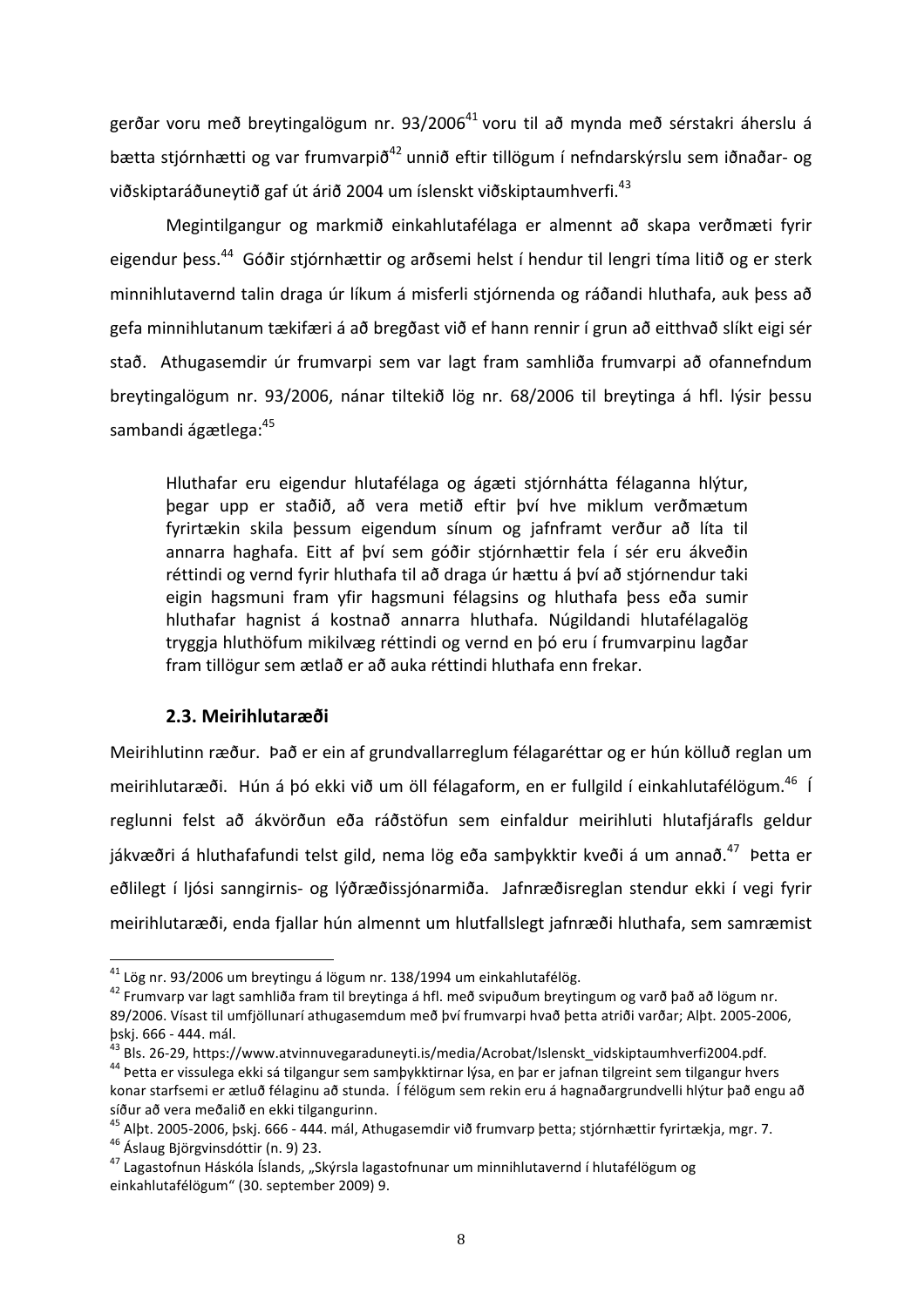gerðar voru með breytingalögum nr. 93/2006[41] voru til að mynda með sérstakri áherslu á bætta stjórnhætti og var frumvarpið[42] unnið eftir tillögum í nefndarskýrslu sem iðnaðar- og viðskiptaráðuneytið gaf út árið 2004 um íslenskt viðskiptaumhverfi.[43]

Megintilgangur og markmið einkahlutafélaga er almennt að skapa verðmæti fyrir eigendur þess.[44] Góðir stjórnhættir og arðsemi helst í hendur til lengri tíma litið og er sterk minnihlutavernd talin draga úr líkum á misferli stjórnenda og ráðandi hluthafa, auk þess að gefa minnihlutanum tækifæri á að bregðast við ef hann rennir í grun að eitthvað slíkt eigi sér stað. Athugasemdir úr frumvarpi sem var lagt fram samhliða frumvarpi að ofannefndum breytingalögum nr. 93/2006, nánar tiltekið lög nr. 68/2006 til breytinga á hfl. lýsir þessu sambandi ágætlega:[45]

> Hluthafar eru eigendur hlutafélaga og ágæti stjórnhátta félaganna hlýtur, þegar upp er staðið, að vera metið eftir því hve miklum verðmætum fyrirtækin skila þessum eigendum sínum og jafnframt verður að líta til annarra haghafa. Eitt af því sem góðir stjórnhættir fela í sér eru ákveðin réttindi og vernd fyrir hluthafa til að draga úr hættu á því að stjórnendur taki eigin hagsmuni fram yfir hagsmuni félagsins og hluthafa þess eða sumir hluthafar hagnist á kostnað annarra hluthafa. Núgildandi hlutafélagalög tryggja hluthöfum mikilvæg réttindi og vernd en þó eru í frumvarpinu lagðar fram tillögur sem ætlað er að auka réttindi hluthafa enn frekar.

### 2.3. Meirihlutaræði

Meirihlutinn ræður. Það er ein af grundvallarreglum félagaréttar og er hún kölluð reglan um meirihlutaræði. Hún á þó ekki við um öll félagaform, en er fullgild í einkahlutafélögum.[46] Í reglunni felst að ákvörðun eða ráðstöfun sem einfaldur meirihluti hlutafjárafls geldur jákvæðri á hluthafafundi telst gild, nema lög eða samþykktir kveði á um annað.[47] Þetta er eðlilegt í ljósi sanngirnis- og lýðræðissjónarmiða. Jafnræðisreglan stendur ekki í vegi fyrir meirihlutaræði, enda fjallar hún almennt um hlutfallslegt jafnræði hluthafa, sem samræmist

---

[41] Lög nr. 93/2006 um breytingu á lögum nr. 138/1994 um einkahlutafélög.

[42] Frumvarp var lagt samhliða fram til breytinga á hfl. með svipuðum breytingum og varð það að lögum nr. 89/2006. Vísast til umfjöllunarí athugasemdum með því frumvarpi hvað þetta atriði varðar; Alþt. 2005-2006, þskj. 666 - 444. mál.

[43] Bls. 26-29, https://www.atvinnuvegaraduneyti.is/media/Acrobat/Islenskt_vidskiptaumhverfi2004.pdf.

[44] Þetta er vissulega ekki sá tilgangur sem samþykktirnar lýsa, en þar er jafnan tilgreint sem tilgangur hvers konar starfsemi er ætluð félaginu að stunda. Í félögum sem rekin eru á hagnaðargrundvelli hlýtur það engu að síður að vera meðalið en ekki tilgangurinn.

[45] Alþt. 2005-2006, þskj. 666 - 444. mál, Athugasemdir við frumvarp þetta; stjórnhættir fyrirtækja, mgr. 7.

[46] Áslaug Björgvinsdóttir (n. 9) 23.

[47] Lagastofnun Háskóla Íslands, „Skýrsla lagastofnunar um minnihlutavernd í hlutafélögum og einkahlutafélögum" (30. september 2009) 9.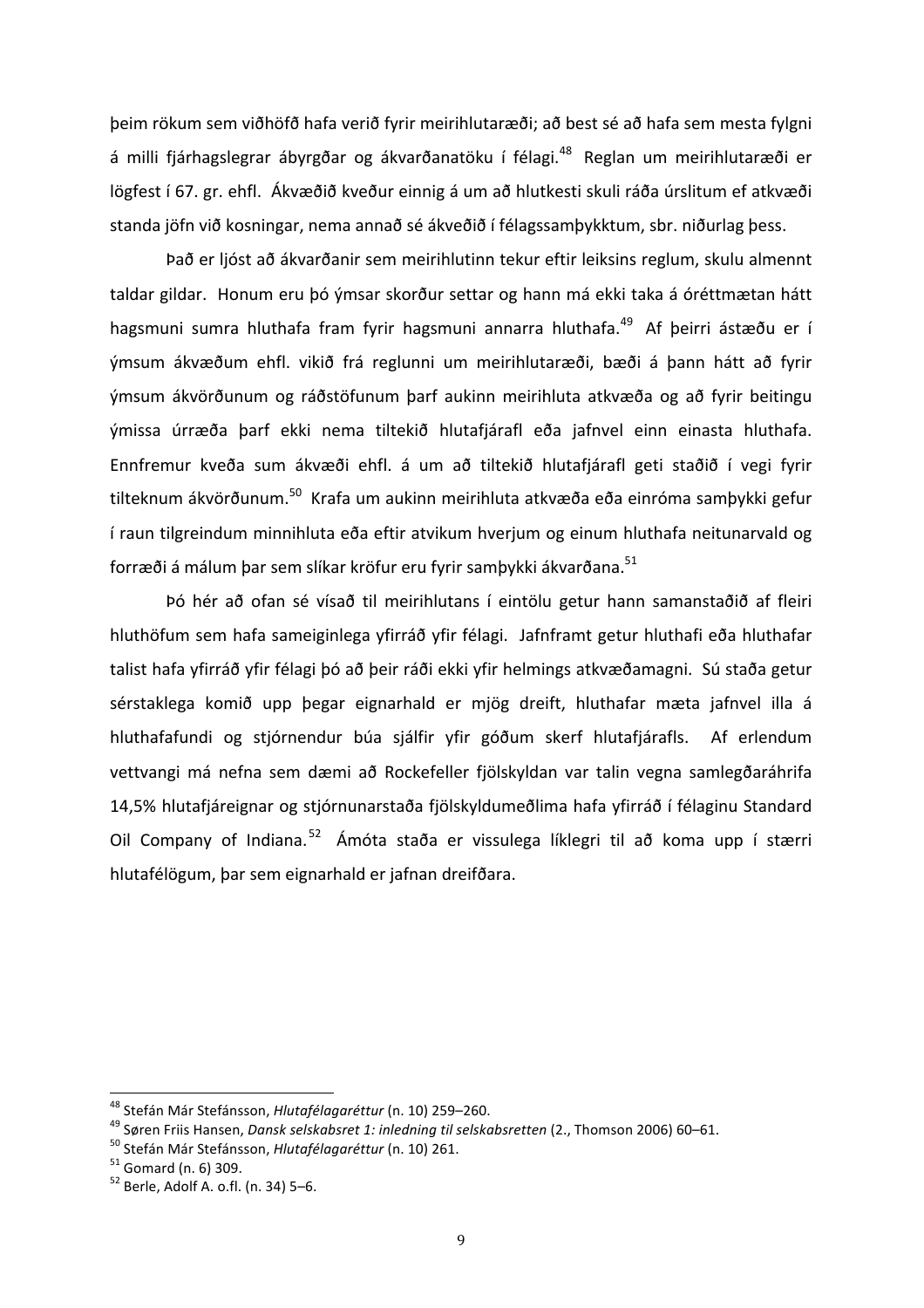þeim rökum sem viðhöfð hafa verið fyrir meirihlutaræði; að best sé að hafa sem mesta fylgni á milli fjárhagslegrar ábyrgðar og ákvarðanatöku í félagi.[48] Reglan um meirihlutaræði er lögfest í 67. gr. ehfl. Ákvæðið kveður einnig á um að hlutkesti skuli ráða úrslitum ef atkvæði standa jöfn við kosningar, nema annað sé ákveðið í félagssamþykktum, sbr. niðurlag þess.

Það er ljóst að ákvarðanir sem meirihlutinn tekur eftir leiksins reglum, skulu almennt taldar gildar. Honum eru þó ýmsar skorður settar og hann má ekki taka á óréttmætan hátt hagsmuni sumra hluthafa fram fyrir hagsmuni annarra hluthafa.[49] Af þeirri ástæðu er í ýmsum ákvæðum ehfl. vikið frá reglunni um meirihlutaræði, bæði á þann hátt að fyrir ýmsum ákvörðunum og ráðstöfunum þarf aukinn meirihluta atkvæða og að fyrir beitingu ýmissa úrræða þarf ekki nema tiltekið hlutafjárafl eða jafnvel einn einasta hluthafa. Ennfremur kveða sum ákvæði ehfl. á um að tiltekið hlutafjárafl geti staðið í vegi fyrir tilteknum ákvörðunum.[50] Krafa um aukinn meirihluta atkvæða eða einróma samþykki gefur í raun tilgreindum minnihluta eða eftir atvikum hverjum og einum hluthafa neitunarvald og forræði á málum þar sem slíkar kröfur eru fyrir samþykki ákvarðana.[51]

Þó hér að ofan sé vísað til meirihlutans í eintölu getur hann samanstaðið af fleiri hluthöfum sem hafa sameiginlega yfirráð yfir félagi. Jafnframt getur hluthafi eða hluthafar talist hafa yfirráð yfir félagi þó að þeir ráði ekki yfir helmings atkvæðamagni. Sú staða getur sérstaklega komið upp þegar eignarhald er mjög dreift, hluthafar mæta jafnvel illa á hluthafafundi og stjórnendur búa sjálfir yfir góðum skerf hlutafjárafls. Af erlendum vettvangi má nefna sem dæmi að Rockefeller fjölskyldan var talin vegna samlegðaráhrifa 14,5% hlutafjáreignar og stjórnunarstaða fjölskyldumeðlima hafa yfirráð í félaginu Standard Oil Company of Indiana.[52] Ámóta staða er vissulega líklegri til að koma upp í stærri hlutafélögum, þar sem eignarhald er jafnan dreifðara.

---

[48] Stefán Már Stefánsson, *Hlutafélagaréttur* (n. 10) 259–260.

[49] Søren Friis Hansen, *Dansk selskabsret 1: inledning til selskabsretten* (2., Thomson 2006) 60–61.

[50] Stefán Már Stefánsson, *Hlutafélagaréttur* (n. 10) 261.

[51] Gomard (n. 6) 309.

[52] Berle, Adolf A. o.fl. (n. 34) 5–6.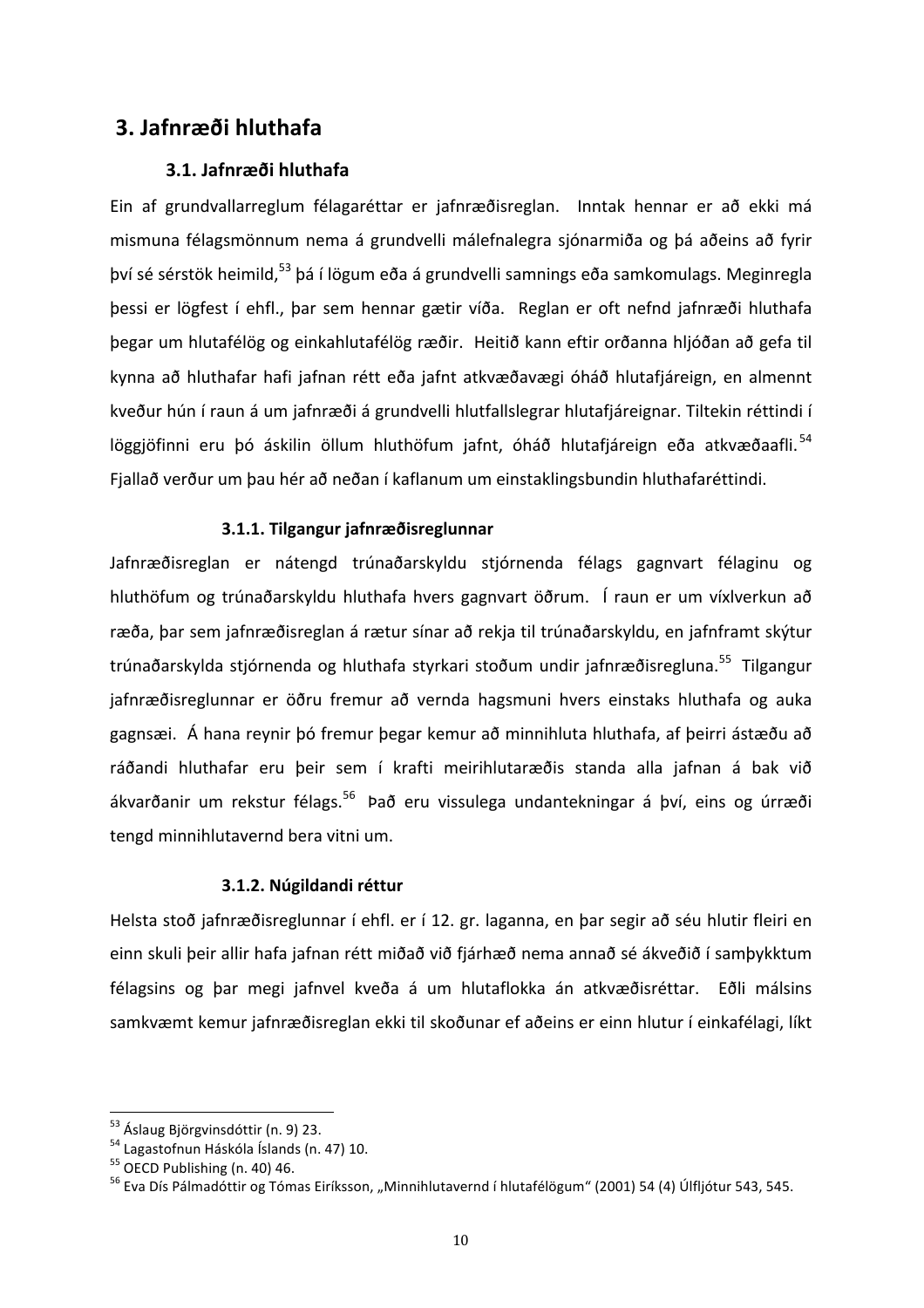# 3. Jafnræði hluthafa

## 3.1. Jafnræði hluthafa

Ein af grundvallarreglum félagaréttar er jafnræðisreglan. Inntak hennar er að ekki má mismuna félagsmönnum nema á grundvelli málefnalegra sjónarmiða og þá aðeins að fyrir því sé sérstök heimild,[53] þá í lögum eða á grundvelli samnings eða samkomulags. Meginregla þessi er lögfest í ehfl., þar sem hennar gætir víða. Reglan er oft nefnd jafnræði hluthafa þegar um hlutafélög og einkahlutafélög ræðir. Heitið kann eftir orðanna hljóðan að gefa til kynna að hluthafar hafi jafnan rétt eða jafnt atkvæðavægi óháð hlutafjáreign, en almennt kveður hún í raun á um jafnræði á grundvelli hlutfallslegrar hlutafjáreignar. Tiltekin réttindi í löggjöfinni eru þó áskilin öllum hluthöfum jafnt, óháð hlutafjáreign eða atkvæðaafli.[54] Fjallað verður um þau hér að neðan í kaflanum um einstaklingsbundin hluthafaréttindi.

### 3.1.1. Tilgangur jafnræðisreglunnar

Jafnræðisreglan er nátengd trúnaðarskyldu stjórnenda félags gagnvart félaginu og hluthöfum og trúnaðarskyldu hluthafa hvers gagnvart öðrum. Í raun er um víxlverkun að ræða, þar sem jafnræðisreglan á rætur sínar að rekja til trúnaðarskyldu, en jafnframt skýtur trúnaðarskylda stjórnenda og hluthafa styrkari stoðum undir jafnræðisregluna.[55] Tilgangur jafnræðisreglunnar er öðru fremur að vernda hagsmuni hvers einstaks hluthafa og auka gagnsæi. Á hana reynir þó fremur þegar kemur að minnihluta hluthafa, af þeirri ástæðu að ráðandi hluthafar eru þeir sem í krafti meirihlutaræðis standa alla jafnan á bak við ákvarðanir um rekstur félags.[56] Það eru vissulega undantekningar á því, eins og úrræði tengd minnihlutavernd bera vitni um.

### 3.1.2. Núgildandi réttur

Helsta stoð jafnræðisreglunnar í ehfl. er í 12. gr. laganna, en þar segir að séu hlutir fleiri en einn skuli þeir allir hafa jafnan rétt miðað við fjárhæð nema annað sé ákveðið í samþykktum félagsins og þar megi jafnvel kveða á um hlutaflokka án atkvæðisréttar. Eðli málsins samkvæmt kemur jafnræðisreglan ekki til skoðunar ef aðeins er einn hlutur í einkafélagi, líkt

---

[53] Áslaug Björgvinsdóttir (n. 9) 23.

[54] Lagastofnun Háskóla Íslands (n. 47) 10.

[55] OECD Publishing (n. 40) 46.

[56] Eva Dís Pálmadóttir og Tómas Eiríksson, „Minnihlutavernd í hlutafélögum" (2001) 54 (4) Úlfljótur 543, 545.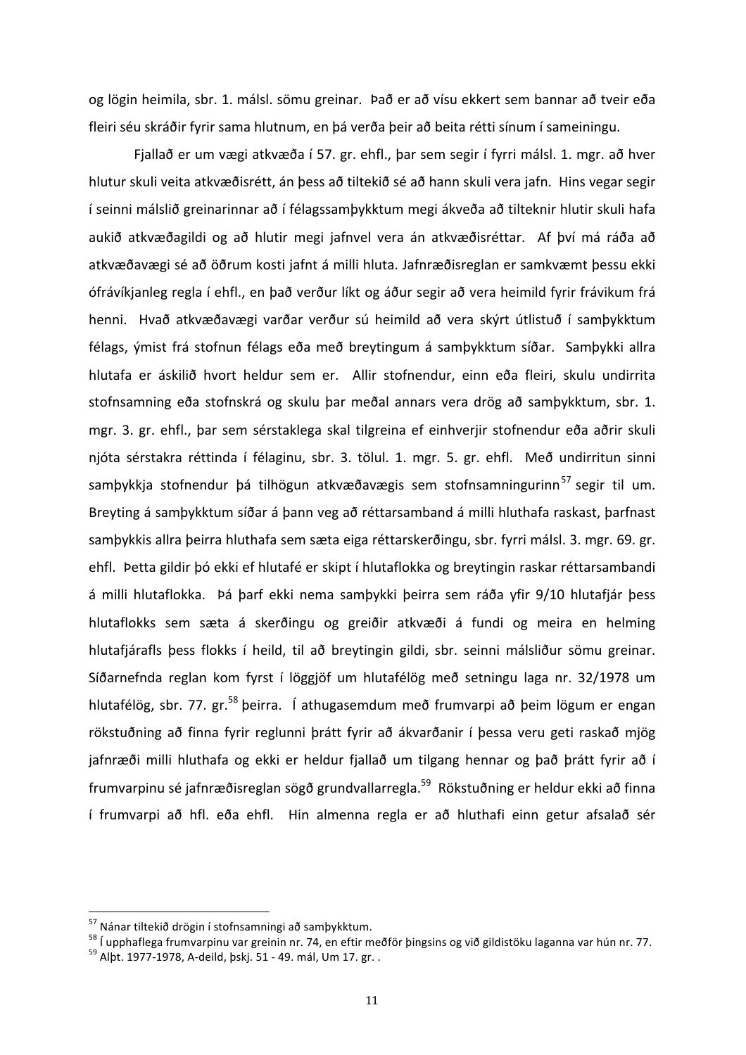og lögin heimila, sbr. 1. málsl. sömu greinar. Það er að vísu ekkert sem bannar að tveir eða fleiri séu skráðir fyrir sama hlutnum, en þá verða þeir að beita rétti sínum í sameiningu.

Fjallað er um vægi atkvæða í 57. gr. ehfl., þar sem segir í fyrri málsl. 1. mgr. að hver hlutur skuli veita atkvæðisrétt, án þess að tiltekið sé að hann skuli vera jafn. Hins vegar segir í seinni málslið greinarinnar að í félagssamþykktum megi ákveða að tilteknir hlutir skuli hafa aukið atkvæðagildi og að hlutir megi jafnvel vera án atkvæðisréttar. Af því má ráða að atkvæðavægi sé að öðrum kosti jafnt á milli hluta. Jafnræðisreglan er samkvæmt þessu ekki ófrávíkjanleg regla í ehfl., en það verður líkt og áður segir að vera heimild fyrir frávikum frá henni. Hvað atkvæðavægi varðar verður sú heimild að vera skýrt útlistuð í samþykktum félags, ýmist frá stofnun félags eða með breytingum á samþykktum síðar. Samþykki allra hlutafa er áskilið hvort heldur sem er. Allir stofnendur, einn eða fleiri, skulu undirrita stofnsamning eða stofnskrá og skulu þar meðal annars vera drög að samþykktum, sbr. 1. mgr. 3. gr. ehfl., þar sem sérstaklega skal tilgreina ef einhverjir stofnendur eða aðrir skuli njóta sérstakra réttinda í félaginu, sbr. 3. tölul. 1. mgr. 5. gr. ehfl. Með undirritun sinni samþykkja stofnendur þá tilhögun atkvæðavægis sem stofnsamningurinn[57] segir til um. Breyting á samþykktum síðar á þann veg að réttarsamband á milli hluthafa raskast, þarfnast samþykkis allra þeirra hluthafa sem sæta eiga réttarskerðingu, sbr. fyrri málsl. 3. mgr. 69. gr. ehfl. Þetta gildir þó ekki ef hlutafé er skipt í hlutaflokka og breytingin raskar réttarsambandi á milli hlutaflokka. Þá þarf ekki nema samþykki þeirra sem ráða yfir 9/10 hlutafjár þess hlutaflokks sem sæta á skerðingu og greiðir atkvæði á fundi og meira en helming hlutafjárafls þess flokks í heild, til að breytingin gildi, sbr. seinni málsliður sömu greinar. Síðarnefnda reglan kom fyrst í löggjöf um hlutafélög með setningu laga nr. 32/1978 um hlutafélög, sbr. 77. gr.[58] þeirra. Í athugasemdum með frumvarpi að þeim lögum er engan rökstuðning að finna fyrir reglunni þrátt fyrir að ákvarðanir í þessa veru geti raskað mjög jafnræði milli hluthafa og ekki er heldur fjallað um tilgang hennar og það þrátt fyrir að í frumvarpinu sé jafnræðisreglan sögð grundvallarregla.[59] Rökstuðning er heldur ekki að finna í frumvarpi að hfl. eða ehfl. Hin almenna regla er að hluthafi einn getur afsalað sér

---

[57] Nánar tiltekið drögin í stofnsamningi að samþykktum.

[58] Í upphaflega frumvarpinu var greinin nr. 74, en eftir meðför þingsins og við gildistöku laganna var hún nr. 77.

[59] Alþt. 1977-1978, A-deild, þskj. 51 - 49. mál, Um 17. gr. .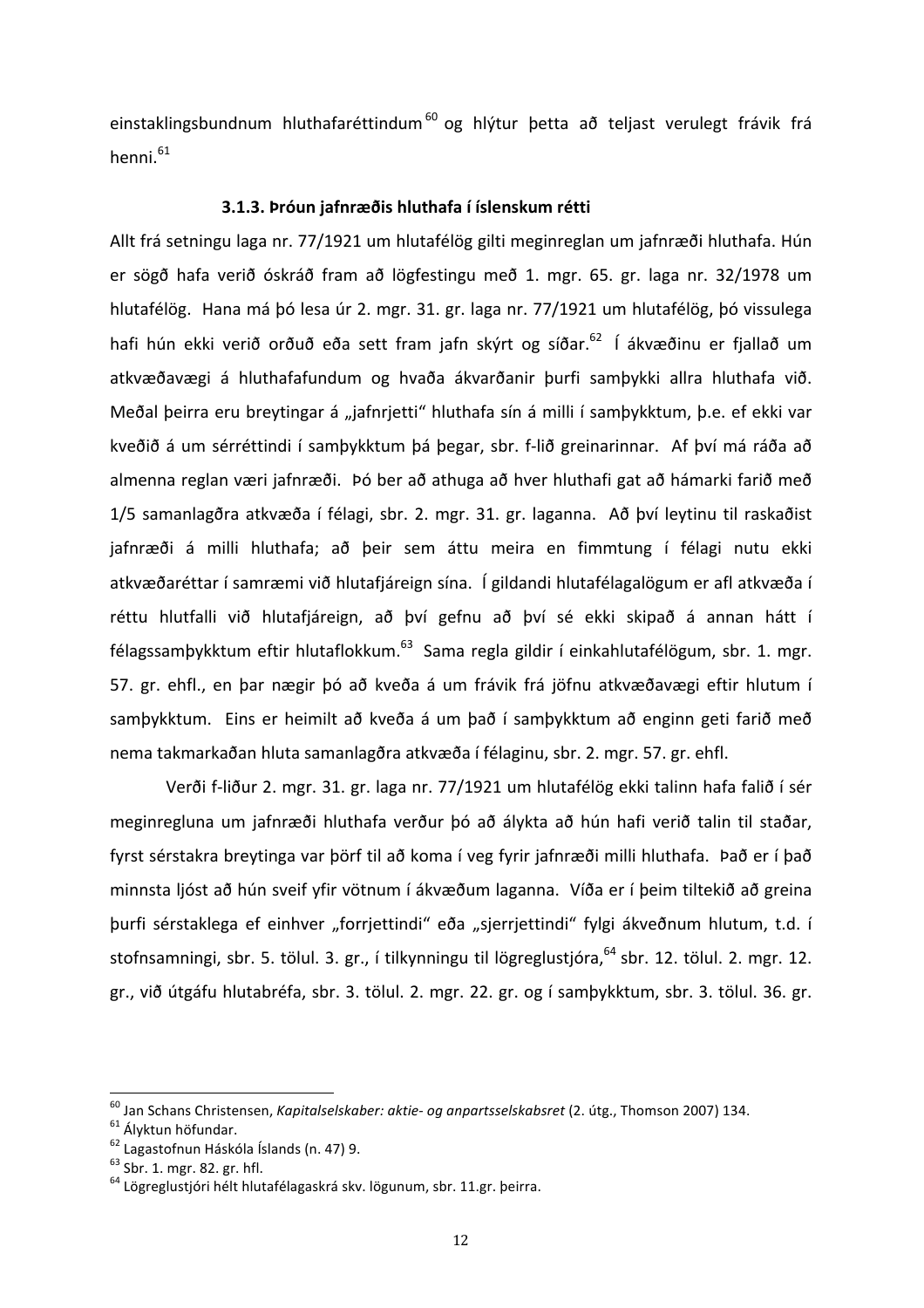einstaklingsbundnum hluthafaréttindum[60] og hlýtur þetta að teljast verulegt frávik frá henni.[61]

### 3.1.3. Þróun jafnræðis hluthafa í íslenskum rétti

Allt frá setningu laga nr. 77/1921 um hlutafélög gilti meginreglan um jafnræði hluthafa. Hún er sögð hafa verið óskráð fram að lögfestingu með 1. mgr. 65. gr. laga nr. 32/1978 um hlutafélög. Hana má þó lesa úr 2. mgr. 31. gr. laga nr. 77/1921 um hlutafélög, þó vissulega hafi hún ekki verið orðuð eða sett fram jafn skýrt og síðar.[62] Í ákvæðinu er fjallað um atkvæðavægi á hluthafafundum og hvaða ákvarðanir þurfi samþykki allra hluthafa við. Meðal þeirra eru breytingar á „jafnrjetti" hluthafa sín á milli í samþykktum, þ.e. ef ekki var kveðið á um sérréttindi í samþykktum þá þegar, sbr. f-lið greinarinnar. Af því má ráða að almenna reglan væri jafnræði. Þó ber að athuga að hver hluthafi gat að hámarki farið með 1/5 samanlagðra atkvæða í félagi, sbr. 2. mgr. 31. gr. laganna. Að því leytinu til raskaðist jafnræði á milli hluthafa; að þeir sem áttu meira en fimmtung í félagi nutu ekki atkvæðaréttar í samræmi við hlutafjáreign sína. Í gildandi hlutafélagalögum er afl atkvæða í réttu hlutfalli við hlutafjáreign, að því gefnu að því sé ekki skipað á annan hátt í félagssamþykktum eftir hlutaflokkum.[63] Sama regla gildir í einkahlutafélögum, sbr. 1. mgr. 57. gr. ehfl., en þar nægir þó að kveða á um frávik frá jöfnu atkvæðavægi eftir hlutum í samþykktum. Eins er heimilt að kveða á um það í samþykktum að enginn geti farið með nema takmarkaðan hluta samanlagðra atkvæða í félaginu, sbr. 2. mgr. 57. gr. ehfl.

Verði f-liður 2. mgr. 31. gr. laga nr. 77/1921 um hlutafélög ekki talinn hafa falið í sér meginregluna um jafnræði hluthafa verður þó að álykta að hún hafi verið talin til staðar, fyrst sérstakra breytinga var þörf til að koma í veg fyrir jafnræði milli hluthafa. Það er í það minnsta ljóst að hún sveif yfir vötnum í ákvæðum laganna. Víða er í þeim tiltekið að greina þurfi sérstaklega ef einhver „forrjettindi" eða „sjerrjettindi" fylgi ákveðnum hlutum, t.d. í stofnsamningi, sbr. 5. tölul. 3. gr., í tilkynningu til lögreglustjóra,[64] sbr. 12. tölul. 2. mgr. 12. gr., við útgáfu hlutabréfa, sbr. 3. tölul. 2. mgr. 22. gr. og í samþykktum, sbr. 3. tölul. 36. gr.

---

[60] Jan Schans Christensen, *Kapitalselskaber: aktie- og anpartsselskabsret* (2. útg., Thomson 2007) 134.

[61] Ályktun höfundar.

[62] Lagastofnun Háskóla Íslands (n. 47) 9.

[63] Sbr. 1. mgr. 82. gr. hfl.

[64] Lögreglustjóri hélt hlutafélagaskrá skv. lögunum, sbr. 11.gr. þeirra.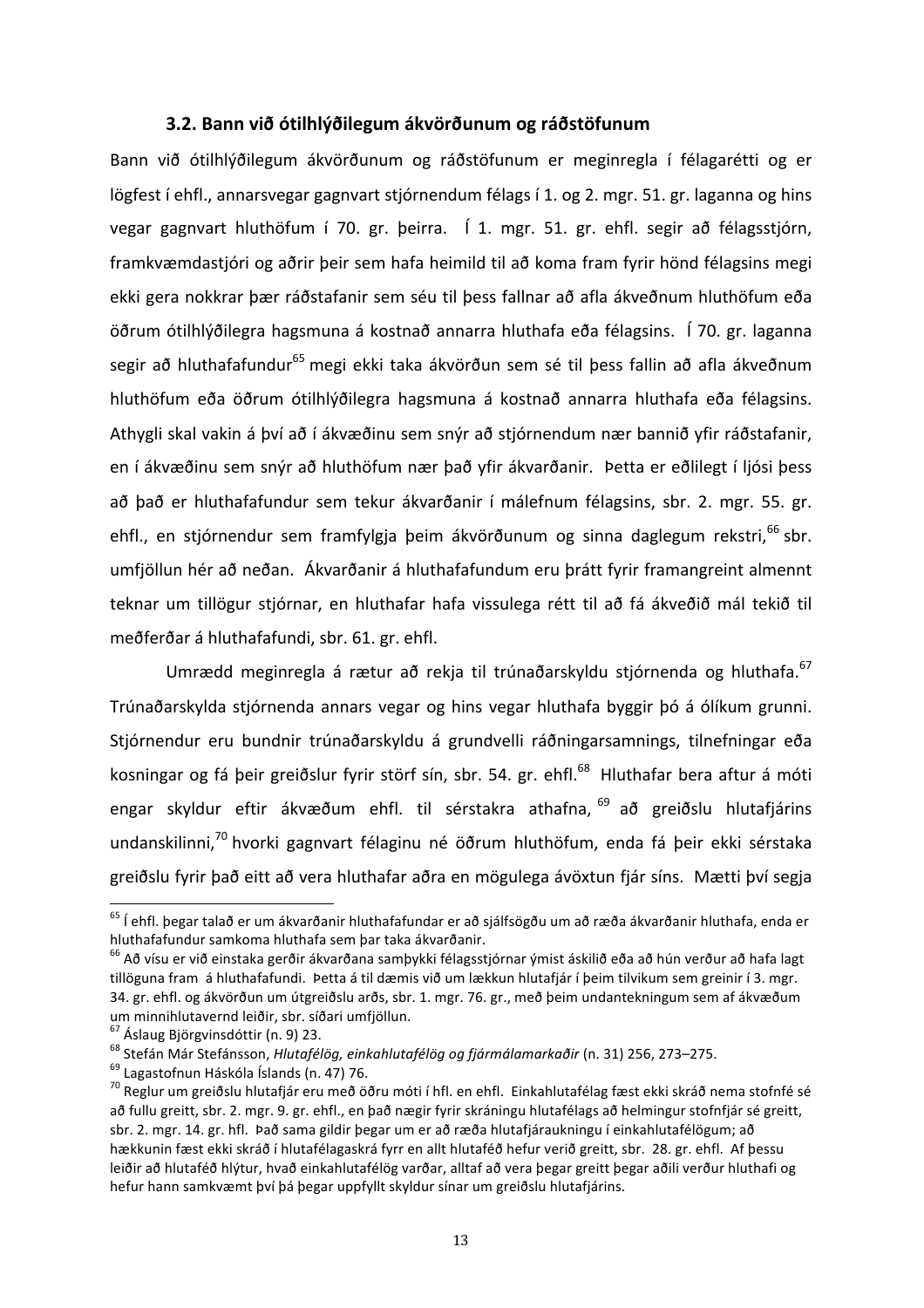### 3.2. Bann við ótilhlýðilegum ákvörðunum og ráðstöfunum

Bann við ótilhlýðilegum ákvörðunum og ráðstöfunum er meginregla í félagarétti og er lögfest í ehfl., annarsvegar gagnvart stjórnendum félags í 1. og 2. mgr. 51. gr. laganna og hins vegar gagnvart hluthöfum í 70. gr. þeirra. Í 1. mgr. 51. gr. ehfl. segir að félagsstjórn, framkvæmdastjóri og aðrir þeir sem hafa heimild til að koma fram fyrir hönd félagsins megi ekki gera nokkrar þær ráðstafanir sem séu til þess fallnar að afla ákveðnum hluthöfum eða öðrum ótilhlýðilegra hagsmuna á kostnað annarra hluthafa eða félagsins. Í 70. gr. laganna segir að hluthafafundur[65] megi ekki taka ákvörðun sem sé til þess fallin að afla ákveðnum hluthöfum eða öðrum ótilhlýðilegra hagsmuna á kostnað annarra hluthafa eða félagsins. Athygli skal vakin á því að í ákvæðinu sem snýr að stjórnendum nær bannið yfir ráðstafanir, en í ákvæðinu sem snýr að hluthöfum nær það yfir ákvarðanir. Þetta er eðlilegt í ljósi þess að það er hluthafafundur sem tekur ákvarðanir í málefnum félagsins, sbr. 2. mgr. 55. gr. ehfl., en stjórnendur sem framfylgja þeim ákvörðunum og sinna daglegum rekstri,[66] sbr. umfjöllun hér að neðan. Ákvarðanir á hluthafafundum eru þrátt fyrir framangreint almennt teknar um tillögur stjórnar, en hluthafar hafa vissulega rétt til að fá ákveðið mál tekið til meðferðar á hluthafafundi, sbr. 61. gr. ehfl.

Umrædd meginregla á rætur að rekja til trúnaðarskyldu stjórnenda og hluthafa.[67] Trúnaðarskylda stjórnenda annars vegar og hins vegar hluthafa byggir þó á ólíkum grunni. Stjórnendur eru bundnir trúnaðarskyldu á grundvelli ráðningarsamnings, tilnefningar eða kosningar og fá þeir greiðslur fyrir störf sín, sbr. 54. gr. ehfl.[68] Hluthafar bera aftur á móti engar skyldur eftir ákvæðum ehfl. til sérstakra athafna,[69] að greiðslu hlutafjárins undanskilinni,[70] hvorki gagnvart félaginu né öðrum hluthöfum, enda fá þeir ekki sérstaka greiðslu fyrir það eitt að vera hluthafar aðra en mögulega ávöxtun fjár síns. Mætti því segja

---

[65] Í ehfl. þegar talað er um ákvarðanir hluthafafundar er að sjálfsögðu um að ræða ákvarðanir hluthafa, enda er hluthafafundur samkoma hluthafa sem þar taka ákvarðanir.

[66] Að vísu er við einstaka gerðir ákvarðana samþykki félagsstjórnar ýmist áskilið eða að hún verður að hafa lagt tillöguna fram á hluthafafundi. Þetta á til dæmis við um lækkun hlutafjár í þeim tilvikum sem greinir í 3. mgr. 34. gr. ehfl. og ákvörðun um útgreiðslu arðs, sbr. 1. mgr. 76. gr., með þeim undantekningum sem af ákvæðum um minnihlutavernd leiðir, sbr. síðari umfjöllun.

[67] Áslaug Björgvinsdóttir (n. 9) 23.

[68] Stefán Már Stefánsson, *Hlutafélög, einkahlutafélög og fjármálamarkaðir* (n. 31) 256, 273–275.

[69] Lagastofnun Háskóla Íslands (n. 47) 76.

[70] Reglur um greiðslu hlutafjár eru með öðru móti í hfl. en ehfl. Einkahlutafélag fæst ekki skráð nema stofnfé sé að fullu greitt, sbr. 2. mgr. 9. gr. ehfl., en það nægir fyrir skráningu hlutafélags að helmingur stofnfjár sé greitt, sbr. 2. mgr. 14. gr. hfl. Það sama gildir þegar um er að ræða hlutafjáraukningu í einkahlutafélögum; að hækkunin fæst ekki skráð í hlutafélagaskrá fyrr en allt hlutaféð hefur verið greitt, sbr. 28. gr. ehfl. Af þessu leiðir að hlutaféð hlýtur, hvað einkahlutafélög varðar, alltaf að vera þegar greitt þegar aðili verður hluthafi og hefur hann samkvæmt því þá þegar uppfyllt skyldur sínar um greiðslu hlutafjárins.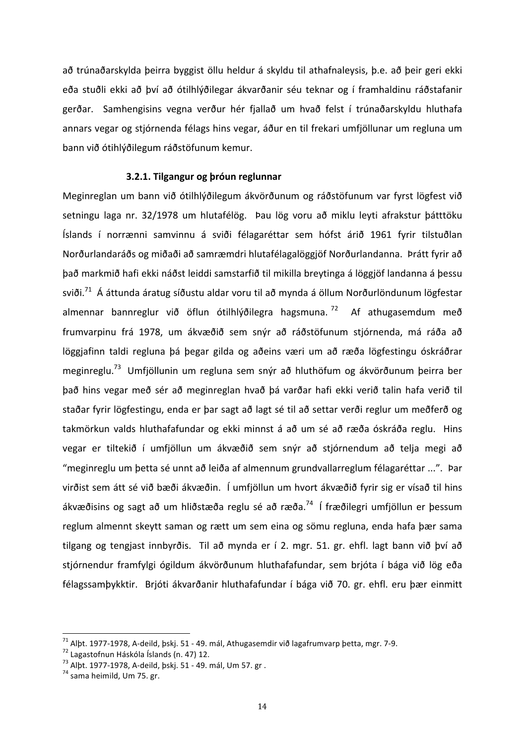að trúnaðarskylda þeirra byggist öllu heldur á skyldu til athafnaleysis, þ.e. að þeir geri ekki eða stuðli ekki að því að ótilhlýðilegar ákvarðanir séu teknar og í framhaldinu ráðstafanir gerðar. Samhengisins vegna verður hér fjallað um hvað felst í trúnaðarskyldu hluthafa annars vegar og stjórnenda félags hins vegar, áður en til frekari umfjöllunar um regluna um bann við ótihlýðilegum ráðstöfunum kemur.

#### 3.2.1. Tilgangur og þróun reglunnar

Meginreglan um bann við ótilhlýðilegum ákvörðunum og ráðstöfunum var fyrst lögfest við setningu laga nr. 32/1978 um hlutafélög. Þau lög voru að miklu leyti afrakstur þátttöku Íslands í norrænni samvinnu á sviði félagaréttar sem hófst árið 1961 fyrir tilstuðlan Norðurlandaráðs og miðaði að samræmdri hlutafélagalöggjöf Norðurlandanna. Þrátt fyrir að það markmið hafi ekki náðst leiddi samstarfið til mikilla breytinga á löggjöf landanna á þessu sviði.[71] Á áttunda áratug síðustu aldar voru til að mynda á öllum Norðurlöndunum lögfestar almennar bannreglur við öflun ótilhlýðilegra hagsmuna.[72] Af athugasemdum með frumvarpinu frá 1978, um ákvæðið sem snýr að ráðstöfunum stjórnenda, má ráða að löggjafinn taldi regluna þá þegar gilda og aðeins væri um að ræða lögfestingu óskráðrar meginreglu.[73] Umfjöllunin um regluna sem snýr að hluthöfum og ákvörðunum þeirra ber það hins vegar með sér að meginreglan hvað þá varðar hafi ekki verið talin hafa verið til staðar fyrir lögfestingu, enda er þar sagt að lagt sé til að settar verði reglur um meðferð og takmörkun valds hluthafafundar og ekki minnst á að um sé að ræða óskráða reglu. Hins vegar er tiltekið í umfjöllun um ákvæðið sem snýr að stjórnendum að telja megi að "meginreglu um þetta sé unnt að leiða af almennum grundvallarreglum félagaréttar ...". Þar virðist sem átt sé við bæði ákvæðin. Í umfjöllun um hvort ákvæðið fyrir sig er vísað til hins ákvæðisins og sagt að um hliðstæða reglu sé að ræða.[74] Í fræðilegri umfjöllun er þessum reglum almennt skeytt saman og rætt um sem eina og sömu regluna, enda hafa þær sama tilgang og tengjast innbyrðis. Til að mynda er í 2. mgr. 51. gr. ehfl. lagt bann við því að stjórnendur framfylgi ógildum ákvörðunum hluthafafundar, sem brjóta í bága við lög eða félagssamþykktir. Brjóti ákvarðanir hluthafafundar í bága við 70. gr. ehfl. eru þær einmitt

---

[71] Alþt. 1977-1978, A-deild, þskj. 51 - 49. mál, Athugasemdir við lagafrumvarp þetta, mgr. 7-9.

[72] Lagastofnun Háskóla Íslands (n. 47) 12.

[73] Alþt. 1977-1978, A-deild, þskj. 51 - 49. mál, Um 57. gr .

[74] sama heimild, Um 75. gr.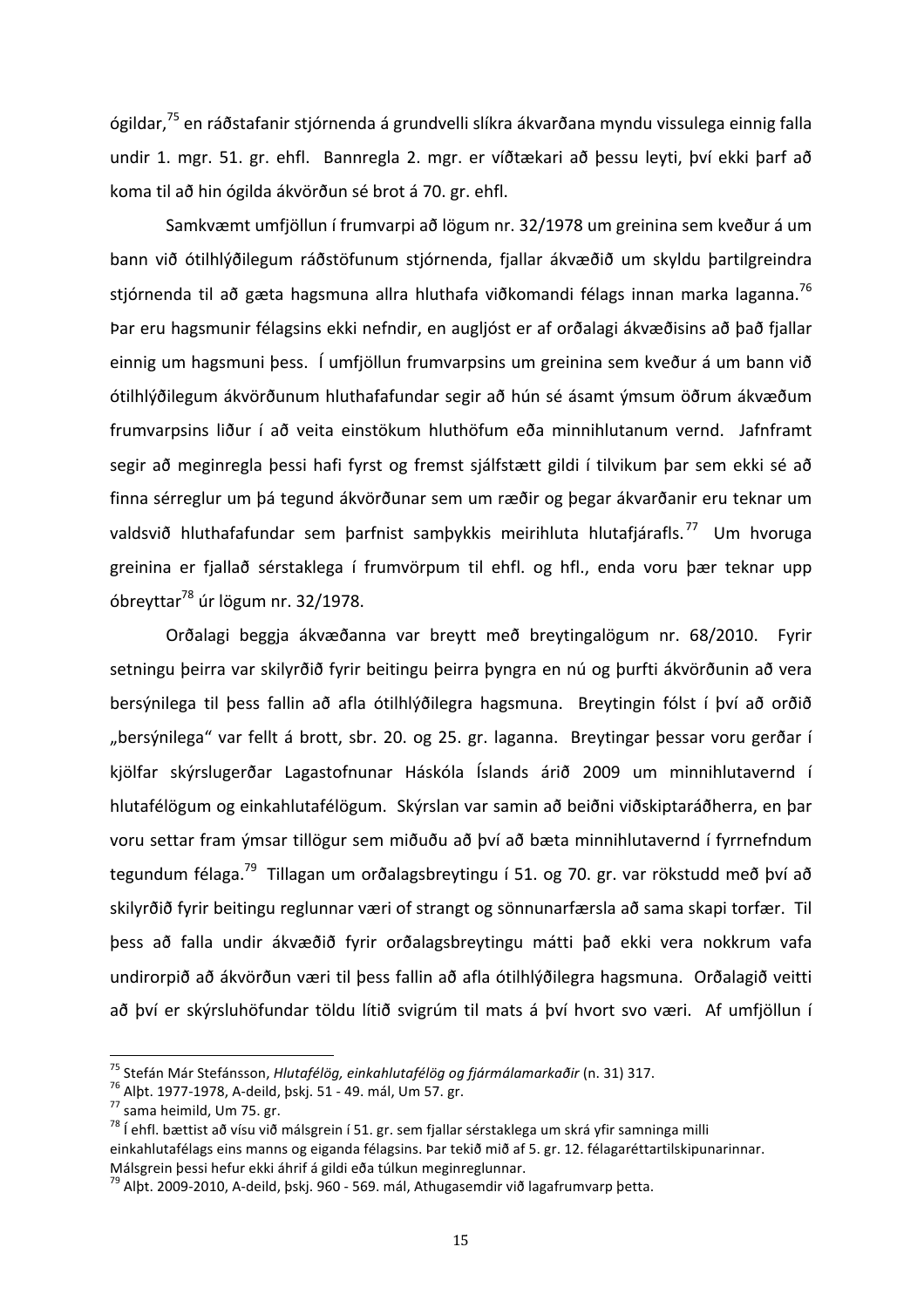ógildar,[75] en ráðstafanir stjórnenda á grundvelli slíkra ákvarðana myndu vissulega einnig falla undir 1. mgr. 51. gr. ehfl. Bannregla 2. mgr. er víðtækari að þessu leyti, því ekki þarf að koma til að hin ógilda ákvörðun sé brot á 70. gr. ehfl.

Samkvæmt umfjöllun í frumvarpi að lögum nr. 32/1978 um greinina sem kveður á um bann við ótilhlýðilegum ráðstöfunum stjórnenda, fjallar ákvæðið um skyldu þartilgreindra stjórnenda til að gæta hagsmuna allra hluthafa viðkomandi félags innan marka laganna.[76] Þar eru hagsmunir félagsins ekki nefndir, en augljóst er af orðalagi ákvæðisins að það fjallar einnig um hagsmuni þess. Í umfjöllun frumvarpsins um greinina sem kveður á um bann við ótilhlýðilegum ákvörðunum hluthafafundar segir að hún sé ásamt ýmsum öðrum ákvæðum frumvarpsins liður í að veita einstökum hluthöfum eða minnihlutanum vernd. Jafnframt segir að meginregla þessi hafi fyrst og fremst sjálfstætt gildi í tilvikum þar sem ekki sé að finna sérreglur um þá tegund ákvörðunar sem um ræðir og þegar ákvarðanir eru teknar um valdsvið hluthafafundar sem þarfnist samþykkis meirihluta hlutafjárafls.[77] Um hvoruga greinina er fjallað sérstaklega í frumvörpum til ehfl. og hfl., enda voru þær teknar upp óbreyttar[78] úr lögum nr. 32/1978.

Orðalagi beggja ákvæðanna var breytt með breytingalögum nr. 68/2010. Fyrir setningu þeirra var skilyrðið fyrir beitingu þeirra þyngra en nú og þurfti ákvörðunin að vera bersýnilega til þess fallin að afla ótilhlýðilegra hagsmuna. Breytingin fólst í því að orðið „bersýnilega" var fellt á brott, sbr. 20. og 25. gr. laganna. Breytingar þessar voru gerðar í kjölfar skýrslugerðar Lagastofnunar Háskóla Íslands árið 2009 um minnihlutavernd í hlutafélögum og einkahlutafélögum. Skýrslan var samin að beiðni viðskiptaráðherra, en þar voru settar fram ýmsar tillögur sem miðuðu að því að bæta minnihlutavernd í fyrrnefndum tegundum félaga.[79] Tillagan um orðalagsbreytingu í 51. og 70. gr. var rökstudd með því að skilyrðið fyrir beitingu reglunnar væri of strangt og sönnunarfærsla að sama skapi torfær. Til þess að falla undir ákvæðið fyrir orðalagsbreytingu mátti það ekki vera nokkrum vafa undirorpið að ákvörðun væri til þess fallin að afla ótilhlýðilegra hagsmuna. Orðalagið veitti að því er skýrsluhöfundar töldu lítið svigrúm til mats á því hvort svo væri. Af umfjöllun í

---

[75] Stefán Már Stefánsson, *Hlutafélög, einkahlutafélög og fjármálamarkaðir* (n. 31) 317.

[76] Alþt. 1977-1978, A-deild, þskj. 51 - 49. mál, Um 57. gr.

[77] sama heimild, Um 75. gr.

[78] Í ehfl. bættist að vísu við málsgrein í 51. gr. sem fjallar sérstaklega um skrá yfir samninga milli einkahlutafélags eins manns og eiganda félagsins. Þar tekið mið af 5. gr. 12. félagaréttartilskipunarinnar. Málsgrein þessi hefur ekki áhrif á gildi eða túlkun meginreglunnar.

[79] Alþt. 2009-2010, A-deild, þskj. 960 - 569. mál, Athugasemdir við lagafrumvarp þetta.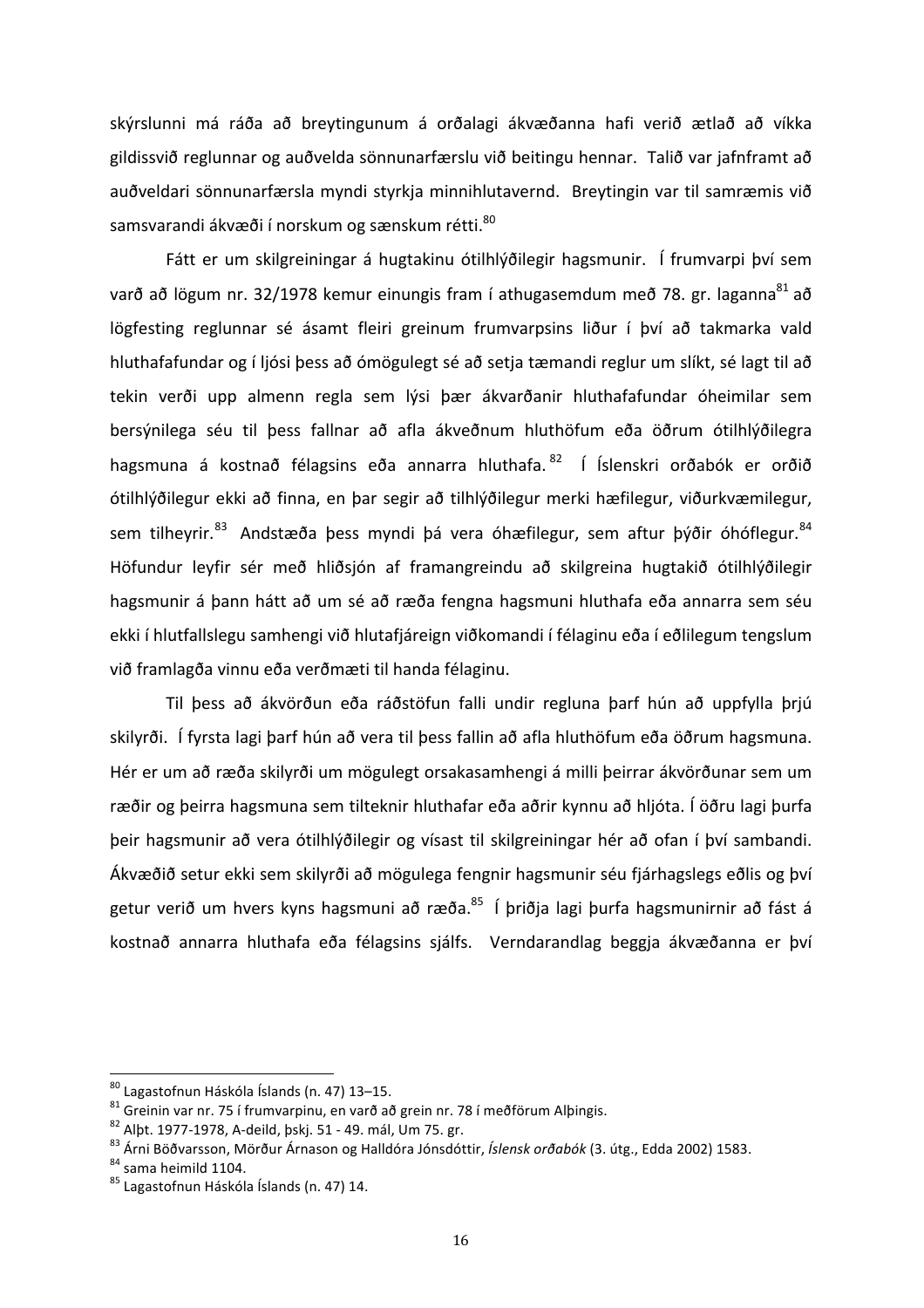skýrslunni má ráða að breytingunum á orðalagi ákvæðanna hafi verið ætlað að víkka gildissvið reglunnar og auðvelda sönnunarfærslu við beitingu hennar. Talið var jafnframt að auðveldari sönnunarfærsla myndi styrkja minnihlutavernd. Breytingin var til samræmis við samsvarandi ákvæði í norskum og sænskum rétti.[80]

Fátt er um skilgreiningar á hugtakinu ótilhlýðilegir hagsmunir. Í frumvarpi því sem varð að lögum nr. 32/1978 kemur einungis fram í athugasemdum með 78. gr. laganna[81] að lögfesting reglunnar sé ásamt fleiri greinum frumvarpsins liður í því að takmarka vald hluthafafundar og í ljósi þess að ómögulegt sé að setja tæmandi reglur um slíkt, sé lagt til að tekin verði upp almenn regla sem lýsi þær ákvarðanir hluthafafundar óheimilar sem bersýnilega séu til þess fallnar að afla ákveðnum hluthöfum eða öðrum ótilhlýðilegra hagsmuna á kostnað félagsins eða annarra hluthafa.[82] Í Íslenskri orðabók er orðið ótilhlýðilegur ekki að finna, en þar segir að tilhlýðilegur merki hæfilegur, viðurkvæmilegur, sem tilheyrir.[83] Andstæða þess myndi þá vera óhæfilegur, sem aftur þýðir óhóflegur.[84] Höfundur leyfir sér með hliðsjón af framangreindu að skilgreina hugtakið ótilhlýðilegir hagsmunir á þann hátt að um sé að ræða fengna hagsmuni hluthafa eða annarra sem séu ekki í hlutfallslegu samhengi við hlutafjáreign viðkomandi í félaginu eða í eðlilegum tengslum við framlagða vinnu eða verðmæti til handa félaginu.

Til þess að ákvörðun eða ráðstöfun falli undir regluna þarf hún að uppfylla þrjú skilyrði. Í fyrsta lagi þarf hún að vera til þess fallin að afla hluthöfum eða öðrum hagsmuna. Hér er um að ræða skilyrði um mögulegt orsakasamhengi á milli þeirrar ákvörðunar sem um ræðir og þeirra hagsmuna sem tilteknir hluthafar eða aðrir kynnu að hljóta. Í öðru lagi þurfa þeir hagsmunir að vera ótilhlýðilegir og vísast til skilgreiningar hér að ofan í því sambandi. Ákvæðið setur ekki sem skilyrði að mögulega fengnir hagsmunir séu fjárhagslegs eðlis og því getur verið um hvers kyns hagsmuni að ræða.[85] Í þriðja lagi þurfa hagsmunirnir að fást á kostnað annarra hluthafa eða félagsins sjálfs. Verndarandlag beggja ákvæðanna er því

---

[80] Lagastofnun Háskóla Íslands (n. 47) 13–15.

[81] Greinin var nr. 75 í frumvarpinu, en varð að grein nr. 78 í meðförum Alþingis.

[82] Alþt. 1977-1978, A-deild, þskj. 51 - 49. mál, Um 75. gr.

[83] Árni Böðvarsson, Mörður Árnason og Halldóra Jónsdóttir, *Íslensk orðabók* (3. útg., Edda 2002) 1583.

[84] sama heimild 1104.

[85] Lagastofnun Háskóla Íslands (n. 47) 14.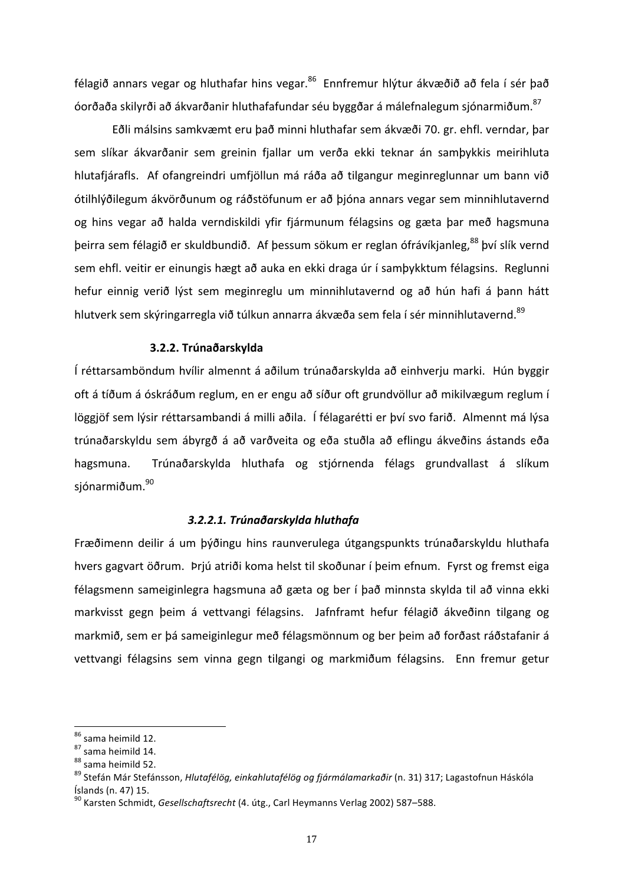félagið annars vegar og hluthafar hins vegar.[86] Ennfremur hlýtur ákvæðið að fela í sér það óorðaða skilyrði að ákvarðanir hluthafafundar séu byggðar á málefnalegum sjónarmiðum.[87]

Eðli málsins samkvæmt eru það minni hluthafar sem ákvæði 70. gr. ehfl. verndar, þar sem slíkar ákvarðanir sem greinin fjallar um verða ekki teknar án samþykkis meirihluta hlutafjárafls. Af ofangreindri umfjöllun má ráða að tilgangur meginreglunnar um bann við ótilhlýðilegum ákvörðunum og ráðstöfunum er að þjóna annars vegar sem minnihlutavernd og hins vegar að halda verndiskildi yfir fjármunum félagsins og gæta þar með hagsmuna þeirra sem félagið er skuldbundið. Af þessum sökum er reglan ófrávíkjanleg,[88] því slík vernd sem ehfl. veitir er einungis hægt að auka en ekki draga úr í samþykktum félagsins. Reglunni hefur einnig verið lýst sem meginreglu um minnihlutavernd og að hún hafi á þann hátt hlutverk sem skýringarregla við túlkun annarra ákvæða sem fela í sér minnihlutavernd.[89]

#### 3.2.2. Trúnaðarskylda

Í réttarsamböndum hvílir almennt á aðilum trúnaðarskylda að einhverju marki. Hún byggir oft á tíðum á óskráðum reglum, en er engu að síður oft grundvöllur að mikilvægum reglum í löggjöf sem lýsir réttarsambandi á milli aðila. Í félagarétti er því svo farið. Almennt má lýsa trúnaðarskyldu sem ábyrgð á að varðveita og eða stuðla að eflingu ákveðins ástands eða hagsmuna. Trúnaðarskylda hluthafa og stjórnenda félags grundvallast á slíkum sjónarmiðum.[90]

##### *3.2.2.1. Trúnaðarskylda hluthafa*

Fræðimenn deilir á um þýðingu hins raunverulega útgangspunkts trúnaðarskyldu hluthafa hvers gagvart öðrum. Þrjú atriði koma helst til skoðunar í þeim efnum. Fyrst og fremst eiga félagsmenn sameiginlegra hagsmuna að gæta og ber í það minnsta skylda til að vinna ekki markvisst gegn þeim á vettvangi félagsins. Jafnframt hefur félagið ákveðinn tilgang og markmið, sem er þá sameiginlegur með félagsmönnum og ber þeim að forðast ráðstafanir á vettvangi félagsins sem vinna gegn tilgangi og markmiðum félagsins. Enn fremur getur

---

[86] sama heimild 12.
[87] sama heimild 14.
[88] sama heimild 52.
[89] Stefán Már Stefánsson, *Hlutafélög, einkahlutafélög og fjármálamarkaðir* (n. 31) 317; Lagastofnun Háskóla Íslands (n. 47) 15.
[90] Karsten Schmidt, *Gesellschaftsrecht* (4. útg., Carl Heymanns Verlag 2002) 587–588.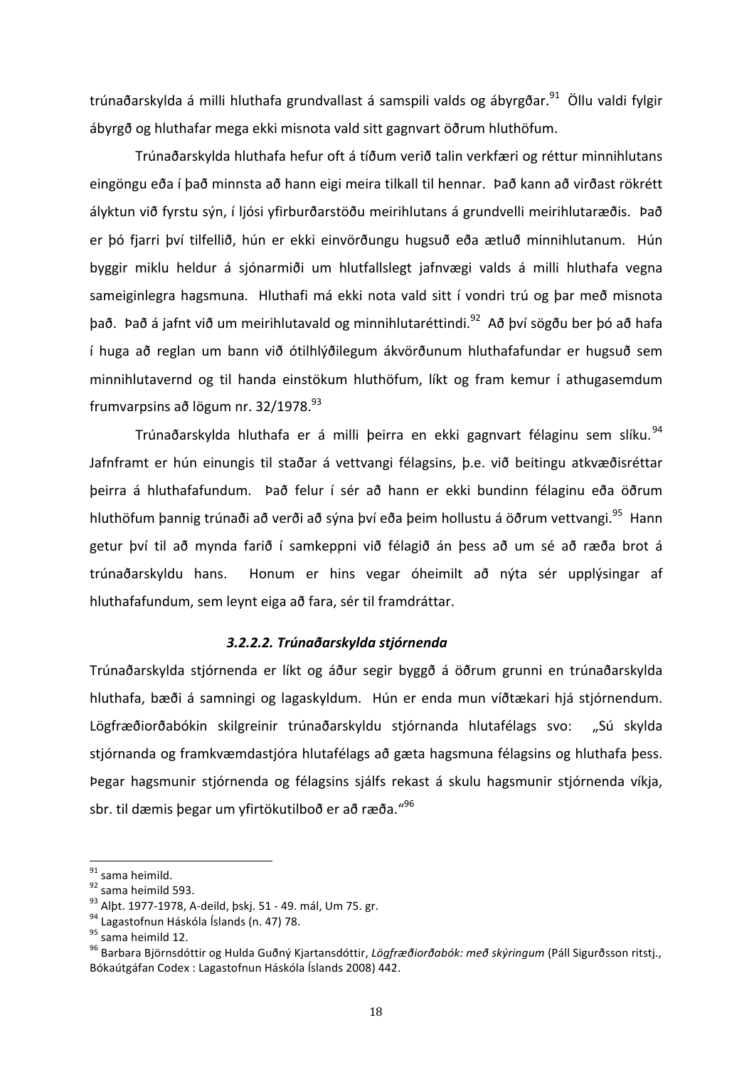trúnaðarskylda á milli hluthafa grundvallast á samspili valds og ábyrgðar.[91] Öllu valdi fylgir ábyrgð og hluthafar mega ekki misnota vald sitt gagnvart öðrum hluthöfum.

Trúnaðarskylda hluthafa hefur oft á tíðum verið talin verkfæri og réttur minnihlutans eingöngu eða í það minnsta að hann eigi meira tilkall til hennar. Það kann að virðast rökrétt ályktun við fyrstu sýn, í ljósi yfirburðarstöðu meirihlutans á grundvelli meirihlutaræðis. Það er þó fjarri því tilfellið, hún er ekki einvörðungu hugsuð eða ætluð minnihlutanum. Hún byggir miklu heldur á sjónarmiði um hlutfallslegt jafnvægi valds á milli hluthafa vegna sameiginlegra hagsmuna. Hluthafi má ekki nota vald sitt í vondri trú og þar með misnota það. Það á jafnt við um meirihlutavald og minnihlutaréttindi.[92] Að því sögðu ber þó að hafa í huga að reglan um bann við ótilhlýðilegum ákvörðunum hluthafafundar er hugsuð sem minnihlutavernd og til handa einstökum hluthöfum, líkt og fram kemur í athugasemdum frumvarpsins að lögum nr. 32/1978.[93]

Trúnaðarskylda hluthafa er á milli þeirra en ekki gagnvart félaginu sem slíku.[94] Jafnframt er hún einungis til staðar á vettvangi félagsins, þ.e. við beitingu atkvæðisréttar þeirra á hluthafafundum. Það felur í sér að hann er ekki bundinn félaginu eða öðrum hluthöfum þannig trúnaði að verði að sýna því eða þeim hollustu á öðrum vettvangi.[95] Hann getur því til að mynda farið í samkeppni við félagið án þess að um sé að ræða brot á trúnaðarskyldu hans. Honum er hins vegar óheimilt að nýta sér upplýsingar af hluthafafundum, sem leynt eiga að fara, sér til framdráttar.

#### *3.2.2.2. Trúnaðarskylda stjórnenda*

Trúnaðarskylda stjórnenda er líkt og áður segir byggð á öðrum grunni en trúnaðarskylda hluthafa, bæði á samningi og lagaskyldum. Hún er enda mun víðtækari hjá stjórnendum. Lögfræðiorðabókin skilgreinir trúnaðarskyldu stjórnanda hlutafélags svo: „Sú skylda stjórnanda og framkvæmdastjóra hlutafélags að gæta hagsmuna félagsins og hluthafa þess. Þegar hagsmunir stjórnenda og félagsins sjálfs rekast á skulu hagsmunir stjórnenda víkja, sbr. til dæmis þegar um yfirtökutilboð er að ræða."[96]

---

[91] sama heimild.
[92] sama heimild 593.
[93] Alþt. 1977-1978, A-deild, þskj. 51 - 49. mál, Um 75. gr.
[94] Lagastofnun Háskóla Íslands (n. 47) 78.
[95] sama heimild 12.
[96] Barbara Björnsdóttir og Hulda Guðný Kjartansdóttir, *Lögfræðiorðabók: með skýringum* (Páll Sigurðsson ritstj., Bókaútgáfan Codex : Lagastofnun Háskóla Íslands 2008) 442.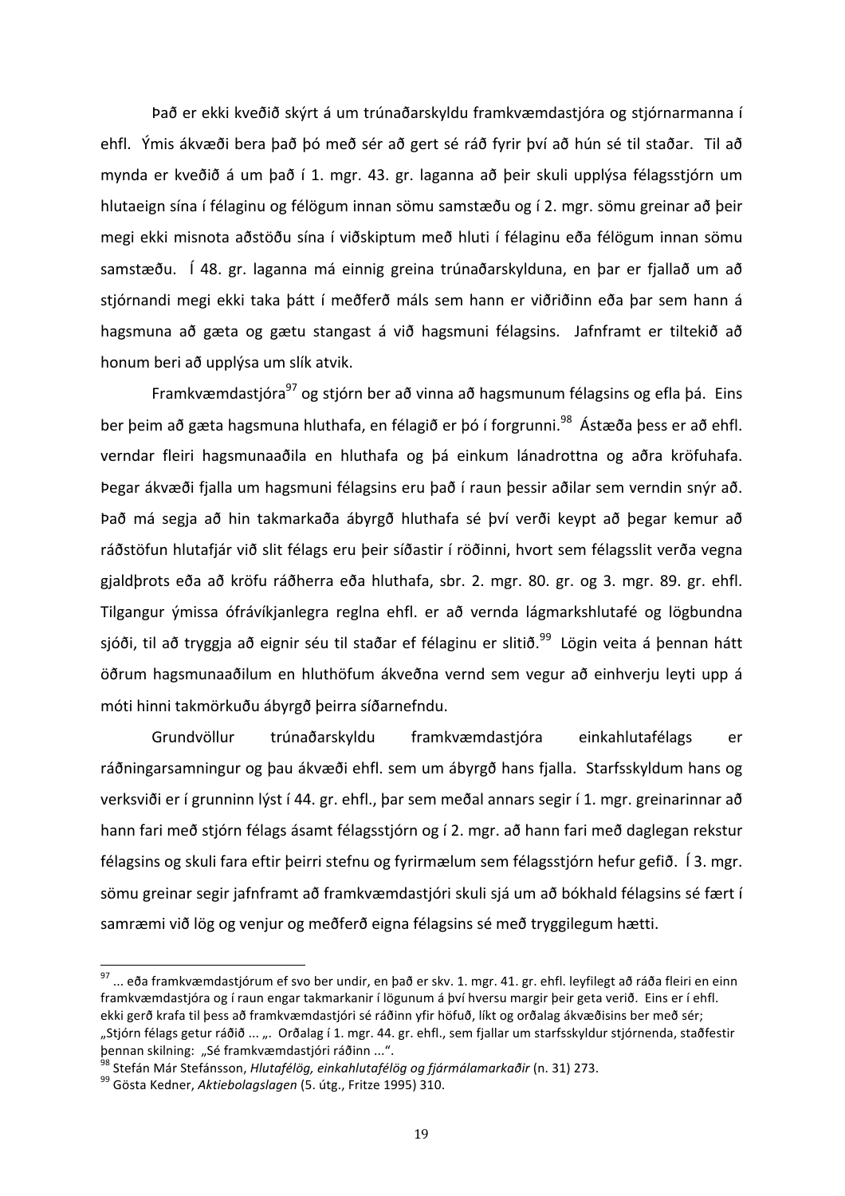Það er ekki kveðið skýrt á um trúnaðarskyldu framkvæmdastjóra og stjórnarmanna í ehfl. Ýmis ákvæði bera það þó með sér að gert sé ráð fyrir því að hún sé til staðar. Til að mynda er kveðið á um það í 1. mgr. 43. gr. laganna að þeir skuli upplýsa félagsstjórn um hlutaeign sína í félaginu og félögum innan sömu samstæðu og í 2. mgr. sömu greinar að þeir megi ekki misnota aðstöðu sína í viðskiptum með hluti í félaginu eða félögum innan sömu samstæðu. Í 48. gr. laganna má einnig greina trúnaðarskylduna, en þar er fjallað um að stjórnandi megi ekki taka þátt í meðferð máls sem hann er viðriðinn eða þar sem hann á hagsmuna að gæta og gætu stangast á við hagsmuni félagsins. Jafnframt er tiltekið að honum beri að upplýsa um slík atvik.

Framkvæmdastjóra[97] og stjórn ber að vinna að hagsmunum félagsins og efla þá. Eins ber þeim að gæta hagsmuna hluthafa, en félagið er þó í forgrunni.[98] Ástæða þess er að ehfl. verndar fleiri hagsmunaaðila en hluthafa og þá einkum lánadrottna og aðra kröfuhafa. Þegar ákvæði fjalla um hagsmuni félagsins eru það í raun þessir aðilar sem verndin snýr að. Það má segja að hin takmarkaða ábyrgð hluthafa sé því verði keypt að þegar kemur að ráðstöfun hlutafjár við slit félags eru þeir síðastir í röðinni, hvort sem félagsslit verða vegna gjaldþrots eða að kröfu ráðherra eða hluthafa, sbr. 2. mgr. 80. gr. og 3. mgr. 89. gr. ehfl. Tilgangur ýmissa ófrávíkjanlegra reglna ehfl. er að vernda lágmarkshlutafé og lögbundna sjóði, til að tryggja að eignir séu til staðar ef félaginu er slitið.[99] Lögin veita á þennan hátt öðrum hagsmunaaðilum en hluthöfum ákveðna vernd sem vegur að einhverju leyti upp á móti hinni takmörkuðu ábyrgð þeirra síðarnefndu.

Grundvöllur trúnaðarskyldu framkvæmdastjóra einkahlutafélags er ráðningarsamningur og þau ákvæði ehfl. sem um ábyrgð hans fjalla. Starfsskyldum hans og verksviði er í grunninn lýst í 44. gr. ehfl., þar sem meðal annars segir í 1. mgr. greinarinnar að hann fari með stjórn félags ásamt félagsstjórn og í 2. mgr. að hann fari með daglegan rekstur félagsins og skuli fara eftir þeirri stefnu og fyrirmælum sem félagsstjórn hefur gefið. Í 3. mgr. sömu greinar segir jafnframt að framkvæmdastjóri skuli sjá um að bókhald félagsins sé fært í samræmi við lög og venjur og meðferð eigna félagsins sé með tryggilegum hætti.

---

[97] ... eða framkvæmdastjórum ef svo ber undir, en það er skv. 1. mgr. 41. gr. ehfl. leyfilegt að ráða fleiri en einn framkvæmdastjóra og í raun engar takmarkanir í lögunum á því hversu margir þeir geta verið. Eins er í ehfl. ekki gerð krafa til þess að framkvæmdastjóri sé ráðinn yfir höfuð, líkt og orðalag ákvæðisins ber með sér; „Stjórn félags getur ráðið ... „. Orðalag í 1. mgr. 44. gr. ehfl., sem fjallar um starfsskyldur stjórnenda, staðfestir þennan skilning: „Sé framkvæmdastjóri ráðinn ...".

[98] Stefán Már Stefánsson, *Hlutafélög, einkahlutafélög og fjármálamarkaðir* (n. 31) 273.

[99] Gösta Kedner, *Aktiebolagslagen* (5. útg., Fritze 1995) 310.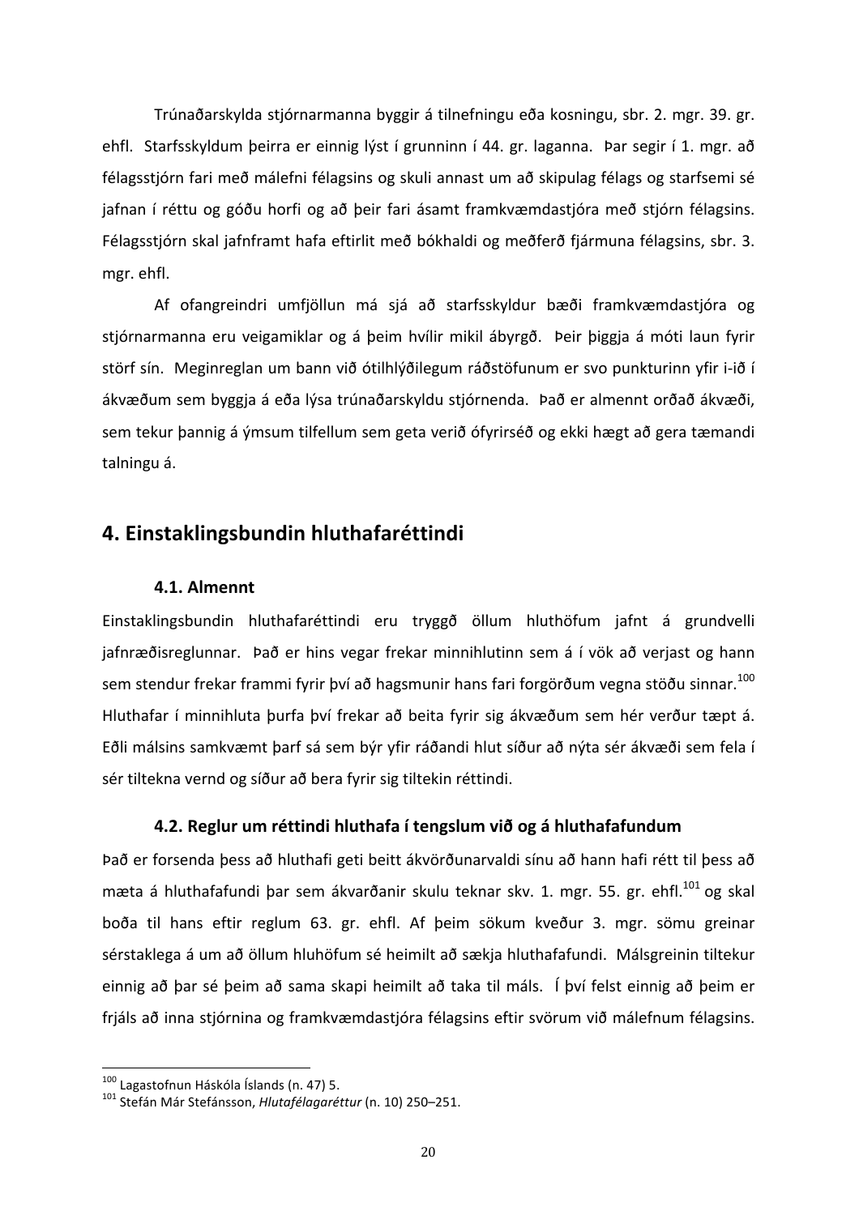Trúnaðarskylda stjórnarmanna byggir á tilnefningu eða kosningu, sbr. 2. mgr. 39. gr. ehfl. Starfsskyldum þeirra er einnig lýst í grunninn í 44. gr. laganna. Þar segir í 1. mgr. að félagsstjórn fari með málefni félagsins og skuli annast um að skipulag félags og starfsemi sé jafnan í réttu og góðu horfi og að þeir fari ásamt framkvæmdastjóra með stjórn félagsins. Félagsstjórn skal jafnframt hafa eftirlit með bókhaldi og meðferð fjármuna félagsins, sbr. 3. mgr. ehfl.

Af ofangreindri umfjöllun má sjá að starfsskyldur bæði framkvæmdastjóra og stjórnarmanna eru veigamiklar og á þeim hvílir mikil ábyrgð. Þeir þiggja á móti laun fyrir störf sín. Meginreglan um bann við ótilhlýðilegum ráðstöfunum er svo punkturinn yfir i-ið í ákvæðum sem byggja á eða lýsa trúnaðarskyldu stjórnenda. Það er almennt orðað ákvæði, sem tekur þannig á ýmsum tilfellum sem geta verið ófyrirséð og ekki hægt að gera tæmandi talningu á.

## 4. Einstaklingsbundin hluthafaréttindi

### 4.1. Almennt

Einstaklingsbundin hluthafaréttindi eru tryggð öllum hluthöfum jafnt á grundvelli jafnræðisreglunnar. Það er hins vegar frekar minnihlutinn sem á í vök að verjast og hann sem stendur frekar frammi fyrir því að hagsmunir hans fari forgörðum vegna stöðu sinnar.[100] Hluthafar í minnihluta þurfa því frekar að beita fyrir sig ákvæðum sem hér verður tæpt á. Eðli málsins samkvæmt þarf sá sem býr yfir ráðandi hlut síður að nýta sér ákvæði sem fela í sér tiltekna vernd og síður að bera fyrir sig tiltekin réttindi.

### 4.2. Reglur um réttindi hluthafa í tengslum við og á hluthafafundum

Það er forsenda þess að hluthafi geti beitt ákvörðunarvaldi sínu að hann hafi rétt til þess að mæta á hluthafafundi þar sem ákvarðanir skulu teknar skv. 1. mgr. 55. gr. ehfl.[101] og skal boða til hans eftir reglum 63. gr. ehfl. Af þeim sökum kveður 3. mgr. sömu greinar sérstaklega á um að öllum hluhöfum sé heimilt að sækja hluthafafundi. Málsgreinin tiltekur einnig að þar sé þeim að sama skapi heimilt að taka til máls. Í því felst einnig að þeim er frjáls að inna stjórnina og framkvæmdastjóra félagsins eftir svörum við málefnum félagsins.

---

[100] Lagastofnun Háskóla Íslands (n. 47) 5.

[101] Stefán Már Stefánsson, *Hlutafélagaréttur* (n. 10) 250–251.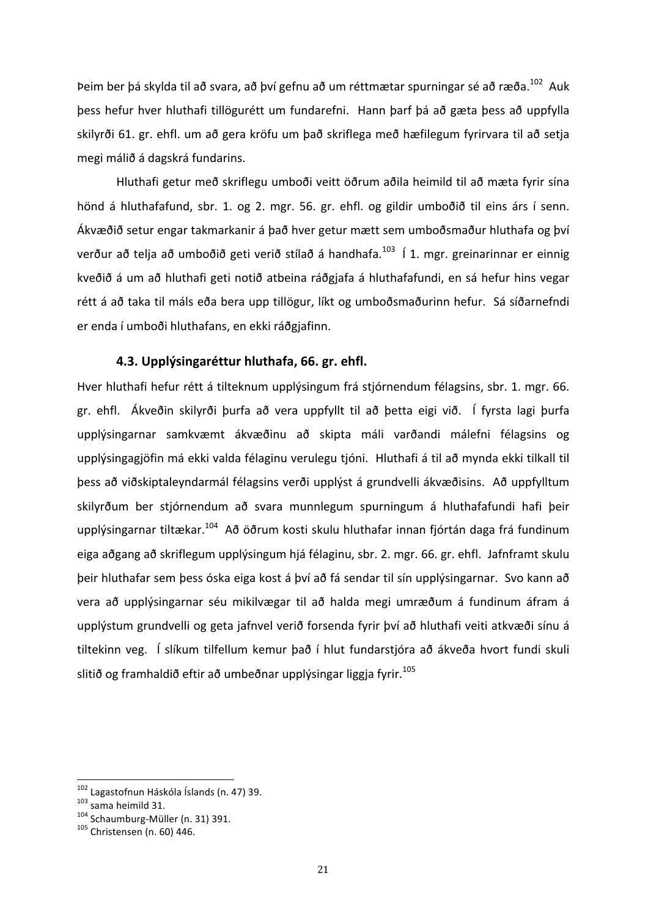Þeim ber þá skylda til að svara, að því gefnu að um réttmætar spurningar sé að ræða.[102] Auk þess hefur hver hluthafi tillögurétt um fundarefni. Hann þarf þá að gæta þess að uppfylla skilyrði 61. gr. ehfl. um að gera kröfu um það skriflega með hæfilegum fyrirvara til að setja megi málið á dagskrá fundarins.

Hluthafi getur með skriflegu umboði veitt öðrum aðila heimild til að mæta fyrir sína hönd á hluthafafund, sbr. 1. og 2. mgr. 56. gr. ehfl. og gildir umboðið til eins árs í senn. Ákvæðið setur engar takmarkanir á það hver getur mætt sem umboðsmaður hluthafa og því verður að telja að umboðið geti verið stílað á handhafa.[103] Í 1. mgr. greinarinnar er einnig kveðið á um að hluthafi geti notið atbeina ráðgjafa á hluthafafundi, en sá hefur hins vegar rétt á að taka til máls eða bera upp tillögur, líkt og umboðsmaðurinn hefur. Sá síðarnefndi er enda í umboði hluthafans, en ekki ráðgjafinn.

### 4.3. Upplýsingaréttur hluthafa, 66. gr. ehfl.

Hver hluthafi hefur rétt á tilteknum upplýsingum frá stjórnendum félagsins, sbr. 1. mgr. 66. gr. ehfl. Ákveðin skilyrði þurfa að vera uppfyllt til að þetta eigi við. Í fyrsta lagi þurfa upplýsingarnar samkvæmt ákvæðinu að skipta máli varðandi málefni félagsins og upplýsingagjöfin má ekki valda félaginu verulegu tjóni. Hluthafi á til að mynda ekki tilkall til þess að viðskiptaleyndarmál félagsins verði upplýst á grundvelli ákvæðisins. Að uppfylltum skilyrðum ber stjórnendum að svara munnlegum spurningum á hluthafafundi hafi þeir upplýsingarnar tiltækar.[104] Að öðrum kosti skulu hluthafar innan fjórtán daga frá fundinum eiga aðgang að skriflegum upplýsingum hjá félaginu, sbr. 2. mgr. 66. gr. ehfl. Jafnframt skulu þeir hluthafar sem þess óska eiga kost á því að fá sendar til sín upplýsingarnar. Svo kann að vera að upplýsingarnar séu mikilvægar til að halda megi umræðum á fundinum áfram á upplýstum grundvelli og geta jafnvel verið forsenda fyrir því að hluthafi veiti atkvæði sínu á tiltekinn veg. Í slíkum tilfellum kemur það í hlut fundarstjóra að ákveða hvort fundi skuli slitið og framhaldið eftir að umbeðnar upplýsingar liggja fyrir.[105]

---

[102] Lagastofnun Háskóla Íslands (n. 47) 39.
[103] sama heimild 31.
[104] Schaumburg-Müller (n. 31) 391.
[105] Christensen (n. 60) 446.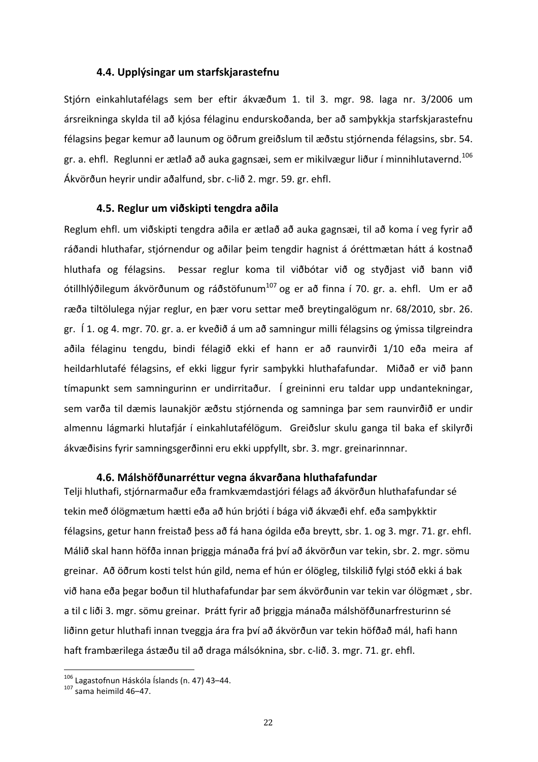### 4.4. Upplýsingar um starfskjarastefnu

Stjórn einkahlutafélags sem ber eftir ákvæðum 1. til 3. mgr. 98. laga nr. 3/2006 um ársreikninga skylda til að kjósa félaginu endurskoðanda, ber að samþykkja starfskjarastefnu félagsins þegar kemur að launum og öðrum greiðslum til æðstu stjórnenda félagsins, sbr. 54. gr. a. ehfl. Reglunni er ætlað að auka gagnsæi, sem er mikilvægur liður í minnihlutavernd.[106] Ákvörðun heyrir undir aðalfund, sbr. c-lið 2. mgr. 59. gr. ehfl.

### 4.5. Reglur um viðskipti tengdra aðila

Reglum ehfl. um viðskipti tengdra aðila er ætlað að auka gagnsæi, til að koma í veg fyrir að ráðandi hluthafar, stjórnendur og aðilar þeim tengdir hagnist á óréttmætan hátt á kostnað hluthafa og félagsins. Þessar reglur koma til viðbótar við og styðjast við bann við ótillhlýðilegum ákvörðunum og ráðstöfunum[107] og er að finna í 70. gr. a. ehfl. Um er að ræða tiltölulega nýjar reglur, en þær voru settar með breytingalögum nr. 68/2010, sbr. 26. gr. Í 1. og 4. mgr. 70. gr. a. er kveðið á um að samningur milli félagsins og ýmissa tilgreindra aðila félaginu tengdu, bindi félagið ekki ef hann er að raunvirði 1/10 eða meira af heildarhlutafé félagsins, ef ekki liggur fyrir samþykki hluthafafundar. Miðað er við þann tímapunkt sem samningurinn er undirritaður. Í greininni eru taldar upp undantekningar, sem varða til dæmis launakjör æðstu stjórnenda og samninga þar sem raunvirðið er undir almennu lágmarki hlutafjár í einkahlutafélögum. Greiðslur skulu ganga til baka ef skilyrði ákvæðisins fyrir samningsgerðinni eru ekki uppfyllt, sbr. 3. mgr. greinarinnnar.

### 4.6. Málshöfðunarréttur vegna ákvarðana hluthafafundar

Telji hluthafi, stjórnarmaður eða framkvæmdastjóri félags að ákvörðun hluthafafundar sé tekin með ólögmætum hætti eða að hún brjóti í bága við ákvæði ehf. eða samþykktir félagsins, getur hann freistað þess að fá hana ógilda eða breytt, sbr. 1. og 3. mgr. 71. gr. ehfl. Málið skal hann höfða innan þriggja mánaða frá því að ákvörðun var tekin, sbr. 2. mgr. sömu greinar. Að öðrum kosti telst hún gild, nema ef hún er ólögleg, tilskilið fylgi stóð ekki á bak við hana eða þegar boðun til hluthafafundar þar sem ákvörðunin var tekin var ólögmæt , sbr. a til c liði 3. mgr. sömu greinar. Þrátt fyrir að þriggja mánaða málshöfðunarfresturinn sé liðinn getur hluthafi innan tveggja ára fra því að ákvörðun var tekin höfðað mál, hafi hann haft frambærilega ástæðu til að draga málsóknina, sbr. c-lið. 3. mgr. 71. gr. ehfl.

---

[106] Lagastofnun Háskóla Íslands (n. 47) 43–44.
[107] sama heimild 46–47.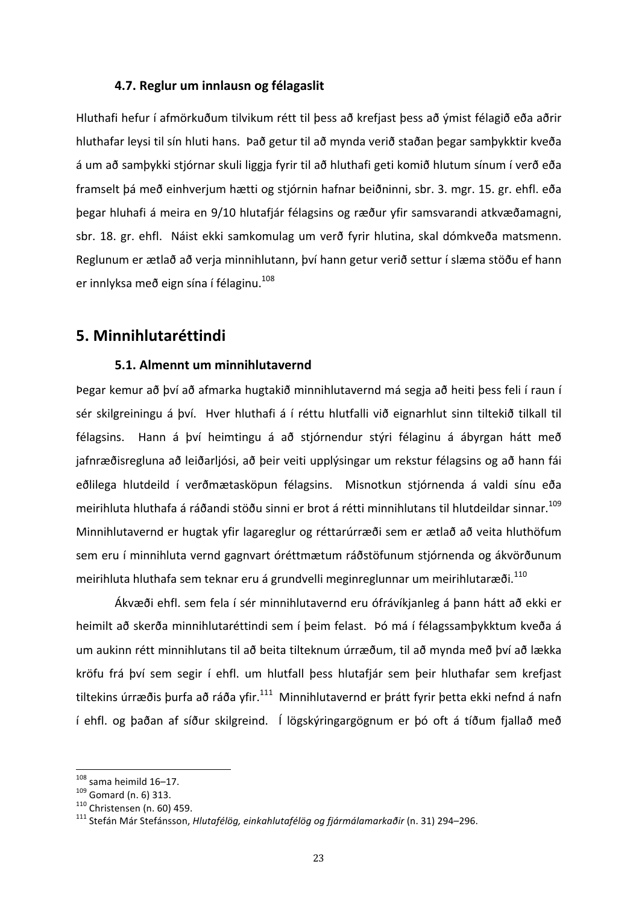### 4.7. Reglur um innlausn og félagaslit

Hluthafi hefur í afmörkuðum tilvikum rétt til þess að krefjast þess að ýmist félagið eða aðrir hluthafar leysi til sín hluti hans. Það getur til að mynda verið staðan þegar samþykktir kveða á um að samþykki stjórnar skuli liggja fyrir til að hluthafi geti komið hlutum sínum í verð eða framselt þá með einhverjum hætti og stjórnin hafnar beiðninni, sbr. 3. mgr. 15. gr. ehfl. eða þegar hluhafi á meira en 9/10 hlutafjár félagsins og ræður yfir samsvarandi atkvæðamagni, sbr. 18. gr. ehfl. Náist ekki samkomulag um verð fyrir hlutina, skal dómkveða matsmenn. Reglunum er ætlað að verja minnihlutann, því hann getur verið settur í slæma stöðu ef hann er innlyksa með eign sína í félaginu.[108]

## 5. Minnihlutaréttindi

### 5.1. Almennt um minnihlutavernd

Þegar kemur að því að afmarka hugtakið minnihlutavernd má segja að heiti þess feli í raun í sér skilgreiningu á því. Hver hluthafi á í réttu hlutfalli við eignarhlut sinn tiltekið tilkall til félagsins. Hann á því heimtingu á að stjórnendur stýri félaginu á ábyrgan hátt með jafnræðisregluna að leiðarljósi, að þeir veiti upplýsingar um rekstur félagsins og að hann fái eðlilega hlutdeild í verðmætasköpun félagsins. Misnotkun stjórnenda á valdi sínu eða meirihluta hluthafa á ráðandi stöðu sinni er brot á rétti minnihlutans til hlutdeildar sinnar.[109] Minnihlutavernd er hugtak yfir lagareglur og réttarúrræði sem er ætlað að veita hluthöfum sem eru í minnihluta vernd gagnvart óréttmætum ráðstöfunum stjórnenda og ákvörðunum meirihluta hluthafa sem teknar eru á grundvelli meginreglunnar um meirihlutaræði.[110]

Ákvæði ehfl. sem fela í sér minnihlutavernd eru ófrávíkjanleg á þann hátt að ekki er heimilt að skerða minnihlutaréttindi sem í þeim felast. Þó má í félagssamþykktum kveða á um aukinn rétt minnihlutans til að beita tilteknum úrræðum, til að mynda með því að lækka kröfu frá því sem segir í ehfl. um hlutfall þess hlutafjár sem þeir hluthafar sem krefjast tiltekins úrræðis þurfa að ráða yfir.[111] Minnihlutavernd er þrátt fyrir þetta ekki nefnd á nafn í ehfl. og þaðan af síður skilgreind. Í lögskýringargögnum er þó oft á tíðum fjallað með

---

[108] sama heimild 16–17.
[109] Gomard (n. 6) 313.
[110] Christensen (n. 60) 459.
[111] Stefán Már Stefánsson, *Hlutafélög, einkahlutafélög og fjármálamarkaðir* (n. 31) 294–296.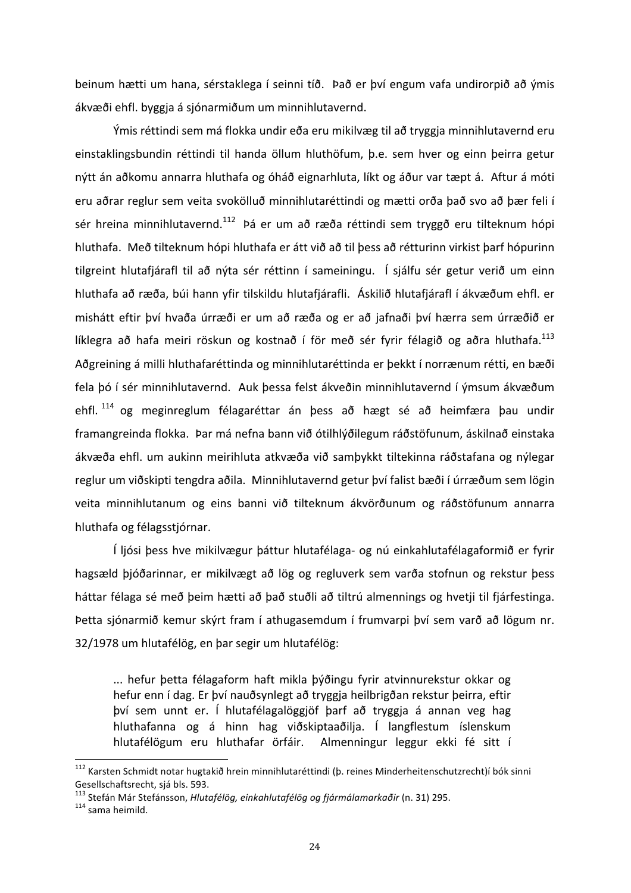beinum hætti um hana, sérstaklega í seinni tíð. Það er því engum vafa undirorpið að ýmis ákvæði ehfl. byggja á sjónarmiðum um minnihlutavernd.

Ýmis réttindi sem má flokka undir eða eru mikilvæg til að tryggja minnihlutavernd eru einstaklingsbundin réttindi til handa öllum hluthöfum, þ.e. sem hver og einn þeirra getur nýtt án aðkomu annarra hluthafa og óháð eignarhluta, líkt og áður var tæpt á. Aftur á móti eru aðrar reglur sem veita svokölluð minnihlutaréttindi og mætti orða það svo að þær feli í sér hreina minnihlutavernd.[112] Þá er um að ræða réttindi sem tryggð eru tilteknum hópi hluthafa. Með tilteknum hópi hluthafa er átt við að til þess að rétturinn virkist þarf hópurinn tilgreint hlutafjárafl til að nýta sér réttinn í sameiningu. Í sjálfu sér getur verið um einn hluthafa að ræða, búi hann yfir tilskildu hlutafjárafli. Áskilið hlutafjárafl í ákvæðum ehfl. er mishátt eftir því hvaða úrræði er um að ræða og er að jafnaði því hærra sem úrræðið er líklegra að hafa meiri röskun og kostnað í för með sér fyrir félagið og aðra hluthafa.[113] Aðgreining á milli hluthafaréttinda og minnihlutaréttinda er þekkt í norrænum rétti, en bæði fela þó í sér minnihlutavernd. Auk þessa felst ákveðin minnihlutavernd í ýmsum ákvæðum ehfl.[114] og meginreglum félagaréttar án þess að hægt sé að heimfæra þau undir framangreinda flokka. Þar má nefna bann við ótilhlýðilegum ráðstöfunum, áskilnað einstaka ákvæða ehfl. um aukinn meirihluta atkvæða við samþykkt tiltekinna ráðstafana og nýlegar reglur um viðskipti tengdra aðila. Minnihlutavernd getur því falist bæði í úrræðum sem lögin veita minnihlutanum og eins banni við tilteknum ákvörðunum og ráðstöfunum annarra hluthafa og félagsstjórnar.

Í ljósi þess hve mikilvægur þáttur hlutafélaga- og nú einkahlutafélagaformið er fyrir hagsæld þjóðarinnar, er mikilvægt að lög og regluverk sem varða stofnun og rekstur þess háttar félaga sé með þeim hætti að það stuðli að tiltrú almennings og hvetji til fjárfestinga. Þetta sjónarmið kemur skýrt fram í athugasemdum í frumvarpi því sem varð að lögum nr. 32/1978 um hlutafélög, en þar segir um hlutafélög:

> ... hefur þetta félagaform haft mikla þýðingu fyrir atvinnurekstur okkar og hefur enn í dag. Er því nauðsynlegt að tryggja heilbrigðan rekstur þeirra, eftir því sem unnt er. Í hlutafélagalöggjöf þarf að tryggja á annan veg hag hluthafanna og á hinn hag viðskiptaaðilja. Í langflestum íslenskum hlutafélögum eru hluthafar örfáir. Almenningur leggur ekki fé sitt í

---

[112] Karsten Schmidt notar hugtakið hrein minnihlutaréttindi (þ. reines Minderheitenschutzrecht)í bók sinni Gesellschaftsrecht, sjá bls. 593.

[113] Stefán Már Stefánsson, *Hlutafélög, einkahlutafélög og fjármálamarkaðir* (n. 31) 295.

[114] sama heimild.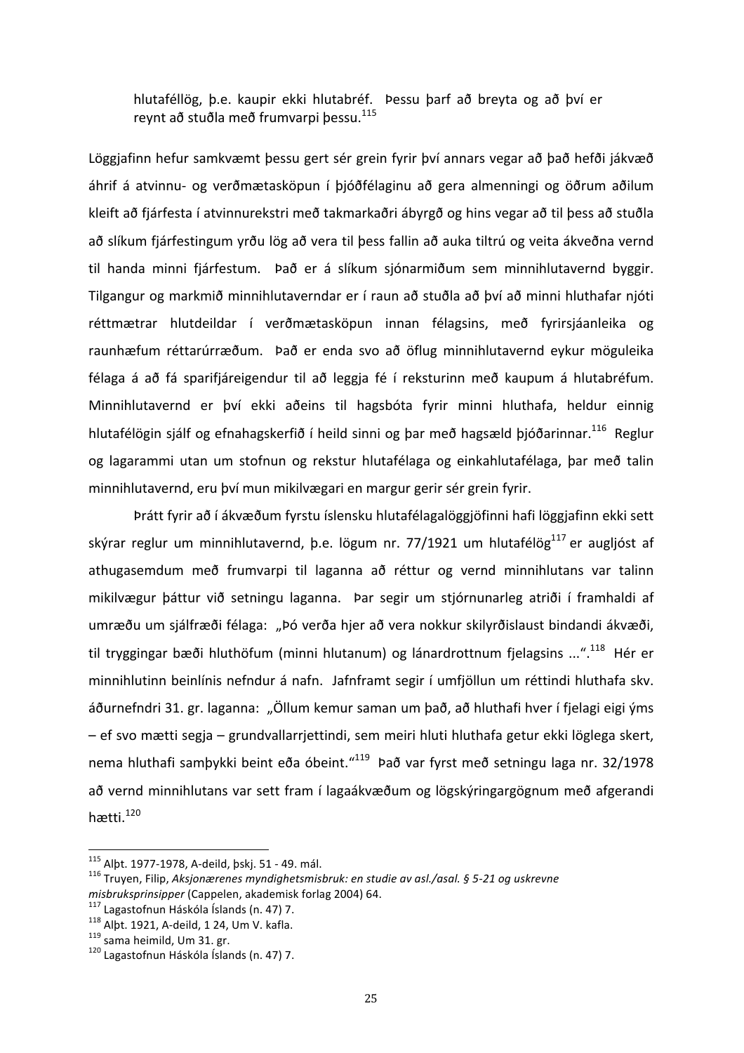> hlutafélög, þ.e. kaupir ekki hlutabréf. Þessu þarf að breyta og að því er reynt að stuðla með frumvarpi þessu.[115]

Löggjafinn hefur samkvæmt þessu gert sér grein fyrir því annars vegar að það hefði jákvæð áhrif á atvinnu- og verðmætasköpun í þjóðfélaginu að gera almenningi og öðrum aðilum kleift að fjárfesta í atvinnurekstri með takmarkaðri ábyrgð og hins vegar að til þess að stuðla að slíkum fjárfestingum yrðu lög að vera til þess fallin að auka tiltrú og veita ákveðna vernd til handa minni fjárfestum. Það er á slíkum sjónarmiðum sem minnihlutavernd byggir. Tilgangur og markmið minnihlutaverndar er í raun að stuðla að því að minni hluthafar njóti réttmætrar hlutdeildar í verðmætasköpun innan félagsins, með fyrirsjáanleika og raunhæfum réttarúrræðum. Það er enda svo að öflug minnihlutavernd eykur möguleika félaga á að fá sparifjáreigendur til að leggja fé í reksturinn með kaupum á hlutabréfum. Minnihlutavernd er því ekki aðeins til hagsbóta fyrir minni hluthafa, heldur einnig hlutafélögin sjálf og efnahagskerfið í heild sinni og þar með hagsæld þjóðarinnar.[116] Reglur og lagarammi utan um stofnun og rekstur hlutafélaga og einkahlutafélaga, þar með talin minnihlutavernd, eru því mun mikilvægari en margur gerir sér grein fyrir.

Þrátt fyrir að í ákvæðum fyrstu íslensku hlutafélagalöggjöfinni hafi löggjafinn ekki sett skýrar reglur um minnihlutavernd, þ.e. lögum nr. 77/1921 um hlutafélög[117] er augljóst af athugasemdum með frumvarpi til laganna að réttur og vernd minnihlutans var talinn mikilvægur þáttur við setningu laganna. Þar segir um stjórnunarleg atriði í framhaldi af umræðu um sjálfræði félaga: „Þó verða hjer að vera nokkur skilyrðislaust bindandi ákvæði, til tryggingar bæði hluthöfum (minni hlutanum) og lánardrottnum fjelagsins ...“.[118] Hér er minnihlutinn beinlínis nefndur á nafn. Jafnframt segir í umfjöllun um réttindi hluthafa skv. áðurnefndri 31. gr. laganna: „Öllum kemur saman um það, að hluthafi hver í fjelagi eigi ýms – ef svo mætti segja – grundvallarrjettindi, sem meiri hluti hluthafa getur ekki löglega skert, nema hluthafi samþykki beint eða óbeint.“[119] Það var fyrst með setningu laga nr. 32/1978 að vernd minnihlutans var sett fram í lagaákvæðum og lögskýringargögnum með afgerandi hætti.[120]

---

[115] Alþt. 1977-1978, A-deild, þskj. 51 - 49. mál.
[116] Truyen, Filip, *Aksjonærenes myndighetsmisbruk: en studie av asl./asal. § 5-21 og uskrevne misbruksprinsipper* (Cappelen, akademisk forlag 2004) 64.
[117] Lagastofnun Háskóla Íslands (n. 47) 7.
[118] Alþt. 1921, A-deild, 1 24, Um V. kafla.
[119] sama heimild, Um 31. gr.
[120] Lagastofnun Háskóla Íslands (n. 47) 7.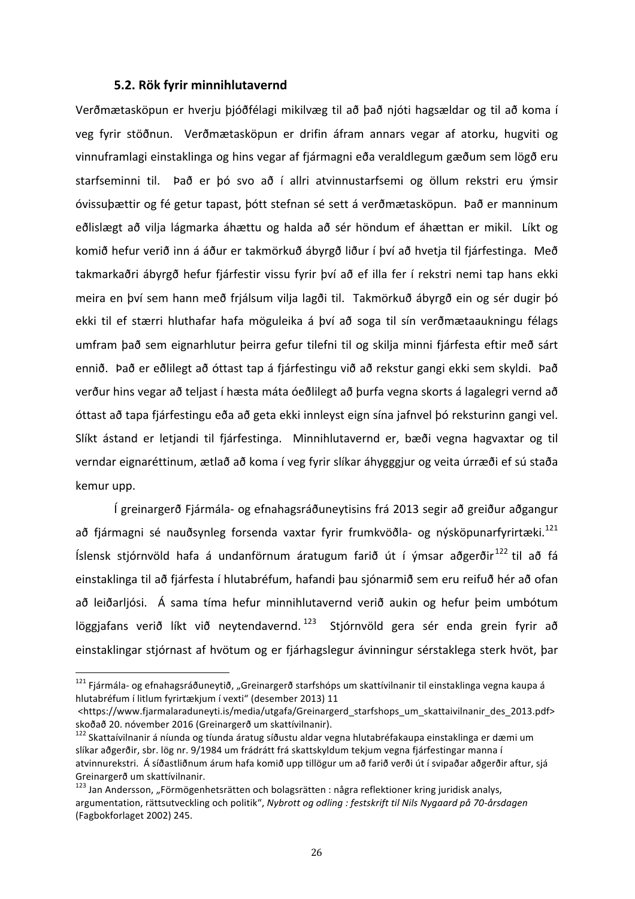### 5.2. Rök fyrir minnihlutavernd

Verðmætasköpun er hverju þjóðfélagi mikilvæg til að það njóti hagsældar og til að koma í veg fyrir stöðnun. Verðmætasköpun er drifin áfram annars vegar af atorku, hugviti og vinnuframlagi einstaklinga og hins vegar af fjármagni eða veraldlegum gæðum sem lögð eru starfseminni til. Það er þó svo að í allri atvinnustarfsemi og öllum rekstri eru ýmsir óvissuþættir og fé getur tapast, þótt stefnan sé sett á verðmætasköpun. Það er manninum eðlislægt að vilja lágmarka áhættu og halda að sér höndum ef áhættan er mikil. Líkt og komið hefur verið inn á áður er takmörkuð ábyrgð liður í því að hvetja til fjárfestinga. Með takmarkaðri ábyrgð hefur fjárfestir vissu fyrir því að ef illa fer í rekstri nemi tap hans ekki meira en því sem hann með frjálsum vilja lagði til. Takmörkuð ábyrgð ein og sér dugir þó ekki til ef stærri hluthafar hafa möguleika á því að soga til sín verðmætaaukningu félags umfram það sem eignarhlutur þeirra gefur tilefni til og skilja minni fjárfesta eftir með sárt ennið. Það er eðlilegt að óttast tap á fjárfestingu við að rekstur gangi ekki sem skyldi. Það verður hins vegar að teljast í hæsta máta óeðlilegt að þurfa vegna skorts á lagalegri vernd að óttast að tapa fjárfestingu eða að geta ekki innleyst eign sína jafnvel þó reksturinn gangi vel. Slíkt ástand er letjandi til fjárfestinga. Minnihlutavernd er, bæði vegna hagvaxtar og til verndar eignaréttinum, ætlað að koma í veg fyrir slíkar áhygggjur og veita úrræði ef sú staða kemur upp.

Í greinargerð Fjármála- og efnahagsráðuneytisins frá 2013 segir að greiður aðgangur að fjármagni sé nauðsynleg forsenda vaxtar fyrir frumkvöðla- og nýsköpunarfyrirtæki.[121] Íslensk stjórnvöld hafa á undanförnum áratugum farið út í ýmsar aðgerðir[122] til að fá einstaklinga til að fjárfesta í hlutabréfum, hafandi þau sjónarmið sem eru reifuð hér að ofan að leiðarljósi. Á sama tíma hefur minnihlutavernd verið aukin og hefur þeim umbótum löggjafans verið líkt við neytendavernd.[123] Stjórnvöld gera sér enda grein fyrir að einstaklingar stjórnast af hvötum og er fjárhagslegur ávinningur sérstaklega sterk hvöt, þar

---

[121] Fjármála- og efnahagsráðuneytið, „Greinargerð starfshóps um skattívilnanir til einstaklinga vegna kaupa á hlutabréfum í litlum fyrirtækjum í vexti“ (desember 2013) 11 <https://www.fjarmalaraduneyti.is/media/utgafa/Greinargerd_starfshops_um_skattaivilnanir_des_2013.pdf> skoðað 20. nóvember 2016 (Greinargerð um skattívilnanir).

[122] Skattaívilnanir á níunda og tíunda áratug síðustu aldar vegna hlutabréfakaupa einstaklinga er dæmi um slíkar aðgerðir, sbr. lög nr. 9/1984 um frádrátt frá skattskyldum tekjum vegna fjárfestingar manna í atvinnurekstri. Á síðastliðnum árum hafa komið upp tillögur um að farið verði út í svipaðar aðgerðir aftur, sjá Greinargerð um skattívilnanir.

[123] Jan Andersson, „Förmögenhetsrätten och bolagsrätten : några reflektioner kring juridisk analys, argumentation, rättsutveckling och politik“, *Nybrott og odling : festskrift til Nils Nygaard på 70-årsdagen* (Fagbokforlaget 2002) 245.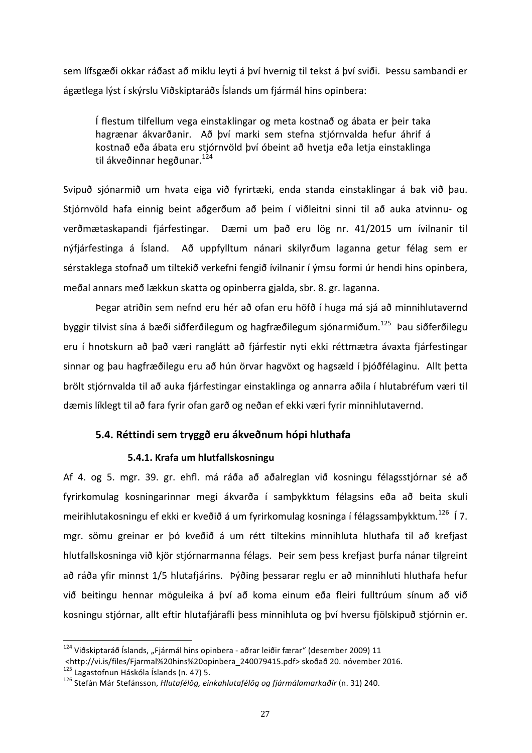sem lífsgæði okkar ráðast að miklu leyti á því hvernig til tekst á því sviði. Þessu sambandi er ágætlega lýst í skýrslu Viðskiptaráðs Íslands um fjármál hins opinbera:

> Í flestum tilfellum vega einstaklingar og meta kostnað og ábata er þeir taka hagrænar ákvarðanir. Að því marki sem stefna stjórnvalda hefur áhrif á kostnað eða ábata eru stjórnvöld því óbeint að hvetja eða letja einstaklinga til ákveðinnar hegðunar.[124]

Svipuð sjónarmið um hvata eiga við fyrirtæki, enda standa einstaklingar á bak við þau. Stjórnvöld hafa einnig beint aðgerðum að þeim í viðleitni sinni til að auka atvinnu- og verðmætaskapandi fjárfestingar. Dæmi um það eru lög nr. 41/2015 um ívilnanir til nýfjárfestinga á Ísland. Að uppfylltum nánari skilyrðum laganna getur félag sem er sérstaklega stofnað um tiltekið verkefni fengið ívilnanir í ýmsu formi úr hendi hins opinbera, meðal annars með lækkun skatta og opinberra gjalda, sbr. 8. gr. laganna.

Þegar atriðin sem nefnd eru hér að ofan eru höfð í huga má sjá að minnihlutavernd byggir tilvist sína á bæði siðferðilegum og hagfræðilegum sjónarmiðum.[125] Þau siðferðilegu eru í hnotskurn að það væri ranglátt að fjárfestir nyti ekki réttmætra ávaxta fjárfestingar sinnar og þau hagfræðilegu eru að hún örvar hagvöxt og hagsæld í þjóðfélaginu. Allt þetta brölt stjórnvalda til að auka fjárfestingar einstaklinga og annarra aðila í hlutabréfum væri til dæmis líklegt til að fara fyrir ofan garð og neðan ef ekki væri fyrir minnihlutavernd.

## 5.4. Réttindi sem tryggð eru ákveðnum hópi hluthafa

### 5.4.1. Krafa um hlutfallskosningu

Af 4. og 5. mgr. 39. gr. ehfl. má ráða að aðalreglan við kosningu félagsstjórnar sé að fyrirkomulag kosningarinnar megi ákvarða í samþykktum félagsins eða að beita skuli meirihlutakosningu ef ekki er kveðið á um fyrirkomulag kosninga í félagssamþykktum.[126] Í 7. mgr. sömu greinar er þó kveðið á um rétt tiltekins minnihluta hluthafa til að krefjast hlutfallskosninga við kjör stjórnarmanna félags. Þeir sem þess krefjast þurfa nánar tilgreint að ráða yfir minnst 1/5 hlutafjárins. Þýðing þessarar reglu er að minnihluti hluthafa hefur við beitingu hennar möguleika á því að koma einum eða fleiri fulltrúum sínum að við kosningu stjórnar, allt eftir hlutafjárafli þess minnihluta og því hversu fjölskipuð stjórnin er.

---

[124] Viðskiptaráð Íslands, „Fjármál hins opinbera - aðrar leiðir færar" (desember 2009) 11 <http://vi.is/files/Fjarmal%20hins%20opinbera_240079415.pdf> skoðað 20. nóvember 2016.
[125] Lagastofnun Háskóla Íslands (n. 47) 5.
[126] Stefán Már Stefánsson, *Hlutafélög, einkahlutafélög og fjármálamarkaðir* (n. 31) 240.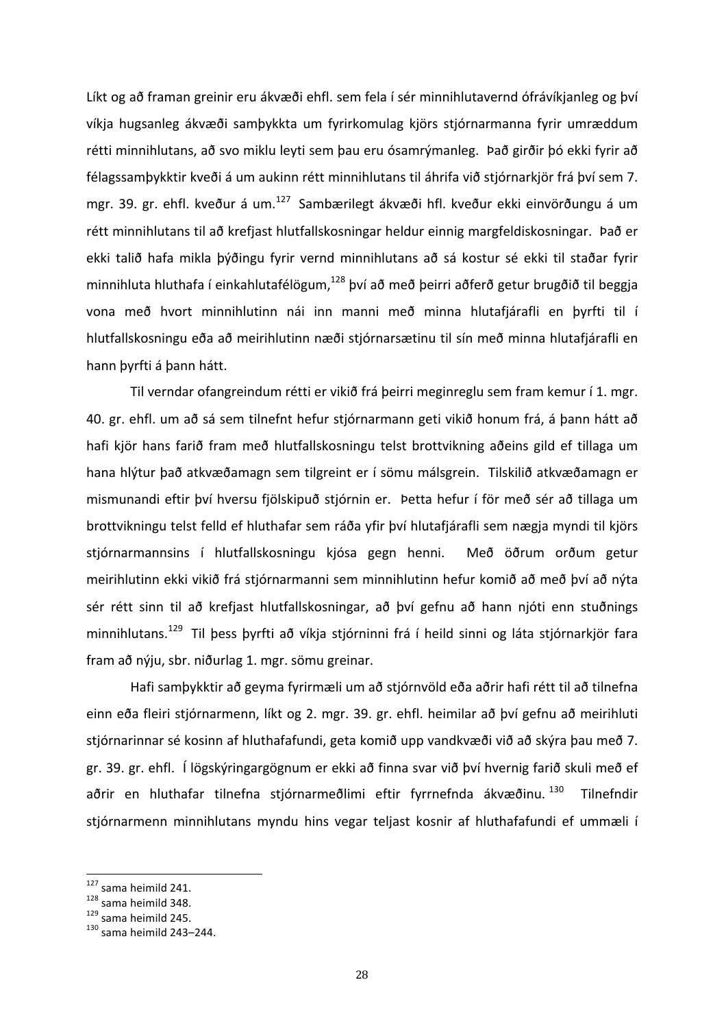Líkt og að framan greinir eru ákvæði ehfl. sem fela í sér minnihlutavernd ófrávíkjanleg og því víkja hugsanleg ákvæði samþykkta um fyrirkomulag kjörs stjórnarmanna fyrir umræddum rétti minnihlutans, að svo miklu leyti sem þau eru ósamrýmanleg. Það girðir þó ekki fyrir að félagssamþykktir kveði á um aukinn rétt minnihlutans til áhrifa við stjórnarkjör frá því sem 7. mgr. 39. gr. ehfl. kveður á um.[127] Sambærilegt ákvæði hfl. kveður ekki einvörðungu á um rétt minnihlutans til að krefjast hlutfallskosningar heldur einnig margfeldiskosningar. Það er ekki talið hafa mikla þýðingu fyrir vernd minnihlutans að sá kostur sé ekki til staðar fyrir minnihluta hluthafa í einkahlutafélögum,[128] því að með þeirri aðferð getur brugðið til beggja vona með hvort minnihlutinn nái inn manni með minna hlutafjárafli en þyrfti til í hlutfallskosningu eða að meirihlutinn næði stjórnarsætinu til sín með minna hlutafjárafli en hann þyrfti á þann hátt.

Til verndar ofangreindum rétti er vikið frá þeirri meginreglu sem fram kemur í 1. mgr. 40. gr. ehfl. um að sá sem tilnefnt hefur stjórnarmann geti vikið honum frá, á þann hátt að hafi kjör hans farið fram með hlutfallskosningu telst brottvikning aðeins gild ef tillaga um hana hlýtur það atkvæðamagn sem tilgreint er í sömu málsgrein. Tilskilið atkvæðamagn er mismunandi eftir því hversu fjölskipuð stjórnin er. Þetta hefur í för með sér að tillaga um brottvikninguna telst felld ef hluthafar sem ráða yfir því hlutafjárafli sem nægja myndi til kjörs stjórnarmannsins í hlutfallskosningu kjósa gegn henni. Með öðrum orðum getur meirihlutinn ekki vikið frá stjórnarmanni sem minnihlutinn hefur komið að með því að nýta sér rétt sinn til að krefjast hlutfallskosningar, að því gefnu að hann njóti enn stuðnings minnihlutans.[129] Til þess þyrfti að víkja stjórninni frá í heild sinni og láta stjórnarkjör fara fram að nýju, sbr. niðurlag 1. mgr. sömu greinar.

Hafi samþykktir að geyma fyrirmæli um að stjórnvöld eða aðrir hafi rétt til að tilnefna einn eða fleiri stjórnarmenn, líkt og 2. mgr. 39. gr. ehfl. heimilar að því gefnu að meirihluti stjórnarinnar sé kosinn af hluthafafundi, geta komið upp vandkvæði við að skýra þau með 7. gr. 39. gr. ehfl. Í lögskýringargögnum er ekki að finna svar við því hvernig farið skuli með ef aðrir en hluthafar tilnefna stjórnarmeðlimi eftir fyrrnefnda ákvæðinu.[130] Tilnefndir stjórnarmenn minnihlutans myndu hins vegar teljast kosnir af hluthafafundi ef ummæli í

---

[127] sama heimild 241.
[128] sama heimild 348.
[129] sama heimild 245.
[130] sama heimild 243–244.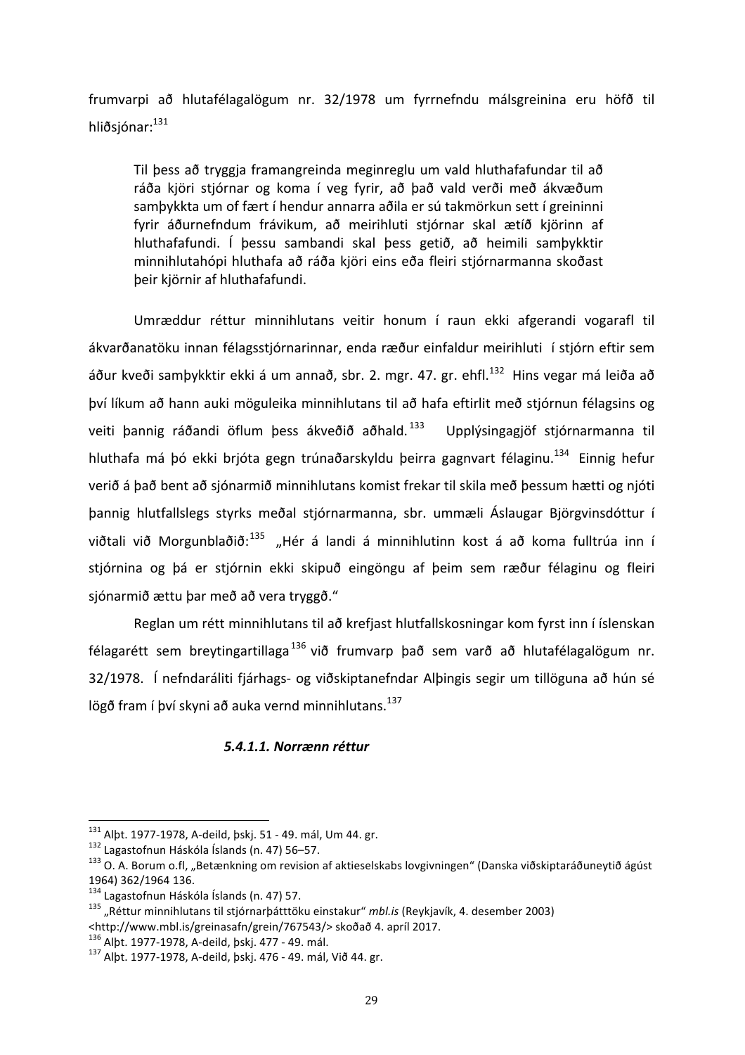frumvarpi að hlutafélagalögum nr. 32/1978 um fyrrnefndu málsgreinina eru höfð til hliðsjónar:[131]

> Til þess að tryggja framangreinda meginreglu um vald hluthafafundar til að ráða kjöri stjórnar og koma í veg fyrir, að það vald verði með ákvæðum samþykkta um of fært í hendur annarra aðila er sú takmörkun sett í greininni fyrir áðurnefndum frávikum, að meirihluti stjórnar skal ætíð kjörinn af hluthafafundi. Í þessu sambandi skal þess getið, að heimili samþykktir minnihlutahópi hluthafa að ráða kjöri eins eða fleiri stjórnarmanna skoðast þeir kjörnir af hluthafafundi.

Umræddur réttur minnihlutans veitir honum í raun ekki afgerandi vogarafl til ákvarðanatöku innan félagsstjórnarinnar, enda ræður einfaldur meirihluti í stjórn eftir sem áður kveði samþykktir ekki á um annað, sbr. 2. mgr. 47. gr. ehfl.[132] Hins vegar má leiða að því líkum að hann auki möguleika minnihlutans til að hafa eftirlit með stjórnun félagsins og veiti þannig ráðandi öflum þess ákveðið aðhald.[133] Upplýsingagjöf stjórnarmanna til hluthafa má þó ekki brjóta gegn trúnaðarskyldu þeirra gagnvart félaginu.[134] Einnig hefur verið á það bent að sjónarmið minnihlutans komist frekar til skila með þessum hætti og njóti þannig hlutfallslegs styrks meðal stjórnarmanna, sbr. ummæli Áslaugar Björgvinsdóttur í viðtali við Morgunblaðið:[135] „Hér á landi á minnihlutinn kost á að koma fulltrúa inn í stjórnina og þá er stjórnin ekki skipuð eingöngu af þeim sem ræður félaginu og fleiri sjónarmið ættu þar með að vera tryggð."

Reglan um rétt minnihlutans til að krefjast hlutfallskosningar kom fyrst inn í íslenskan félagarétt sem breytingartillaga[136] við frumvarp það sem varð að hlutafélagalögum nr. 32/1978. Í nefndaráliti fjárhags- og viðskiptanefndar Alþingis segir um tillöguna að hún sé lögð fram í því skyni að auka vernd minnihlutans.[137]

##### *5.4.1.1. Norrænn réttur*

---

[131] Alþt. 1977-1978, A-deild, þskj. 51 - 49. mál, Um 44. gr.

[132] Lagastofnun Háskóla Íslands (n. 47) 56–57.

[133] O. A. Borum o.fl, „Betænkning om revision af aktieselskabs lovgivningen" (Danska viðskiptaráðuneytið ágúst 1964) 362/1964 136.

[134] Lagastofnun Háskóla Íslands (n. 47) 57.

[135] „Réttur minnihlutans til stjórnarþátttöku einstakur" *mbl.is* (Reykjavík, 4. desember 2003) <http://www.mbl.is/greinasafn/grein/767543/> skoðað 4. apríl 2017.

[136] Alþt. 1977-1978, A-deild, þskj. 477 - 49. mál.

[137] Alþt. 1977-1978, A-deild, þskj. 476 - 49. mál, Við 44. gr.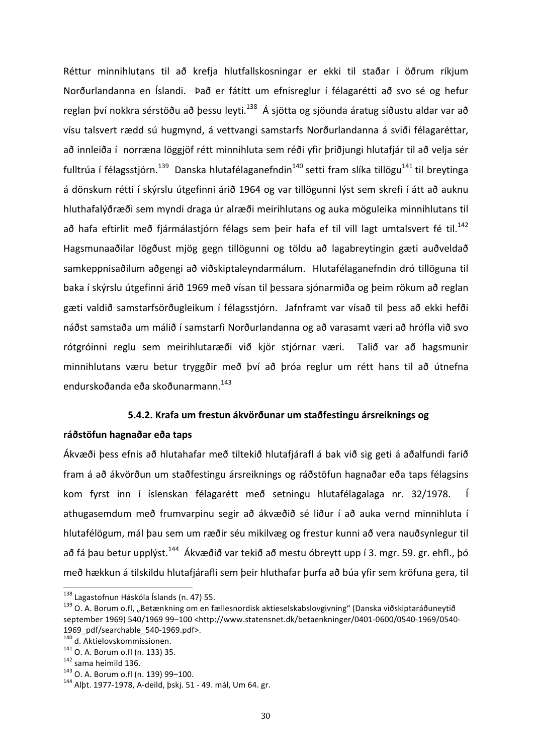Réttur minnihlutans til að krefja hlutfallskosningar er ekki til staðar í öðrum ríkjum Norðurlandanna en Íslandi. Það er fátítt um efnisreglur í félagarétti að svo sé og hefur reglan því nokkra sérstöðu að þessu leyti.[138] Á sjötta og sjöunda áratug síðustu aldar var að vísu talsvert rædd sú hugmynd, á vettvangi samstarfs Norðurlandanna á sviði félagaréttar, að innleiða í norræna löggjöf rétt minnihluta sem réði yfir þriðjungi hlutafjár til að velja sér fulltrúa í félagsstjórn.[139] Danska hlutafélaganefndin[140] setti fram slíka tillögu[141] til breytinga á dönskum rétti í skýrslu útgefinni árið 1964 og var tillögunni lýst sem skrefi í átt að auknu hluthafalýðræði sem myndi draga úr alræði meirihlutans og auka möguleika minnihlutans til að hafa eftirlit með fjármálastjórn félags sem þeir hafa ef til vill lagt umtalsvert fé til.[142] Hagsmunaaðilar lögðust mjög gegn tillögunni og töldu að lagabreytingin gæti auðveldað samkeppnisaðilum aðgengi að viðskiptaleyndarmálum. Hlutafélaganefndin dró tillöguna til baka í skýrslu útgefinni árið 1969 með vísan til þessara sjónarmiða og þeim rökum að reglan gæti valdið samstarfsörðugleikum í félagsstjórn. Jafnframt var vísað til þess að ekki hefði náðst samstaða um málið í samstarfi Norðurlandanna og að varasamt væri að hrófla við svo rótgróinni reglu sem meirihlutaræði við kjör stjórnar væri. Talið var að hagsmunir minnihlutans væru betur tryggðir með því að þróa reglur um rétt hans til að útnefna endurskoðanda eða skoðunarmann.[143]

### 5.4.2. Krafa um frestun ákvörðunar um staðfestingu ársreiknings og ráðstöfun hagnaðar eða taps

Ákvæði þess efnis að hlutahafar með tiltekið hlutafjárafl á bak við sig geti á aðalfundi farið fram á að ákvörðun um staðfestingu ársreiknings og ráðstöfun hagnaðar eða taps félagsins kom fyrst inn í íslenskan félagarétt með setningu hlutafélagalaga nr. 32/1978. Í athugasemdum með frumvarpinu segir að ákvæðið sé liður í að auka vernd minnihluta í hlutafélögum, mál þau sem um ræðir séu mikilvæg og frestur kunni að vera nauðsynlegur til að fá þau betur upplýst.[144] Ákvæðið var tekið að mestu óbreytt upp í 3. mgr. 59. gr. ehfl., þó með hækkun á tilskildu hlutafjárafli sem þeir hluthafar þurfa að búa yfir sem kröfuna gera, til

---

[138] Lagastofnun Háskóla Íslands (n. 47) 55.

[139] O. A. Borum o.fl, „Betænkning om en fællesnordisk aktieselskabslovgivning" (Danska viðskiptaráðuneytið september 1969) 540/1969 99–100 <http://www.statensnet.dk/betaenkninger/0401-0600/0540-1969/0540-1969_pdf/searchable_540-1969.pdf>.

[140] d. Aktielovskommissionen.

[141] O. A. Borum o.fl (n. 133) 35.

[142] sama heimild 136.

[143] O. A. Borum o.fl (n. 139) 99–100.

[144] Alþt. 1977-1978, A-deild, þskj. 51 - 49. mál, Um 64. gr.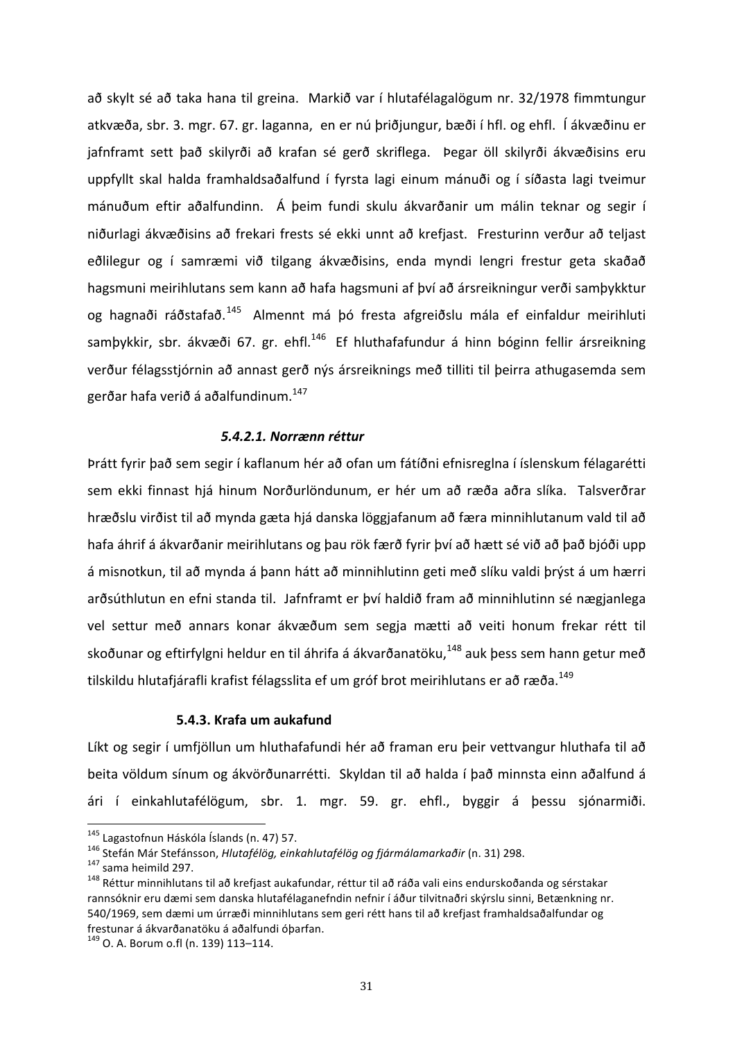að skylt sé að taka hana til greina. Markið var í hlutafélagalögum nr. 32/1978 fimmtungur atkvæða, sbr. 3. mgr. 67. gr. laganna, en er nú þriðjungur, bæði í hfl. og ehfl. Í ákvæðinu er jafnframt sett það skilyrði að krafan sé gerð skriflega. Þegar öll skilyrði ákvæðisins eru uppfyllt skal halda framhaldsaðalfund í fyrsta lagi einum mánuði og í síðasta lagi tveimur mánuðum eftir aðalfundinn. Á þeim fundi skulu ákvarðanir um málin teknar og segir í niðurlagi ákvæðisins að frekari frests sé ekki unnt að krefjast. Fresturinn verður að teljast eðlilegur og í samræmi við tilgang ákvæðisins, enda myndi lengri frestur geta skaðað hagsmuni meirihlutans sem kann að hafa hagsmuni af því að ársreikningur verði samþykktur og hagnaði ráðstafað.[145] Almennt má þó fresta afgreiðslu mála ef einfaldur meirihluti samþykkir, sbr. ákvæði 67. gr. ehfl.[146] Ef hluthafafundur á hinn bóginn fellir ársreikning verður félagsstjórnin að annast gerð nýs ársreiknings með tilliti til þeirra athugasemda sem gerðar hafa verið á aðalfundinum.[147]

#### *5.4.2.1. Norrænn réttur*

Þrátt fyrir það sem segir í kaflanum hér að ofan um fátíðni efnisreglna í íslenskum félagarétti sem ekki finnast hjá hinum Norðurlöndunum, er hér um að ræða aðra slíka. Talsverðrar hræðslu virðist til að mynda gæta hjá danska löggjafanum að færa minnihlutanum vald til að hafa áhrif á ákvarðanir meirihlutans og þau rök færð fyrir því að hætt sé við að það bjóði upp á misnotkun, til að mynda á þann hátt að minnihlutinn geti með slíku valdi þrýst á um hærri arðsúthlutun en efni standa til. Jafnframt er því haldið fram að minnihlutinn sé nægjanlega vel settur með annars konar ákvæðum sem segja mætti að veiti honum frekar rétt til skoðunar og eftirfylgni heldur en til áhrifa á ákvarðanatöku,[148] auk þess sem hann getur með tilskildu hlutafjárafli krafist félagsslita ef um gróf brot meirihlutans er að ræða.[149]

### **5.4.3. Krafa um aukafund**

Líkt og segir í umfjöllun um hluthafafundi hér að framan eru þeir vettvangur hluthafa til að beita völdum sínum og ákvörðunarrétti. Skyldan til að halda í það minnsta einn aðalfund á ári í einkahlutafélögum, sbr. 1. mgr. 59. gr. ehfl., byggir á þessu sjónarmiði.

---

[145] Lagastofnun Háskóla Íslands (n. 47) 57.

[146] Stefán Már Stefánsson, *Hlutafélög, einkahlutafélög og fjármálamarkaðir* (n. 31) 298.

[147] sama heimild 297.

[148] Réttur minnihlutans til að krefjast aukafundar, réttur til að ráða vali eins endurskoðanda og sérstakar rannsóknir eru dæmi sem danska hlutafélaganefndin nefnir í áður tilvitnaðri skýrslu sinni, Betænkning nr. 540/1969, sem dæmi um úrræði minnihlutans sem geri rétt hans til að krefjast framhaldsaðalfundar og frestunar á ákvarðanatöku á aðalfundi óþarfan.

[149] O. A. Borum o.fl (n. 139) 113–114.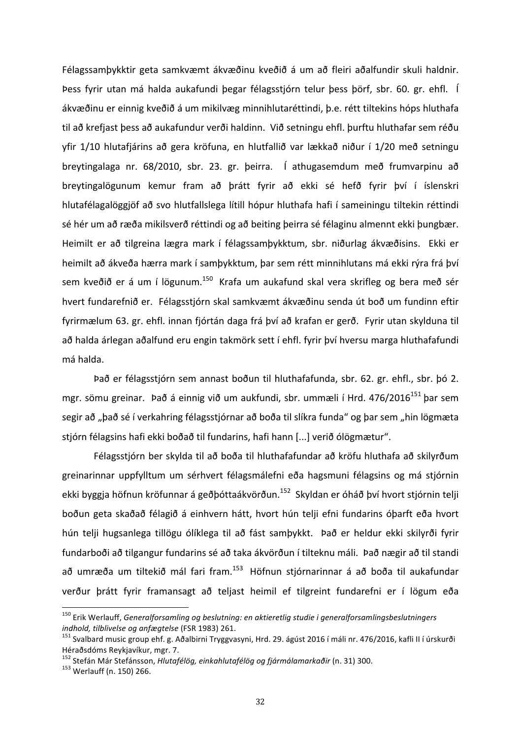Félagssamþykktir geta samkvæmt ákvæðinu kveðið á um að fleiri aðalfundir skuli haldnir. Þess fyrir utan má halda aukafundi þegar félagsstjórn telur þess þörf, sbr. 60. gr. ehfl. Í ákvæðinu er einnig kveðið á um mikilvæg minnihlutaréttindi, þ.e. rétt tiltekins hóps hluthafa til að krefjast þess að aukafundur verði haldinn. Við setningu ehfl. þurftu hluthafar sem réðu yfir 1/10 hlutafjárins að gera kröfuna, en hlutfallið var lækkað niður í 1/20 með setningu breytingalaga nr. 68/2010, sbr. 23. gr. þeirra. Í athugasemdum með frumvarpinu að breytingalögunum kemur fram að þrátt fyrir að ekki sé hefð fyrir því í íslenskri hlutafélagalöggjöf að svo hlutfallslega lítill hópur hluthafa hafi í sameiningu tiltekin réttindi sé hér um að ræða mikilsverð réttindi og að beiting þeirra sé félaginu almennt ekki þungbær. Heimilt er að tilgreina lægra mark í félagssamþykktum, sbr. niðurlag ákvæðisins. Ekki er heimilt að ákveða hærra mark í samþykktum, þar sem rétt minnihlutans má ekki rýra frá því sem kveðið er á um í lögunum.[150] Krafa um aukafund skal vera skrifleg og bera með sér hvert fundarefnið er. Félagsstjórn skal samkvæmt ákvæðinu senda út boð um fundinn eftir fyrirmælum 63. gr. ehfl. innan fjórtán daga frá því að krafan er gerð. Fyrir utan skylduna til að halda árlegan aðalfund eru engin takmörk sett í ehfl. fyrir því hversu marga hluthafafundi má halda.

Það er félagsstjórn sem annast boðun til hluthafafunda, sbr. 62. gr. ehfl., sbr. þó 2. mgr. sömu greinar. Það á einnig við um aukfundi, sbr. ummæli í Hrd. 476/2016[151] þar sem segir að „það sé í verkahring félagsstjórnar að boða til slíkra funda" og þar sem „hin lögmæta stjórn félagsins hafi ekki boðað til fundarins, hafi hann [...] verið ólögmætur".

Félagsstjórn ber skylda til að boða til hluthafafundar að kröfu hluthafa að skilyrðum greinarinnar uppfylltum um sérhvert félagsmálefni eða hagsmuni félagsins og má stjórnin ekki byggja höfnun kröfunnar á geðþóttaákvörðun.[152] Skyldan er óháð því hvort stjórnin telji boðun geta skaðað félagið á einhvern hátt, hvort hún telji efni fundarins óþarft eða hvort hún telji hugsanlega tillögu ólíklega til að fást samþykkt. Það er heldur ekki skilyrði fyrir fundarboði að tilgangur fundarins sé að taka ákvörðun í tilteknu máli. Það nægir að til standi að umræða um tiltekið mál fari fram.[153] Höfnun stjórnarinnar á að boða til aukafundar verður þrátt fyrir framansagt að teljast heimil ef tilgreint fundarefni er í lögum eða

---

[150] Erik Werlauff, *Generalforsamling og beslutning: en aktieretlig studie i generalforsamlingsbeslutningers indhold, tilblivelse og anfægtelse* (FSR 1983) 261.

[151] Svalbard music group ehf. g. Aðalbirni Tryggvasyni, Hrd. 29. ágúst 2016 í máli nr. 476/2016, kafli II í úrskurði Héraðsdóms Reykjavíkur, mgr. 7.

[152] Stefán Már Stefánsson, *Hlutafélög, einkahlutafélög og fjármálamarkaðir* (n. 31) 300.

[153] Werlauff (n. 150) 266.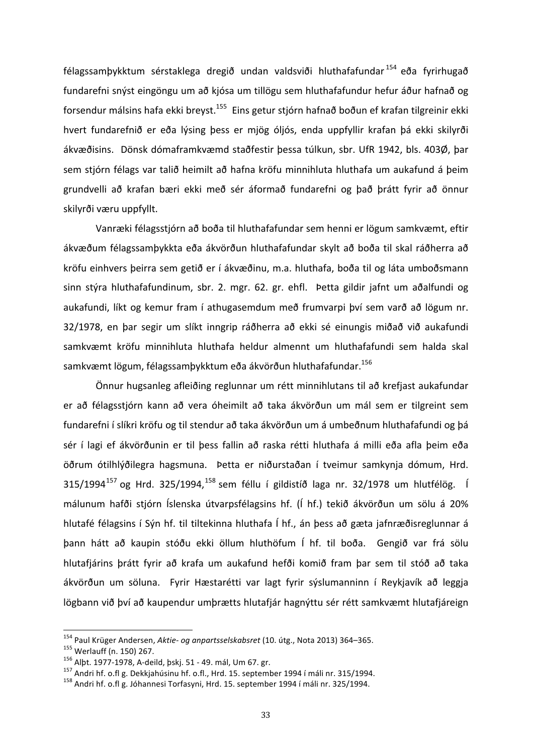félagssamþykktum sérstaklega dregið undan valdsviði hluthafafundar[154] eða fyrirhugað fundarefni snýst eingöngu um að kjósa um tillögu sem hluthafafundur hefur áður hafnað og forsendur málsins hafa ekki breyst.[155] Eins getur stjórn hafnað boðun ef krafan tilgreinir ekki hvert fundarefnið er eða lýsing þess er mjög óljós, enda uppfyllir krafan þá ekki skilyrði ákvæðisins. Dönsk dómaframkvæmd staðfestir þessa túlkun, sbr. UfR 1942, bls. 403Ø, þar sem stjórn félags var talið heimilt að hafna kröfu minnihluta hluthafa um aukafund á þeim grundvelli að krafan bæri ekki með sér áformað fundarefni og það þrátt fyrir að önnur skilyrði væru uppfyllt.

Vanræki félagsstjórn að boða til hluthafafundar sem henni er lögum samkvæmt, eftir ákvæðum félagssamþykkta eða ákvörðun hluthafafundar skylt að boða til skal ráðherra að kröfu einhvers þeirra sem getið er í ákvæðinu, m.a. hluthafa, boða til og láta umboðsmann sinn stýra hluthafafundinum, sbr. 2. mgr. 62. gr. ehfl. Þetta gildir jafnt um aðalfundi og aukafundi, líkt og kemur fram í athugasemdum með frumvarpi því sem varð að lögum nr. 32/1978, en þar segir um slíkt inngrip ráðherra að ekki sé einungis miðað við aukafundi samkvæmt kröfu minnihluta hluthafa heldur almennt um hluthafafundi sem halda skal samkvæmt lögum, félagssamþykktum eða ákvörðun hluthafafundar.[156]

Önnur hugsanleg afleiðing reglunnar um rétt minnihlutans til að krefjast aukafundar er að félagsstjórn kann að vera óheimilt að taka ákvörðun um mál sem er tilgreint sem fundarefni í slíkri kröfu og til stendur að taka ákvörðun um á umbeðnum hluthafafundi og þá sér í lagi ef ákvörðunin er til þess fallin að raska rétti hluthafa á milli eða afla þeim eða öðrum ótilhlýðilegra hagsmuna. Þetta er niðurstaðan í tveimur samkynja dómum, Hrd. 315/1994[157] og Hrd. 325/1994,[158] sem féllu í gildistíð laga nr. 32/1978 um hlutfélög. Í málunum hafði stjórn Íslenska útvarpsfélagsins hf. (Í hf.) tekið ákvörðun um sölu á 20% hlutafé félagsins í Sýn hf. til tiltekinna hluthafa Í hf., án þess að gæta jafnræðisreglunnar á þann hátt að kaupin stóðu ekki öllum hluthöfum Í hf. til boða. Gengið var frá sölu hlutafjárins þrátt fyrir að krafa um aukafund hefði komið fram þar sem til stóð að taka ákvörðun um söluna. Fyrir Hæstarétti var lagt fyrir sýslumanninn í Reykjavík að leggja lögbann við því að kaupendur umþrætts hlutafjár hagnýttu sér rétt samkvæmt hlutafjáreign

---

[154] Paul Krüger Andersen, *Aktie- og anpartsselskabsret* (10. útg., Nota 2013) 364–365.

[155] Werlauff (n. 150) 267.

[156] Alþt. 1977-1978, A-deild, þskj. 51 - 49. mál, Um 67. gr.

[157] Andri hf. o.fl g. Dekkjahúsinu hf. o.fl., Hrd. 15. september 1994 í máli nr. 315/1994.

[158] Andri hf. o.fl g. Jóhannesi Torfasyni, Hrd. 15. september 1994 í máli nr. 325/1994.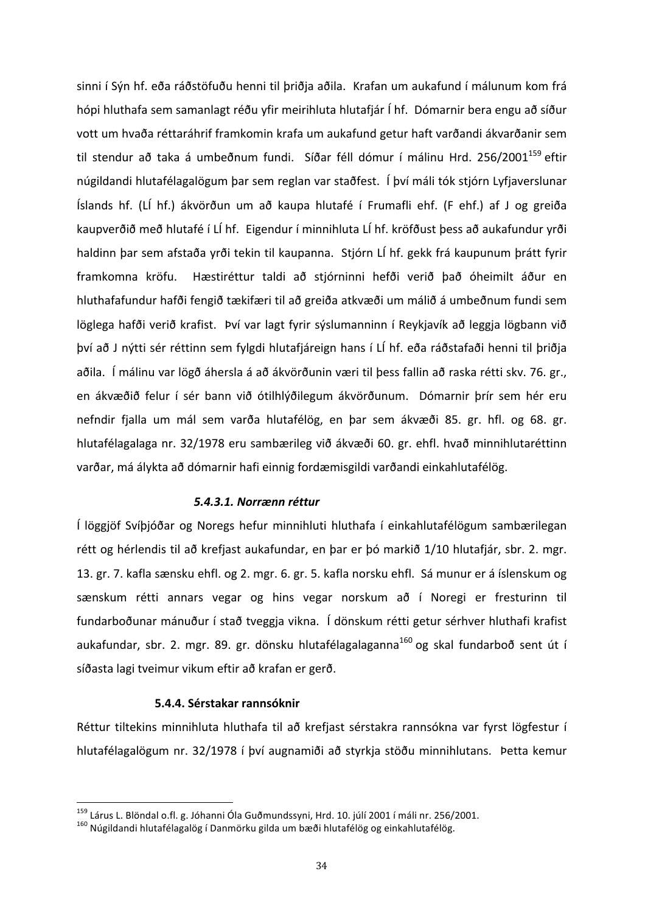sinni í Sýn hf. eða ráðstöfuðu henni til þriðja aðila. Krafan um aukafund í málunum kom frá hópi hluthafa sem samanlagt réðu yfir meirihluta hlutafjár Í hf. Dómarnir bera engu að síður vott um hvaða réttaráhrif framkomin krafa um aukafund getur haft varðandi ákvarðanir sem til stendur að taka á umbeðnum fundi. Síðar féll dómur í málinu Hrd. 256/2001[159] eftir núgildandi hlutafélagalögum þar sem reglan var staðfest. Í því máli tók stjórn Lyfjaverslunar Íslands hf. (LÍ hf.) ákvörðun um að kaupa hlutafé í Frumafli ehf. (F ehf.) af J og greiða kaupverðið með hlutafé í LÍ hf. Eigendur í minnihluta LÍ hf. kröfðust þess að aukafundur yrði haldinn þar sem afstaða yrði tekin til kaupanna. Stjórn LÍ hf. gekk frá kaupunum þrátt fyrir framkomna kröfu. Hæstiréttur taldi að stjórninni hefði verið það óheimilt áður en hluthafafundur hafði fengið tækifæri til að greiða atkvæði um málið á umbeðnum fundi sem löglega hafði verið krafist. Því var lagt fyrir sýslumanninn í Reykjavík að leggja lögbann við því að J nýtti sér réttinn sem fylgdi hlutafjáreign hans í LÍ hf. eða ráðstafaði henni til þriðja aðila. Í málinu var lögð áhersla á að ákvörðunin væri til þess fallin að raska rétti skv. 76. gr., en ákvæðið felur í sér bann við ótilhlýðilegum ákvörðunum. Dómarnir þrír sem hér eru nefndir fjalla um mál sem varða hlutafélög, en þar sem ákvæði 85. gr. hfl. og 68. gr. hlutafélagalaga nr. 32/1978 eru sambærileg við ákvæði 60. gr. ehfl. hvað minnihlutaréttinn varðar, má álykta að dómarnir hafi einnig fordæmisgildi varðandi einkahlutafélög.

#### *5.4.3.1. Norrænn réttur*

Í löggjöf Svíþjóðar og Noregs hefur minnihluti hluthafa í einkahlutafélögum sambærilegan rétt og hérlendis til að krefjast aukafundar, en þar er þó markið 1/10 hlutafjár, sbr. 2. mgr. 13. gr. 7. kafla sænsku ehfl. og 2. mgr. 6. gr. 5. kafla norsku ehfl. Sá munur er á íslenskum og sænskum rétti annars vegar og hins vegar norskum að í Noregi er fresturinn til fundarboðunar mánuður í stað tveggja vikna. Í dönskum rétti getur sérhver hluthafi krafist aukafundar, sbr. 2. mgr. 89. gr. dönsku hlutafélagalaganna[160] og skal fundarboð sent út í síðasta lagi tveimur vikum eftir að krafan er gerð.

### 5.4.4. Sérstakar rannsóknir

Réttur tiltekins minnihluta hluthafa til að krefjast sérstakra rannsókna var fyrst lögfestur í hlutafélagalögum nr. 32/1978 í því augnamiði að styrkja stöðu minnihlutans. Þetta kemur

---

[159] Lárus L. Blöndal o.fl. g. Jóhanni Óla Guðmundssyni, Hrd. 10. júlí 2001 í máli nr. 256/2001.

[160] Núgildandi hlutafélagalög í Danmörku gilda um bæði hlutafélög og einkahlutafélög.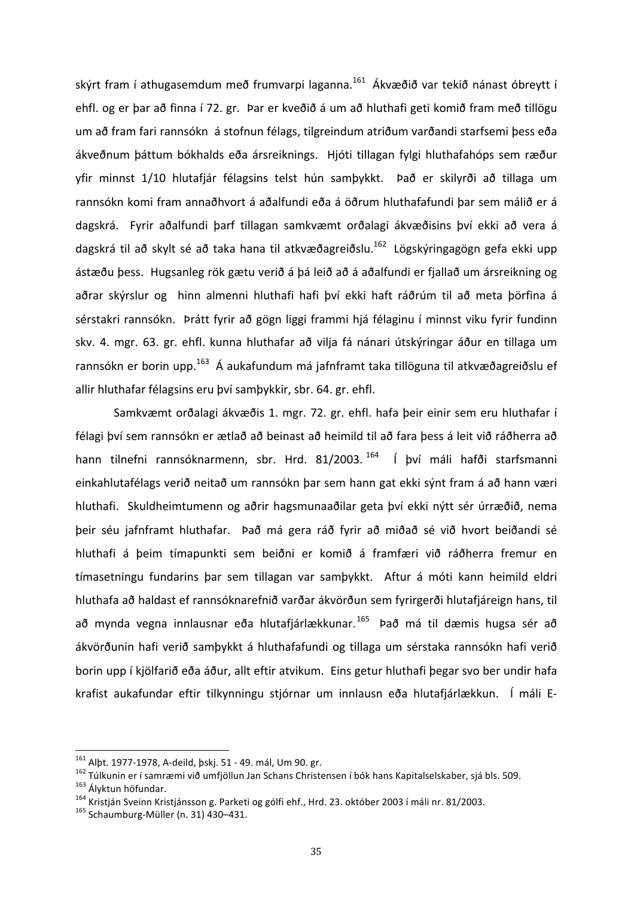skýrt fram í athugasemdum með frumvarpi laganna.[161] Ákvæðið var tekið nánast óbreytt í ehfl. og er þar að finna í 72. gr. Þar er kveðið á um að hluthafi geti komið fram með tillögu um að fram fari rannsókn á stofnun félags, tilgreindum atriðum varðandi starfsemi þess eða ákveðnum þáttum bókhalds eða ársreiknings. Hljóti tillagan fylgi hluthafahóps sem ræður yfir minnst 1/10 hlutafjár félagsins telst hún samþykkt. Það er skilyrði að tillaga um rannsókn komi fram annaðhvort á aðalfundi eða á öðrum hluthafafundi þar sem málið er á dagskrá. Fyrir aðalfundi þarf tillagan samkvæmt orðalagi ákvæðisins því ekki að vera á dagskrá til að skylt sé að taka hana til atkvæðagreiðslu.[162] Lögskýringagögn gefa ekki upp ástæðu þess. Hugsanleg rök gætu verið á þá leið að á aðalfundi er fjallað um ársreikning og aðrar skýrslur og hinn almenni hluthafi hafi því ekki haft ráðrúm til að meta þörfina á sérstakri rannsókn. Þrátt fyrir að gögn liggi frammi hjá félaginu í minnst viku fyrir fundinn skv. 4. mgr. 63. gr. ehfl. kunna hluthafar að vilja fá nánari útskýringar áður en tillaga um rannsókn er borin upp.[163] Á aukafundum má jafnframt taka tillöguna til atkvæðagreiðslu ef allir hluthafar félagsins eru því samþykkir, sbr. 64. gr. ehfl.

Samkvæmt orðalagi ákvæðis 1. mgr. 72. gr. ehfl. hafa þeir einir sem eru hluthafar í félagi því sem rannsókn er ætlað að beinast að heimild til að fara þess á leit við ráðherra að hann tilnefni rannsóknarmenn, sbr. Hrd. 81/2003.[164] Í því máli hafði starfsmanni einkahlutafélags verið neitað um rannsókn þar sem hann gat ekki sýnt fram á að hann væri hluthafi. Skuldheimtumenn og aðrir hagsmunaaðilar geta því ekki nýtt sér úrræðið, nema þeir séu jafnframt hluthafar. Það má gera ráð fyrir að miðað sé við hvort beiðandi sé hluthafi á þeim tímapunkti sem beiðni er komið á framfæri við ráðherra fremur en tímasetningu fundarins þar sem tillagan var samþykkt. Aftur á móti kann heimild eldri hluthafa að haldast ef rannsóknarefnið varðar ákvörðun sem fyrirgerði hlutafjáreign hans, til að mynda vegna innlausnar eða hlutafjárlækkunar.[165] Það má til dæmis hugsa sér að ákvörðunin hafi verið samþykkt á hluthafafundi og tillaga um sérstaka rannsókn hafi verið borin upp í kjölfarið eða áður, allt eftir atvikum. Eins getur hluthafi þegar svo ber undir hafa krafist aukafundar eftir tilkynningu stjórnar um innlausn eða hlutafjárlækkun. Í máli E-

---

[161] Alþt. 1977-1978, A-deild, þskj. 51 - 49. mál, Um 90. gr.

[162] Túlkunin er í samræmi við umfjöllun Jan Schans Christensen í bók hans Kapitalselskaber, sjá bls. 509.

[163] Ályktun höfundar.

[164] Kristján Sveinn Kristjánsson g. Parketi og gólfi ehf., Hrd. 23. október 2003 í máli nr. 81/2003.

[165] Schaumburg-Müller (n. 31) 430–431.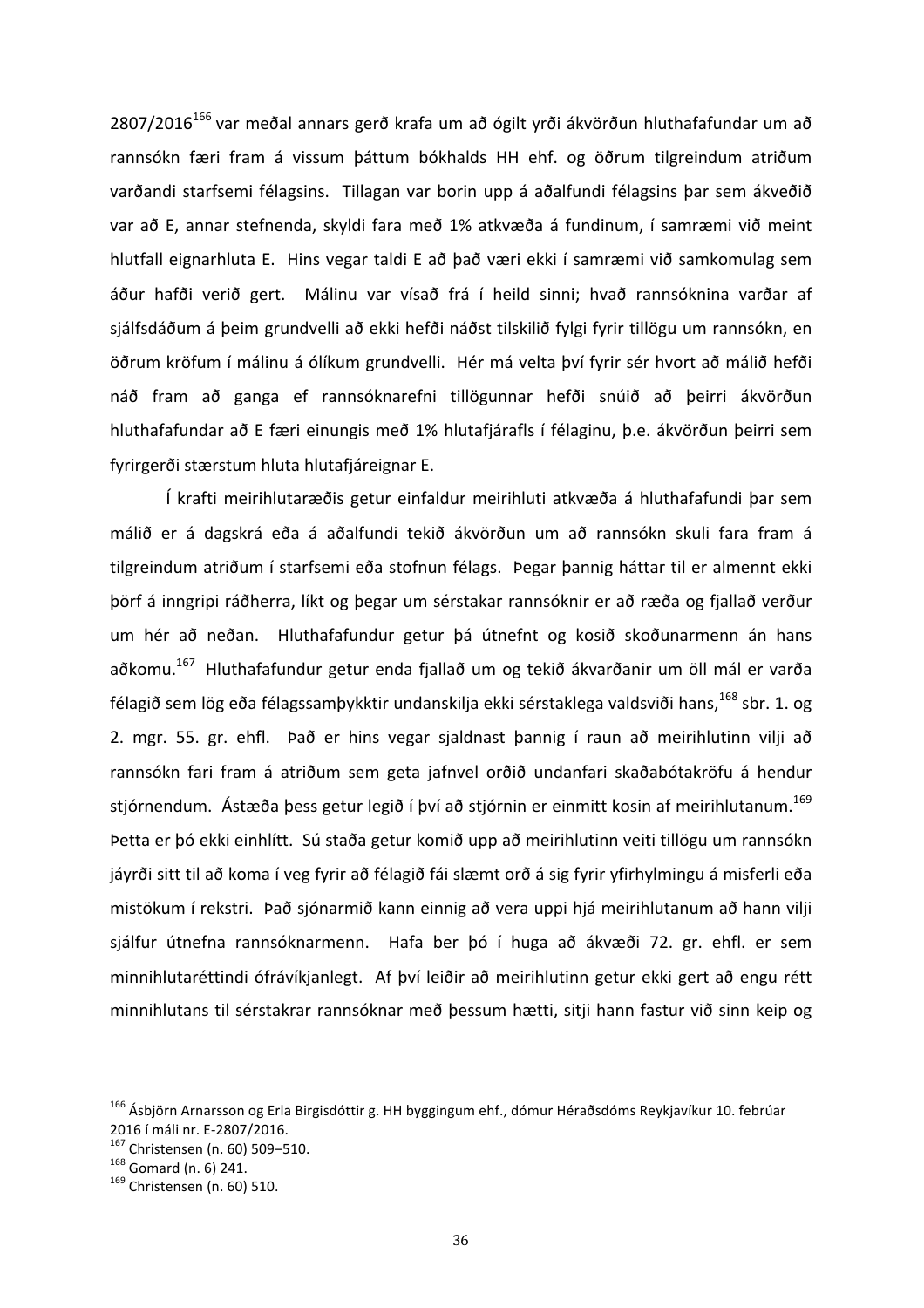2807/2016[166] var meðal annars gerð krafa um að ógilt yrði ákvörðun hluthafafundar um að rannsókn færi fram á vissum þáttum bókhalds HH ehf. og öðrum tilgreindum atriðum varðandi starfsemi félagsins. Tillagan var borin upp á aðalfundi félagsins þar sem ákveðið var að E, annar stefnenda, skyldi fara með 1% atkvæða á fundinum, í samræmi við meint hlutfall eignarhluta E. Hins vegar taldi E að það væri ekki í samræmi við samkomulag sem áður hafði verið gert. Málinu var vísað frá í heild sinni; hvað rannsóknina varðar af sjálfsdáðum á þeim grundvelli að ekki hefði náðst tilskilið fylgi fyrir tillögu um rannsókn, en öðrum kröfum í málinu á ólíkum grundvelli. Hér má velta því fyrir sér hvort að málið hefði náð fram að ganga ef rannsóknarefni tillögunnar hefði snúið að þeirri ákvörðun hluthafafundar að E færi einungis með 1% hlutafjárafls í félaginu, þ.e. ákvörðun þeirri sem fyrirgerði stærstum hluta hlutafjáreignar E.

Í krafti meirihlutaræðis getur einfaldur meirihluti atkvæða á hluthafafundi þar sem málið er á dagskrá eða á aðalfundi tekið ákvörðun um að rannsókn skuli fara fram á tilgreindum atriðum í starfsemi eða stofnun félags. Þegar þannig háttar til er almennt ekki þörf á inngripi ráðherra, líkt og þegar um sérstakar rannsóknir er að ræða og fjallað verður um hér að neðan. Hluthafafundur getur þá útnefnt og kosið skoðunarmenn án hans aðkomu.[167] Hluthafafundur getur enda fjallað um og tekið ákvarðanir um öll mál er varða félagið sem lög eða félagssamþykktir undanskilja ekki sérstaklega valdsviði hans,[168] sbr. 1. og 2. mgr. 55. gr. ehfl. Það er hins vegar sjaldnast þannig í raun að meirihlutinn vilji að rannsókn fari fram á atriðum sem geta jafnvel orðið undanfari skaðabótakröfu á hendur stjórnendum. Ástæða þess getur legið í því að stjórnin er einmitt kosin af meirihlutanum.[169] Þetta er þó ekki einhlítt. Sú staða getur komið upp að meirihlutinn veiti tillögu um rannsókn jáyrði sitt til að koma í veg fyrir að félagið fái slæmt orð á sig fyrir yfirhylmingu á misferli eða mistökum í rekstri. Það sjónarmið kann einnig að vera uppi hjá meirihlutanum að hann vilji sjálfur útnefna rannsóknarmenn. Hafa ber þó í huga að ákvæði 72. gr. ehfl. er sem minnihlutaréttindi ófrávíkjanlegt. Af því leiðir að meirihlutinn getur ekki gert að engu rétt minnihlutans til sérstakrar rannsóknar með þessum hætti, sitji hann fastur við sinn keip og

---

[166] Ásbjörn Arnarsson og Erla Birgisdóttir g. HH byggingum ehf., dómur Héraðsdóms Reykjavíkur 10. febrúar 2016 í máli nr. E-2807/2016.

[167] Christensen (n. 60) 509–510.

[168] Gomard (n. 6) 241.

[169] Christensen (n. 60) 510.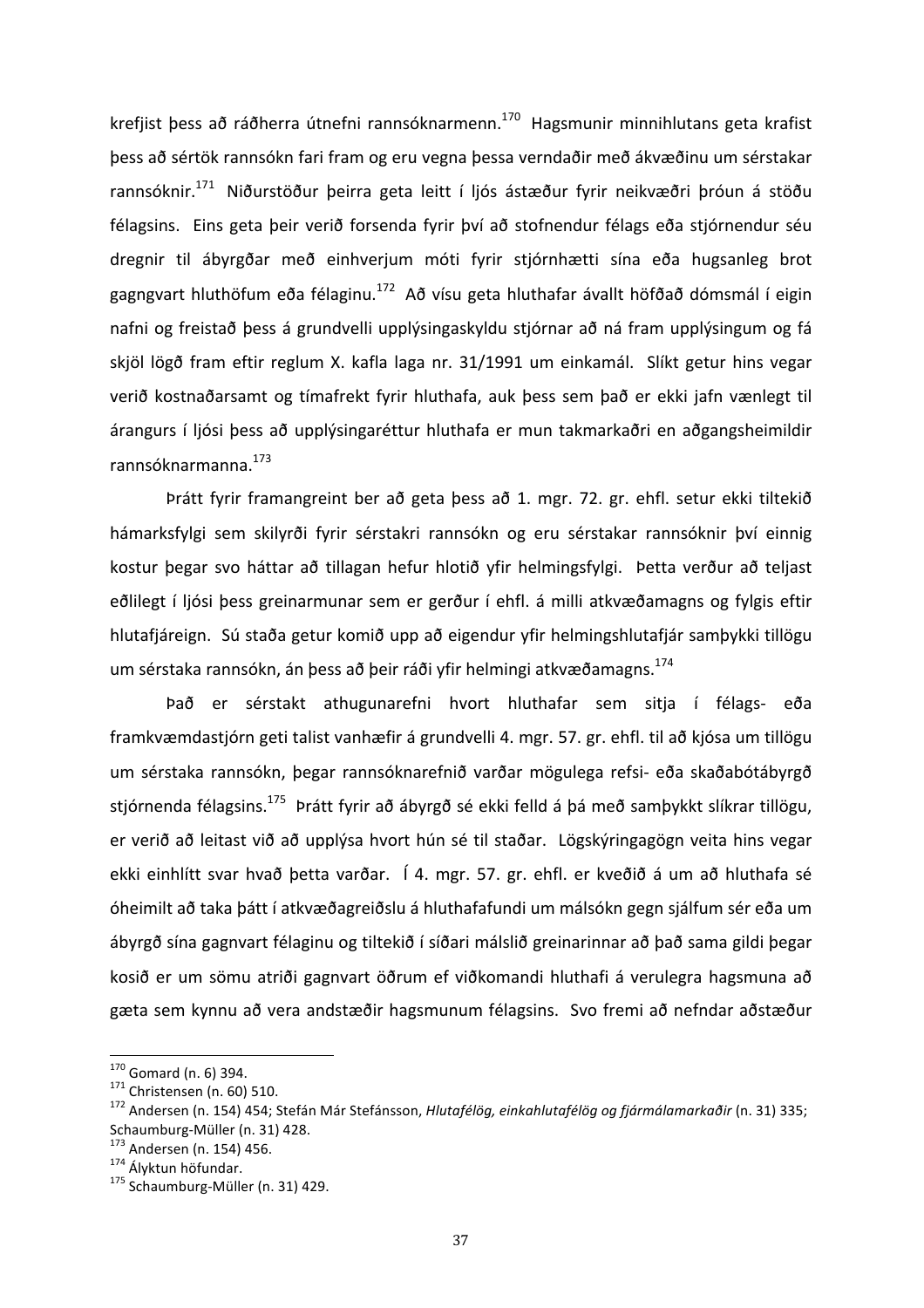krefjist þess að ráðherra útnefni rannsóknarmenn.[170] Hagsmunir minnihlutans geta krafist þess að sértök rannsókn fari fram og eru vegna þessa verndaðir með ákvæðinu um sérstakar rannsóknir.[171] Niðurstöður þeirra geta leitt í ljós ástæður fyrir neikvæðri þróun á stöðu félagsins. Eins geta þeir verið forsenda fyrir því að stofnendur félags eða stjórnendur séu dregnir til ábyrgðar með einhverjum móti fyrir stjórnhætti sína eða hugsanleg brot gagngvart hluthöfum eða félaginu.[172] Að vísu geta hluthafar ávallt höfðað dómsmál í eigin nafni og freistað þess á grundvelli upplýsingaskyldu stjórnar að ná fram upplýsingum og fá skjöl lögð fram eftir reglum X. kafla laga nr. 31/1991 um einkamál. Slíkt getur hins vegar verið kostnaðarsamt og tímafrekt fyrir hluthafa, auk þess sem það er ekki jafn vænlegt til árangurs í ljósi þess að upplýsingaréttur hluthafa er mun takmarkaðri en aðgangsheimildir rannsóknarmanna.[173]

Þrátt fyrir framangreint ber að geta þess að 1. mgr. 72. gr. ehfl. setur ekki tiltekið hámarksfylgi sem skilyrði fyrir sérstakri rannsókn og eru sérstakar rannsóknir því einnig kostur þegar svo háttar að tillagan hefur hlotið yfir helmingsfylgi. Þetta verður að teljast eðlilegt í ljósi þess greinarmunar sem er gerður í ehfl. á milli atkvæðamagns og fylgis eftir hlutafjáreign. Sú staða getur komið upp að eigendur yfir helmingshlutafjár samþykki tillögu um sérstaka rannsókn, án þess að þeir ráði yfir helmingi atkvæðamagns.[174]

Það er sérstakt athugunarefni hvort hluthafar sem sitja í félags- eða framkvæmdastjórn geti talist vanhæfir á grundvelli 4. mgr. 57. gr. ehfl. til að kjósa um tillögu um sérstaka rannsókn, þegar rannsóknarefnið varðar mögulega refsi- eða skaðabótábyrgð stjórnenda félagsins.[175] Þrátt fyrir að ábyrgð sé ekki felld á þá með samþykkt slíkrar tillögu, er verið að leitast við að upplýsa hvort hún sé til staðar. Lögskýringagögn veita hins vegar ekki einhlítt svar hvað þetta varðar. Í 4. mgr. 57. gr. ehfl. er kveðið á um að hluthafa sé óheimilt að taka þátt í atkvæðagreiðslu á hluthafafundi um málsókn gegn sjálfum sér eða um ábyrgð sína gagnvart félaginu og tiltekið í síðari málslið greinarinnar að það sama gildi þegar kosið er um sömu atriði gagnvart öðrum ef viðkomandi hluthafi á verulegra hagsmuna að gæta sem kynnu að vera andstæðir hagsmunum félagsins. Svo fremi að nefndar aðstæður

---

[170] Gomard (n. 6) 394.
[171] Christensen (n. 60) 510.
[172] Andersen (n. 154) 454; Stefán Már Stefánsson, *Hlutafélög, einkahlutafélög og fjármálamarkaðir* (n. 31) 335; Schaumburg-Müller (n. 31) 428.
[173] Andersen (n. 154) 456.
[174] Ályktun höfundar.
[175] Schaumburg-Müller (n. 31) 429.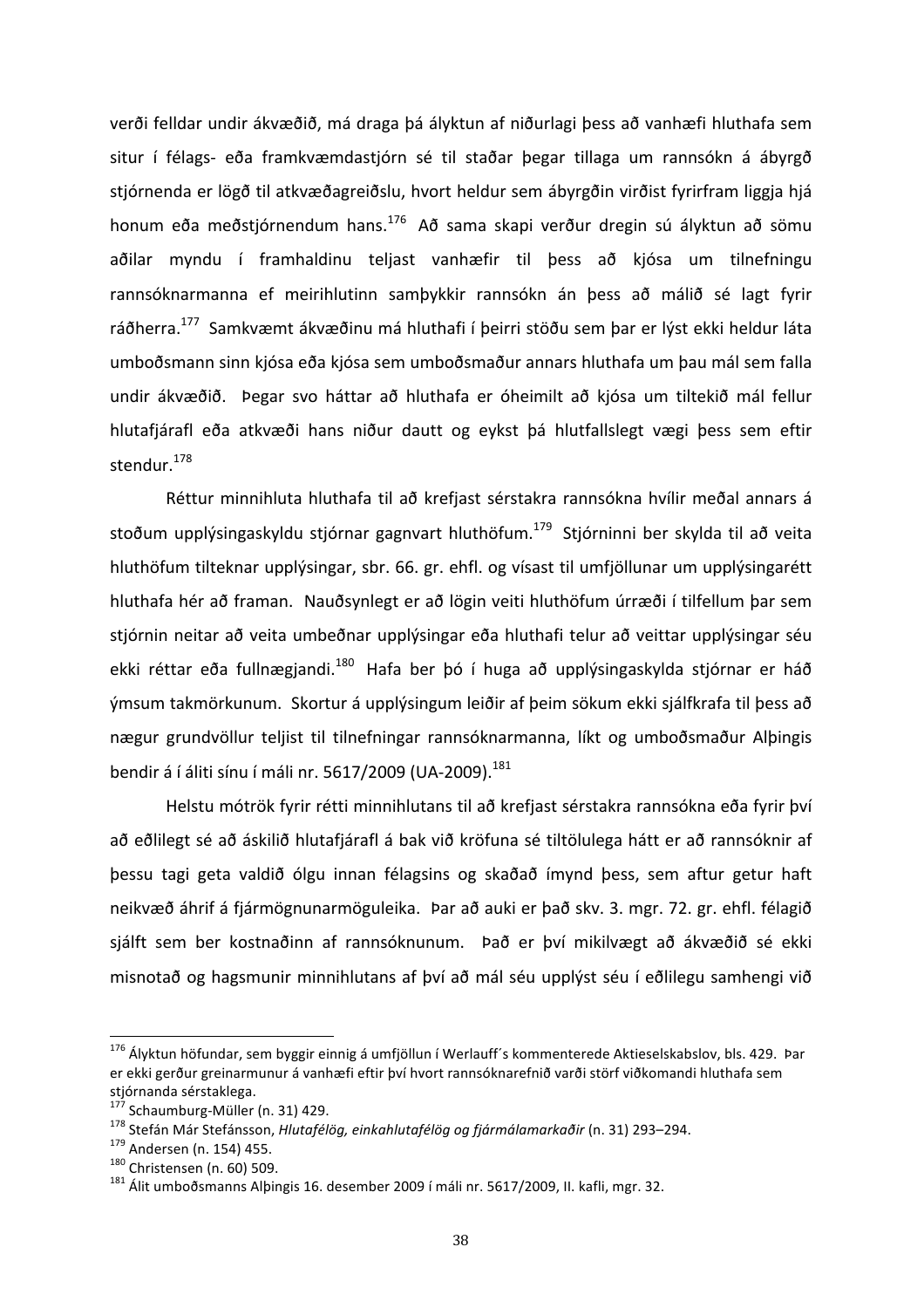verði felldar undir ákvæðið, má draga þá ályktun af niðurlagi þess að vanhæfi hluthafa sem situr í félags- eða framkvæmdastjórn sé til staðar þegar tillaga um rannsókn á ábyrgð stjórnenda er lögð til atkvæðagreiðslu, hvort heldur sem ábyrgðin virðist fyrirfram liggja hjá honum eða meðstjórnendum hans.[176] Að sama skapi verður dregin sú ályktun að sömu aðilar myndu í framhaldinu teljast vanhæfir til þess að kjósa um tilnefningu rannsóknarmanna ef meirihlutinn samþykkir rannsókn án þess að málið sé lagt fyrir ráðherra.[177] Samkvæmt ákvæðinu má hluthafi í þeirri stöðu sem þar er lýst ekki heldur láta umboðsmann sinn kjósa eða kjósa sem umboðsmaður annars hluthafa um þau mál sem falla undir ákvæðið. Þegar svo háttar að hluthafa er óheimilt að kjósa um tiltekið mál fellur hlutafjárafl eða atkvæði hans niður dautt og eykst þá hlutfallslegt vægi þess sem eftir stendur.[178]

Réttur minnihluta hluthafa til að krefjast sérstakra rannsókna hvílir meðal annars á stoðum upplýsingaskyldu stjórnar gagnvart hluthöfum.[179] Stjórninni ber skylda til að veita hluthöfum tilteknar upplýsingar, sbr. 66. gr. ehfl. og vísast til umfjöllunar um upplýsingarétt hluthafa hér að framan. Nauðsynlegt er að lögin veiti hluthöfum úrræði í tilfellum þar sem stjórnin neitar að veita umbeðnar upplýsingar eða hluthafi telur að veittar upplýsingar séu ekki réttar eða fullnægjandi.[180] Hafa ber þó í huga að upplýsingaskylda stjórnar er háð ýmsum takmörkunum. Skortur á upplýsingum leiðir af þeim sökum ekki sjálfkrafa til þess að nægur grundvöllur teljist til tilnefningar rannsóknarmanna, líkt og umboðsmaður Alþingis bendir á í áliti sínu í máli nr. 5617/2009 (UA-2009).[181]

Helstu mótrök fyrir rétti minnihlutans til að krefjast sérstakra rannsókna eða fyrir því að eðlilegt sé að áskilið hlutafjárafl á bak við kröfuna sé tiltölulega hátt er að rannsóknir af þessu tagi geta valdið ólgu innan félagsins og skaðað ímynd þess, sem aftur getur haft neikvæð áhrif á fjármögnunarmöguleika. Þar að auki er það skv. 3. mgr. 72. gr. ehfl. félagið sjálft sem ber kostnaðinn af rannsóknunum. Það er því mikilvægt að ákvæðið sé ekki misnotað og hagsmunir minnihlutans af því að mál séu upplýst séu í eðlilegu samhengi við

---

[176] Ályktun höfundar, sem byggir einnig á umfjöllun í Werlauff´s kommenterede Aktieselskabslov, bls. 429. Þar er ekki gerður greinarmunur á vanhæfi eftir því hvort rannsóknarefnið varði störf viðkomandi hluthafa sem stjórnanda sérstaklega.

[177] Schaumburg-Müller (n. 31) 429.

[178] Stefán Már Stefánsson, *Hlutafélög, einkahlutafélög og fjármálamarkaðir* (n. 31) 293–294.

[179] Andersen (n. 154) 455.

[180] Christensen (n. 60) 509.

[181] Álit umboðsmanns Alþingis 16. desember 2009 í máli nr. 5617/2009, II. kafli, mgr. 32.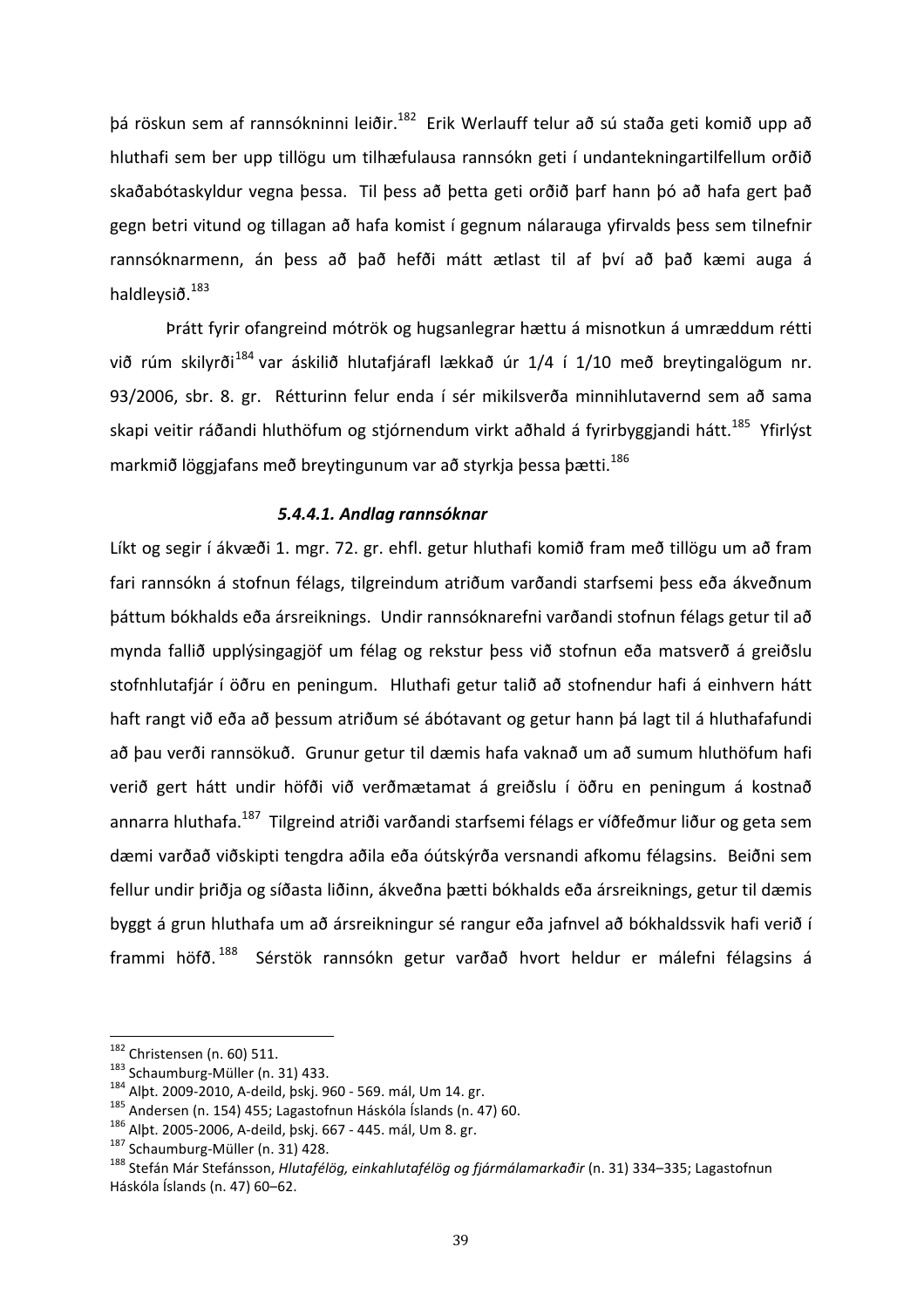þá röskun sem af rannsókninni leiðir.[182] Erik Werlauff telur að sú staða geti komið upp að hluthafi sem ber upp tillögu um tilhæfulausa rannsókn geti í undantekningartilfellum orðið skaðabótaskyldur vegna þessa. Til þess að þetta geti orðið þarf hann þó að hafa gert það gegn betri vitund og tillagan að hafa komist í gegnum nálarauga yfirvalds þess sem tilnefnir rannsóknarmenn, án þess að það hefði mátt ætlast til af því að það kæmi auga á haldleysið.[183]

Þrátt fyrir ofangreind mótrök og hugsanlegrar hættu á misnotkun á umræddum rétti við rúm skilyrði[184] var áskilið hlutafjárafl lækkað úr 1/4 í 1/10 með breytingalögum nr. 93/2006, sbr. 8. gr. Rétturinn felur enda í sér mikilsverða minnihlutavernd sem að sama skapi veitir ráðandi hluthöfum og stjórnendum virkt aðhald á fyrirbyggjandi hátt.[185] Yfirlýst markmið löggjafans með breytingunum var að styrkja þessa þætti.[186]

#### *5.4.4.1. Andlag rannsóknar*

Líkt og segir í ákvæði 1. mgr. 72. gr. ehfl. getur hluthafi komið fram með tillögu um að fram fari rannsókn á stofnun félags, tilgreindum atriðum varðandi starfsemi þess eða ákveðnum þáttum bókhalds eða ársreiknings. Undir rannsóknarefni varðandi stofnun félags getur til að mynda fallið upplýsingagjöf um félag og rekstur þess við stofnun eða matsverð á greiðslu stofnhlutafjár í öðru en peningum. Hluthafi getur talið að stofnendur hafi á einhvern hátt haft rangt við eða að þessum atriðum sé ábótavant og getur hann þá lagt til á hluthafafundi að þau verði rannsökuð. Grunur getur til dæmis hafa vaknað um að sumum hluthöfum hafi verið gert hátt undir höfði við verðmætamat á greiðslu í öðru en peningum á kostnað annarra hluthafa.[187] Tilgreind atriði varðandi starfsemi félags er víðfeðmur liður og geta sem dæmi varðað viðskipti tengdra aðila eða óútskýrða versnandi afkomu félagsins. Beiðni sem fellur undir þriðja og síðasta liðinn, ákveðna þætti bókhalds eða ársreiknings, getur til dæmis byggt á grun hluthafa um að ársreikningur sé rangur eða jafnvel að bókhaldssvik hafi verið í frammi höfð.[188] Sérstök rannsókn getur varðað hvort heldur er málefni félagsins á

---

[182] Christensen (n. 60) 511.

[183] Schaumburg-Müller (n. 31) 433.

[184] Alþt. 2009-2010, A-deild, þskj. 960 - 569. mál, Um 14. gr.

[185] Andersen (n. 154) 455; Lagastofnun Háskóla Íslands (n. 47) 60.

[186] Alþt. 2005-2006, A-deild, þskj. 667 - 445. mál, Um 8. gr.

[187] Schaumburg-Müller (n. 31) 428.

[188] Stefán Már Stefánsson, *Hlutafélög, einkahlutafélög og fjármálamarkaðir* (n. 31) 334–335; Lagastofnun Háskóla Íslands (n. 47) 60–62.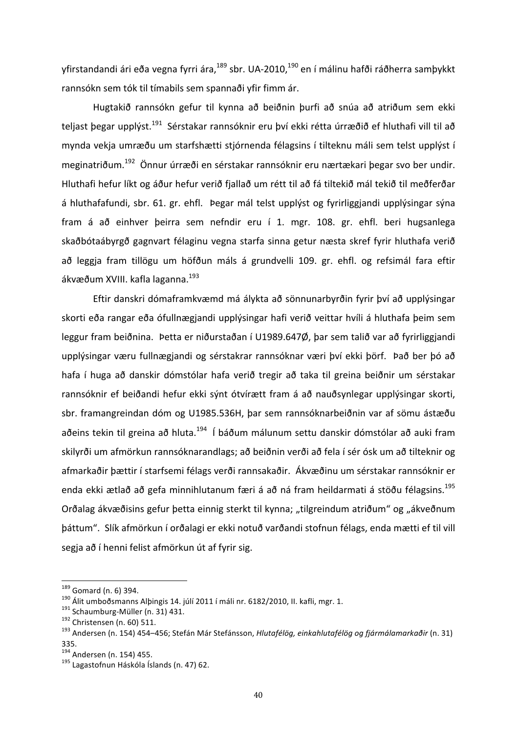yfirstandandi ári eða vegna fyrri ára,[189] sbr. UA-2010,[190] en í málinu hafði ráðherra samþykkt rannsókn sem tók til tímabils sem spannaði yfir fimm ár.

Hugtakið rannsókn gefur til kynna að beiðnin þurfi að snúa að atriðum sem ekki teljast þegar upplýst.[191] Sérstakar rannsóknir eru því ekki rétta úrræðið ef hluthafi vill til að mynda vekja umræðu um starfshætti stjórnenda félagsins í tilteknu máli sem telst upplýst í meginatriðum.[192] Önnur úrræði en sérstakar rannsóknir eru nærtækari þegar svo ber undir. Hluthafi hefur líkt og áður hefur verið fjallað um rétt til að fá tiltekið mál tekið til meðferðar á hluthafafundi, sbr. 61. gr. ehfl. Þegar mál telst upplýst og fyrirliggjandi upplýsingar sýna fram á að einhver þeirra sem nefndir eru í 1. mgr. 108. gr. ehfl. beri hugsanlega skaðbótaábyrgð gagnvart félaginu vegna starfa sinna getur næsta skref fyrir hluthafa verið að leggja fram tillögu um höfðun máls á grundvelli 109. gr. ehfl. og refsimál fara eftir ákvæðum XVIII. kafla laganna.[193]

Eftir danskri dómaframkvæmd má álykta að sönnunarbyrðin fyrir því að upplýsingar skorti eða rangar eða ófullnægjandi upplýsingar hafi verið veittar hvíli á hluthafa þeim sem leggur fram beiðnina. Þetta er niðurstaðan í U1989.647Ø, þar sem talið var að fyrirliggjandi upplýsingar væru fullnægjandi og sérstakrar rannsóknar væri því ekki þörf. Það ber þó að hafa í huga að danskir dómstólar hafa verið tregir að taka til greina beiðnir um sérstakar rannsóknir ef beiðandi hefur ekki sýnt ótvírætt fram á að nauðsynlegar upplýsingar skorti, sbr. framangreindan dóm og U1985.536H, þar sem rannsóknarbeiðnin var af sömu ástæðu aðeins tekin til greina að hluta.[194] Í báðum málunum settu danskir dómstólar að auki fram skilyrði um afmörkun rannsóknarandlags; að beiðnin verði að fela í sér ósk um að tilteknir og afmarkaðir þættir í starfsemi félags verði rannsakaðir. Ákvæðinu um sérstakar rannsóknir er enda ekki ætlað að gefa minnihlutanum færi á að ná fram heildarmati á stöðu félagsins.[195] Orðalag ákvæðisins gefur þetta einnig sterkt til kynna; „tilgreindum atriðum“ og „ákveðnum þáttum“. Slík afmörkun í orðalagi er ekki notuð varðandi stofnun félags, enda mætti ef til vill segja að í henni felist afmörkun út af fyrir sig.

---

[189] Gomard (n. 6) 394.

[190] Álit umboðsmanns Alþingis 14. júlí 2011 í máli nr. 6182/2010, II. kafli, mgr. 1.

[191] Schaumburg-Müller (n. 31) 431.

[192] Christensen (n. 60) 511.

[193] Andersen (n. 154) 454–456; Stefán Már Stefánsson, *Hlutafélög, einkahlutafélög og fjármálamarkaðir* (n. 31) 335.

[194] Andersen (n. 154) 455.

[195] Lagastofnun Háskóla Íslands (n. 47) 62.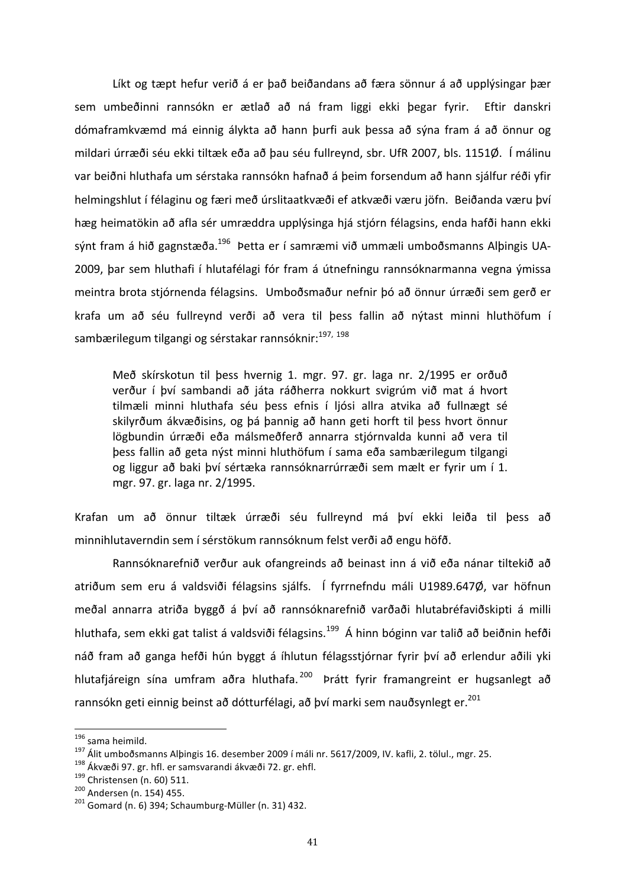Líkt og tæpt hefur verið á er það beiðandans að færa sönnur á að upplýsingar þær sem umbeðinni rannsókn er ætlað að ná fram liggi ekki þegar fyrir. Eftir danskri dómaframkvæmd má einnig álykta að hann þurfi auk þessa að sýna fram á að önnur og mildari úrræði séu ekki tiltæk eða að þau séu fullreynd, sbr. UfR 2007, bls. 1151Ø. Í málinu var beiðni hluthafa um sérstaka rannsókn hafnað á þeim forsendum að hann sjálfur réði yfir helmingshlut í félaginu og færi með úrslitaatkvæði ef atkvæði væru jöfn. Beiðanda væru því hæg heimatökin að afla sér umræddra upplýsinga hjá stjórn félagsins, enda hafði hann ekki sýnt fram á hið gagnstæða.[196] Þetta er í samræmi við ummæli umboðsmanns Alþingis UA-2009, þar sem hluthafi í hlutafélagi fór fram á útnefningu rannsóknarmanna vegna ýmissa meintra brota stjórnenda félagsins. Umboðsmaður nefnir þó að önnur úrræði sem gerð er krafa um að séu fullreynd verði að vera til þess fallin að nýtast minni hluthöfum í sambærilegum tilgangi og sérstakar rannsóknir:[197, 198]

> Með skírskotun til þess hvernig 1. mgr. 97. gr. laga nr. 2/1995 er orðuð verður í því sambandi að játa ráðherra nokkurt svigrúm við mat á hvort tilmæli minni hluthafa séu þess efnis í ljósi allra atvika að fullnægt sé skilyrðum ákvæðisins, og þá þannig að hann geti horft til þess hvort önnur lögbundin úrræði eða málsmeðferð annarra stjórnvalda kunni að vera til þess fallin að geta nýst minni hluthöfum í sama eða sambærilegum tilgangi og liggur að baki því sértæka rannsóknarrúrræði sem mælt er fyrir um í 1. mgr. 97. gr. laga nr. 2/1995.

Krafan um að önnur tiltæk úrræði séu fullreynd má því ekki leiða til þess að minnihlutaverndin sem í sérstökum rannsóknum felst verði að engu höfð.

Rannsóknarefnið verður auk ofangreinds að beinast inn á við eða nánar tiltekið að atriðum sem eru á valdsviði félagsins sjálfs. Í fyrrnefndu máli U1989.647Ø, var höfnun meðal annarra atriða byggð á því að rannsóknarefnið varðaði hlutabréfaviðskipti á milli hluthafa, sem ekki gat talist á valdsviði félagsins.[199] Á hinn bóginn var talið að beiðnin hefði náð fram að ganga hefði hún byggt á íhlutun félagsstjórnar fyrir því að erlendur aðili yki hlutafjáreign sína umfram aðra hluthafa.[200] Þrátt fyrir framangreint er hugsanlegt að rannsókn geti einnig beinst að dótturfélagi, að því marki sem nauðsynlegt er.[201]

---

[196] sama heimild.

[197] Álit umboðsmanns Alþingis 16. desember 2009 í máli nr. 5617/2009, IV. kafli, 2. tölul., mgr. 25.

[198] Ákvæði 97. gr. hfl. er samsvarandi ákvæði 72. gr. ehfl.

[199] Christensen (n. 60) 511.

[200] Andersen (n. 154) 455.

[201] Gomard (n. 6) 394; Schaumburg-Müller (n. 31) 432.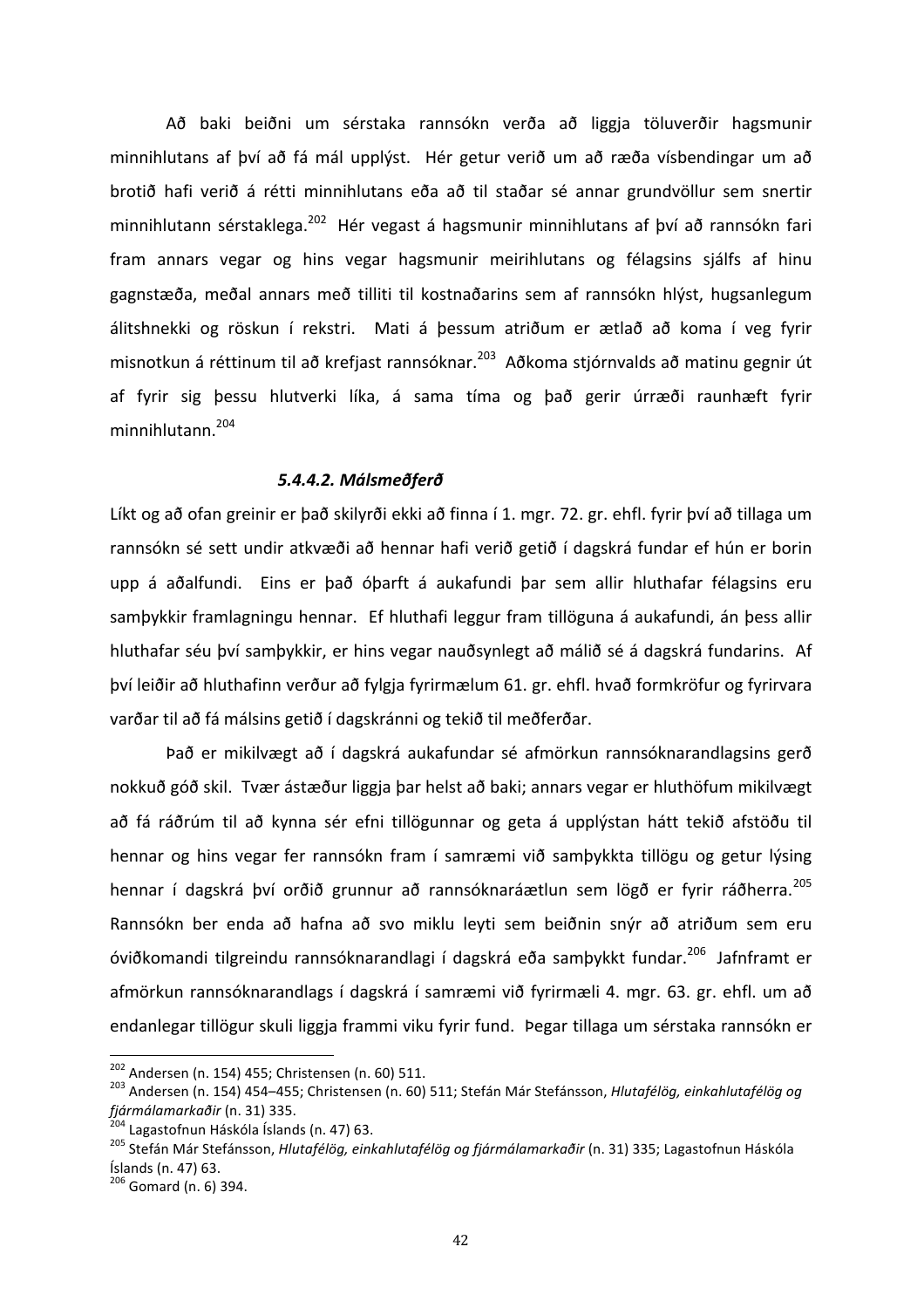Að baki beiðni um sérstaka rannsókn verða að liggja töluverðir hagsmunir minnihlutans af því að fá mál upplýst. Hér getur verið um að ræða vísbendingar um að brotið hafi verið á rétti minnihlutans eða að til staðar sé annar grundvöllur sem snertir minnihlutann sérstaklega.[202] Hér vegast á hagsmunir minnihlutans af því að rannsókn fari fram annars vegar og hins vegar hagsmunir meirihlutans og félagsins sjálfs af hinu gagnstæða, meðal annars með tilliti til kostnaðarins sem af rannsókn hlýst, hugsanlegum álitshnekki og röskun í rekstri. Mati á þessum atriðum er ætlað að koma í veg fyrir misnotkun á réttinum til að krefjast rannsóknar.[203] Aðkoma stjórnvalds að matinu gegnir út af fyrir sig þessu hlutverki líka, á sama tíma og það gerir úrræði raunhæft fyrir minnihlutann.[204]

#### *5.4.4.2. Málsmeðferð*

Líkt og að ofan greinir er það skilyrði ekki að finna í 1. mgr. 72. gr. ehfl. fyrir því að tillaga um rannsókn sé sett undir atkvæði að hennar hafi verið getið í dagskrá fundar ef hún er borin upp á aðalfundi. Eins er það óþarft á aukafundi þar sem allir hluthafar félagsins eru samþykkir framlagningu hennar. Ef hluthafi leggur fram tillöguna á aukafundi, án þess allir hluthafar séu því samþykkir, er hins vegar nauðsynlegt að málið sé á dagskrá fundarins. Af því leiðir að hluthafinn verður að fylgja fyrirmælum 61. gr. ehfl. hvað formkröfur og fyrirvara varðar til að fá málsins getið í dagskránni og tekið til meðferðar.

Það er mikilvægt að í dagskrá aukafundar sé afmörkun rannsóknarandlagsins gerð nokkuð góð skil. Tvær ástæður liggja þar helst að baki; annars vegar er hluthöfum mikilvægt að fá ráðrúm til að kynna sér efni tillögunnar og geta á upplýstan hátt tekið afstöðu til hennar og hins vegar fer rannsókn fram í samræmi við samþykkta tillögu og getur lýsing hennar í dagskrá því orðið grunnur að rannsóknaráætlun sem lögð er fyrir ráðherra.[205] Rannsókn ber enda að hafna að svo miklu leyti sem beiðnin snýr að atriðum sem eru óviðkomandi tilgreindu rannsóknarandlagi í dagskrá eða samþykkt fundar.[206] Jafnframt er afmörkun rannsóknarandlags í dagskrá í samræmi við fyrirmæli 4. mgr. 63. gr. ehfl. um að endanlegar tillögur skuli liggja frammi viku fyrir fund. Þegar tillaga um sérstaka rannsókn er

---

[202] Andersen (n. 154) 455; Christensen (n. 60) 511.

[203] Andersen (n. 154) 454–455; Christensen (n. 60) 511; Stefán Már Stefánsson, *Hlutafélög, einkahlutafélög og fjármálamarkaðir* (n. 31) 335.

[204] Lagastofnun Háskóla Íslands (n. 47) 63.

[205] Stefán Már Stefánsson, *Hlutafélög, einkahlutafélög og fjármálamarkaðir* (n. 31) 335; Lagastofnun Háskóla Íslands (n. 47) 63.

[206] Gomard (n. 6) 394.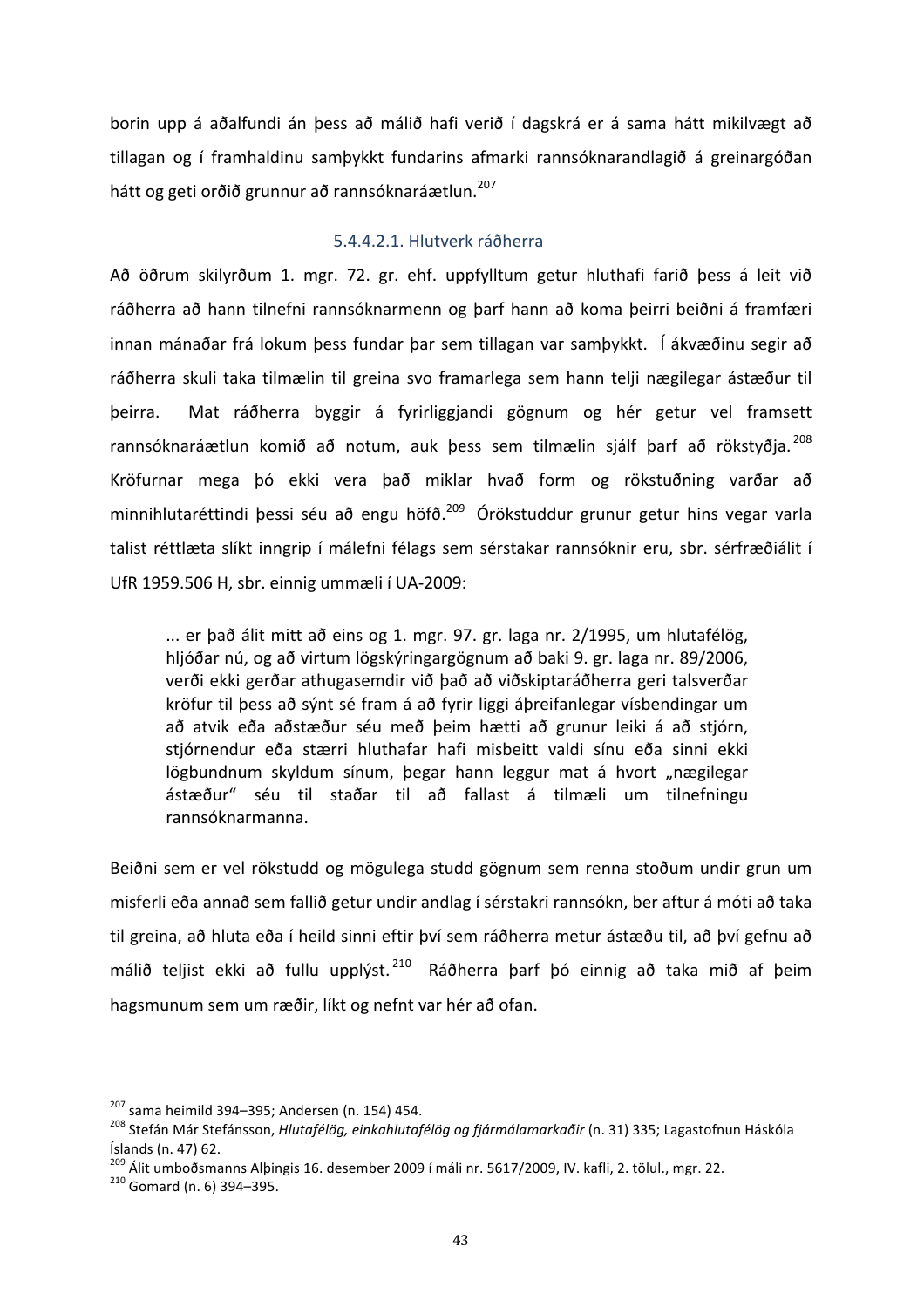borin upp á aðalfundi án þess að málið hafi verið í dagskrá er á sama hátt mikilvægt að tillagan og í framhaldinu samþykkt fundarins afmarki rannsóknarandlagið á greinargóðan hátt og geti orðið grunnur að rannsóknaráætlun.[207]

##### 5.4.4.2.1. Hlutverk ráðherra

Að öðrum skilyrðum 1. mgr. 72. gr. ehf. uppfylltum getur hluthafi farið þess á leit við ráðherra að hann tilnefni rannsóknarmenn og þarf hann að koma þeirri beiðni á framfæri innan mánaðar frá lokum þess fundar þar sem tillagan var samþykkt. Í ákvæðinu segir að ráðherra skuli taka tilmælin til greina svo framarlega sem hann telji nægilegar ástæður til þeirra. Mat ráðherra byggir á fyrirliggjandi gögnum og hér getur vel framsett rannsóknaráætlun komið að notum, auk þess sem tilmælin sjálf þarf að rökstyðja.[208] Kröfurnar mega þó ekki vera það miklar hvað form og rökstuðning varðar að minnihlutaréttindi þessi séu að engu höfð.[209] Órökstuddur grunur getur hins vegar varla talist réttlæta slíkt inngrip í málefni félags sem sérstakar rannsóknir eru, sbr. sérfræðiálit í UfR 1959.506 H, sbr. einnig ummæli í UA-2009:

> ... er það álit mitt að eins og 1. mgr. 97. gr. laga nr. 2/1995, um hlutafélög, hljóðar nú, og að virtum lögskýringargögnum að baki 9. gr. laga nr. 89/2006, verði ekki gerðar athugasemdir við það að viðskiptaráðherra geri talsverðar kröfur til þess að sýnt sé fram á að fyrir liggi áþreifanlegar vísbendingar um að atvik eða aðstæður séu með þeim hætti að grunur leiki á að stjórn, stjórnendur eða stærri hluthafar hafi misbeitt valdi sínu eða sinni ekki lögbundnum skyldum sínum, þegar hann leggur mat á hvort „nægilegar ástæður" séu til staðar til að fallast á tilmæli um tilnefningu rannsóknarmanna.

Beiðni sem er vel rökstudd og mögulega studd gögnum sem renna stoðum undir grun um misferli eða annað sem fallið getur undir andlag í sérstakri rannsókn, ber aftur á móti að taka til greina, að hluta eða í heild sinni eftir því sem ráðherra metur ástæðu til, að því gefnu að málið teljist ekki að fullu upplýst.[210] Ráðherra þarf þó einnig að taka mið af þeim hagsmunum sem um ræðir, líkt og nefnt var hér að ofan.

---

[207] sama heimild 394–395; Andersen (n. 154) 454.

[208] Stefán Már Stefánsson, *Hlutafélög, einkahlutafélög og fjármálamarkaðir* (n. 31) 335; Lagastofnun Háskóla Íslands (n. 47) 62.

[209] Álit umboðsmanns Alþingis 16. desember 2009 í máli nr. 5617/2009, IV. kafli, 2. tölul., mgr. 22.

[210] Gomard (n. 6) 394–395.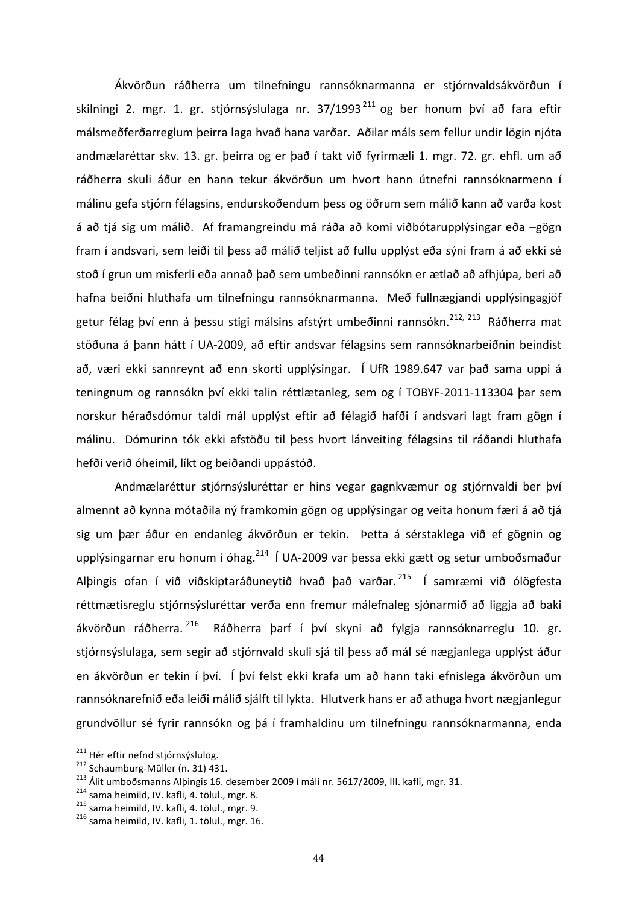Ákvörðun ráðherra um tilnefningu rannsóknarmanna er stjórnvaldsákvörðun í skilningi 2. mgr. 1. gr. stjórnsýslulaga nr. 37/1993[211] og ber honum því að fara eftir málsmeðferðarreglum þeirra laga hvað hana varðar. Aðilar máls sem fellur undir lögin njóta andmælaréttar skv. 13. gr. þeirra og er það í takt við fyrirmæli 1. mgr. 72. gr. ehfl. um að ráðherra skuli áður en hann tekur ákvörðun um hvort hann útnefni rannsóknarmenn í málinu gefa stjórn félagsins, endurskoðendum þess og öðrum sem málið kann að varða kost á að tjá sig um málið. Af framangreindu má ráða að komi viðbótarupplýsingar eða –gögn fram í andsvari, sem leiði til þess að málið teljist að fullu upplýst eða sýni fram á að ekki sé stoð í grun um misferli eða annað það sem umbeðinni rannsókn er ætlað að afhjúpa, beri að hafna beiðni hluthafa um tilnefningu rannsóknarmanna. Með fullnægjandi upplýsingagjöf getur félag því enn á þessu stigi málsins afstýrt umbeðinni rannsókn.[212, 213] Ráðherra mat stöðuna á þann hátt í UA-2009, að eftir andsvar félagsins sem rannsóknarbeiðnin beindist að, væri ekki sannreynt að enn skorti upplýsingar. Í UfR 1989.647 var það sama uppi á teningnum og rannsókn því ekki talin réttlætanleg, sem og í TOBYF-2011-113304 þar sem norskur héraðsdómur taldi mál upplýst eftir að félagið hafði í andsvari lagt fram gögn í málinu. Dómurinn tók ekki afstöðu til þess hvort lánveiting félagsins til ráðandi hluthafa hefði verið óheimil, líkt og beiðandi uppástóð.

Andmælaréttur stjórnsýsluréttar er hins vegar gagnkvæmur og stjórnvaldi ber því almennt að kynna mótaðila ný framkomin gögn og upplýsingar og veita honum færi á að tjá sig um þær áður en endanleg ákvörðun er tekin. Þetta á sérstaklega við ef gögnin og upplýsingarnar eru honum í óhag.[214] Í UA-2009 var þessa ekki gætt og setur umboðsmaður Alþingis ofan í við viðskiptaráðuneytið hvað það varðar.[215] Í samræmi við ólögfesta réttmætisreglu stjórnsýsluréttar verða enn fremur málefnaleg sjónarmið að liggja að baki ákvörðun ráðherra.[216] Ráðherra þarf í því skyni að fylgja rannsóknarreglu 10. gr. stjórnsýslulaga, sem segir að stjórnvald skuli sjá til þess að mál sé nægjanlega upplýst áður en ákvörðun er tekin í því. Í því felst ekki krafa um að hann taki efnislega ákvörðun um rannsóknarefnið eða leiði málið sjálft til lykta. Hlutverk hans er að athuga hvort nægjanlegur grundvöllur sé fyrir rannsókn og þá í framhaldinu um tilnefningu rannsóknarmanna, enda

---

[211] Hér eftir nefnd stjórnsýslulög.

[212] Schaumburg-Müller (n. 31) 431.

[213] Álit umboðsmanns Alþingis 16. desember 2009 í máli nr. 5617/2009, III. kafli, mgr. 31.

[214] sama heimild, IV. kafli, 4. tölul., mgr. 8.

[215] sama heimild, IV. kafli, 4. tölul., mgr. 9.

[216] sama heimild, IV. kafli, 1. tölul., mgr. 16.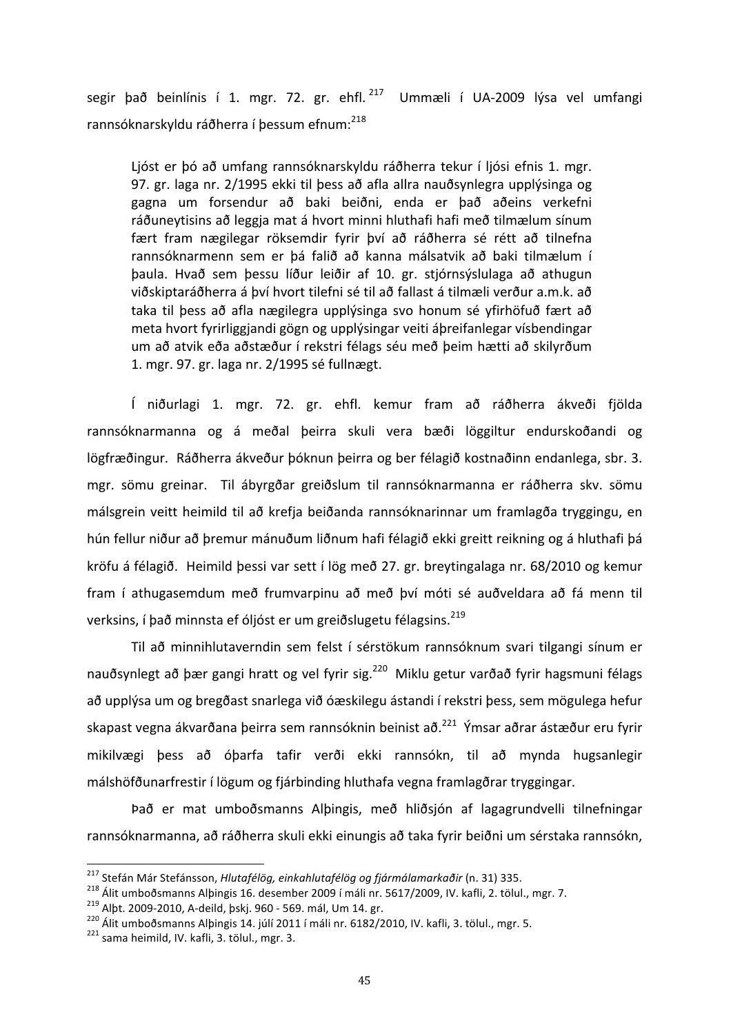segir það beinlínis í 1. mgr. 72. gr. ehfl.[217] Ummæli í UA-2009 lýsa vel umfangi rannsóknarskyldu ráðherra í þessum efnum:[218]

> Ljóst er þó að umfang rannsóknarskyldu ráðherra tekur í ljósi efnis 1. mgr. 97. gr. laga nr. 2/1995 ekki til þess að afla allra nauðsynlegra upplýsinga og gagna um forsendur að baki beiðni, enda er það aðeins verkefni ráðuneytisins að leggja mat á hvort minni hluthafi hafi með tilmælum sínum fært fram nægilegar röksemdir fyrir því að ráðherra sé rétt að tilnefna rannsóknarmenn sem er þá falið að kanna málsatvik að baki tilmælum í þaula. Hvað sem þessu líður leiðir af 10. gr. stjórnsýslulaga að athugun viðskiptaráðherra á því hvort tilefni sé til að fallast á tilmæli verður a.m.k. að taka til þess að afla nægilegra upplýsinga svo honum sé yfirhöfuð fært að meta hvort fyrirliggjandi gögn og upplýsingar veiti áþreifanlegar vísbendingar um að atvik eða aðstæður í rekstri félags séu með þeim hætti að skilyrðum 1. mgr. 97. gr. laga nr. 2/1995 sé fullnægt.

Í niðurlagi 1. mgr. 72. gr. ehfl. kemur fram að ráðherra ákveði fjölda rannsóknarmanna og á meðal þeirra skuli vera bæði löggiltur endurskoðandi og lögfræðingur. Ráðherra ákveður þóknun þeirra og ber félagið kostnaðinn endanlega, sbr. 3. mgr. sömu greinar. Til ábyrgðar greiðslum til rannsóknarmanna er ráðherra skv. sömu málsgrein veitt heimild til að krefja beiðanda rannsóknarinnar um framlagða tryggingu, en hún fellur niður að þremur mánuðum liðnum hafi félagið ekki greitt reikning og á hluthafi þá kröfu á félagið. Heimild þessi var sett í lög með 27. gr. breytingalaga nr. 68/2010 og kemur fram í athugasemdum með frumvarpinu að með því móti sé auðveldara að fá menn til verksins, í það minnsta ef óljóst er um greiðslugetu félagsins.[219]

Til að minnihlutaverndin sem felst í sérstökum rannsóknum svari tilgangi sínum er nauðsynlegt að þær gangi hratt og vel fyrir sig.[220] Miklu getur varðað fyrir hagsmuni félags að upplýsa um og bregðast snarlega við óæskilegu ástandi í rekstri þess, sem mögulega hefur skapast vegna ákvarðana þeirra sem rannsóknin beinist að.[221] Ýmsar aðrar ástæður eru fyrir mikilvægi þess að óþarfa tafir verði ekki rannsókn, til að mynda hugsanlegir málshöfðunarfrestir í lögum og fjárbinding hluthafa vegna framlagðrar tryggingar.

Það er mat umboðsmanns Alþingis, með hliðsjón af lagagrundvelli tilnefningar rannsóknarmanna, að ráðherra skuli ekki einungis að taka fyrir beiðni um sérstaka rannsókn,

---

[217] Stefán Már Stefánsson, *Hlutafélög, einkahlutafélög og fjármálamarkaðir* (n. 31) 335.

[218] Álit umboðsmanns Alþingis 16. desember 2009 í máli nr. 5617/2009, IV. kafli, 2. tölul., mgr. 7.

[219] Alþt. 2009-2010, A-deild, þskj. 960 - 569. mál, Um 14. gr.

[220] Álit umboðsmanns Alþingis 14. júlí 2011 í máli nr. 6182/2010, IV. kafli, 3. tölul., mgr. 5.

[221] sama heimild, IV. kafli, 3. tölul., mgr. 3.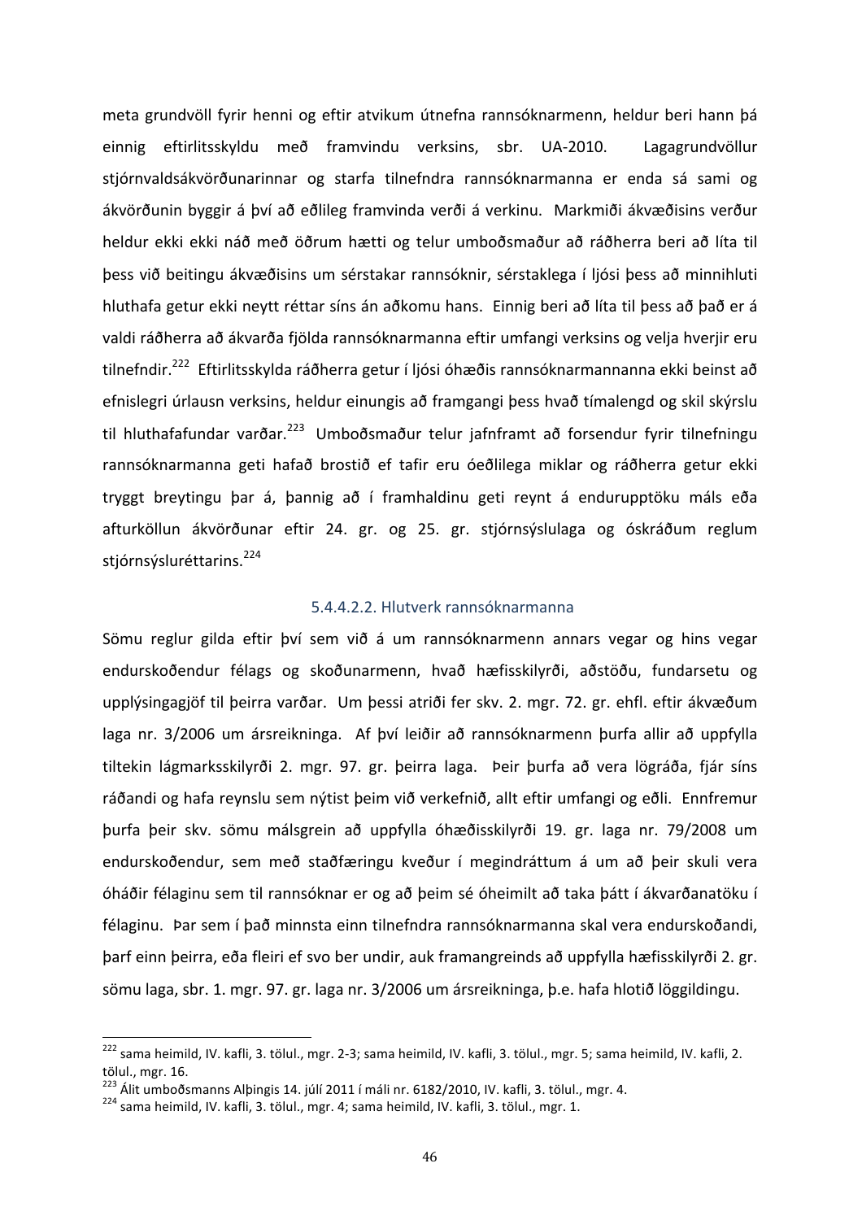meta grundvöll fyrir henni og eftir atvikum útnefna rannsóknarmenn, heldur beri hann þá einnig eftirlitsskyldu með framvindu verksins, sbr. UA-2010. Lagagrundvöllur stjórnvaldsákvörðunarinnar og starfa tilnefndra rannsóknarmanna er enda sá sami og ákvörðunin byggir á því að eðlileg framvinda verði á verkinu. Markmiði ákvæðisins verður heldur ekki ekki náð með öðrum hætti og telur umboðsmaður að ráðherra beri að líta til þess við beitingu ákvæðisins um sérstakar rannsóknir, sérstaklega í ljósi þess að minnihluti hluthafa getur ekki neytt réttar síns án aðkomu hans. Einnig beri að líta til þess að það er á valdi ráðherra að ákvarða fjölda rannsóknarmanna eftir umfangi verksins og velja hverjir eru tilnefndir.[222] Eftirlitsskylda ráðherra getur í ljósi óhæðis rannsóknarmannanna ekki beinst að efnislegri úrlausn verksins, heldur einungis að framgangi þess hvað tímalengd og skil skýrslu til hluthafafundar varðar.[223] Umboðsmaður telur jafnframt að forsendur fyrir tilnefningu rannsóknarmanna geti hafað brostið ef tafir eru óeðlilega miklar og ráðherra getur ekki tryggt breytingu þar á, þannig að í framhaldinu geti reynt á endurupptöku máls eða afturköllun ákvörðunar eftir 24. gr. og 25. gr. stjórnsýslulaga og óskráðum reglum stjórnsýsluréttarins.[224]

#### 5.4.4.2.2. Hlutverk rannsóknarmanna

Sömu reglur gilda eftir því sem við á um rannsóknarmenn annars vegar og hins vegar endurskoðendur félags og skoðunarmenn, hvað hæfisskilyrði, aðstöðu, fundarsetu og upplýsingagjöf til þeirra varðar. Um þessi atriði fer skv. 2. mgr. 72. gr. ehfl. eftir ákvæðum laga nr. 3/2006 um ársreikninga. Af því leiðir að rannsóknarmenn þurfa allir að uppfylla tiltekin lágmarksskilyrði 2. mgr. 97. gr. þeirra laga. Þeir þurfa að vera lögráða, fjár síns ráðandi og hafa reynslu sem nýtist þeim við verkefnið, allt eftir umfangi og eðli. Ennfremur þurfa þeir skv. sömu málsgrein að uppfylla óhæðisskilyrði 19. gr. laga nr. 79/2008 um endurskoðendur, sem með staðfæringu kveður í megindráttum á um að þeir skuli vera óháðir félaginu sem til rannsóknar er og að þeim sé óheimilt að taka þátt í ákvarðanatöku í félaginu. Þar sem í það minnsta einn tilnefndra rannsóknarmanna skal vera endurskoðandi, þarf einn þeirra, eða fleiri ef svo ber undir, auk framangreinds að uppfylla hæfisskilyrði 2. gr. sömu laga, sbr. 1. mgr. 97. gr. laga nr. 3/2006 um ársreikninga, þ.e. hafa hlotið löggildingu.

---

[222] sama heimild, IV. kafli, 3. tölul., mgr. 2-3; sama heimild, IV. kafli, 3. tölul., mgr. 5; sama heimild, IV. kafli, 2. tölul., mgr. 16.

[223] Álit umboðsmanns Alþingis 14. júlí 2011 í máli nr. 6182/2010, IV. kafli, 3. tölul., mgr. 4.

[224] sama heimild, IV. kafli, 3. tölul., mgr. 4; sama heimild, IV. kafli, 3. tölul., mgr. 1.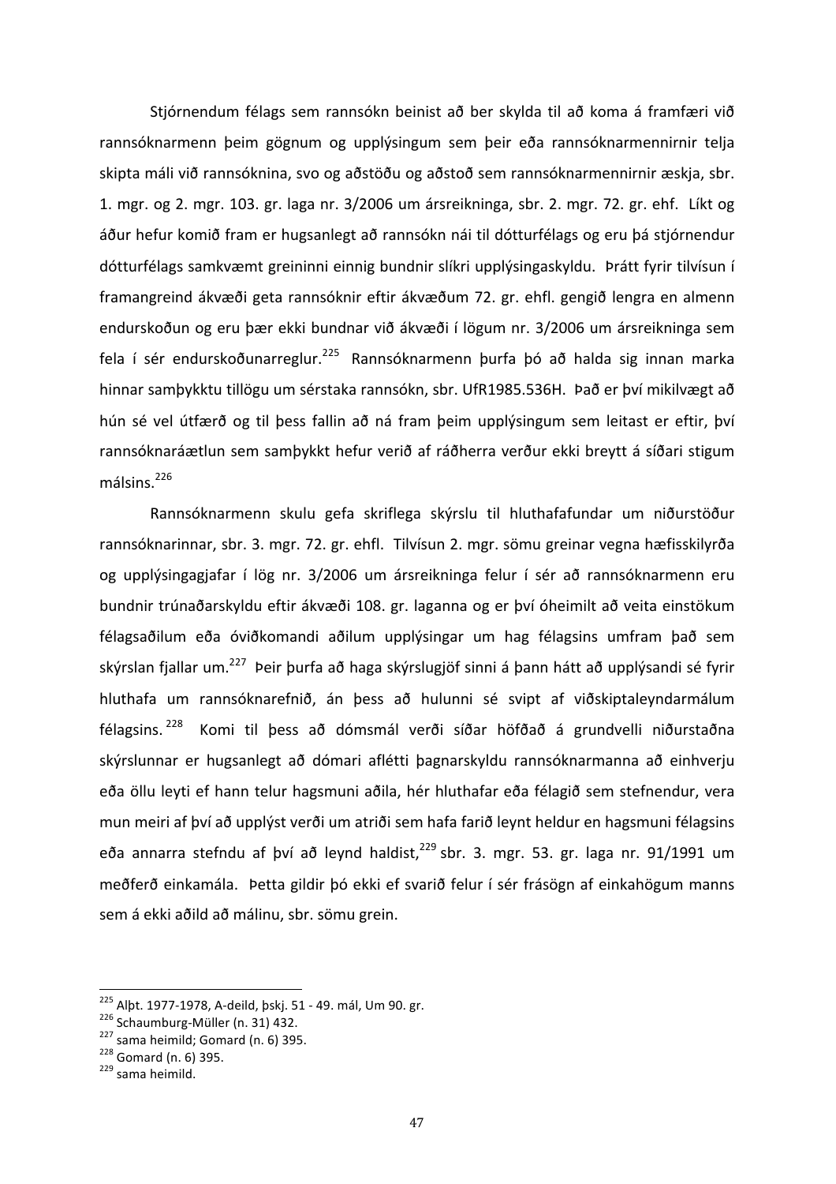Stjórnendum félags sem rannsókn beinist að ber skylda til að koma á framfæri við rannsóknarmenn þeim gögnum og upplýsingum sem þeir eða rannsóknarmennirnir telja skipta máli við rannsóknina, svo og aðstöðu og aðstoð sem rannsóknarmennirnir æskja, sbr. 1. mgr. og 2. mgr. 103. gr. laga nr. 3/2006 um ársreikninga, sbr. 2. mgr. 72. gr. ehf. Líkt og áður hefur komið fram er hugsanlegt að rannsókn nái til dótturfélags og eru þá stjórnendur dótturfélags samkvæmt greininni einnig bundnir slíkri upplýsingaskyldu. Þrátt fyrir tilvísun í framangreind ákvæði geta rannsóknir eftir ákvæðum 72. gr. ehfl. gengið lengra en almenn endurskoðun og eru þær ekki bundnar við ákvæði í lögum nr. 3/2006 um ársreikninga sem fela í sér endurskoðunarreglur.[225] Rannsóknarmenn þurfa þó að halda sig innan marka hinnar samþykktu tillögu um sérstaka rannsókn, sbr. UfR1985.536H. Það er því mikilvægt að hún sé vel útfærð og til þess fallin að ná fram þeim upplýsingum sem leitast er eftir, því rannsóknaráætlun sem samþykkt hefur verið af ráðherra verður ekki breytt á síðari stigum málsins.[226]

Rannsóknarmenn skulu gefa skriflega skýrslu til hluthafafundar um niðurstöður rannsóknarinnar, sbr. 3. mgr. 72. gr. ehfl. Tilvísun 2. mgr. sömu greinar vegna hæfisskilyrða og upplýsingagjafar í lög nr. 3/2006 um ársreikninga felur í sér að rannsóknarmenn eru bundnir trúnaðarskyldu eftir ákvæði 108. gr. laganna og er því óheimilt að veita einstökum félagsaðilum eða óviðkomandi aðilum upplýsingar um hag félagsins umfram það sem skýrslan fjallar um.[227] Þeir þurfa að haga skýrslugjöf sinni á þann hátt að upplýsandi sé fyrir hluthafa um rannsóknarefnið, án þess að hulunni sé svipt af viðskiptaleyndarmálum félagsins.[228] Komi til þess að dómsmál verði síðar höfðað á grundvelli niðurstaðna skýrslunnar er hugsanlegt að dómari aflétti þagnarskyldu rannsóknarmanna að einhverju eða öllu leyti ef hann telur hagsmuni aðila, hér hluthafar eða félagið sem stefnendur, vera mun meiri af því að upplýst verði um atriði sem hafa farið leynt heldur en hagsmuni félagsins eða annarra stefndu af því að leynd haldist,[229] sbr. 3. mgr. 53. gr. laga nr. 91/1991 um meðferð einkamála. Þetta gildir þó ekki ef svarið felur í sér frásögn af einkahögum manns sem á ekki aðild að málinu, sbr. sömu grein.

---

[225] Alþt. 1977-1978, A-deild, þskj. 51 - 49. mál, Um 90. gr.
[226] Schaumburg-Müller (n. 31) 432.
[227] sama heimild; Gomard (n. 6) 395.
[228] Gomard (n. 6) 395.
[229] sama heimild.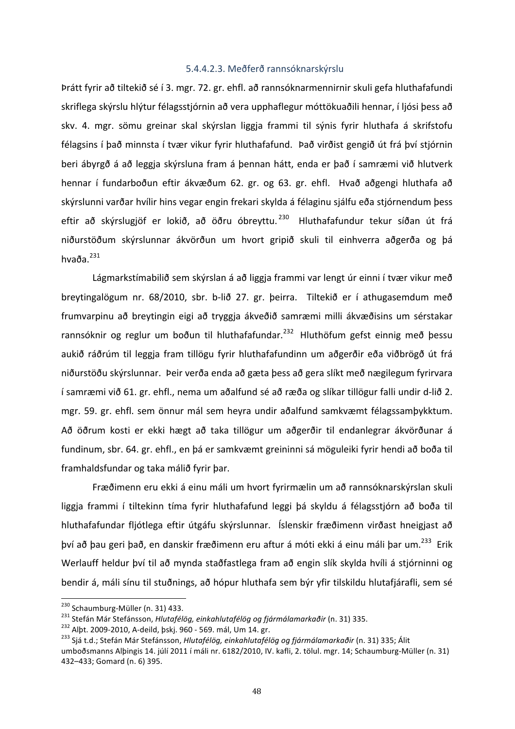#### 5.4.4.2.3. Meðferð rannsóknarskýrslu

Þrátt fyrir að tiltekið sé í 3. mgr. 72. gr. ehfl. að rannsóknarmennirnir skuli gefa hluthafafundi skriflega skýrslu hlýtur félagsstjórnin að vera upphaflegur móttökuaðili hennar, í ljósi þess að skv. 4. mgr. sömu greinar skal skýrslan liggja frammi til sýnis fyrir hluthafa á skrifstofu félagsins í það minnsta í tvær vikur fyrir hluthafafund. Það virðist gengið út frá því stjórnin beri ábyrgð á að leggja skýrsluna fram á þennan hátt, enda er það í samræmi við hlutverk hennar í fundarboðun eftir ákvæðum 62. gr. og 63. gr. ehfl. Hvað aðgengi hluthafa að skýrslunni varðar hvílir hins vegar engin frekari skylda á félaginu sjálfu eða stjórnendum þess eftir að skýrslugjöf er lokið, að öðru óbreyttu.[230] Hluthafafundur tekur síðan út frá niðurstöðum skýrslunnar ákvörðun um hvort gripið skuli til einhverra aðgerða og þá hvaða.[231]

Lágmarkstímabilið sem skýrslan á að liggja frammi var lengt úr einni í tvær vikur með breytingalögum nr. 68/2010, sbr. b-lið 27. gr. þeirra. Tiltekið er í athugasemdum með frumvarpinu að breytingin eigi að tryggja ákveðið samræmi milli ákvæðisins um sérstakar rannsóknir og reglur um boðun til hluthafafundar.[232] Hluthöfum gefst einnig með þessu aukið ráðrúm til leggja fram tillögu fyrir hluthafafundinn um aðgerðir eða viðbrögð út frá niðurstöðu skýrslunnar. Þeir verða enda að gæta þess að gera slíkt með nægilegum fyrirvara í samræmi við 61. gr. ehfl., nema um aðalfund sé að ræða og slíkar tillögur falli undir d-lið 2. mgr. 59. gr. ehfl. sem önnur mál sem heyra undir aðalfund samkvæmt félagssamþykktum. Að öðrum kosti er ekki hægt að taka tillögur um aðgerðir til endanlegrar ákvörðunar á fundinum, sbr. 64. gr. ehfl., en þá er samkvæmt greininni sá möguleiki fyrir hendi að boða til framhaldsfundar og taka málið fyrir þar.

Fræðimenn eru ekki á einu máli um hvort fyrirmælin um að rannsóknarskýrslan skuli liggja frammi í tiltekinn tíma fyrir hluthafafund leggi þá skyldu á félagsstjórn að boða til hluthafafundar fljótlega eftir útgáfu skýrslunnar. Íslenskir fræðimenn virðast hneigjast að því að þau geri það, en danskir fræðimenn eru aftur á móti ekki á einu máli þar um.[233] Erik Werlauff heldur því til að mynda staðfastlega fram að engin slík skylda hvíli á stjórninni og bendir á, máli sínu til stuðnings, að hópur hluthafa sem býr yfir tilskildu hlutafjárafli, sem sé

---

[230] Schaumburg-Müller (n. 31) 433.

[231] Stefán Már Stefánsson, *Hlutafélög, einkahlutafélög og fjármálamarkaðir* (n. 31) 335.

[232] Alþt. 2009-2010, A-deild, þskj. 960 - 569. mál, Um 14. gr.

[233] Sjá t.d.; Stefán Már Stefánsson, *Hlutafélög, einkahlutafélög og fjármálamarkaðir* (n. 31) 335; Álit umboðsmanns Alþingis 14. júlí 2011 í máli nr. 6182/2010, IV. kafli, 2. tölul. mgr. 14; Schaumburg-Müller (n. 31) 432–433; Gomard (n. 6) 395.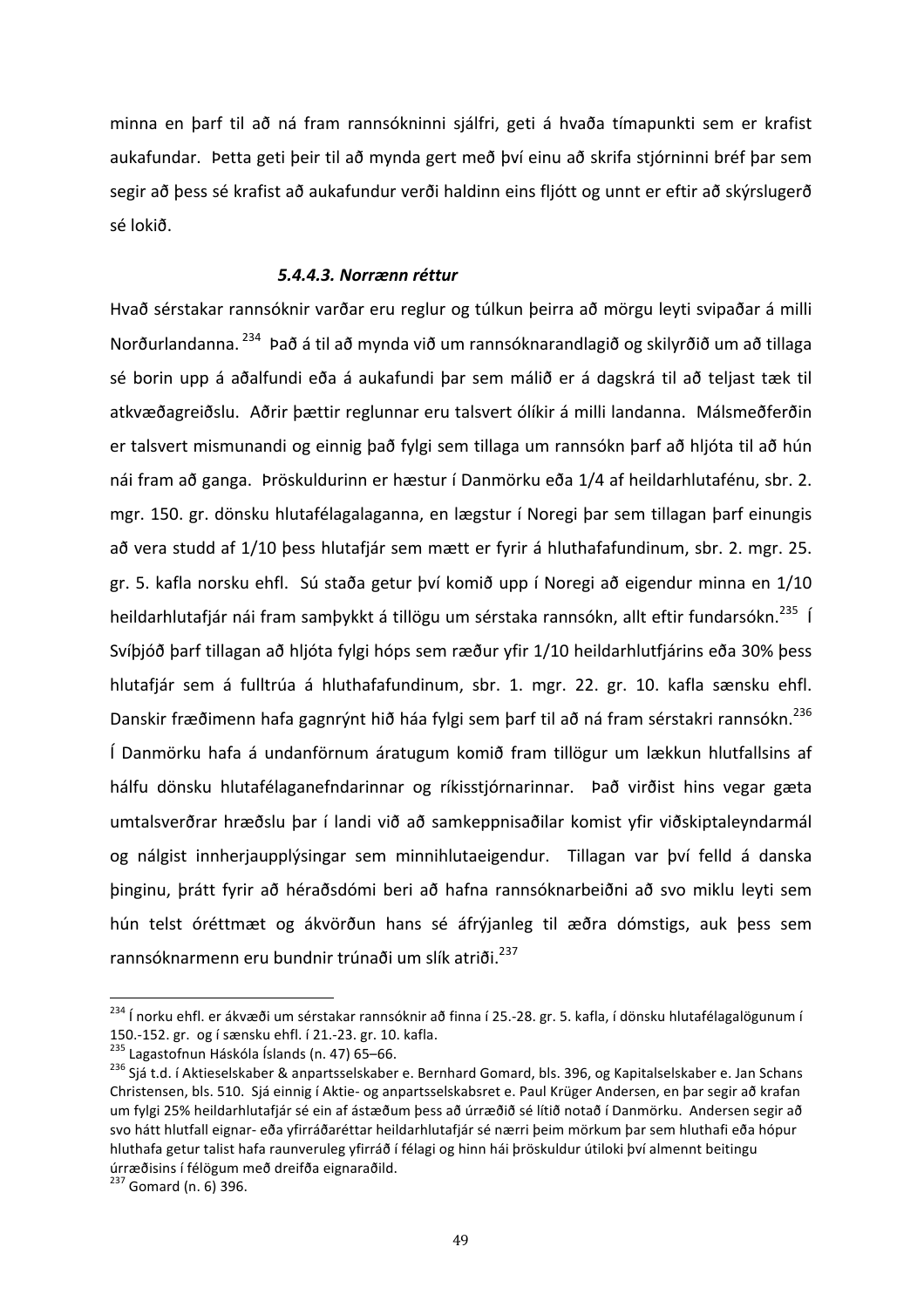minna en þarf til að ná fram rannsókninni sjálfri, geti á hvaða tímapunkti sem er krafist aukafundar. Þetta geti þeir til að mynda gert með því einu að skrifa stjórninni bréf þar sem segir að þess sé krafist að aukafundur verði haldinn eins fljótt og unnt er eftir að skýrslugerð sé lokið.

#### *5.4.4.3. Norrænn réttur*

Hvað sérstakar rannsóknir varðar eru reglur og túlkun þeirra að mörgu leyti svipaðar á milli Norðurlandanna.[234] Það á til að mynda við um rannsóknarandlagið og skilyrðið um að tillaga sé borin upp á aðalfundi eða á aukafundi þar sem málið er á dagskrá til að teljast tæk til atkvæðagreiðslu. Aðrir þættir reglunnar eru talsvert ólíkir á milli landanna. Málsmeðferðin er talsvert mismunandi og einnig það fylgi sem tillaga um rannsókn þarf að hljóta til að hún nái fram að ganga. Þröskuldurinn er hæstur í Danmörku eða 1/4 af heildarhlutafénu, sbr. 2. mgr. 150. gr. dönsku hlutafélagalaganna, en lægstur í Noregi þar sem tillagan þarf einungis að vera studd af 1/10 þess hlutafjár sem mætt er fyrir á hluthafafundinum, sbr. 2. mgr. 25. gr. 5. kafla norsku ehfl. Sú staða getur því komið upp í Noregi að eigendur minna en 1/10 heildarhlutafjár nái fram samþykkt á tillögu um sérstaka rannsókn, allt eftir fundarsókn.[235] Í Svíþjóð þarf tillagan að hljóta fylgi hóps sem ræður yfir 1/10 heildarhlutfjárins eða 30% þess hlutafjár sem á fulltrúa á hluthafafundinum, sbr. 1. mgr. 22. gr. 10. kafla sænsku ehfl. Danskir fræðimenn hafa gagnrýnt hið háa fylgi sem þarf til að ná fram sérstakri rannsókn.[236] Í Danmörku hafa á undanförnum áratugum komið fram tillögur um lækkun hlutfallsins af hálfu dönsku hlutafélaganefndarinnar og ríkisstjórnarinnar. Það virðist hins vegar gæta umtalsverðrar hræðslu þar í landi við að samkeppnisaðilar komist yfir viðskiptaleyndarmál og nálgist innherjaupplýsingar sem minnihlutaeigendur. Tillagan var því felld á danska þinginu, þrátt fyrir að héraðsdómi beri að hafna rannsóknarbeiðni að svo miklu leyti sem hún telst óréttmæt og ákvörðun hans sé áfrýjanleg til æðra dómstigs, auk þess sem rannsóknarmenn eru bundnir trúnaði um slík atriði.[237]

---

[234] Í norku ehfl. er ákvæði um sérstakar rannsóknir að finna í 25.-28. gr. 5. kafla, í dönsku hlutafélagalögunum í 150.-152. gr. og í sænsku ehfl. í 21.-23. gr. 10. kafla.

[235] Lagastofnun Háskóla Íslands (n. 47) 65–66.

[236] Sjá t.d. í Aktieselskaber & anpartsselskaber e. Bernhard Gomard, bls. 396, og Kapitalselskaber e. Jan Schans Christensen, bls. 510. Sjá einnig í Aktie- og anpartsselskabsret e. Paul Krüger Andersen, en þar segir að krafan um fylgi 25% heildarhlutafjár sé ein af ástæðum þess að úrræðið sé lítið notað í Danmörku. Andersen segir að svo hátt hlutfall eignar- eða yfirráðaréttar heildarhlutafjár sé nærri þeim mörkum þar sem hluthafi eða hópur hluthafa getur talist hafa raunveruleg yfirráð í félagi og hinn hái þröskuldur útiloki því almennt beitingu úrræðisins í félögum með dreifða eignaraðild.

[237] Gomard (n. 6) 396.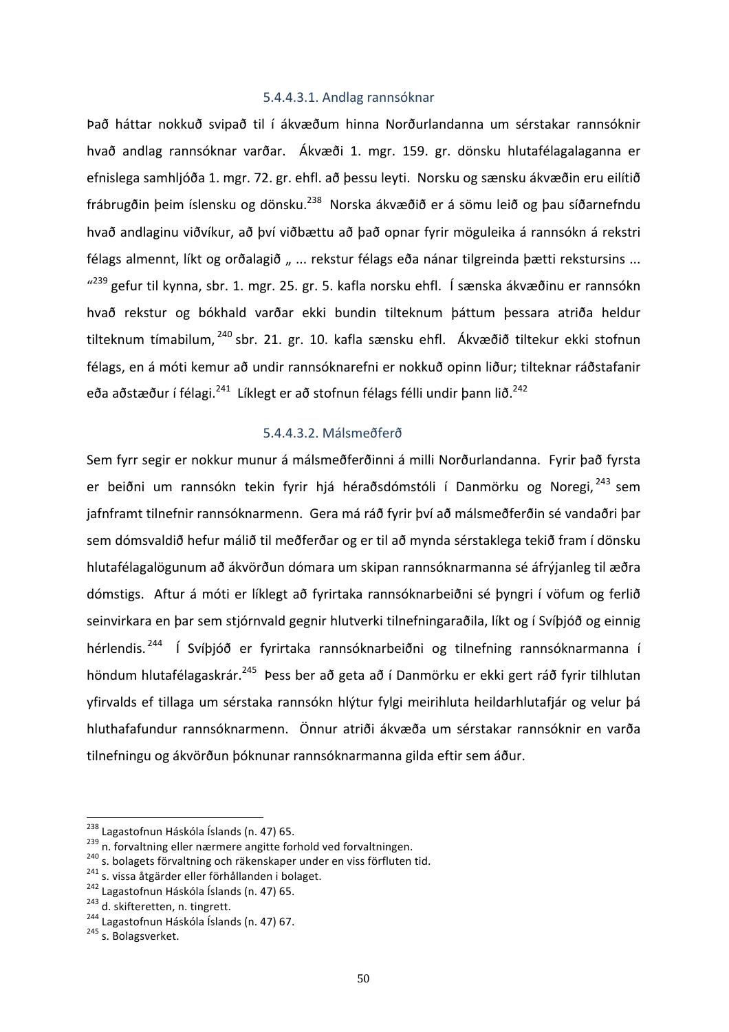#### 5.4.4.3.1. Andlag rannsóknar

Það háttar nokkuð svipað til í ákvæðum hinna Norðurlandanna um sérstakar rannsóknir hvað andlag rannsóknar varðar. Ákvæði 1. mgr. 159. gr. dönsku hlutafélagalaganna er efnislega samhljóða 1. mgr. 72. gr. ehfl. að þessu leyti. Norsku og sænsku ákvæðin eru eilítið frábrugðin þeim íslensku og dönsku.[238] Norska ákvæðið er á sömu leið og þau síðarnefndu hvað andlaginu viðvíkur, að því viðbættu að það opnar fyrir möguleika á rannsókn á rekstri félags almennt, líkt og orðalagið „ ... rekstur félags eða nánar tilgreinda þætti rekstursins ... "[239] gefur til kynna, sbr. 1. mgr. 25. gr. 5. kafla norsku ehfl. Í sænska ákvæðinu er rannsókn hvað rekstur og bókhald varðar ekki bundin tilteknum þáttum þessara atriða heldur tilteknum tímabilum,[240] sbr. 21. gr. 10. kafla sænsku ehfl. Ákvæðið tiltekur ekki stofnun félags, en á móti kemur að undir rannsóknarefni er nokkuð opinn liður; tilteknar ráðstafanir eða aðstæður í félagi.[241] Líklegt er að stofnun félags félli undir þann lið.[242]

#### 5.4.4.3.2. Málsmeðferð

Sem fyrr segir er nokkur munur á málsmeðferðinni á milli Norðurlandanna. Fyrir það fyrsta er beiðni um rannsókn tekin fyrir hjá héraðsdómstóli í Danmörku og Noregi,[243] sem jafnframt tilnefnir rannsóknarmenn. Gera má ráð fyrir því að málsmeðferðin sé vandaðri þar sem dómsvaldið hefur málið til meðferðar og er til að mynda sérstaklega tekið fram í dönsku hlutafélagalögunum að ákvörðun dómara um skipan rannsóknarmanna sé áfrýjanleg til æðra dómstigs. Aftur á móti er líklegt að fyrirtaka rannsóknarbeiðni sé þyngri í vöfum og ferlið seinvirkara en þar sem stjórnvald gegnir hlutverki tilnefningaraðila, líkt og í Svíþjóð og einnig hérlendis.[244] Í Svíþjóð er fyrirtaka rannsóknarbeiðni og tilnefning rannsóknarmanna í höndum hlutafélagaskrár.[245] Þess ber að geta að í Danmörku er ekki gert ráð fyrir tilhlutan yfirvalds ef tillaga um sérstaka rannsókn hlýtur fylgi meirihluta heildarhlutafjár og velur þá hluthafafundur rannsóknarmenn. Önnur atriði ákvæða um sérstakar rannsóknir en varða tilnefningu og ákvörðun þóknunar rannsóknarmanna gilda eftir sem áður.

---

[238] Lagastofnun Háskóla Íslands (n. 47) 65.
[239] n. forvaltning eller nærmere angitte forhold ved forvaltningen.
[240] s. bolagets förvaltning och räkenskaper under en viss förfluten tid.
[241] s. vissa åtgärder eller förhållanden i bolaget.
[242] Lagastofnun Háskóla Íslands (n. 47) 65.
[243] d. skifteretten, n. tingrett.
[244] Lagastofnun Háskóla Íslands (n. 47) 67.
[245] s. Bolagsverket.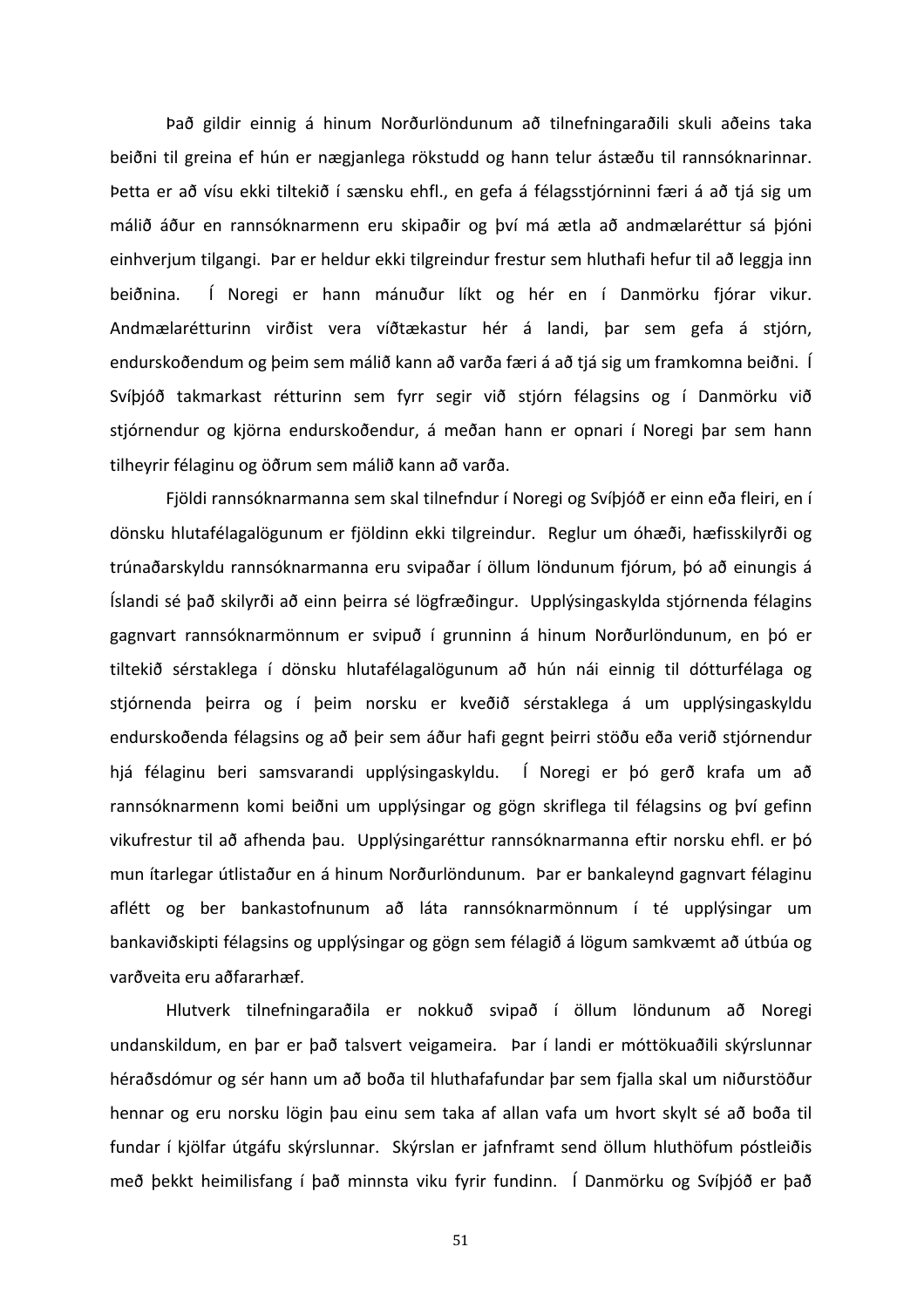Það gildir einnig á hinum Norðurlöndunum að tilnefningaraðili skuli aðeins taka beiðni til greina ef hún er nægjanlega rökstudd og hann telur ástæðu til rannsóknarinnar. Þetta er að vísu ekki tiltekið í sænsku ehfl., en gefa á félagsstjórninni færi á að tjá sig um málið áður en rannsóknarmenn eru skipaðir og því má ætla að andmælaréttur sá þjóni einhverjum tilgangi. Þar er heldur ekki tilgreindur frestur sem hluthafi hefur til að leggja inn beiðnina. Í Noregi er hann mánuður líkt og hér en í Danmörku fjórar vikur. Andmælarétturinn virðist vera víðtækastur hér á landi, þar sem gefa á stjórn, endurskoðendum og þeim sem málið kann að varða færi á að tjá sig um framkomna beiðni. Í Svíþjóð takmarkast rétturinn sem fyrr segir við stjórn félagsins og í Danmörku við stjórnendur og kjörna endurskoðendur, á meðan hann er opnari í Noregi þar sem hann tilheyrir félaginu og öðrum sem málið kann að varða.

Fjöldi rannsóknarmanna sem skal tilnefndur í Noregi og Svíþjóð er einn eða fleiri, en í dönsku hlutafélagalögunum er fjöldinn ekki tilgreindur. Reglur um óhæði, hæfisskilyrði og trúnaðarskyldu rannsóknarmanna eru svipaðar í öllum löndunum fjórum, þó að einungis á Íslandi sé það skilyrði að einn þeirra sé lögfræðingur. Upplýsingaskylda stjórnenda félagins gagnvart rannsóknarmönnum er svipuð í grunninn á hinum Norðurlöndunum, en þó er tiltekið sérstaklega í dönsku hlutafélagalögunum að hún nái einnig til dótturfélaga og stjórnenda þeirra og í þeim norsku er kveðið sérstaklega á um upplýsingaskyldu endurskoðenda félagsins og að þeir sem áður hafi gegnt þeirri stöðu eða verið stjórnendur hjá félaginu beri samsvarandi upplýsingaskyldu. Í Noregi er þó gerð krafa um að rannsóknarmenn komi beiðni um upplýsingar og gögn skriflega til félagsins og því gefinn vikufrestur til að afhenda þau. Upplýsingaréttur rannsóknarmanna eftir norsku ehfl. er þó mun ítarlegar útlistaður en á hinum Norðurlöndunum. Þar er bankaleynd gagnvart félaginu aflétt og ber bankastofnunum að láta rannsóknarmönnum í té upplýsingar um bankaviðskipti félagsins og upplýsingar og gögn sem félagið á lögum samkvæmt að útbúa og varðveita eru aðfararhæf.

Hlutverk tilnefningaraðila er nokkuð svipað í öllum löndunum að Noregi undanskildum, en þar er það talsvert veigameira. Þar í landi er móttökuaðili skýrslunnar héraðsdómur og sér hann um að boða til hluthafafundar þar sem fjalla skal um niðurstöður hennar og eru norsku lögin þau einu sem taka af allan vafa um hvort skylt sé að boða til fundar í kjölfar útgáfu skýrslunnar. Skýrslan er jafnframt send öllum hluthöfum póstleiðis með þekkt heimilisfang í það minnsta viku fyrir fundinn. Í Danmörku og Svíþjóð er það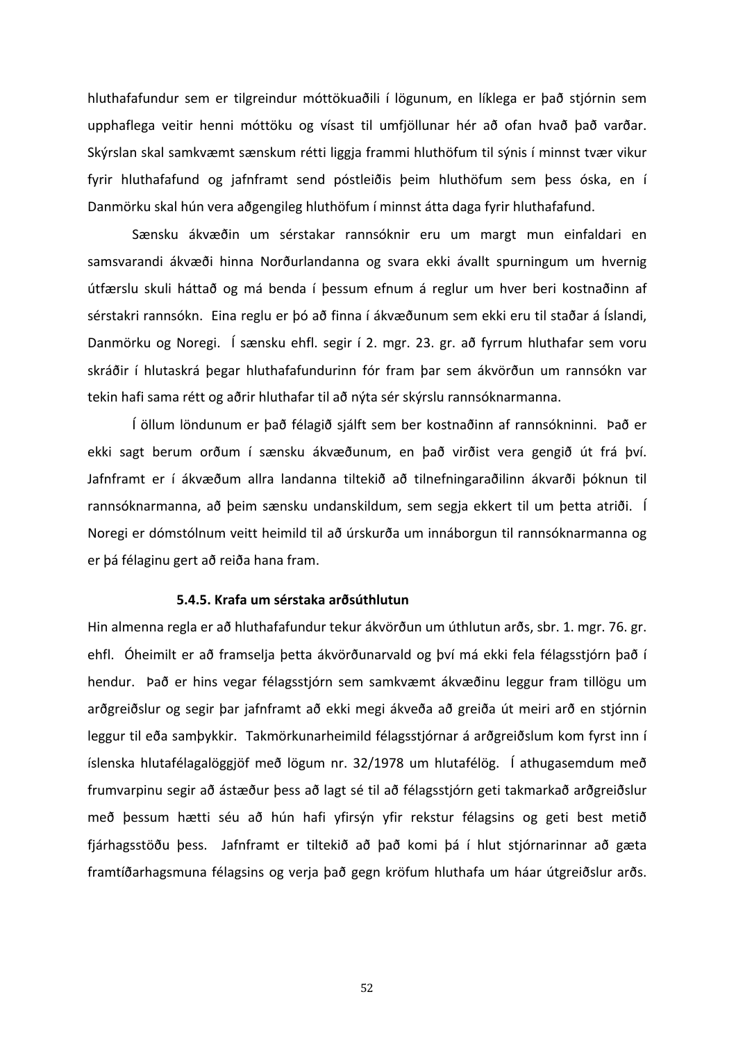hluthafafundur sem er tilgreindur móttökuaðili í lögunum, en líklega er það stjórnin sem upphaflega veitir henni móttöku og vísast til umfjöllunar hér að ofan hvað það varðar. Skýrslan skal samkvæmt sænskum rétti liggja frammi hluthöfum til sýnis í minnst tvær vikur fyrir hluthafafund og jafnframt send póstleiðis þeim hluthöfum sem þess óska, en í Danmörku skal hún vera aðgengileg hluthöfum í minnst átta daga fyrir hluthafafund.

Sænsku ákvæðin um sérstakar rannsóknir eru um margt mun einfaldari en samsvarandi ákvæði hinna Norðurlandanna og svara ekki ávallt spurningum um hvernig útfærslu skuli háttað og má benda í þessum efnum á reglur um hver beri kostnaðinn af sérstakri rannsókn. Eina reglu er þó að finna í ákvæðunum sem ekki eru til staðar á Íslandi, Danmörku og Noregi. Í sænsku ehfl. segir í 2. mgr. 23. gr. að fyrrum hluthafar sem voru skráðir í hlutaskrá þegar hluthafafundurinn fór fram þar sem ákvörðun um rannsókn var tekin hafi sama rétt og aðrir hluthafar til að nýta sér skýrslu rannsóknarmanna.

Í öllum löndunum er það félagið sjálft sem ber kostnaðinn af rannsókninni. Það er ekki sagt berum orðum í sænsku ákvæðunum, en það virðist vera gengið út frá því. Jafnframt er í ákvæðum allra landanna tiltekið að tilnefningaraðilinn ákvarði þóknun til rannsóknarmanna, að þeim sænsku undanskildum, sem segja ekkert til um þetta atriði. Í Noregi er dómstólnum veitt heimild til að úrskurða um innáborgun til rannsóknarmanna og er þá félaginu gert að reiða hana fram.

#### 5.4.5. Krafa um sérstaka arðsúthlutun

Hin almenna regla er að hluthafafundur tekur ákvörðun um úthlutun arðs, sbr. 1. mgr. 76. gr. ehfl. Óheimilt er að framselja þetta ákvörðunarvald og því má ekki fela félagsstjórn það í hendur. Það er hins vegar félagsstjórn sem samkvæmt ákvæðinu leggur fram tillögu um arðgreiðslur og segir þar jafnframt að ekki megi ákveða að greiða út meiri arð en stjórnin leggur til eða samþykkir. Takmörkunarheimild félagsstjórnar á arðgreiðslum kom fyrst inn í íslenska hlutafélagalöggjöf með lögum nr. 32/1978 um hlutafélög. Í athugasemdum með frumvarpinu segir að ástæður þess að lagt sé til að félagsstjórn geti takmarkað arðgreiðslur með þessum hætti séu að hún hafi yfirsýn yfir rekstur félagsins og geti best metið fjárhagsstöðu þess. Jafnframt er tiltekið að það komi þá í hlut stjórnarinnar að gæta framtíðarhagsmuna félagsins og verja það gegn kröfum hluthafa um háar útgreiðslur arðs.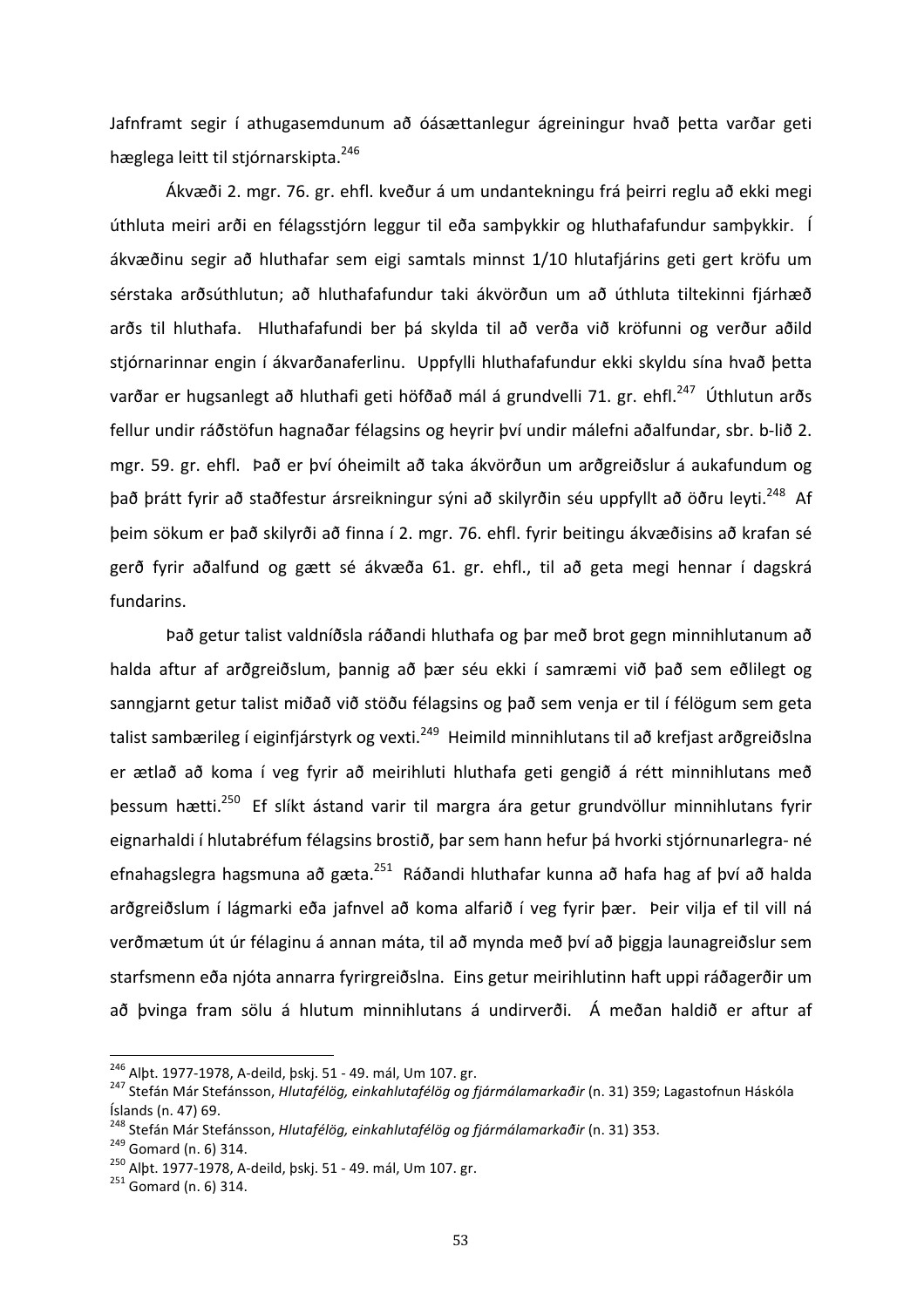Jafnframt segir í athugasemdunum að óásættanlegur ágreiningur hvað þetta varðar geti hæglega leitt til stjórnarskipta.[246]

Ákvæði 2. mgr. 76. gr. ehfl. kveður á um undantekningu frá þeirri reglu að ekki megi úthluta meiri arði en félagsstjórn leggur til eða samþykkir og hluthafafundur samþykkir. Í ákvæðinu segir að hluthafar sem eigi samtals minnst 1/10 hlutafjárins geti gert kröfu um sérstaka arðsúthlutun; að hluthafafundur taki ákvörðun um að úthluta tiltekinni fjárhæð arðs til hluthafa. Hluthafafundi ber þá skylda til að verða við kröfunni og verður aðild stjórnarinnar engin í ákvarðanaferlinu. Uppfylli hluthafafundur ekki skyldu sína hvað þetta varðar er hugsanlegt að hluthafi geti höfðað mál á grundvelli 71. gr. ehfl.[247] Úthlutun arðs fellur undir ráðstöfun hagnaðar félagsins og heyrir því undir málefni aðalfundar, sbr. b-lið 2. mgr. 59. gr. ehfl. Það er því óheimilt að taka ákvörðun um arðgreiðslur á aukafundum og það þrátt fyrir að staðfestur ársreikningur sýni að skilyrðin séu uppfyllt að öðru leyti.[248] Af þeim sökum er það skilyrði að finna í 2. mgr. 76. ehfl. fyrir beitingu ákvæðisins að krafan sé gerð fyrir aðalfund og gætt sé ákvæða 61. gr. ehfl., til að geta megi hennar í dagskrá fundarins.

Það getur talist valdníðsla ráðandi hluthafa og þar með brot gegn minnihlutanum að halda aftur af arðgreiðslum, þannig að þær séu ekki í samræmi við það sem eðlilegt og sanngjarnt getur talist miðað við stöðu félagsins og það sem venja er til í félögum sem geta talist sambærileg í eiginfjárstyrk og vexti.[249] Heimild minnihlutans til að krefjast arðgreiðslna er ætlað að koma í veg fyrir að meirihluti hluthafa geti gengið á rétt minnihlutans með þessum hætti.[250] Ef slíkt ástand varir til margra ára getur grundvöllur minnihlutans fyrir eignarhaldi í hlutabréfum félagsins brostið, þar sem hann hefur þá hvorki stjórnunarlegra- né efnahagslegra hagsmuna að gæta.[251] Ráðandi hluthafar kunna að hafa hag af því að halda arðgreiðslum í lágmarki eða jafnvel að koma alfarið í veg fyrir þær. Þeir vilja ef til vill ná verðmætum út úr félaginu á annan máta, til að mynda með því að þiggja launagreiðslur sem starfsmenn eða njóta annarra fyrirgreiðslna. Eins getur meirihlutinn haft uppi ráðagerðir um að þvinga fram sölu á hlutum minnihlutans á undirverði. Á meðan haldið er aftur af

---

[246] Alþt. 1977-1978, A-deild, þskj. 51 - 49. mál, Um 107. gr.

[247] Stefán Már Stefánsson, *Hlutafélög, einkahlutafélög og fjármálamarkaðir* (n. 31) 359; Lagastofnun Háskóla Íslands (n. 47) 69.

[248] Stefán Már Stefánsson, *Hlutafélög, einkahlutafélög og fjármálamarkaðir* (n. 31) 353.

[249] Gomard (n. 6) 314.

[250] Alþt. 1977-1978, A-deild, þskj. 51 - 49. mál, Um 107. gr.

[251] Gomard (n. 6) 314.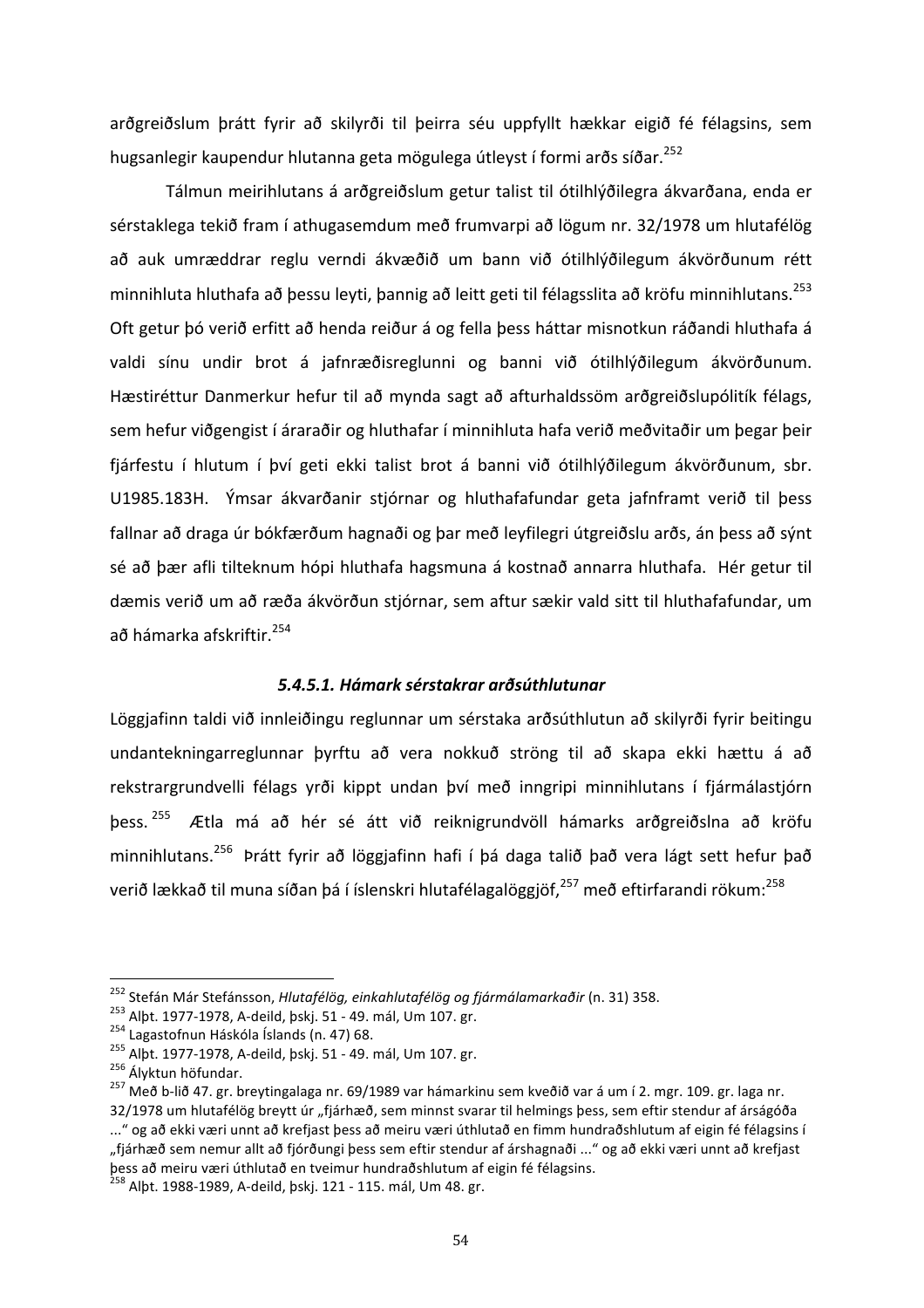arðgreiðslum þrátt fyrir að skilyrði til þeirra séu uppfyllt hækkar eigið fé félagsins, sem hugsanlegir kaupendur hlutanna geta mögulega útleyst í formi arðs síðar.[252]

Tálmun meirihlutans á arðgreiðslum getur talist til ótilhlýðilegra ákvarðana, enda er sérstaklega tekið fram í athugasemdum með frumvarpi að lögum nr. 32/1978 um hlutafélög að auk umræddrar reglu verndi ákvæðið um bann við ótilhlýðilegum ákvörðunum rétt minnihluta hluthafa að þessu leyti, þannig að leitt geti til félagsslita að kröfu minnihlutans.[253] Oft getur þó verið erfitt að henda reiður á og fella þess háttar misnotkun ráðandi hluthafa á valdi sínu undir brot á jafnræðisreglunni og banni við ótilhlýðilegum ákvörðunum. Hæstiréttur Danmerkur hefur til að mynda sagt að afturhaldssöm arðgreiðslupólitík félags, sem hefur viðgengist í áraraðir og hluthafar í minnihluta hafa verið meðvitaðir um þegar þeir fjárfestu í hlutum í því geti ekki talist brot á banni við ótilhlýðilegum ákvörðunum, sbr. U1985.183H. Ýmsar ákvarðanir stjórnar og hluthafafundar geta jafnframt verið til þess fallnar að draga úr bókfærðum hagnaði og þar með leyfilegri útgreiðslu arðs, án þess að sýnt sé að þær afli tilteknum hópi hluthafa hagsmuna á kostnað annarra hluthafa. Hér getur til dæmis verið um að ræða ákvörðun stjórnar, sem aftur sækir vald sitt til hluthafafundar, um að hámarka afskriftir.[254]

#### *5.4.5.1. Hámark sérstakrar arðsúthlutunar*

Löggjafinn taldi við innleiðingu reglunnar um sérstaka arðsúthlutun að skilyrði fyrir beitingu undantekningarreglunnar þyrftu að vera nokkuð ströng til að skapa ekki hættu á að rekstrargrundvelli félags yrði kippt undan því með inngripi minnihlutans í fjármálastjórn þess.[255] Ætla má að hér sé átt við reiknigrundvöll hámarks arðgreiðslna að kröfu minnihlutans.[256] Þrátt fyrir að löggjafinn hafi í þá daga talið það vera lágt sett hefur það verið lækkað til muna síðan þá í íslenskri hlutafélagalöggjöf,[257] með eftirfarandi rökum:[258]

---

[252] Stefán Már Stefánsson, *Hlutafélög, einkahlutafélög og fjármálamarkaðir* (n. 31) 358.
[253] Alþt. 1977-1978, A-deild, þskj. 51 - 49. mál, Um 107. gr.
[254] Lagastofnun Háskóla Íslands (n. 47) 68.
[255] Alþt. 1977-1978, A-deild, þskj. 51 - 49. mál, Um 107. gr.
[256] Ályktun höfundar.
[257] Með b-lið 47. gr. breytingalaga nr. 69/1989 var hámarkinu sem kveðið var á um í 2. mgr. 109. gr. laga nr. 32/1978 um hlutafélög breytt úr „fjárhæð, sem minnst svarar til helmings þess, sem eftir stendur af árságóða ..." og að ekki væri unnt að krefjast þess að meiru væri úthlutað en fimm hundraðshlutum af eigin fé félagsins í „fjárhæð sem nemur allt að fjórðungi þess sem eftir stendur af árshagnaði ..." og að ekki væri unnt að krefjast þess að meiru væri úthlutað en tveimur hundraðshlutum af eigin fé félagsins.
[258] Alþt. 1988-1989, A-deild, þskj. 121 - 115. mál, Um 48. gr.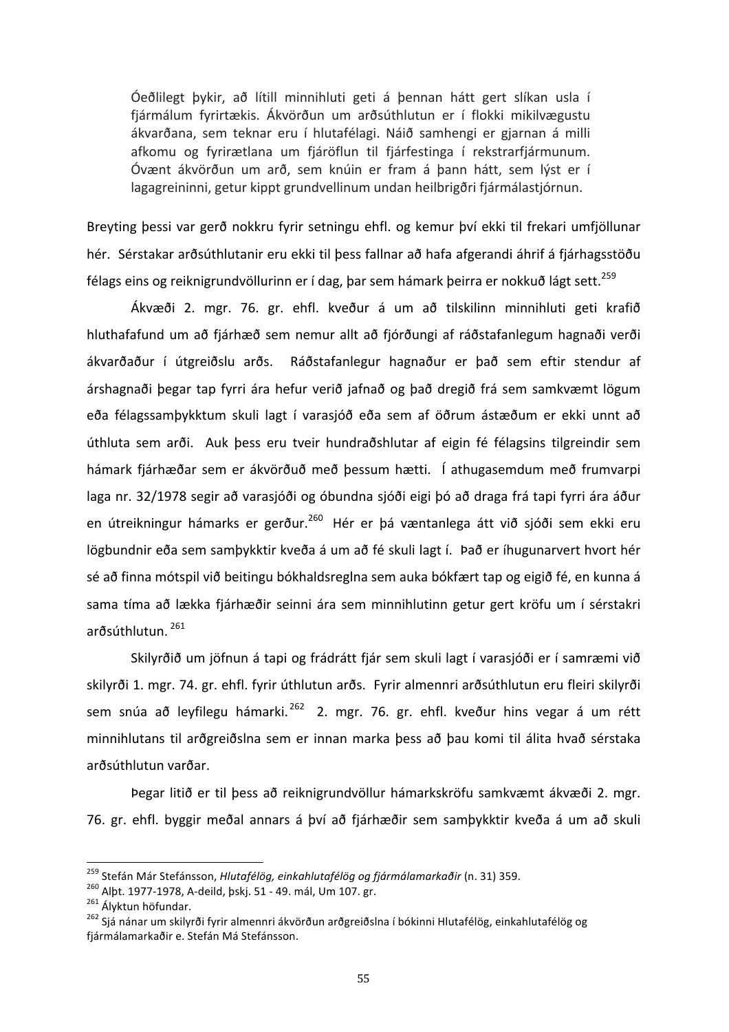> Óeðlilegt þykir, að lítill minnihluti geti á þennan hátt gert slíkan usla í fjármálum fyrirtækis. Ákvörðun um arðsúthlutun er í flokki mikilvægustu ákvarðana, sem teknar eru í hlutafélagi. Náið samhengi er gjarnan á milli afkomu og fyrirætlana um fjáröflun til fjárfestinga í rekstrarfjármunum. Óvænt ákvörðun um arð, sem knúin er fram á þann hátt, sem lýst er í lagagreininni, getur kippt grundvellinum undan heilbrigðri fjármálastjórnun.

Breyting þessi var gerð nokkru fyrir setningu ehfl. og kemur því ekki til frekari umfjöllunar hér. Sérstakar arðsúthlutanir eru ekki til þess fallnar að hafa afgerandi áhrif á fjárhagsstöðu félags eins og reiknigrundvöllurinn er í dag, þar sem hámark þeirra er nokkuð lágt sett.[259]

Ákvæði 2. mgr. 76. gr. ehfl. kveður á um að tilskilinn minnihluti geti krafið hluthafafund um að fjárhæð sem nemur allt að fjórðungi af ráðstafanlegum hagnaði verði ákvarðaður í útgreiðslu arðs. Ráðstafanlegur hagnaður er það sem eftir stendur af árshagnaði þegar tap fyrri ára hefur verið jafnað og það dregið frá sem samkvæmt lögum eða félagssamþykktum skuli lagt í varasjóð eða sem af öðrum ástæðum er ekki unnt að úthluta sem arði. Auk þess eru tveir hundraðshlutar af eigin fé félagsins tilgreindir sem hámark fjárhæðar sem er ákvörðuð með þessum hætti. Í athugasemdum með frumvarpi laga nr. 32/1978 segir að varasjóði og óbundna sjóði eigi þó að draga frá tapi fyrri ára áður en útreikningur hámarks er gerður.[260] Hér er þá væntanlega átt við sjóði sem ekki eru lögbundnir eða sem samþykktir kveða á um að fé skuli lagt í. Það er íhugunarvert hvort hér sé að finna mótspil við beitingu bókhaldsreglna sem auka bókfært tap og eigið fé, en kunna á sama tíma að lækka fjárhæðir seinni ára sem minnihlutinn getur gert kröfu um í sérstakri arðsúthlutun.[261]

Skilyrðið um jöfnun á tapi og frádrátt fjár sem skuli lagt í varasjóði er í samræmi við skilyrði 1. mgr. 74. gr. ehfl. fyrir úthlutun arðs. Fyrir almennri arðsúthlutun eru fleiri skilyrði sem snúa að leyfilegu hámarki.[262] 2. mgr. 76. gr. ehfl. kveður hins vegar á um rétt minnihlutans til arðgreiðslna sem er innan marka þess að þau komi til álita hvað sérstaka arðsúthlutun varðar.

Þegar litið er til þess að reiknigrundvöllur hámarkskröfu samkvæmt ákvæði 2. mgr. 76. gr. ehfl. byggir meðal annars á því að fjárhæðir sem samþykktir kveða á um að skuli

---

[259] Stefán Már Stefánsson, *Hlutafélög, einkahlutafélög og fjármálamarkaðir* (n. 31) 359.

[260] Alþt. 1977-1978, A-deild, þskj. 51 - 49. mál, Um 107. gr.

[261] Ályktun höfundar.

[262] Sjá nánar um skilyrði fyrir almennri ákvörðun arðgreiðslna í bókinni Hlutafélög, einkahlutafélög og fjármálamarkaðir e. Stefán Má Stefánsson.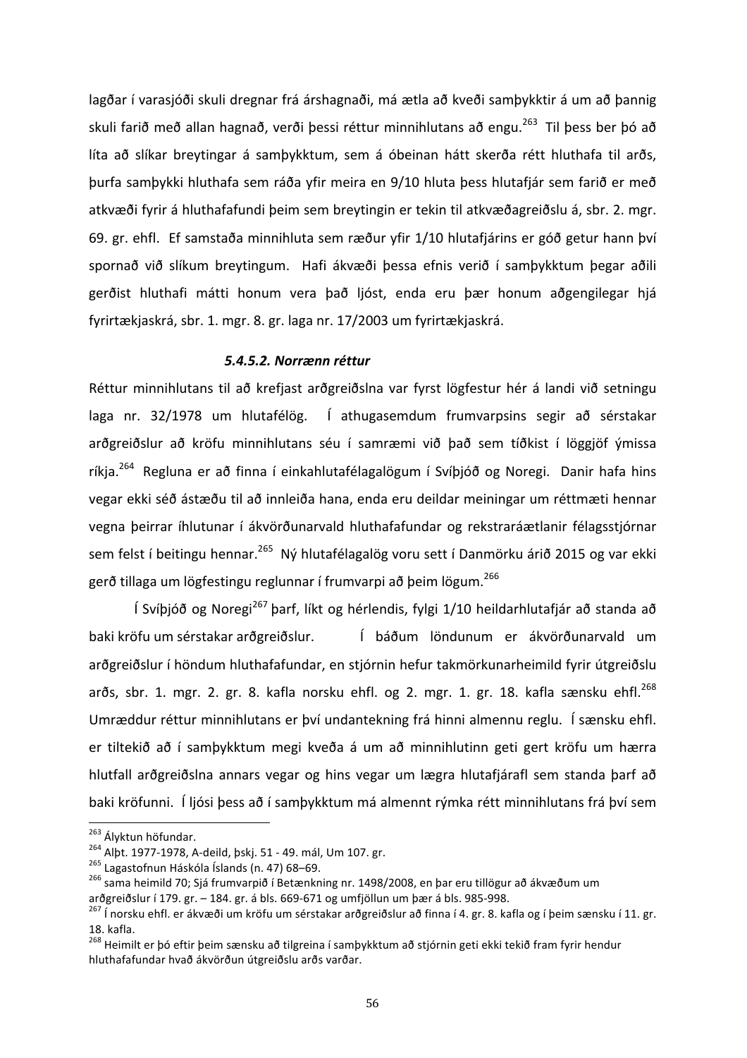lagðar í varasjóði skuli dregnar frá árshagnaði, má ætla að kveði samþykktir á um að þannig skuli farið með allan hagnað, verði þessi réttur minnihlutans að engu.[263] Til þess ber þó að líta að slíkar breytingar á samþykktum, sem á óbeinan hátt skerða rétt hluthafa til arðs, þurfa samþykki hluthafa sem ráða yfir meira en 9/10 hluta þess hlutafjár sem farið er með atkvæði fyrir á hluthafafundi þeim sem breytingin er tekin til atkvæðagreiðslu á, sbr. 2. mgr. 69. gr. ehfl. Ef samstaða minnihluta sem ræður yfir 1/10 hlutafjárins er góð getur hann því spornað við slíkum breytingum. Hafi ákvæði þessa efnis verið í samþykktum þegar aðili gerðist hluthafi mátti honum vera það ljóst, enda eru þær honum aðgengilegar hjá fyrirtækjaskrá, sbr. 1. mgr. 8. gr. laga nr. 17/2003 um fyrirtækjaskrá.

#### *5.4.5.2. Norrænn réttur*

Réttur minnihlutans til að krefjast arðgreiðslna var fyrst lögfestur hér á landi við setningu laga nr. 32/1978 um hlutafélög. Í athugasemdum frumvarpsins segir að sérstakar arðgreiðslur að kröfu minnihlutans séu í samræmi við það sem tíðkist í löggjöf ýmissa ríkja.[264] Regluna er að finna í einkahlutafélagalögum í Svíþjóð og Noregi. Danir hafa hins vegar ekki séð ástæðu til að innleiða hana, enda eru deildar meiningar um réttmæti hennar vegna þeirrar íhlutunar í ákvörðunarvald hluthafafundar og rekstraráætlanir félagsstjórnar sem felst í beitingu hennar.[265] Ný hlutafélagalög voru sett í Danmörku árið 2015 og var ekki gerð tillaga um lögfestingu reglunnar í frumvarpi að þeim lögum.[266]

Í Svíþjóð og Noregi[267] þarf, líkt og hérlendis, fylgi 1/10 heildarhlutafjár að standa að baki kröfu um sérstakar arðgreiðslur. Í báðum löndunum er ákvörðunarvald um arðgreiðslur í höndum hluthafafundar, en stjórnin hefur takmörkunarheimild fyrir útgreiðslu arðs, sbr. 1. mgr. 2. gr. 8. kafla norsku ehfl. og 2. mgr. 1. gr. 18. kafla sænsku ehfl.[268] Umræddur réttur minnihlutans er því undantekning frá hinni almennu reglu. Í sænsku ehfl. er tiltekið að í samþykktum megi kveða á um að minnihlutinn geti gert kröfu um hærra hlutfall arðgreiðslna annars vegar og hins vegar um lægra hlutafjárafl sem standa þarf að baki kröfunni. Í ljósi þess að í samþykktum má almennt rýmka rétt minnihlutans frá því sem

---

[263] Ályktun höfundar.

[264] Alþt. 1977-1978, A-deild, þskj. 51 - 49. mál, Um 107. gr.

[265] Lagastofnun Háskóla Íslands (n. 47) 68–69.

[266] sama heimild 70; Sjá frumvarpið í Betænkning nr. 1498/2008, en þar eru tillögur að ákvæðum um arðgreiðslur í 179. gr. – 184. gr. á bls. 669-671 og umfjöllun um þær á bls. 985-998.

[267] Í norsku ehfl. er ákvæði um kröfu um sérstakar arðgreiðslur að finna í 4. gr. 8. kafla og í þeim sænsku í 11. gr. 18. kafla.

[268] Heimilt er þó eftir þeim sænsku að tilgreina í samþykktum að stjórnin geti ekki tekið fram fyrir hendur hluthafafundar hvað ákvörðun útgreiðslu arðs varðar.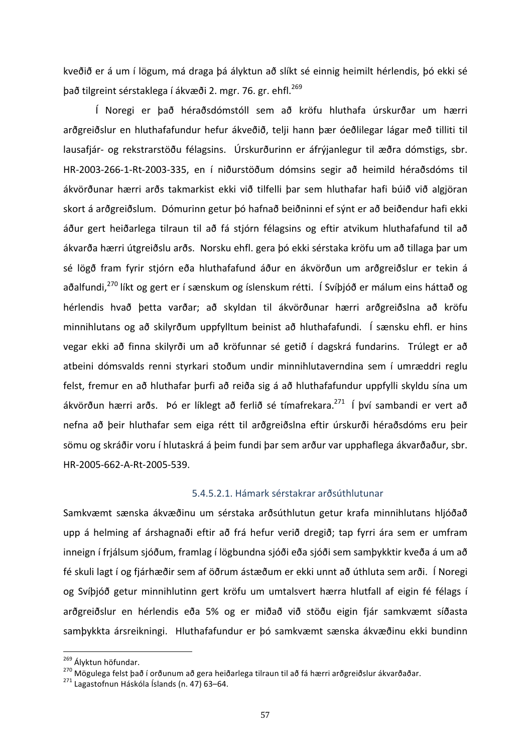kveðið er á um í lögum, má draga þá ályktun að slíkt sé einnig heimilt hérlendis, þó ekki sé það tilgreint sérstaklega í ákvæði 2. mgr. 76. gr. ehfl.[269]

Í Noregi er það héraðsdómstóll sem að kröfu hluthafa úrskurðar um hærri arðgreiðslur en hluthafafundur hefur ákveðið, telji hann þær óeðlilegar lágar með tilliti til lausafjár- og rekstrarstöðu félagsins. Úrskurðurinn er áfrýjanlegur til æðra dómstigs, sbr. HR-2003-266-1-Rt-2003-335, en í niðurstöðum dómsins segir að heimild héraðsdóms til ákvörðunar hærri arðs takmarkist ekki við tilfelli þar sem hluthafar hafi búið við algjöran skort á arðgreiðslum. Dómurinn getur þó hafnað beiðninni ef sýnt er að beiðendur hafi ekki áður gert heiðarlega tilraun til að fá stjórn félagsins og eftir atvikum hluthafafund til að ákvarða hærri útgreiðslu arðs. Norsku ehfl. gera þó ekki sérstaka kröfu um að tillaga þar um sé lögð fram fyrir stjórn eða hluthafafund áður en ákvörðun um arðgreiðslur er tekin á aðalfundi,[270] líkt og gert er í sænskum og íslenskum rétti. Í Svíþjóð er málum eins háttað og hérlendis hvað þetta varðar; að skyldan til ákvörðunar hærri arðgreiðslna að kröfu minnihlutans og að skilyrðum uppfylltum beinist að hluthafafundi. Í sænsku ehfl. er hins vegar ekki að finna skilyrði um að kröfunnar sé getið í dagskrá fundarins. Trúlegt er að atbeini dómsvalds renni styrkari stoðum undir minnihlutaverndina sem í umræddri reglu felst, fremur en að hluthafar þurfi að reiða sig á að hluthafafundur uppfylli skyldu sína um ákvörðun hærri arðs. Þó er líklegt að ferlið sé tímafrekara.[271] Í því sambandi er vert að nefna að þeir hluthafar sem eiga rétt til arðgreiðslna eftir úrskurði héraðsdóms eru þeir sömu og skráðir voru í hlutaskrá á þeim fundi þar sem arður var upphaflega ákvarðaður, sbr. HR-2005-662-A-Rt-2005-539.

##### 5.4.5.2.1. Hámark sérstakrar arðsúthlutunar

Samkvæmt sænska ákvæðinu um sérstaka arðsúthlutun getur krafa minnihlutans hljóðað upp á helming af árshagnaði eftir að frá hefur verið dregið; tap fyrri ára sem er umfram inneign í frjálsum sjóðum, framlag í lögbundna sjóði eða sjóði sem samþykktir kveða á um að fé skuli lagt í og fjárhæðir sem af öðrum ástæðum er ekki unnt að úthluta sem arði. Í Noregi og Svíþjóð getur minnihlutinn gert kröfu um umtalsvert hærra hlutfall af eigin fé félags í arðgreiðslur en hérlendis eða 5% og er miðað við stöðu eigin fjár samkvæmt síðasta samþykkta ársreikningi. Hluthafafundur er þó samkvæmt sænska ákvæðinu ekki bundinn

---

[269] Ályktun höfundar.

[270] Mögulega felst það í orðunum að gera heiðarlega tilraun til að fá hærri arðgreiðslur ákvarðaðar.

[271] Lagastofnun Háskóla Íslands (n. 47) 63–64.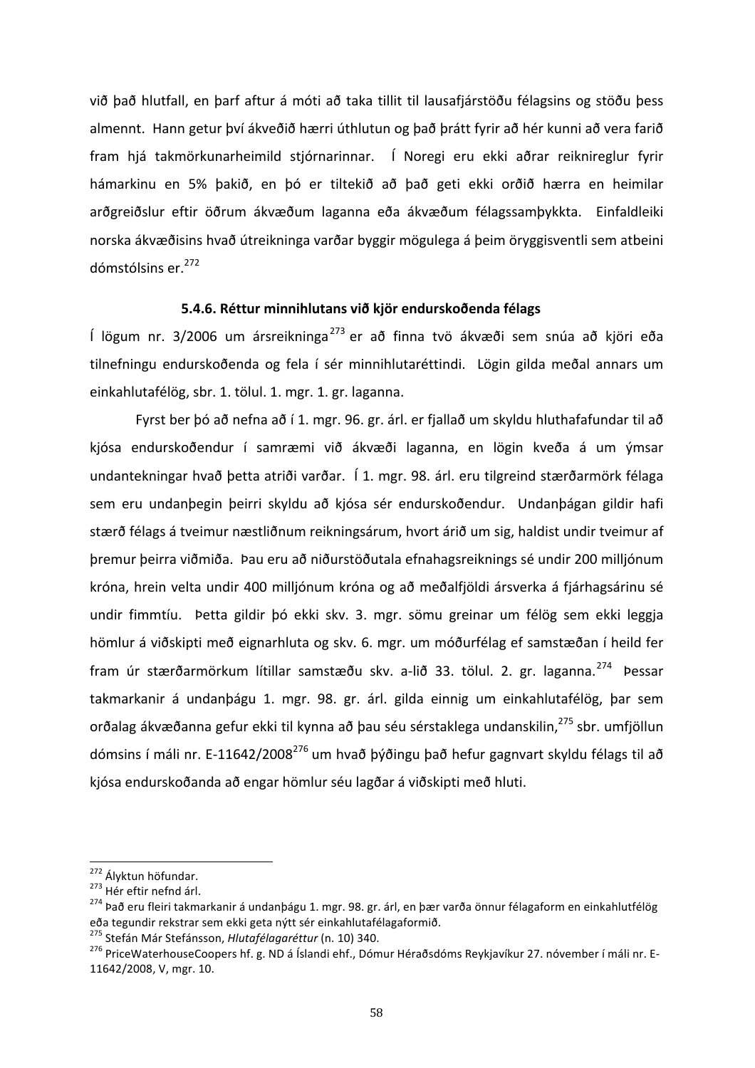við það hlutfall, en þarf aftur á móti að taka tillit til lausafjárstöðu félagsins og stöðu þess almennt. Hann getur því ákveðið hærri úthlutun og það þrátt fyrir að hér kunni að vera farið fram hjá takmörkunarheimild stjórnarinnar. Í Noregi eru ekki aðrar reiknireglur fyrir hámarkinu en 5% þakið, en þó er tiltekið að það geti ekki orðið hærra en heimilar arðgreiðslur eftir öðrum ákvæðum laganna eða ákvæðum félagssamþykkta. Einfaldleiki norska ákvæðisins hvað útreikninga varðar byggir mögulega á þeim öryggisventli sem atbeini dómstólsins er.[272]

### 5.4.6. Réttur minnihlutans við kjör endurskoðenda félags

Í lögum nr. 3/2006 um ársreikninga[273] er að finna tvö ákvæði sem snúa að kjöri eða tilnefningu endurskoðenda og fela í sér minnihlutaréttindi. Lögin gilda meðal annars um einkahlutafélög, sbr. 1. tölul. 1. mgr. 1. gr. laganna.

Fyrst ber þó að nefna að í 1. mgr. 96. gr. árl. er fjallað um skyldu hluthafafundar til að kjósa endurskoðendur í samræmi við ákvæði laganna, en lögin kveða á um ýmsar undantekningar hvað þetta atriði varðar. Í 1. mgr. 98. árl. eru tilgreind stærðarmörk félaga sem eru undanþegin þeirri skyldu að kjósa sér endurskoðendur. Undanþágan gildir hafi stærð félags á tveimur næstliðnum reikningsárum, hvort árið um sig, haldist undir tveimur af þremur þeirra viðmiða. Þau eru að niðurstöðutala efnahagsreiknings sé undir 200 milljónum króna, hrein velta undir 400 milljónum króna og að meðalfjöldi ársverka á fjárhagsárinu sé undir fimmtíu. Þetta gildir þó ekki skv. 3. mgr. sömu greinar um félög sem ekki leggja hömlur á viðskipti með eignarhluta og skv. 6. mgr. um móðurfélag ef samstæðan í heild fer fram úr stærðarmörkum lítillar samstæðu skv. a-lið 33. tölul. 2. gr. laganna.[274] Þessar takmarkanir á undanþágu 1. mgr. 98. gr. árl. gilda einnig um einkahlutafélög, þar sem orðalag ákvæðanna gefur ekki til kynna að þau séu sérstaklega undanskilin,[275] sbr. umfjöllun dómsins í máli nr. E-11642/2008[276] um hvað þýðingu það hefur gagnvart skyldu félags til að kjósa endurskoðanda að engar hömlur séu lagðar á viðskipti með hluti.

---

[272] Ályktun höfundar.

[273] Hér eftir nefnd árl.

[274] Það eru fleiri takmarkanir á undanþágu 1. mgr. 98. gr. árl, en þær varða önnur félagaform en einkahlutfélög eða tegundir rekstrar sem ekki geta nýtt sér einkahlutafélagaformið.

[275] Stefán Már Stefánsson, *Hlutafélagaréttur* (n. 10) 340.

[276] PriceWaterhouseCoopers hf. g. ND á Íslandi ehf., Dómur Héraðsdóms Reykjavíkur 27. nóvember í máli nr. E-11642/2008, V, mgr. 10.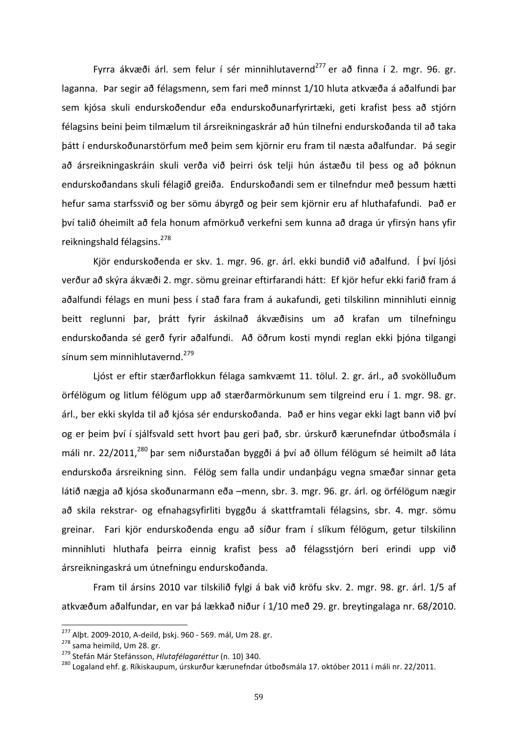Fyrra ákvæði árl. sem felur í sér minnihlutavernd[277] er að finna í 2. mgr. 96. gr. laganna. Þar segir að félagsmenn, sem fari með minnst 1/10 hluta atkvæða á aðalfundi þar sem kjósa skuli endurskoðendur eða endurskoðunarfyrirtæki, geti krafist þess að stjórn félagsins beini þeim tilmælum til ársreikningaskrár að hún tilnefni endurskoðanda til að taka þátt í endurskoðunarstörfum með þeim sem kjörnir eru fram til næsta aðalfundar. Þá segir að ársreikningaskráin skuli verða við þeirri ósk telji hún ástæðu til þess og að þóknun endurskoðandans skuli félagið greiða. Endurskoðandi sem er tilnefndur með þessum hætti hefur sama starfssvið og ber sömu ábyrgð og þeir sem kjörnir eru af hluthafafundi. Það er því talið óheimilt að fela honum afmörkuð verkefni sem kunna að draga úr yfirsýn hans yfir reikningshald félagsins.[278]

Kjör endurskoðenda er skv. 1. mgr. 96. gr. árl. ekki bundið við aðalfund. Í því ljósi verður að skýra ákvæði 2. mgr. sömu greinar eftirfarandi hátt: Ef kjör hefur ekki farið fram á aðalfundi félags en muni þess í stað fara fram á aukafundi, geti tilskilinn minnihluti einnig beitt reglunni þar, þrátt fyrir áskilnað ákvæðisins um að krafan um tilnefningu endurskoðanda sé gerð fyrir aðalfundi. Að öðrum kosti myndi reglan ekki þjóna tilgangi sínum sem minnihlutavernd.[279]

Ljóst er eftir stærðarflokkun félaga samkvæmt 11. tölul. 2. gr. árl., að svokölluðum örfélögum og litlum félögum upp að stærðarmörkunum sem tilgreind eru í 1. mgr. 98. gr. árl., ber ekki skylda til að kjósa sér endurskoðanda. Það er hins vegar ekki lagt bann við því og er þeim því í sjálfsvald sett hvort þau geri það, sbr. úrskurð kærunefndar útboðsmála í máli nr. 22/2011,[280] þar sem niðurstaðan byggði á því að öllum félögum sé heimilt að láta endurskoða ársreikning sinn. Félög sem falla undir undanþágu vegna smæðar sinnar geta látið nægja að kjósa skoðunarmann eða –menn, sbr. 3. mgr. 96. gr. árl. og örfélögum nægir að skila rekstrar- og efnahagsyfirliti byggðu á skattframtali félagsins, sbr. 4. mgr. sömu greinar. Fari kjör endurskoðenda engu að síður fram í slíkum félögum, getur tilskilinn minnihluti hluthafa þeirra einnig krafist þess að félagsstjórn beri erindi upp við ársreikningaskrá um útnefningu endurskoðanda.

Fram til ársins 2010 var tilskilið fylgi á bak við kröfu skv. 2. mgr. 98. gr. árl. 1/5 af atkvæðum aðalfundar, en var þá lækkað niður í 1/10 með 29. gr. breytingalaga nr. 68/2010.

---

[277] Alþt. 2009-2010, A-deild, þskj. 960 - 569. mál, Um 28. gr.
[278] sama heimild, Um 28. gr.
[279] Stefán Már Stefánsson, *Hlutafélagaréttur* (n. 10) 340.
[280] Logaland ehf. g. Ríkiskaupum, úrskurður kærunefndar útboðsmála 17. október 2011 í máli nr. 22/2011.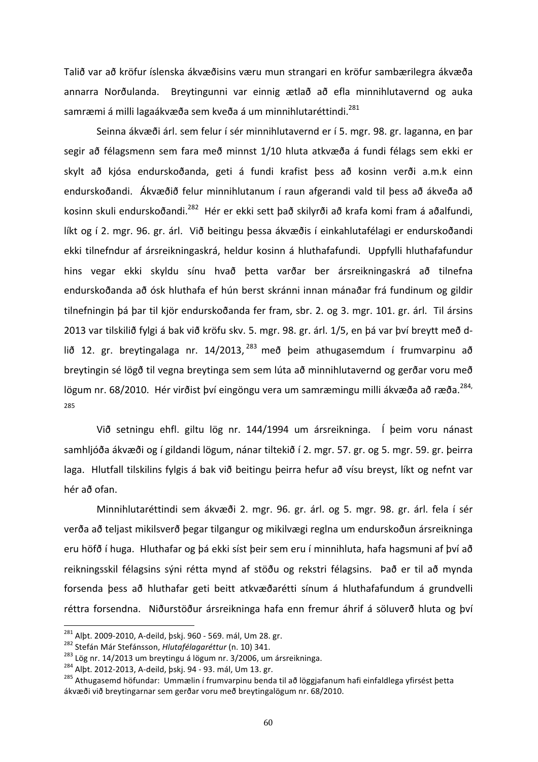Talið var að kröfur íslenska ákvæðisins væru mun strangari en kröfur sambærilegra ákvæða annarra Norðulanda. Breytingunni var einnig ætlað að efla minnihlutavernd og auka samræmi á milli lagaákvæða sem kveða á um minnihlutaréttindi.[281]

Seinna ákvæði árl. sem felur í sér minnihlutavernd er í 5. mgr. 98. gr. laganna, en þar segir að félagsmenn sem fara með minnst 1/10 hluta atkvæða á fundi félags sem ekki er skylt að kjósa endurskoðanda, geti á fundi krafist þess að kosinn verði a.m.k einn endurskoðandi. Ákvæðið felur minnihlutanum í raun afgerandi vald til þess að ákveða að kosinn skuli endurskoðandi.[282] Hér er ekki sett það skilyrði að krafa komi fram á aðalfundi, líkt og í 2. mgr. 96. gr. árl. Við beitingu þessa ákvæðis í einkahlutafélagi er endurskoðandi ekki tilnefndur af ársreikningaskrá, heldur kosinn á hluthafafundi. Uppfylli hluthafafundur hins vegar ekki skyldu sínu hvað þetta varðar ber ársreikningaskrá að tilnefna endurskoðanda að ósk hluthafa ef hún berst skránni innan mánaðar frá fundinum og gildir tilnefningin þá þar til kjör endurskoðanda fer fram, sbr. 2. og 3. mgr. 101. gr. árl. Til ársins 2013 var tilskilið fylgi á bak við kröfu skv. 5. mgr. 98. gr. árl. 1/5, en þá var því breytt með d-lið 12. gr. breytingalaga nr. 14/2013,[283] með þeim athugasemdum í frumvarpinu að breytingin sé lögð til vegna breytinga sem sem lúta að minnihlutavernd og gerðar voru með lögum nr. 68/2010. Hér virðist því eingöngu vera um samræmingu milli ákvæða að ræða.[284, 285]

Við setningu ehfl. giltu lög nr. 144/1994 um ársreikninga. Í þeim voru nánast samhljóða ákvæði og í gildandi lögum, nánar tiltekið í 2. mgr. 57. gr. og 5. mgr. 59. gr. þeirra laga. Hlutfall tilskilins fylgis á bak við beitingu þeirra hefur að vísu breyst, líkt og nefnt var hér að ofan.

Minnihlutaréttindi sem ákvæði 2. mgr. 96. gr. árl. og 5. mgr. 98. gr. árl. fela í sér verða að teljast mikilsverð þegar tilgangur og mikilvægi reglna um endurskoðun ársreikninga eru höfð í huga. Hluthafar og þá ekki síst þeir sem eru í minnihluta, hafa hagsmuni af því að reikningsskil félagsins sýni rétta mynd af stöðu og rekstri félagsins. Það er til að mynda forsenda þess að hluthafar geti beitt atkvæðarétti sínum á hluthafafundum á grundvelli réttra forsendna. Niðurstöður ársreikninga hafa enn fremur áhrif á söluverð hluta og því

---

[281] Alþt. 2009-2010, A-deild, þskj. 960 - 569. mál, Um 28. gr.

[282] Stefán Már Stefánsson, *Hlutafélagaréttur* (n. 10) 341.

[283] Lög nr. 14/2013 um breytingu á lögum nr. 3/2006, um ársreikninga.

[284] Alþt. 2012-2013, A-deild, þskj. 94 - 93. mál, Um 13. gr.

[285] Athugasemd höfundar: Ummælin í frumvarpinu benda til að löggjafanum hafi einfaldlega yfirsést þetta ákvæði við breytingarnar sem gerðar voru með breytingalögum nr. 68/2010.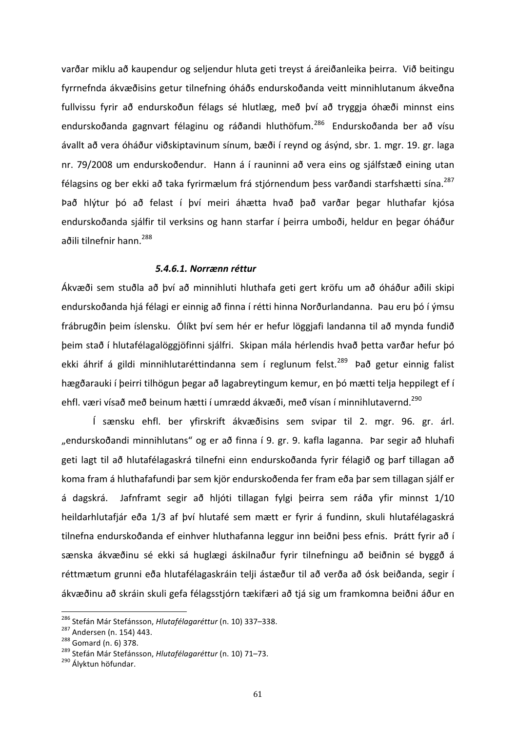varðar miklu að kaupendur og seljendur hluta geti treyst á áreiðanleika þeirra. Við beitingu fyrrnefnda ákvæðisins getur tilnefning óháðs endurskoðanda veitt minnihlutanum ákveðna fullvissu fyrir að endurskoðun félags sé hlutlæg, með því að tryggja óhæði minnst eins endurskoðanda gagnvart félaginu og ráðandi hluthöfum.[286] Endurskoðanda ber að vísu ávallt að vera óháður viðskiptavinum sínum, bæði í reynd og ásýnd, sbr. 1. mgr. 19. gr. laga nr. 79/2008 um endurskoðendur. Hann á í rauninni að vera eins og sjálfstæð eining utan félagsins og ber ekki að taka fyrirmælum frá stjórnendum þess varðandi starfshætti sína.[287] Það hlýtur þó að felast í því meiri áhætta hvað það varðar þegar hluthafar kjósa endurskoðanda sjálfir til verksins og hann starfar í þeirra umboði, heldur en þegar óháður aðili tilnefnir hann.[288]

#### *5.4.6.1. Norrænn réttur*

Ákvæði sem stuðla að því að minnihluti hluthafa geti gert kröfu um að óháður aðili skipi endurskoðanda hjá félagi er einnig að finna í rétti hinna Norðurlandanna. Þau eru þó í ýmsu frábrugðin þeim íslensku. Ólíkt því sem hér er hefur löggjafi landanna til að mynda fundið þeim stað í hlutafélagalöggjöfinni sjálfri. Skipan mála hérlendis hvað þetta varðar hefur þó ekki áhrif á gildi minnihlutaréttindanna sem í reglunum felst.[289] Það getur einnig falist hægðarauki í þeirri tilhögun þegar að lagabreytingum kemur, en þó mætti telja heppilegt ef í ehfl. væri vísað með beinum hætti í umrædd ákvæði, með vísan í minnihlutavernd.[290]

Í sænsku ehfl. ber yfirskrift ákvæðisins sem svipar til 2. mgr. 96. gr. árl. „endurskoðandi minnihlutans“ og er að finna í 9. gr. 9. kafla laganna. Þar segir að hluhafi geti lagt til að hlutafélagaskrá tilnefni einn endurskoðanda fyrir félagið og þarf tillagan að koma fram á hluthafafundi þar sem kjör endurskoðenda fer fram eða þar sem tillagan sjálf er á dagskrá. Jafnframt segir að hljóti tillagan fylgi þeirra sem ráða yfir minnst 1/10 heildarhlutafjár eða 1/3 af því hlutafé sem mætt er fyrir á fundinn, skuli hlutafélagaskrá tilnefna endurskoðanda ef einhver hluthafanna leggur inn beiðni þess efnis. Þrátt fyrir að í sænska ákvæðinu sé ekki sá huglægi áskilnaður fyrir tilnefningu að beiðnin sé byggð á réttmætum grunni eða hlutafélagaskráin telji ástæður til að verða að ósk beiðanda, segir í ákvæðinu að skráin skuli gefa félagsstjórn tækifæri að tjá sig um framkomna beiðni áður en

---

[286] Stefán Már Stefánsson, *Hlutafélagaréttur* (n. 10) 337–338.
[287] Andersen (n. 154) 443.
[288] Gomard (n. 6) 378.
[289] Stefán Már Stefánsson, *Hlutafélagaréttur* (n. 10) 71–73.
[290] Ályktun höfundar.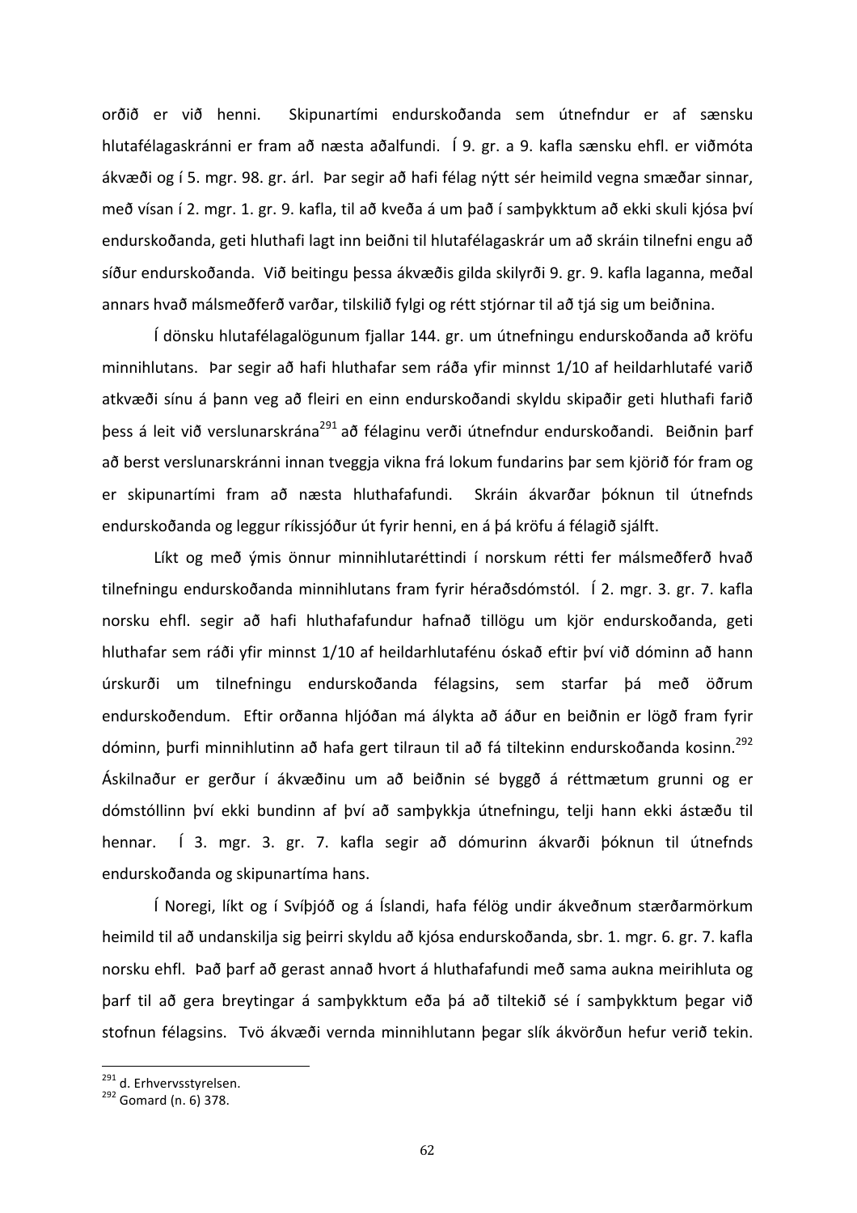orðið er við henni. Skipunartími endurskoðanda sem útnefndur er af sænsku hlutafélagaskránni er fram að næsta aðalfundi. Í 9. gr. a 9. kafla sænsku ehfl. er viðmóta ákvæði og í 5. mgr. 98. gr. árl. Þar segir að hafi félag nýtt sér heimild vegna smæðar sinnar, með vísan í 2. mgr. 1. gr. 9. kafla, til að kveða á um það í samþykktum að ekki skuli kjósa því endurskoðanda, geti hluthafi lagt inn beiðni til hlutafélagaskrár um að skráin tilnefni engu að síður endurskoðanda. Við beitingu þessa ákvæðis gilda skilyrði 9. gr. 9. kafla laganna, meðal annars hvað málsmeðferð varðar, tilskilið fylgi og rétt stjórnar til að tjá sig um beiðnina.

Í dönsku hlutafélagalögunum fjallar 144. gr. um útnefningu endurskoðanda að kröfu minnihlutans. Þar segir að hafi hluthafar sem ráða yfir minnst 1/10 af heildarhlutafé varið atkvæði sínu á þann veg að fleiri en einn endurskoðandi skyldu skipaðir geti hluthafi farið þess á leit við verslunarskrána[291] að félaginu verði útnefndur endurskoðandi. Beiðnin þarf að berst verslunarskránni innan tveggja vikna frá lokum fundarins þar sem kjörið fór fram og er skipunartími fram að næsta hluthafafundi. Skráin ákvarðar þóknun til útnefnds endurskoðanda og leggur ríkissjóður út fyrir henni, en á þá kröfu á félagið sjálft.

Líkt og með ýmis önnur minnihlutaréttindi í norskum rétti fer málsmeðferð hvað tilnefningu endurskoðanda minnihlutans fram fyrir héraðsdómstól. Í 2. mgr. 3. gr. 7. kafla norsku ehfl. segir að hafi hluthafafundur hafnað tillögu um kjör endurskoðanda, geti hluthafar sem ráði yfir minnst 1/10 af heildarhlutafénu óskað eftir því við dóminn að hann úrskurði um tilnefningu endurskoðanda félagsins, sem starfar þá með öðrum endurskoðendum. Eftir orðanna hljóðan má álykta að áður en beiðnin er lögð fram fyrir dóminn, þurfi minnihlutinn að hafa gert tilraun til að fá tiltekinn endurskoðanda kosinn.[292] Áskilnaður er gerður í ákvæðinu um að beiðnin sé byggð á réttmætum grunni og er dómstóllinn því ekki bundinn af því að samþykkja útnefningu, telji hann ekki ástæðu til hennar. Í 3. mgr. 3. gr. 7. kafla segir að dómurinn ákvarði þóknun til útnefnds endurskoðanda og skipunartíma hans.

Í Noregi, líkt og í Svíþjóð og á Íslandi, hafa félög undir ákveðnum stærðarmörkum heimild til að undanskilja sig þeirri skyldu að kjósa endurskoðanda, sbr. 1. mgr. 6. gr. 7. kafla norsku ehfl. Það þarf að gerast annað hvort á hluthafafundi með sama aukna meirihluta og þarf til að gera breytingar á samþykktum eða þá að tiltekið sé í samþykktum þegar við stofnun félagsins. Tvö ákvæði vernda minnihlutann þegar slík ákvörðun hefur verið tekin.

---

[291] d. Erhvervsstyrelsen.

[292] Gomard (n. 6) 378.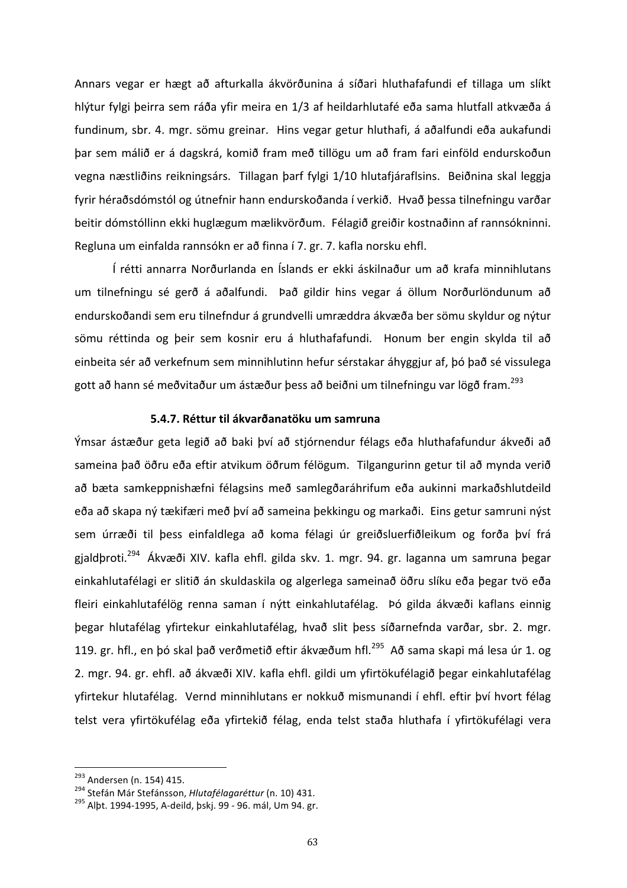Annars vegar er hægt að afturkalla ákvörðunina á síðari hluthafafundi ef tillaga um slíkt hlýtur fylgi þeirra sem ráða yfir meira en 1/3 af heildarhlutafé eða sama hlutfall atkvæða á fundinum, sbr. 4. mgr. sömu greinar. Hins vegar getur hluthafi, á aðalfundi eða aukafundi þar sem málið er á dagskrá, komið fram með tillögu um að fram fari einföld endurskoðun vegna næstliðins reikningsárs. Tillagan þarf fylgi 1/10 hlutafjáraflsins. Beiðnina skal leggja fyrir héraðsdómstól og útnefnir hann endurskoðanda í verkið. Hvað þessa tilnefningu varðar beitir dómstóllinn ekki huglægum mælikvörðum. Félagið greiðir kostnaðinn af rannsókninni. Regluna um einfalda rannsókn er að finna í 7. gr. 7. kafla norsku ehfl.

Í rétti annarra Norðurlanda en Íslands er ekki áskilnaður um að krafa minnihlutans um tilnefningu sé gerð á aðalfundi. Það gildir hins vegar á öllum Norðurlöndunum að endurskoðandi sem eru tilnefndur á grundvelli umræddra ákvæða ber sömu skyldur og nýtur sömu réttinda og þeir sem kosnir eru á hluthafafundi. Honum ber engin skylda til að einbeita sér að verkefnum sem minnihlutinn hefur sérstakar áhyggjur af, þó það sé vissulega gott að hann sé meðvitaður um ástæður þess að beiðni um tilnefningu var lögð fram.[293]

### 5.4.7. Réttur til ákvarðanatöku um samruna

Ýmsar ástæður geta legið að baki því að stjórnendur félags eða hluthafafundur ákveði að sameina það öðru eða eftir atvikum öðrum félögum. Tilgangurinn getur til að mynda verið að bæta samkeppnishæfni félagsins með samlegðaráhrifum eða aukinni markaðshlutdeild eða að skapa ný tækifæri með því að sameina þekkingu og markaði. Eins getur samruni nýst sem úrræði til þess einfaldlega að koma félagi úr greiðsluerfiðleikum og forða því frá gjaldþroti.[294] Ákvæði XIV. kafla ehfl. gilda skv. 1. mgr. 94. gr. laganna um samruna þegar einkahlutafélagi er slitið án skuldaskila og algerlega sameinað öðru slíku eða þegar tvö eða fleiri einkahlutafélög renna saman í nýtt einkahlutafélag. Þó gilda ákvæði kaflans einnig þegar hlutafélag yfirtekur einkahlutafélag, hvað slit þess síðarnefnda varðar, sbr. 2. mgr. 119. gr. hfl., en þó skal það verðmetið eftir ákvæðum hfl.[295] Að sama skapi má lesa úr 1. og 2. mgr. 94. gr. ehfl. að ákvæði XIV. kafla ehfl. gildi um yfirtökufélagið þegar einkahlutafélag yfirtekur hlutafélag. Vernd minnihlutans er nokkuð mismunandi í ehfl. eftir því hvort félag telst vera yfirtökufélag eða yfirtekið félag, enda telst staða hluthafa í yfirtökufélagi vera

---

[293] Andersen (n. 154) 415.

[294] Stefán Már Stefánsson, *Hlutafélagaréttur* (n. 10) 431.

[295] Alþt. 1994-1995, A-deild, þskj. 99 - 96. mál, Um 94. gr.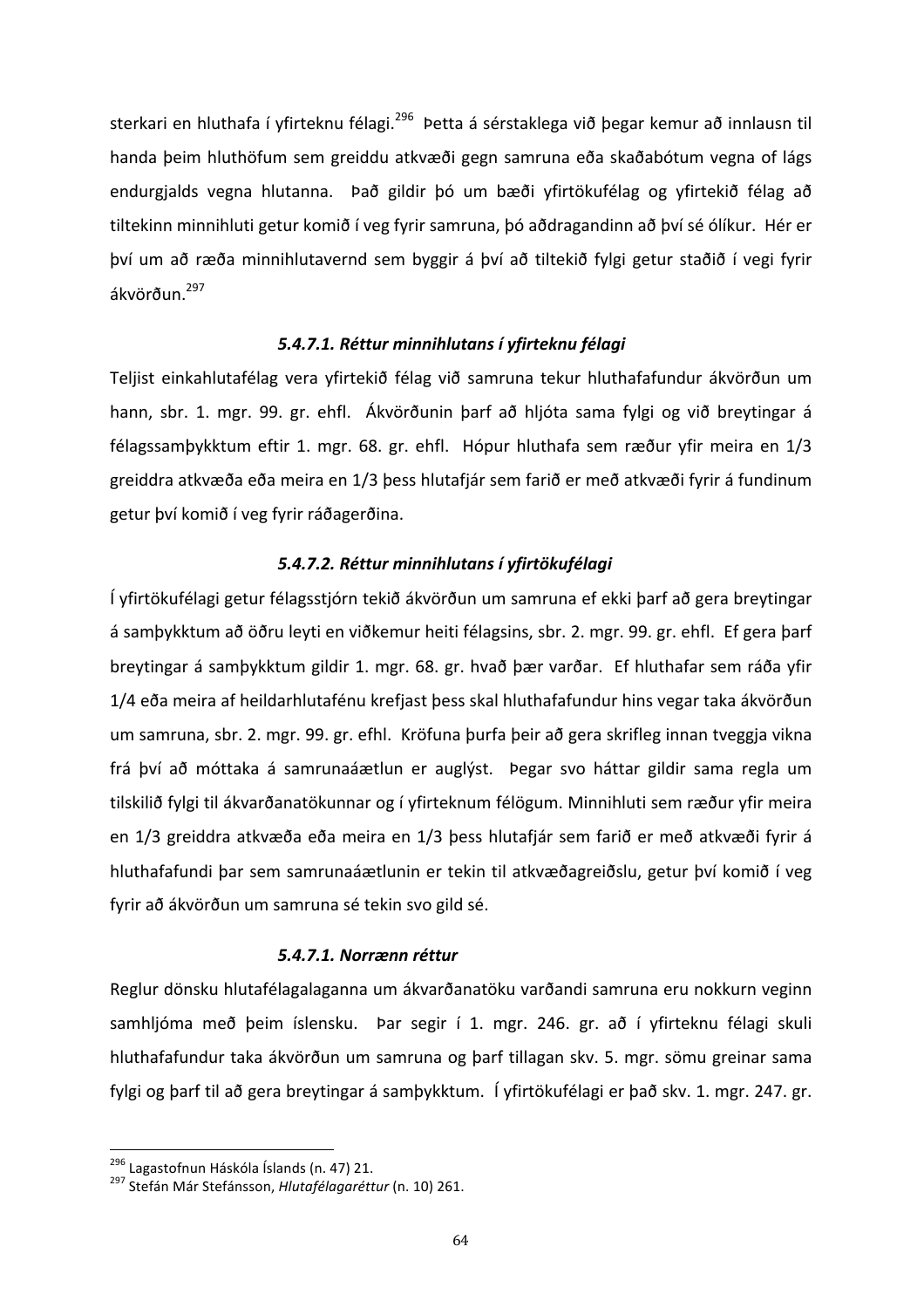sterkari en hluthafa í yfirteknu félagi.[296] Þetta á sérstaklega við þegar kemur að innlausn til handa þeim hluthöfum sem greiddu atkvæði gegn samruna eða skaðabótum vegna of lágs endurgjalds vegna hlutanna. Það gildir þó um bæði yfirtökufélag og yfirtekið félag að tiltekinn minnihluti getur komið í veg fyrir samruna, þó aðdragandinn að því sé ólíkur. Hér er því um að ræða minnihlutavernd sem byggir á því að tiltekið fylgi getur staðið í vegi fyrir ákvörðun.[297]

#### *5.4.7.1. Réttur minnihlutans í yfirteknu félagi*

Teljist einkahlutafélag vera yfirtekið félag við samruna tekur hluthafafundur ákvörðun um hann, sbr. 1. mgr. 99. gr. ehfl. Ákvörðunin þarf að hljóta sama fylgi og við breytingar á félagssamþykktum eftir 1. mgr. 68. gr. ehfl. Hópur hluthafa sem ræður yfir meira en 1/3 greiddra atkvæða eða meira en 1/3 þess hlutafjár sem farið er með atkvæði fyrir á fundinum getur því komið í veg fyrir ráðagerðina.

#### *5.4.7.2. Réttur minnihlutans í yfirtökufélagi*

Í yfirtökufélagi getur félagsstjórn tekið ákvörðun um samruna ef ekki þarf að gera breytingar á samþykktum að öðru leyti en viðkemur heiti félagsins, sbr. 2. mgr. 99. gr. ehfl. Ef gera þarf breytingar á samþykktum gildir 1. mgr. 68. gr. hvað þær varðar. Ef hluthafar sem ráða yfir 1/4 eða meira af heildarhlutafénu krefjast þess skal hluthafafundur hins vegar taka ákvörðun um samruna, sbr. 2. mgr. 99. gr. efhl. Kröfuna þurfa þeir að gera skrifleg innan tveggja vikna frá því að móttaka á samrunaáætlun er auglýst. Þegar svo háttar gildir sama regla um tilskilið fylgi til ákvarðanatökunnar og í yfirteknum félögum. Minnihluti sem ræður yfir meira en 1/3 greiddra atkvæða eða meira en 1/3 þess hlutafjár sem farið er með atkvæði fyrir á hluthafafundi þar sem samrunaáætlunin er tekin til atkvæðagreiðslu, getur því komið í veg fyrir að ákvörðun um samruna sé tekin svo gild sé.

#### *5.4.7.1. Norrænn réttur*

Reglur dönsku hlutafélagalaganna um ákvarðanatöku varðandi samruna eru nokkurn veginn samhljóma með þeim íslensku. Þar segir í 1. mgr. 246. gr. að í yfirteknu félagi skuli hluthafafundur taka ákvörðun um samruna og þarf tillagan skv. 5. mgr. sömu greinar sama fylgi og þarf til að gera breytingar á samþykktum. Í yfirtökufélagi er það skv. 1. mgr. 247. gr.

---

[296] Lagastofnun Háskóla Íslands (n. 47) 21.

[297] Stefán Már Stefánsson, *Hlutafélagaréttur* (n. 10) 261.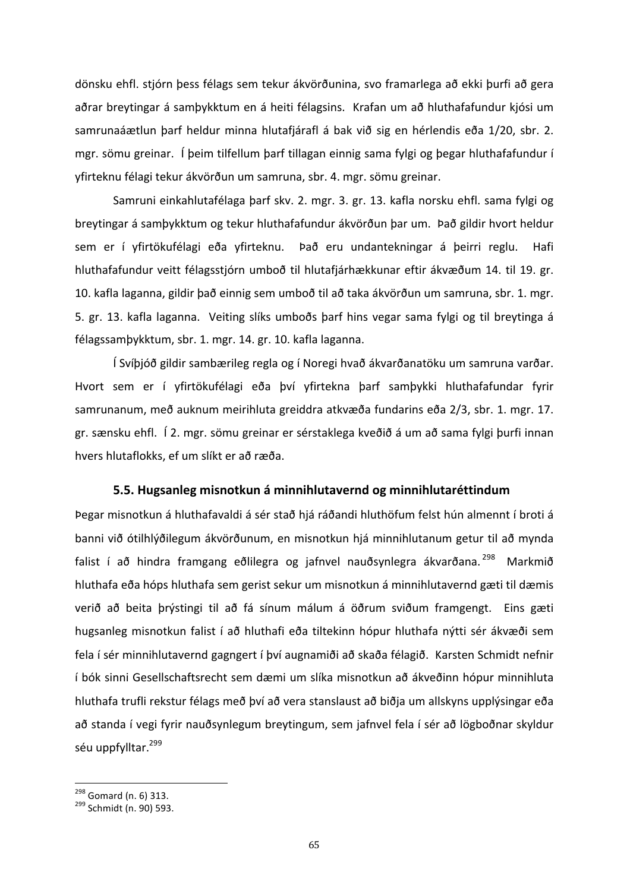dönsku ehfl. stjórn þess félags sem tekur ákvörðunina, svo framarlega að ekki þurfi að gera aðrar breytingar á samþykktum en á heiti félagsins. Krafan um að hluthafafundur kjósi um samrunaáætlun þarf heldur minna hlutafjárafl á bak við sig en hérlendis eða 1/20, sbr. 2. mgr. sömu greinar. Í þeim tilfellum þarf tillagan einnig sama fylgi og þegar hluthafafundur í yfirteknu félagi tekur ákvörðun um samruna, sbr. 4. mgr. sömu greinar.

Samruni einkahlutafélaga þarf skv. 2. mgr. 3. gr. 13. kafla norsku ehfl. sama fylgi og breytingar á samþykktum og tekur hluthafafundur ákvörðun þar um. Það gildir hvort heldur sem er í yfirtökufélagi eða yfirteknu. Það eru undantekningar á þeirri reglu. Hafi hluthafafundur veitt félagsstjórn umboð til hlutafjárhækkunar eftir ákvæðum 14. til 19. gr. 10. kafla laganna, gildir það einnig sem umboð til að taka ákvörðun um samruna, sbr. 1. mgr. 5. gr. 13. kafla laganna. Veiting slíks umboðs þarf hins vegar sama fylgi og til breytinga á félagssamþykktum, sbr. 1. mgr. 14. gr. 10. kafla laganna.

Í Svíþjóð gildir sambærileg regla og í Noregi hvað ákvarðanatöku um samruna varðar. Hvort sem er í yfirtökufélagi eða því yfirtekna þarf samþykki hluthafafundar fyrir samrunanum, með auknum meirihluta greiddra atkvæða fundarins eða 2/3, sbr. 1. mgr. 17. gr. sænsku ehfl. Í 2. mgr. sömu greinar er sérstaklega kveðið á um að sama fylgi þurfi innan hvers hlutaflokks, ef um slíkt er að ræða.

### 5.5. Hugsanleg misnotkun á minnihlutavernd og minnihlutaréttindum

Þegar misnotkun á hluthafavaldi á sér stað hjá ráðandi hluthöfum felst hún almennt í broti á banni við ótilhlýðilegum ákvörðunum, en misnotkun hjá minnihlutanum getur til að mynda falist í að hindra framgang eðlilegra og jafnvel nauðsynlegra ákvarðana.[298] Markmið hluthafa eða hóps hluthafa sem gerist sekur um misnotkun á minnihlutavernd gæti til dæmis verið að beita þrýstingi til að fá sínum málum á öðrum sviðum framgengt. Eins gæti hugsanleg misnotkun falist í að hluthafi eða tiltekinn hópur hluthafa nýtti sér ákvæði sem fela í sér minnihlutavernd gagngert í því augnamiði að skaða félagið. Karsten Schmidt nefnir í bók sinni Gesellschaftsrecht sem dæmi um slíka misnotkun að ákveðinn hópur minnihluta hluthafa trufli rekstur félags með því að vera stanslaust að biðja um allskyns upplýsingar eða að standa í vegi fyrir nauðsynlegum breytingum, sem jafnvel fela í sér að lögboðnar skyldur séu uppfylltar.[299]

---

[298] Gomard (n. 6) 313.

[299] Schmidt (n. 90) 593.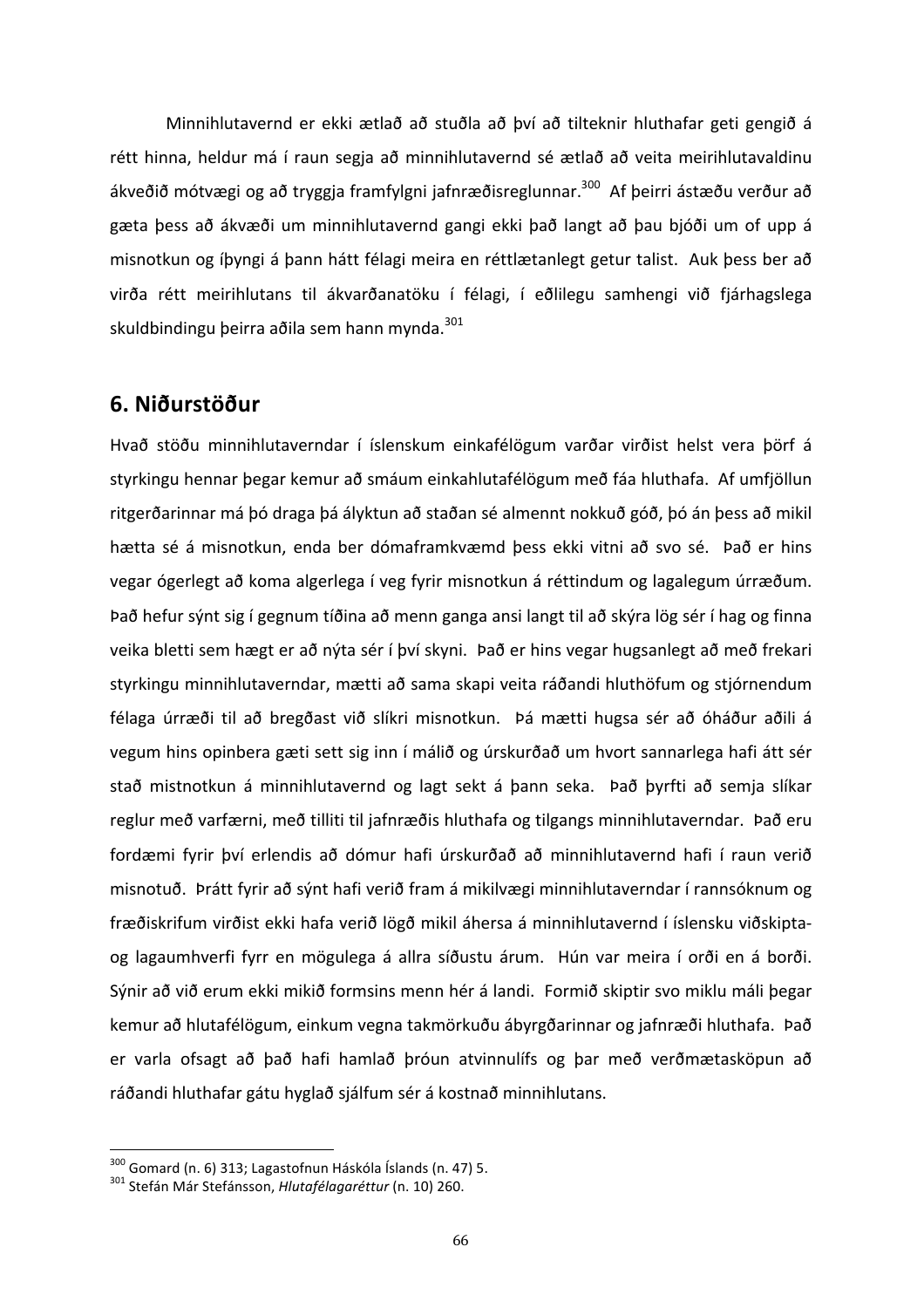Minnihlutavernd er ekki ætlað að stuðla að því að tilteknir hluthafar geti gengið á rétt hinna, heldur má í raun segja að minnihlutavernd sé ætlað að veita meirihlutavaldinu ákveðið mótvægi og að tryggja framfylgni jafnræðisreglunnar.[300] Af þeirri ástæðu verður að gæta þess að ákvæði um minnihlutavernd gangi ekki það langt að þau bjóði um of upp á misnotkun og íþyngi á þann hátt félagi meira en réttlætanlegt getur talist. Auk þess ber að virða rétt meirihlutans til ákvarðanatöku í félagi, í eðlilegu samhengi við fjárhagslega skuldbindingu þeirra aðila sem hann mynda.[301]

## 6. Niðurstöður

Hvað stöðu minnihlutaverndar í íslenskum einkafélögum varðar virðist helst vera þörf á styrkingu hennar þegar kemur að smáum einkahlutafélögum með fáa hluthafa. Af umfjöllun ritgerðarinnar má þó draga þá ályktun að staðan sé almennt nokkuð góð, þó án þess að mikil hætta sé á misnotkun, enda ber dómaframkvæmd þess ekki vitni að svo sé. Það er hins vegar ógerlegt að koma algerlega í veg fyrir misnotkun á réttindum og lagalegum úrræðum. Það hefur sýnt sig í gegnum tíðina að menn ganga ansi langt til að skýra lög sér í hag og finna veika bletti sem hægt er að nýta sér í því skyni. Það er hins vegar hugsanlegt að með frekari styrkingu minnihlutaverndar, mætti að sama skapi veita ráðandi hluthöfum og stjórnendum félaga úrræði til að bregðast við slíkri misnotkun. Þá mætti hugsa sér að óháður aðili á vegum hins opinbera gæti sett sig inn í málið og úrskurðað um hvort sannarlega hafi átt sér stað mistnotkun á minnihlutavernd og lagt sekt á þann seka. Það þyrfti að semja slíkar reglur með varfærni, með tilliti til jafnræðis hluthafa og tilgangs minnihlutaverndar. Það eru fordæmi fyrir því erlendis að dómur hafi úrskurðað að minnihlutavernd hafi í raun verið misnotuð. Þrátt fyrir að sýnt hafi verið fram á mikilvægi minnihlutaverndar í rannsóknum og fræðiskrifum virðist ekki hafa verið lögð mikil áhersla á minnihlutavernd í íslensku viðskipta- og lagaumhverfi fyrr en mögulega á allra síðustu árum. Hún var meira í orði en á borði. Sýnir að við erum ekki mikið formsins menn hér á landi. Formið skiptir svo miklu máli þegar kemur að hlutafélögum, einkum vegna takmörkuðu ábyrgðarinnar og jafnræði hluthafa. Það er varla ofsagt að það hafi hamlað þróun atvinnulífs og þar með verðmætasköpun að ráðandi hluthafar gátu hyglað sjálfum sér á kostnað minnihlutans.

---

[300] Gomard (n. 6) 313; Lagastofnun Háskóla Íslands (n. 47) 5.

[301] Stefán Már Stefánsson, *Hlutafélagaréttur* (n. 10) 260.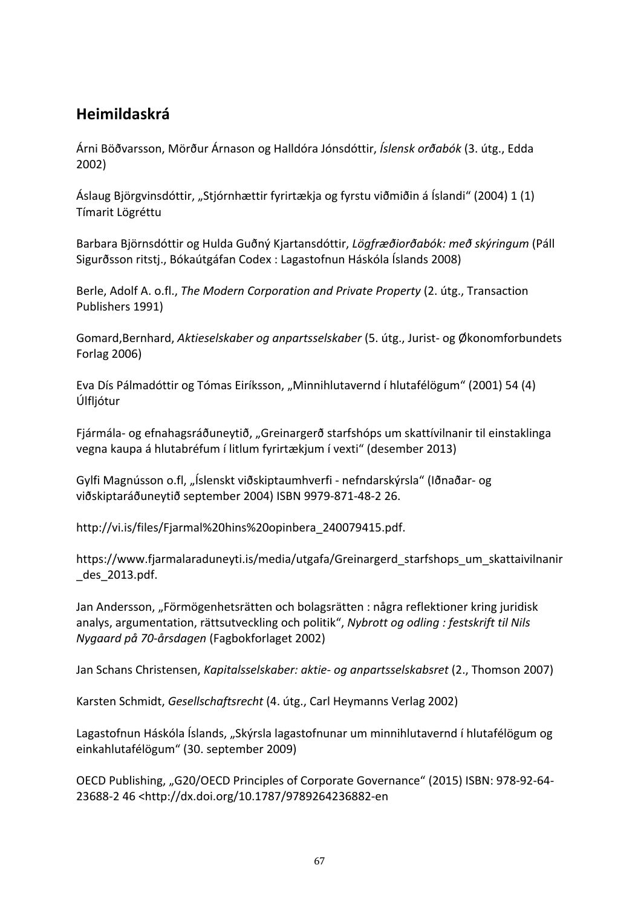## Heimildaskrá

Árni Böðvarsson, Mörður Árnason og Halldóra Jónsdóttir, *Íslensk orðabók* (3. útg., Edda 2002)

Áslaug Björgvinsdóttir, „Stjórnhættir fyrirtækja og fyrstu viðmiðin á Íslandi“ (2004) 1 (1) Tímarit Lögréttu

Barbara Björnsdóttir og Hulda Guðný Kjartansdóttir, *Lögfræðiorðabók: með skýringum* (Páll Sigurðsson ritstj., Bókaútgáfan Codex : Lagastofnun Háskóla Íslands 2008)

Berle, Adolf A. o.fl., *The Modern Corporation and Private Property* (2. útg., Transaction Publishers 1991)

Gomard,Bernhard, *Aktieselskaber og anpartsselskaber* (5. útg., Jurist- og Økonomforbundets Forlag 2006)

Eva Dís Pálmadóttir og Tómas Eiríksson, „Minnihlutavernd í hlutafélögum“ (2001) 54 (4) Úlfljótur

Fjármála- og efnahagsráðuneytið, „Greinargerð starfshóps um skattívilnanir til einstaklinga vegna kaupa á hlutabréfum í litlum fyrirtækjum í vexti“ (desember 2013)

Gylfi Magnússon o.fl, „Íslenskt viðskiptaumhverfi - nefndarskýrsla“ (Iðnaðar- og viðskiptaráðuneytið september 2004) ISBN 9979-871-48-2 26.

http://vi.is/files/Fjarmal%20hins%20opinbera_240079415.pdf.

https://www.fjarmalaraduneyti.is/media/utgafa/Greinargerd_starfshops_um_skattaivilnanir_des_2013.pdf.

Jan Andersson, „Förmögenhetsrätten och bolagsrätten : några reflektioner kring juridisk analys, argumentation, rättsutveckling och politik“, *Nybrott og odling : festskrift til Nils Nygaard på 70-årsdagen* (Fagbokforlaget 2002)

Jan Schans Christensen, *Kapitalsselskaber: aktie- og anpartsselskabsret* (2., Thomson 2007)

Karsten Schmidt, *Gesellschaftsrecht* (4. útg., Carl Heymanns Verlag 2002)

Lagastofnun Háskóla Íslands, „Skýrsla lagastofnunar um minnihlutavernd í hlutafélögum og einkahlutafélögum“ (30. september 2009)

OECD Publishing, „G20/OECD Principles of Corporate Governance“ (2015) ISBN: 978-92-64-23688-2 46 <http://dx.doi.org/10.1787/9789264236882-en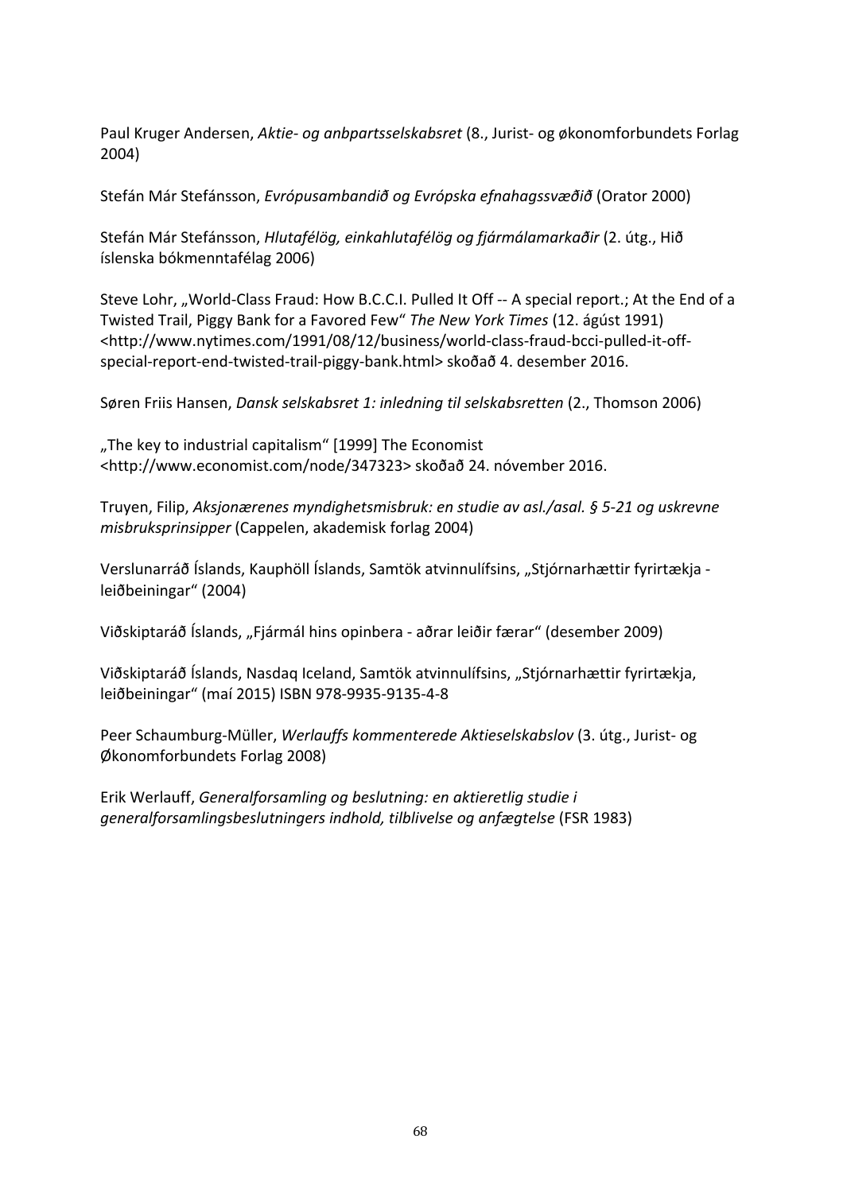Paul Kruger Andersen, *Aktie- og anbpartsselskabsret* (8., Jurist- og økonomforbundets Forlag 2004)

Stefán Már Stefánsson, *Evrópusambandið og Evrópska efnahagssvæðið* (Orator 2000)

Stefán Már Stefánsson, *Hlutafélög, einkahlutafélög og fjármálamarkaðir* (2. útg., Hið íslenska bókmenntafélag 2006)

Steve Lohr, „World-Class Fraud: How B.C.C.I. Pulled It Off -- A special report.; At the End of a Twisted Trail, Piggy Bank for a Favored Few" *The New York Times* (12. ágúst 1991) <http://www.nytimes.com/1991/08/12/business/world-class-fraud-bcci-pulled-it-off-special-report-end-twisted-trail-piggy-bank.html> skoðað 4. desember 2016.

Søren Friis Hansen, *Dansk selskabsret 1: inledning til selskabsretten* (2., Thomson 2006)

„The key to industrial capitalism" [1999] The Economist <http://www.economist.com/node/347323> skoðað 24. nóvember 2016.

Truyen, Filip, *Aksjonærenes myndighetsmisbruk: en studie av asl./asal. § 5-21 og uskrevne misbruksprinsipper* (Cappelen, akademisk forlag 2004)

Verslunarráð Íslands, Kauphöll Íslands, Samtök atvinnulífsins, „Stjórnarhættir fyrirtækja - leiðbeiningar" (2004)

Viðskiptaráð Íslands, „Fjármál hins opinbera - aðrar leiðir færar" (desember 2009)

Viðskiptaráð Íslands, Nasdaq Iceland, Samtök atvinnulífsins, „Stjórnarhættir fyrirtækja, leiðbeiningar" (maí 2015) ISBN 978-9935-9135-4-8

Peer Schaumburg-Müller, *Werlauffs kommenterede Aktieselskabslov* (3. útg., Jurist- og Økonomforbundets Forlag 2008)

Erik Werlauff, *Generalforsamling og beslutning: en aktieretlig studie i generalforsamlingsbeslutningers indhold, tilblivelse og anfægtelse* (FSR 1983)